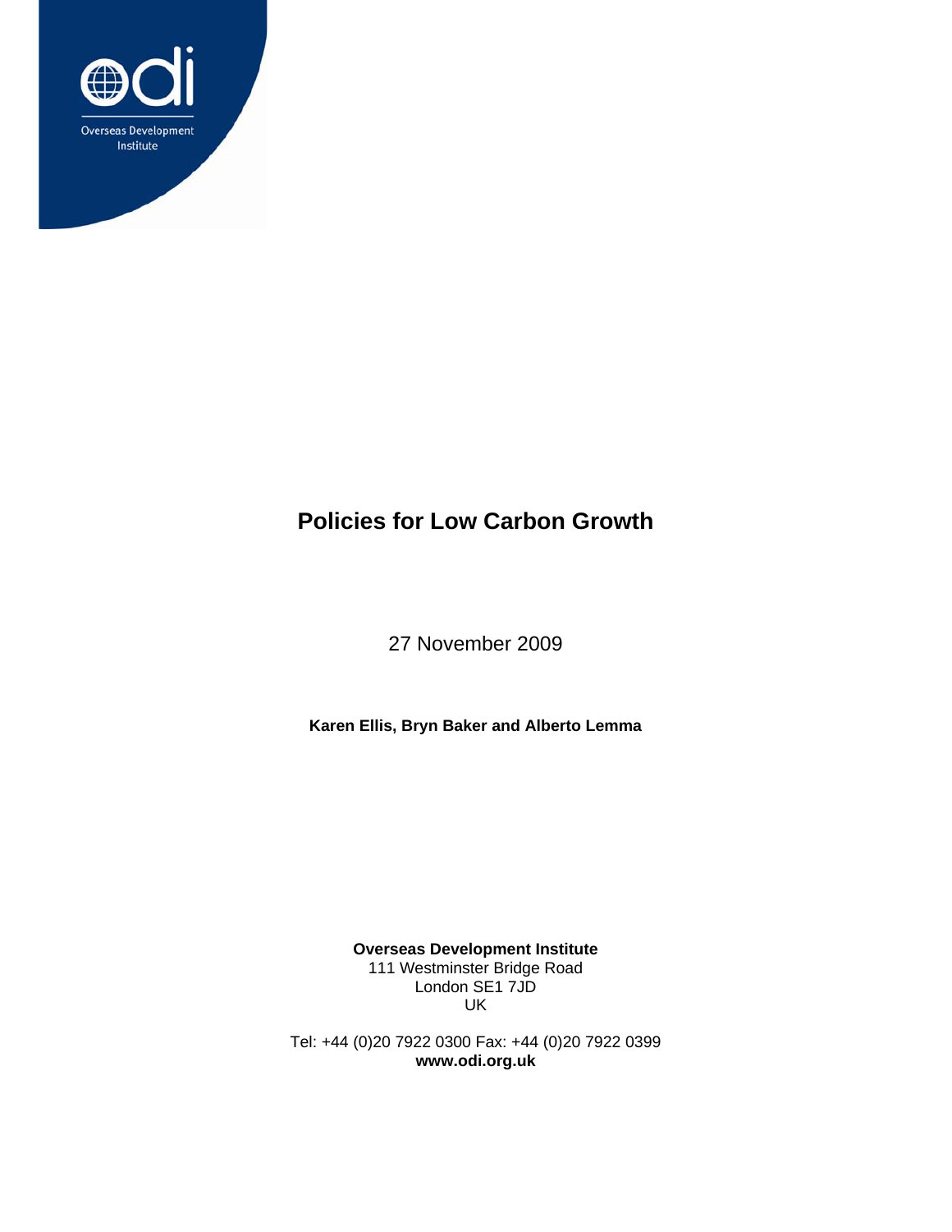# Policies for Low Carbon Growth

27 November 2009

**Karen Ellis, Bryn Baker and Alberto Lemma**

**Overseas Development Institute**
111 Westminster Bridge Road
London SE1 7JD
UK

Tel: +44 (0)20 7922 0300 Fax: +44 (0)20 7922 0399
**www.odi.org.uk**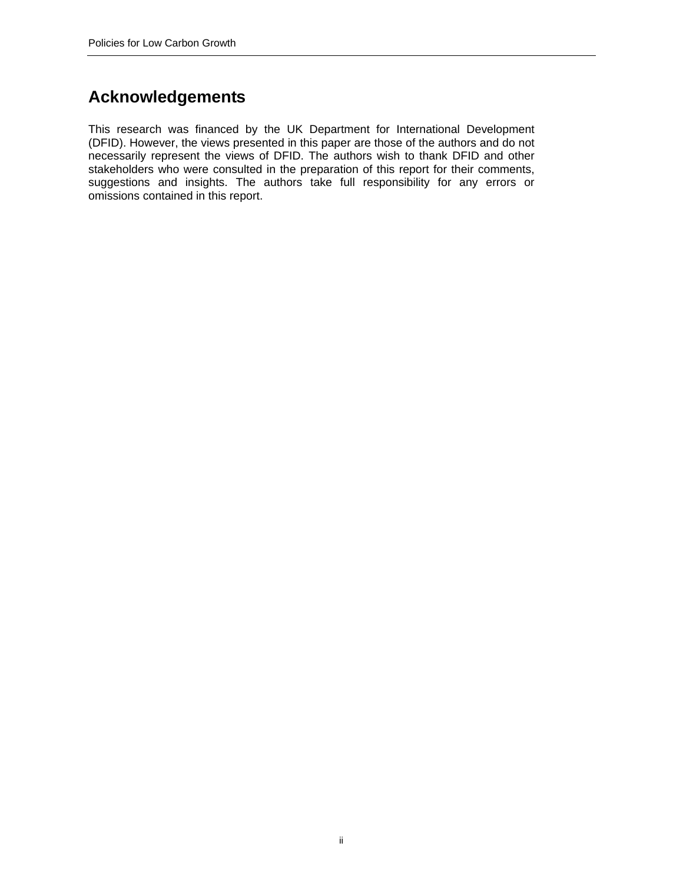# Acknowledgements

This research was financed by the UK Department for International Development (DFID). However, the views presented in this paper are those of the authors and do not necessarily represent the views of DFID. The authors wish to thank DFID and other stakeholders who were consulted in the preparation of this report for their comments, suggestions and insights. The authors take full responsibility for any errors or omissions contained in this report.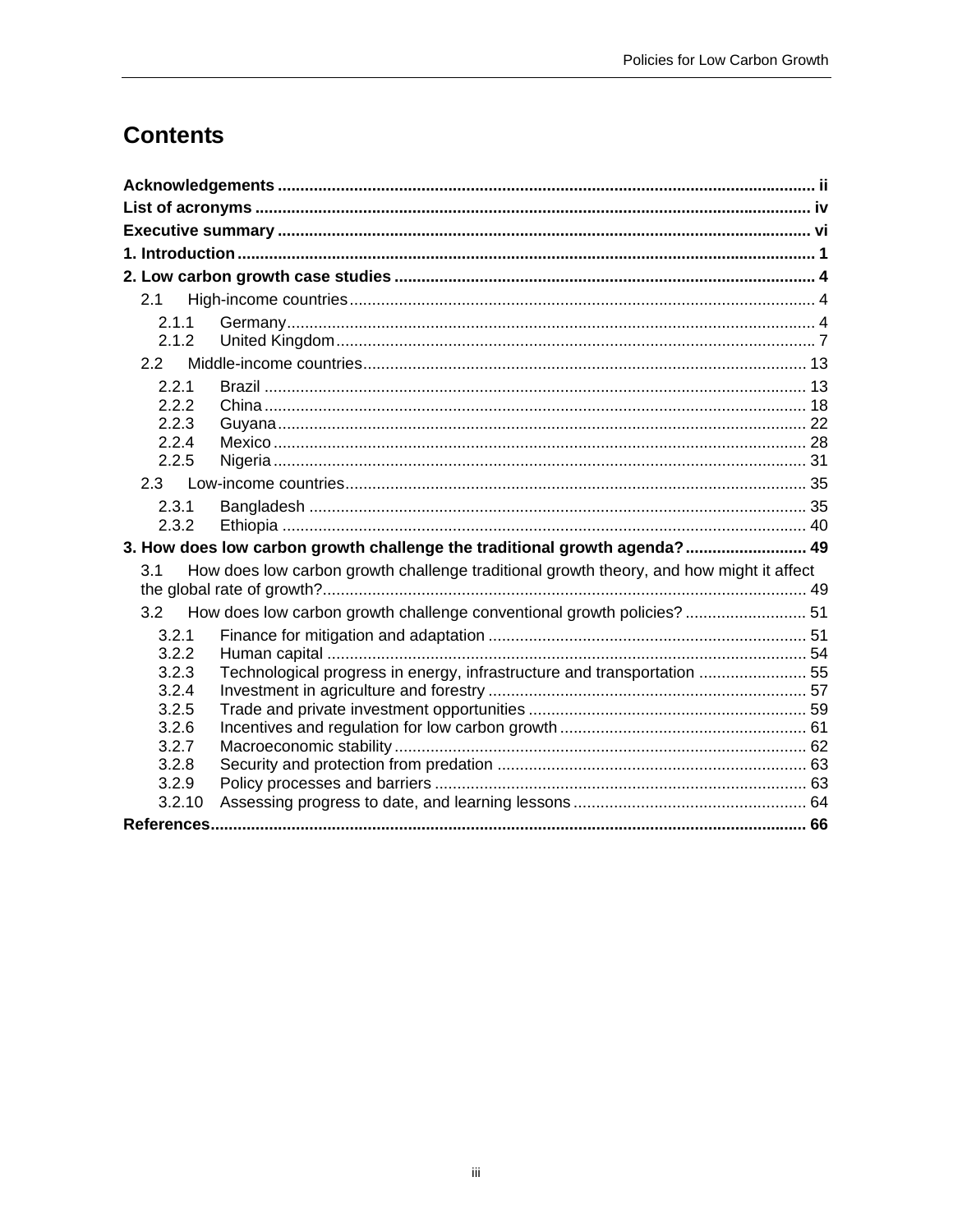# Contents

**Acknowledgements** ii

**List of acronyms** iv

**Executive summary** vi

**1. Introduction** 1

**2. Low carbon growth case studies** 4

- 2.1 High-income countries 4
  - 2.1.1 Germany 4
  - 2.1.2 United Kingdom 7
- 2.2 Middle-income countries 13
  - 2.2.1 Brazil 13
  - 2.2.2 China 18
  - 2.2.3 Guyana 22
  - 2.2.4 Mexico 28
  - 2.2.5 Nigeria 31
- 2.3 Low-income countries 35
  - 2.3.1 Bangladesh 35
  - 2.3.2 Ethiopia 40

**3. How does low carbon growth challenge the traditional growth agenda?** 49

- 3.1 How does low carbon growth challenge traditional growth theory, and how might it affect the global rate of growth? 49
- 3.2 How does low carbon growth challenge conventional growth policies? 51
  - 3.2.1 Finance for mitigation and adaptation 51
  - 3.2.2 Human capital 54
  - 3.2.3 Technological progress in energy, infrastructure and transportation 55
  - 3.2.4 Investment in agriculture and forestry 57
  - 3.2.5 Trade and private investment opportunities 59
  - 3.2.6 Incentives and regulation for low carbon growth 61
  - 3.2.7 Macroeconomic stability 62
  - 3.2.8 Security and protection from predation 63
  - 3.2.9 Policy processes and barriers 63
  - 3.2.10 Assessing progress to date, and learning lessons 64

**References** 66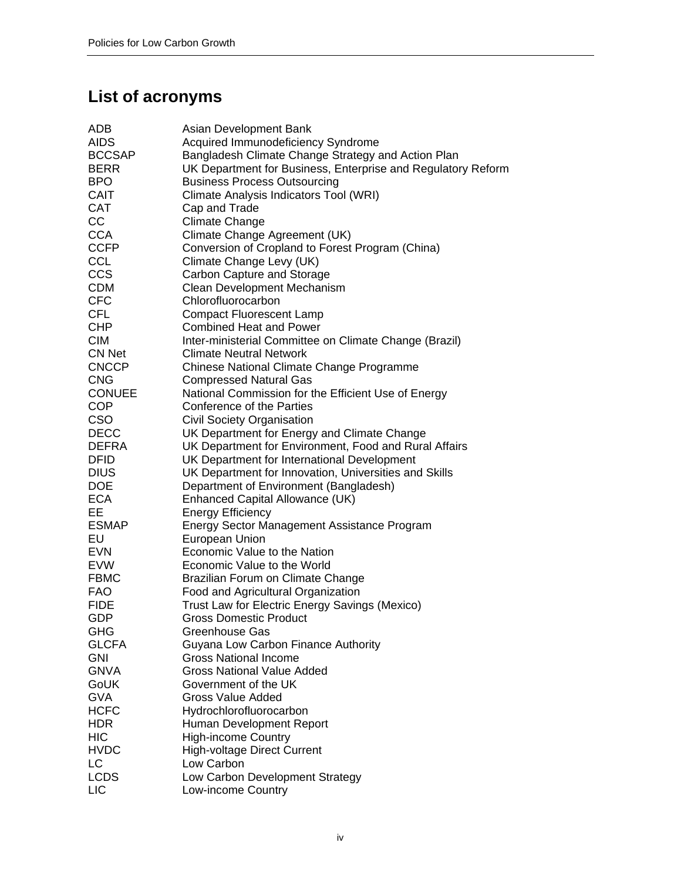## List of acronyms

| | |
|---|---|
| ADB | Asian Development Bank |
| AIDS | Acquired Immunodeficiency Syndrome |
| BCCSAP | Bangladesh Climate Change Strategy and Action Plan |
| BERR | UK Department for Business, Enterprise and Regulatory Reform |
| BPO | Business Process Outsourcing |
| CAIT | Climate Analysis Indicators Tool (WRI) |
| CAT | Cap and Trade |
| CC | Climate Change |
| CCA | Climate Change Agreement (UK) |
| CCFP | Conversion of Cropland to Forest Program (China) |
| CCL | Climate Change Levy (UK) |
| CCS | Carbon Capture and Storage |
| CDM | Clean Development Mechanism |
| CFC | Chlorofluorocarbon |
| CFL | Compact Fluorescent Lamp |
| CHP | Combined Heat and Power |
| CIM | Inter-ministerial Committee on Climate Change (Brazil) |
| CN Net | Climate Neutral Network |
| CNCCP | Chinese National Climate Change Programme |
| CNG | Compressed Natural Gas |
| CONUEE | National Commission for the Efficient Use of Energy |
| COP | Conference of the Parties |
| CSO | Civil Society Organisation |
| DECC | UK Department for Energy and Climate Change |
| DEFRA | UK Department for Environment, Food and Rural Affairs |
| DFID | UK Department for International Development |
| DIUS | UK Department for Innovation, Universities and Skills |
| DOE | Department of Environment (Bangladesh) |
| ECA | Enhanced Capital Allowance (UK) |
| EE | Energy Efficiency |
| ESMAP | Energy Sector Management Assistance Program |
| EU | European Union |
| EVN | Economic Value to the Nation |
| EVW | Economic Value to the World |
| FBMC | Brazilian Forum on Climate Change |
| FAO | Food and Agricultural Organization |
| FIDE | Trust Law for Electric Energy Savings (Mexico) |
| GDP | Gross Domestic Product |
| GHG | Greenhouse Gas |
| GLCFA | Guyana Low Carbon Finance Authority |
| GNI | Gross National Income |
| GNVA | Gross National Value Added |
| GoUK | Government of the UK |
| GVA | Gross Value Added |
| HCFC | Hydrochlorofluorocarbon |
| HDR | Human Development Report |
| HIC | High-income Country |
| HVDC | High-voltage Direct Current |
| LC | Low Carbon |
| LCDS | Low Carbon Development Strategy |
| LIC | Low-income Country |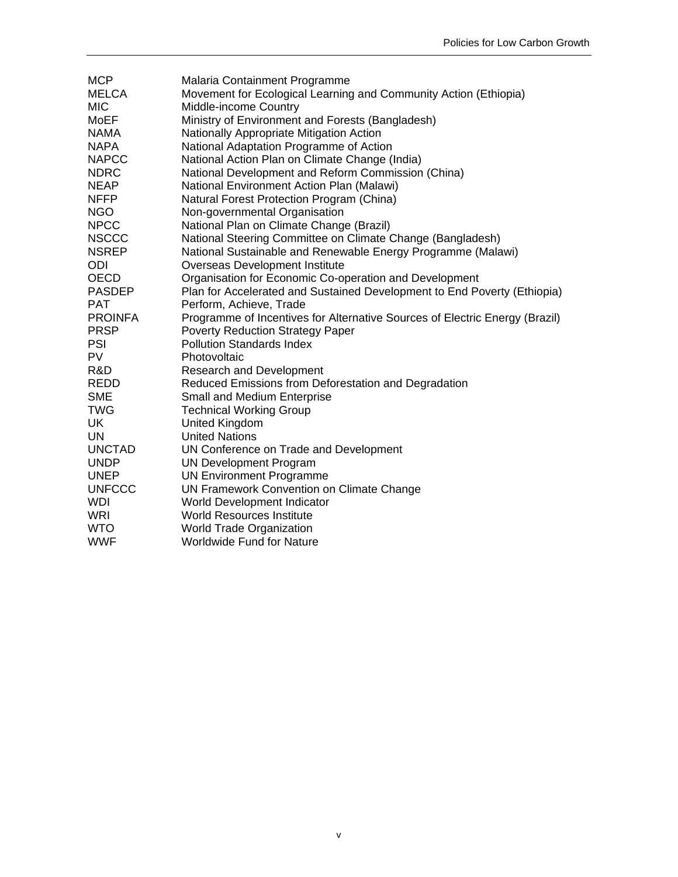| | |
|---|---|
| MCP | Malaria Containment Programme |
| MELCA | Movement for Ecological Learning and Community Action (Ethiopia) |
| MIC | Middle-income Country |
| MoEF | Ministry of Environment and Forests (Bangladesh) |
| NAMA | Nationally Appropriate Mitigation Action |
| NAPA | National Adaptation Programme of Action |
| NAPCC | National Action Plan on Climate Change (India) |
| NDRC | National Development and Reform Commission (China) |
| NEAP | National Environment Action Plan (Malawi) |
| NFFP | Natural Forest Protection Program (China) |
| NGO | Non-governmental Organisation |
| NPCC | National Plan on Climate Change (Brazil) |
| NSCCC | National Steering Committee on Climate Change (Bangladesh) |
| NSREP | National Sustainable and Renewable Energy Programme (Malawi) |
| ODI | Overseas Development Institute |
| OECD | Organisation for Economic Co-operation and Development |
| PASDEP | Plan for Accelerated and Sustained Development to End Poverty (Ethiopia) |
| PAT | Perform, Achieve, Trade |
| PROINFA | Programme of Incentives for Alternative Sources of Electric Energy (Brazil) |
| PRSP | Poverty Reduction Strategy Paper |
| PSI | Pollution Standards Index |
| PV | Photovoltaic |
| R&D | Research and Development |
| REDD | Reduced Emissions from Deforestation and Degradation |
| SME | Small and Medium Enterprise |
| TWG | Technical Working Group |
| UK | United Kingdom |
| UN | United Nations |
| UNCTAD | UN Conference on Trade and Development |
| UNDP | UN Development Program |
| UNEP | UN Environment Programme |
| UNFCCC | UN Framework Convention on Climate Change |
| WDI | World Development Indicator |
| WRI | World Resources Institute |
| WTO | World Trade Organization |
| WWF | Worldwide Fund for Nature |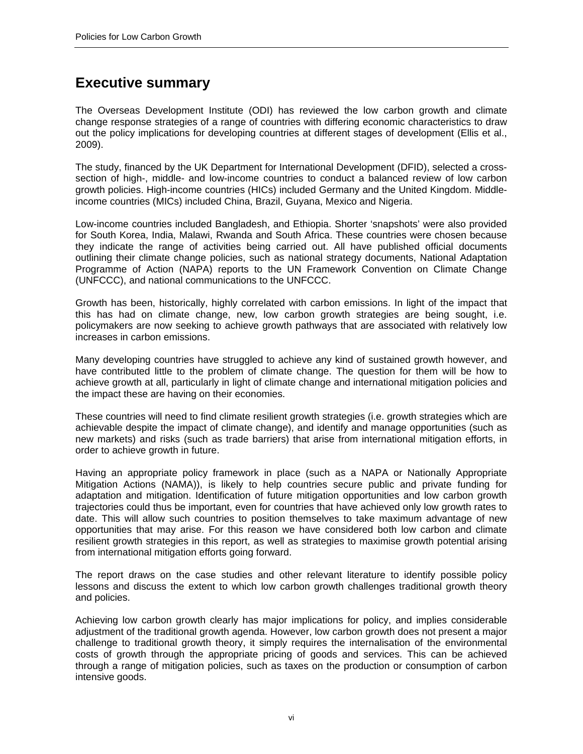# Executive summary

The Overseas Development Institute (ODI) has reviewed the low carbon growth and climate change response strategies of a range of countries with differing economic characteristics to draw out the policy implications for developing countries at different stages of development (Ellis et al., 2009).

The study, financed by the UK Department for International Development (DFID), selected a cross-section of high-, middle- and low-income countries to conduct a balanced review of low carbon growth policies. High-income countries (HICs) included Germany and the United Kingdom. Middle-income countries (MICs) included China, Brazil, Guyana, Mexico and Nigeria.

Low-income countries included Bangladesh, and Ethiopia. Shorter 'snapshots' were also provided for South Korea, India, Malawi, Rwanda and South Africa. These countries were chosen because they indicate the range of activities being carried out. All have published official documents outlining their climate change policies, such as national strategy documents, National Adaptation Programme of Action (NAPA) reports to the UN Framework Convention on Climate Change (UNFCCC), and national communications to the UNFCCC.

Growth has been, historically, highly correlated with carbon emissions. In light of the impact that this has had on climate change, new, low carbon growth strategies are being sought, i.e. policymakers are now seeking to achieve growth pathways that are associated with relatively low increases in carbon emissions.

Many developing countries have struggled to achieve any kind of sustained growth however, and have contributed little to the problem of climate change. The question for them will be how to achieve growth at all, particularly in light of climate change and international mitigation policies and the impact these are having on their economies.

These countries will need to find climate resilient growth strategies (i.e. growth strategies which are achievable despite the impact of climate change), and identify and manage opportunities (such as new markets) and risks (such as trade barriers) that arise from international mitigation efforts, in order to achieve growth in future.

Having an appropriate policy framework in place (such as a NAPA or Nationally Appropriate Mitigation Actions (NAMA)), is likely to help countries secure public and private funding for adaptation and mitigation. Identification of future mitigation opportunities and low carbon growth trajectories could thus be important, even for countries that have achieved only low growth rates to date. This will allow such countries to position themselves to take maximum advantage of new opportunities that may arise. For this reason we have considered both low carbon and climate resilient growth strategies in this report, as well as strategies to maximise growth potential arising from international mitigation efforts going forward.

The report draws on the case studies and other relevant literature to identify possible policy lessons and discuss the extent to which low carbon growth challenges traditional growth theory and policies.

Achieving low carbon growth clearly has major implications for policy, and implies considerable adjustment of the traditional growth agenda. However, low carbon growth does not present a major challenge to traditional growth theory, it simply requires the internalisation of the environmental costs of growth through the appropriate pricing of goods and services. This can be achieved through a range of mitigation policies, such as taxes on the production or consumption of carbon intensive goods.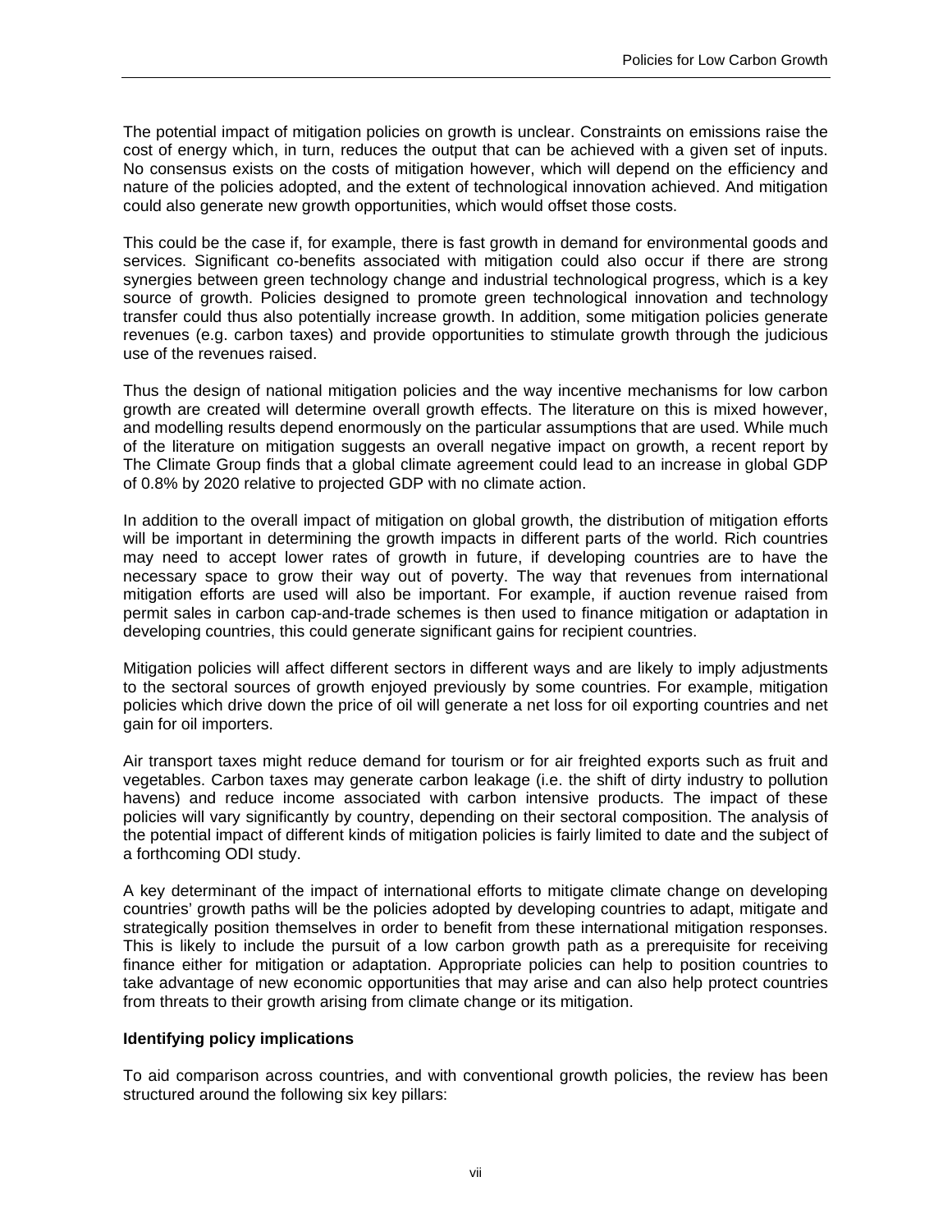The potential impact of mitigation policies on growth is unclear. Constraints on emissions raise the cost of energy which, in turn, reduces the output that can be achieved with a given set of inputs. No consensus exists on the costs of mitigation however, which will depend on the efficiency and nature of the policies adopted, and the extent of technological innovation achieved. And mitigation could also generate new growth opportunities, which would offset those costs.

This could be the case if, for example, there is fast growth in demand for environmental goods and services. Significant co-benefits associated with mitigation could also occur if there are strong synergies between green technology change and industrial technological progress, which is a key source of growth. Policies designed to promote green technological innovation and technology transfer could thus also potentially increase growth. In addition, some mitigation policies generate revenues (e.g. carbon taxes) and provide opportunities to stimulate growth through the judicious use of the revenues raised.

Thus the design of national mitigation policies and the way incentive mechanisms for low carbon growth are created will determine overall growth effects. The literature on this is mixed however, and modelling results depend enormously on the particular assumptions that are used. While much of the literature on mitigation suggests an overall negative impact on growth, a recent report by The Climate Group finds that a global climate agreement could lead to an increase in global GDP of 0.8% by 2020 relative to projected GDP with no climate action.

In addition to the overall impact of mitigation on global growth, the distribution of mitigation efforts will be important in determining the growth impacts in different parts of the world. Rich countries may need to accept lower rates of growth in future, if developing countries are to have the necessary space to grow their way out of poverty. The way that revenues from international mitigation efforts are used will also be important. For example, if auction revenue raised from permit sales in carbon cap-and-trade schemes is then used to finance mitigation or adaptation in developing countries, this could generate significant gains for recipient countries.

Mitigation policies will affect different sectors in different ways and are likely to imply adjustments to the sectoral sources of growth enjoyed previously by some countries. For example, mitigation policies which drive down the price of oil will generate a net loss for oil exporting countries and net gain for oil importers.

Air transport taxes might reduce demand for tourism or for air freighted exports such as fruit and vegetables. Carbon taxes may generate carbon leakage (i.e. the shift of dirty industry to pollution havens) and reduce income associated with carbon intensive products. The impact of these policies will vary significantly by country, depending on their sectoral composition. The analysis of the potential impact of different kinds of mitigation policies is fairly limited to date and the subject of a forthcoming ODI study.

A key determinant of the impact of international efforts to mitigate climate change on developing countries' growth paths will be the policies adopted by developing countries to adapt, mitigate and strategically position themselves in order to benefit from these international mitigation responses. This is likely to include the pursuit of a low carbon growth path as a prerequisite for receiving finance either for mitigation or adaptation. Appropriate policies can help to position countries to take advantage of new economic opportunities that may arise and can also help protect countries from threats to their growth arising from climate change or its mitigation.

**Identifying policy implications**

To aid comparison across countries, and with conventional growth policies, the review has been structured around the following six key pillars: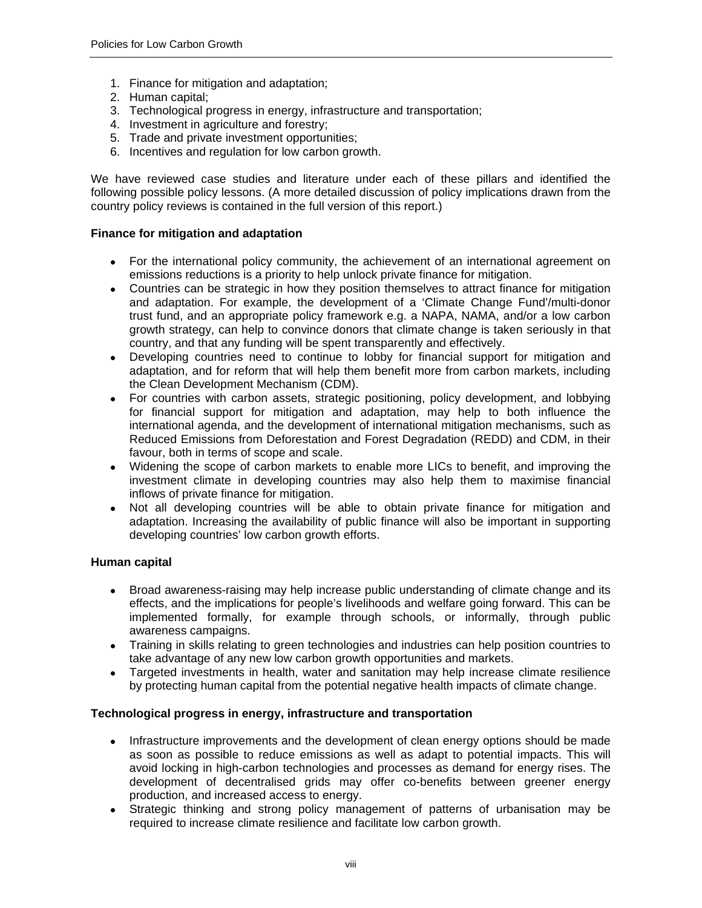1. Finance for mitigation and adaptation;
2. Human capital;
3. Technological progress in energy, infrastructure and transportation;
4. Investment in agriculture and forestry;
5. Trade and private investment opportunities;
6. Incentives and regulation for low carbon growth.

We have reviewed case studies and literature under each of these pillars and identified the following possible policy lessons. (A more detailed discussion of policy implications drawn from the country policy reviews is contained in the full version of this report.)

**Finance for mitigation and adaptation**

- For the international policy community, the achievement of an international agreement on emissions reductions is a priority to help unlock private finance for mitigation.
- Countries can be strategic in how they position themselves to attract finance for mitigation and adaptation. For example, the development of a 'Climate Change Fund'/multi-donor trust fund, and an appropriate policy framework e.g. a NAPA, NAMA, and/or a low carbon growth strategy, can help to convince donors that climate change is taken seriously in that country, and that any funding will be spent transparently and effectively.
- Developing countries need to continue to lobby for financial support for mitigation and adaptation, and for reform that will help them benefit more from carbon markets, including the Clean Development Mechanism (CDM).
- For countries with carbon assets, strategic positioning, policy development, and lobbying for financial support for mitigation and adaptation, may help to both influence the international agenda, and the development of international mitigation mechanisms, such as Reduced Emissions from Deforestation and Forest Degradation (REDD) and CDM, in their favour, both in terms of scope and scale.
- Widening the scope of carbon markets to enable more LICs to benefit, and improving the investment climate in developing countries may also help them to maximise financial inflows of private finance for mitigation.
- Not all developing countries will be able to obtain private finance for mitigation and adaptation. Increasing the availability of public finance will also be important in supporting developing countries' low carbon growth efforts.

**Human capital**

- Broad awareness-raising may help increase public understanding of climate change and its effects, and the implications for people's livelihoods and welfare going forward. This can be implemented formally, for example through schools, or informally, through public awareness campaigns.
- Training in skills relating to green technologies and industries can help position countries to take advantage of any new low carbon growth opportunities and markets.
- Targeted investments in health, water and sanitation may help increase climate resilience by protecting human capital from the potential negative health impacts of climate change.

**Technological progress in energy, infrastructure and transportation**

- Infrastructure improvements and the development of clean energy options should be made as soon as possible to reduce emissions as well as adapt to potential impacts. This will avoid locking in high-carbon technologies and processes as demand for energy rises. The development of decentralised grids may offer co-benefits between greener energy production, and increased access to energy.
- Strategic thinking and strong policy management of patterns of urbanisation may be required to increase climate resilience and facilitate low carbon growth.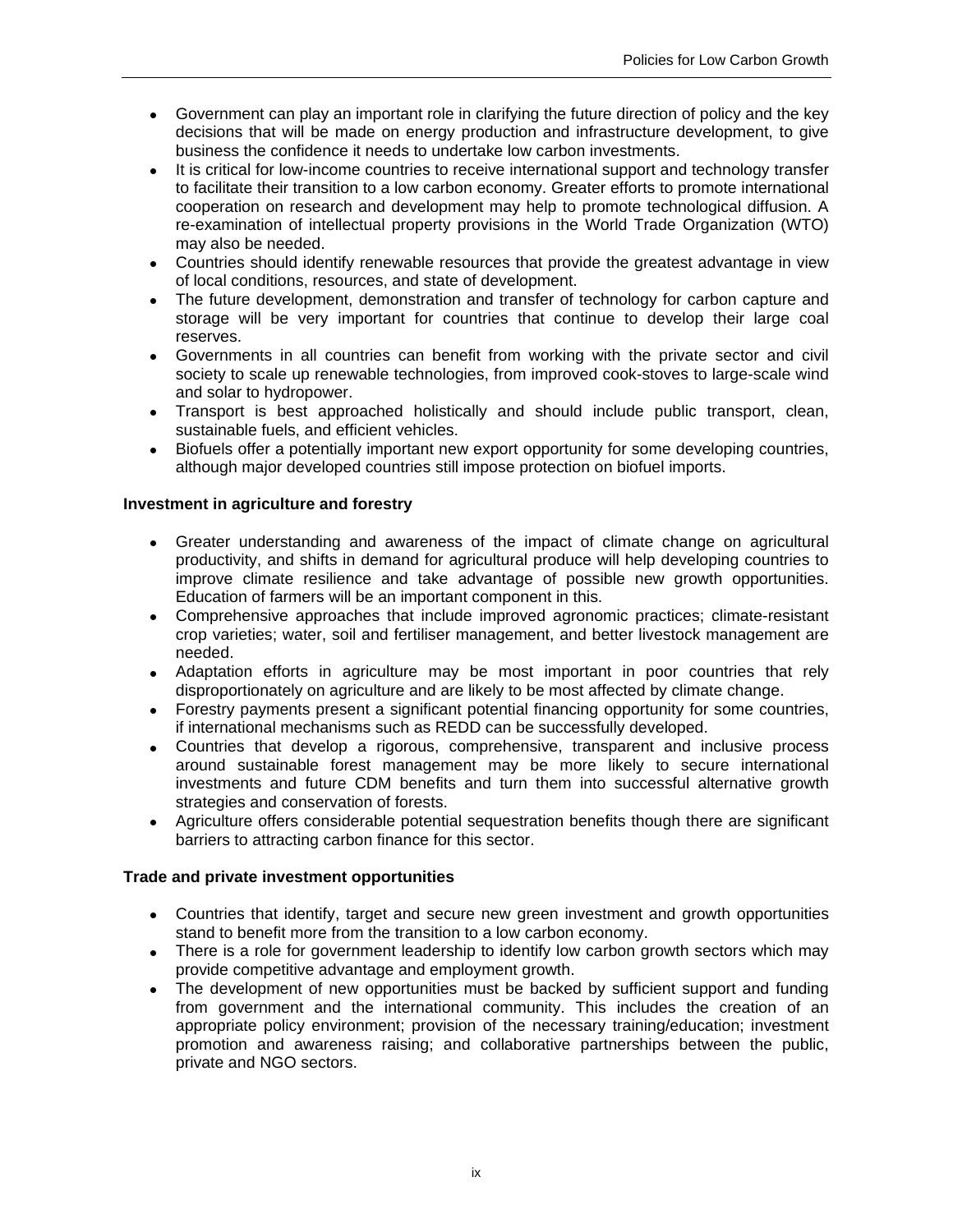- Government can play an important role in clarifying the future direction of policy and the key decisions that will be made on energy production and infrastructure development, to give business the confidence it needs to undertake low carbon investments.
- It is critical for low-income countries to receive international support and technology transfer to facilitate their transition to a low carbon economy. Greater efforts to promote international cooperation on research and development may help to promote technological diffusion. A re-examination of intellectual property provisions in the World Trade Organization (WTO) may also be needed.
- Countries should identify renewable resources that provide the greatest advantage in view of local conditions, resources, and state of development.
- The future development, demonstration and transfer of technology for carbon capture and storage will be very important for countries that continue to develop their large coal reserves.
- Governments in all countries can benefit from working with the private sector and civil society to scale up renewable technologies, from improved cook-stoves to large-scale wind and solar to hydropower.
- Transport is best approached holistically and should include public transport, clean, sustainable fuels, and efficient vehicles.
- Biofuels offer a potentially important new export opportunity for some developing countries, although major developed countries still impose protection on biofuel imports.

**Investment in agriculture and forestry**

- Greater understanding and awareness of the impact of climate change on agricultural productivity, and shifts in demand for agricultural produce will help developing countries to improve climate resilience and take advantage of possible new growth opportunities. Education of farmers will be an important component in this.
- Comprehensive approaches that include improved agronomic practices; climate-resistant crop varieties; water, soil and fertiliser management, and better livestock management are needed.
- Adaptation efforts in agriculture may be most important in poor countries that rely disproportionately on agriculture and are likely to be most affected by climate change.
- Forestry payments present a significant potential financing opportunity for some countries, if international mechanisms such as REDD can be successfully developed.
- Countries that develop a rigorous, comprehensive, transparent and inclusive process around sustainable forest management may be more likely to secure international investments and future CDM benefits and turn them into successful alternative growth strategies and conservation of forests.
- Agriculture offers considerable potential sequestration benefits though there are significant barriers to attracting carbon finance for this sector.

**Trade and private investment opportunities**

- Countries that identify, target and secure new green investment and growth opportunities stand to benefit more from the transition to a low carbon economy.
- There is a role for government leadership to identify low carbon growth sectors which may provide competitive advantage and employment growth.
- The development of new opportunities must be backed by sufficient support and funding from government and the international community. This includes the creation of an appropriate policy environment; provision of the necessary training/education; investment promotion and awareness raising; and collaborative partnerships between the public, private and NGO sectors.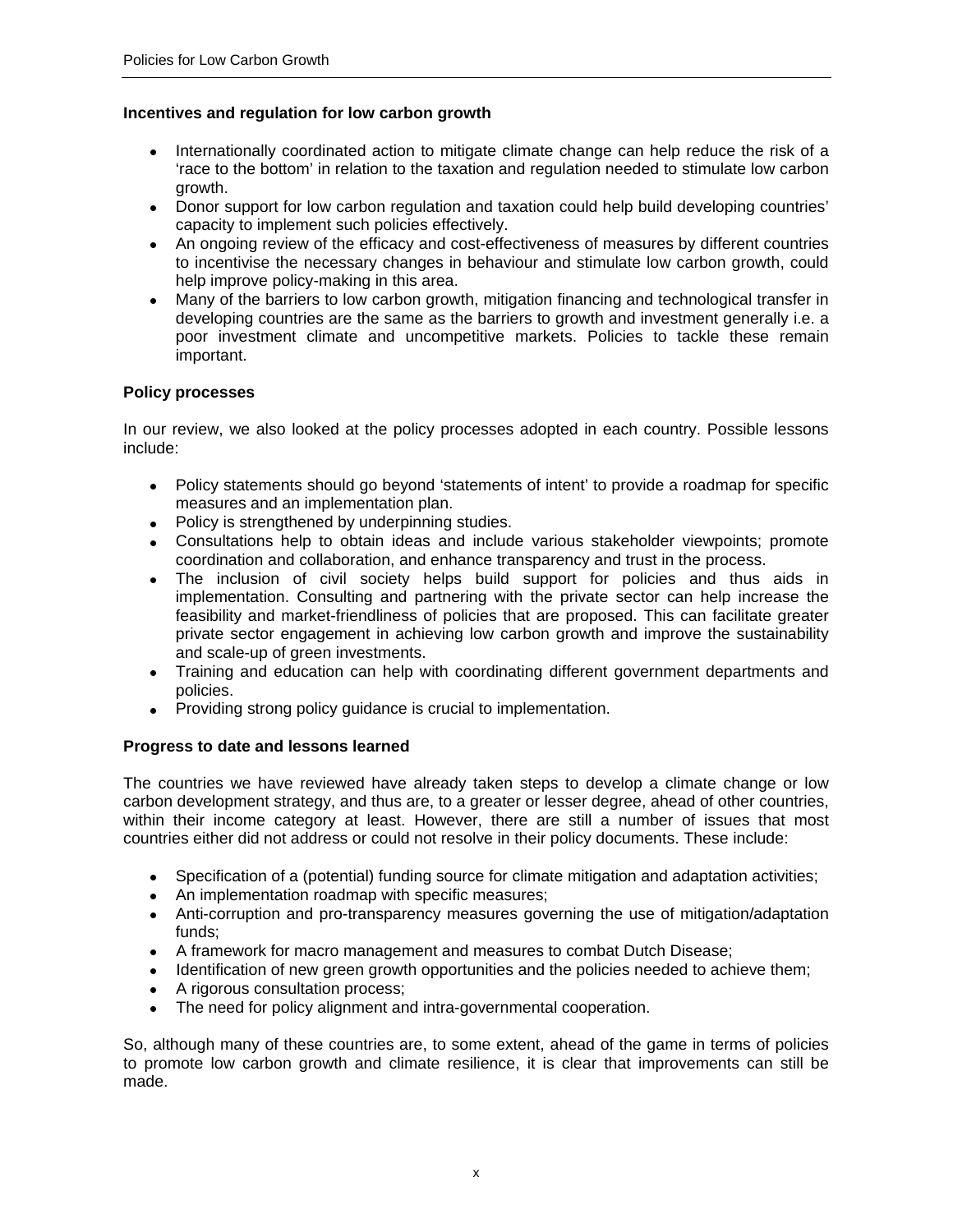**Incentives and regulation for low carbon growth**

- Internationally coordinated action to mitigate climate change can help reduce the risk of a 'race to the bottom' in relation to the taxation and regulation needed to stimulate low carbon growth.
- Donor support for low carbon regulation and taxation could help build developing countries' capacity to implement such policies effectively.
- An ongoing review of the efficacy and cost-effectiveness of measures by different countries to incentivise the necessary changes in behaviour and stimulate low carbon growth, could help improve policy-making in this area.
- Many of the barriers to low carbon growth, mitigation financing and technological transfer in developing countries are the same as the barriers to growth and investment generally i.e. a poor investment climate and uncompetitive markets. Policies to tackle these remain important.

**Policy processes**

In our review, we also looked at the policy processes adopted in each country. Possible lessons include:

- Policy statements should go beyond 'statements of intent' to provide a roadmap for specific measures and an implementation plan.
- Policy is strengthened by underpinning studies.
- Consultations help to obtain ideas and include various stakeholder viewpoints; promote coordination and collaboration, and enhance transparency and trust in the process.
- The inclusion of civil society helps build support for policies and thus aids in implementation. Consulting and partnering with the private sector can help increase the feasibility and market-friendliness of policies that are proposed. This can facilitate greater private sector engagement in achieving low carbon growth and improve the sustainability and scale-up of green investments.
- Training and education can help with coordinating different government departments and policies.
- Providing strong policy guidance is crucial to implementation.

**Progress to date and lessons learned**

The countries we have reviewed have already taken steps to develop a climate change or low carbon development strategy, and thus are, to a greater or lesser degree, ahead of other countries, within their income category at least. However, there are still a number of issues that most countries either did not address or could not resolve in their policy documents. These include:

- Specification of a (potential) funding source for climate mitigation and adaptation activities;
- An implementation roadmap with specific measures;
- Anti-corruption and pro-transparency measures governing the use of mitigation/adaptation funds;
- A framework for macro management and measures to combat Dutch Disease;
- Identification of new green growth opportunities and the policies needed to achieve them;
- A rigorous consultation process;
- The need for policy alignment and intra-governmental cooperation.

So, although many of these countries are, to some extent, ahead of the game in terms of policies to promote low carbon growth and climate resilience, it is clear that improvements can still be made.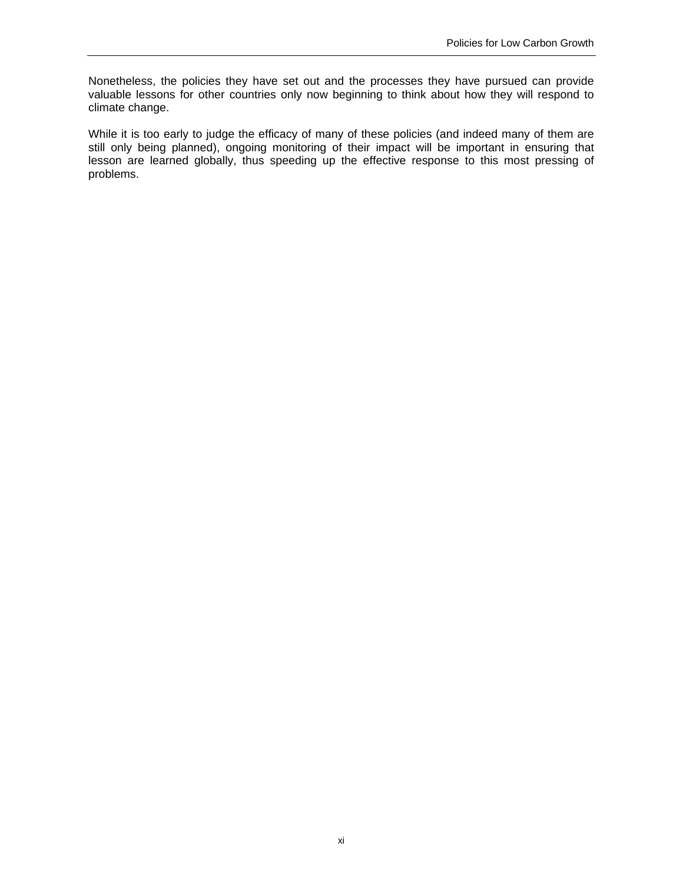Nonetheless, the policies they have set out and the processes they have pursued can provide valuable lessons for other countries only now beginning to think about how they will respond to climate change.

While it is too early to judge the efficacy of many of these policies (and indeed many of them are still only being planned), ongoing monitoring of their impact will be important in ensuring that lesson are learned globally, thus speeding up the effective response to this most pressing of problems.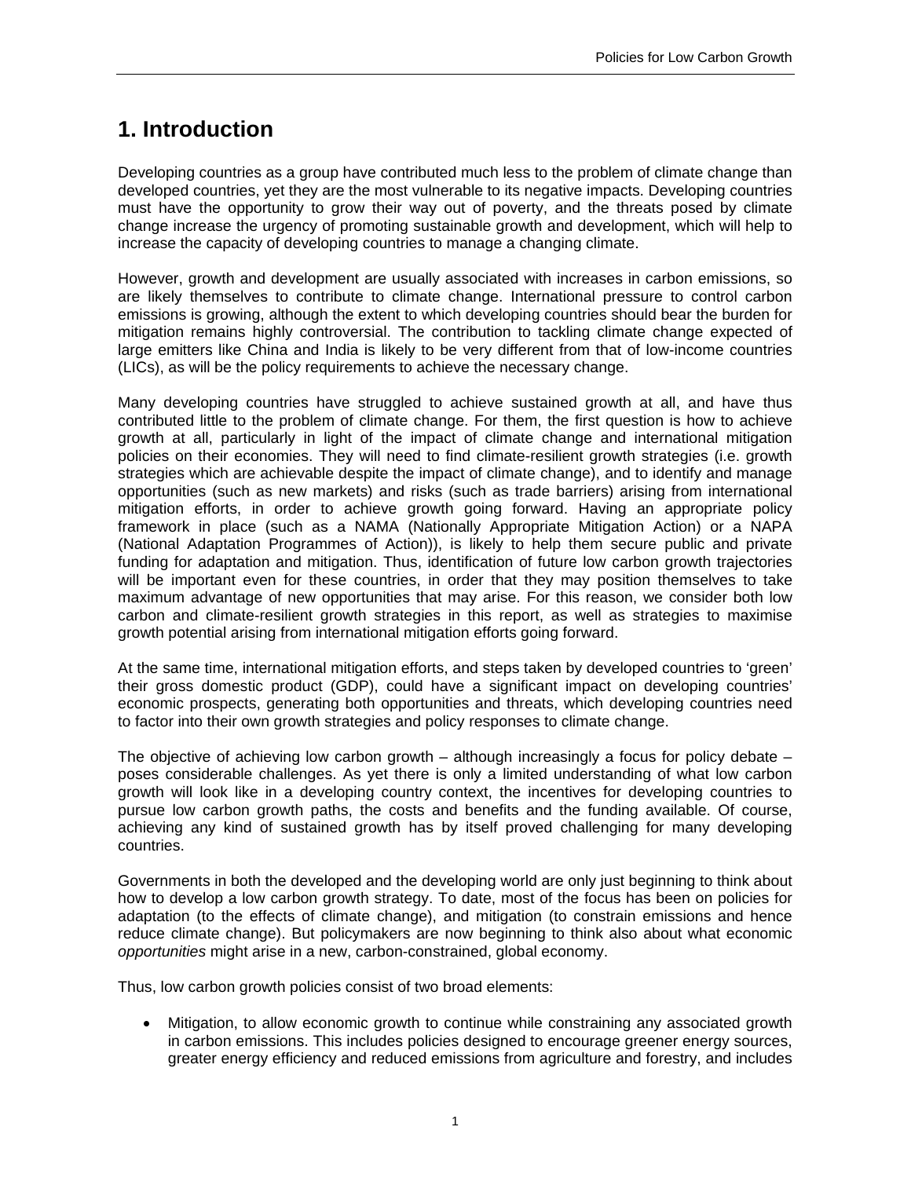# 1. Introduction

Developing countries as a group have contributed much less to the problem of climate change than developed countries, yet they are the most vulnerable to its negative impacts. Developing countries must have the opportunity to grow their way out of poverty, and the threats posed by climate change increase the urgency of promoting sustainable growth and development, which will help to increase the capacity of developing countries to manage a changing climate.

However, growth and development are usually associated with increases in carbon emissions, so are likely themselves to contribute to climate change. International pressure to control carbon emissions is growing, although the extent to which developing countries should bear the burden for mitigation remains highly controversial. The contribution to tackling climate change expected of large emitters like China and India is likely to be very different from that of low-income countries (LICs), as will be the policy requirements to achieve the necessary change.

Many developing countries have struggled to achieve sustained growth at all, and have thus contributed little to the problem of climate change. For them, the first question is how to achieve growth at all, particularly in light of the impact of climate change and international mitigation policies on their economies. They will need to find climate-resilient growth strategies (i.e. growth strategies which are achievable despite the impact of climate change), and to identify and manage opportunities (such as new markets) and risks (such as trade barriers) arising from international mitigation efforts, in order to achieve growth going forward. Having an appropriate policy framework in place (such as a NAMA (Nationally Appropriate Mitigation Action) or a NAPA (National Adaptation Programmes of Action)), is likely to help them secure public and private funding for adaptation and mitigation. Thus, identification of future low carbon growth trajectories will be important even for these countries, in order that they may position themselves to take maximum advantage of new opportunities that may arise. For this reason, we consider both low carbon and climate-resilient growth strategies in this report, as well as strategies to maximise growth potential arising from international mitigation efforts going forward.

At the same time, international mitigation efforts, and steps taken by developed countries to 'green' their gross domestic product (GDP), could have a significant impact on developing countries' economic prospects, generating both opportunities and threats, which developing countries need to factor into their own growth strategies and policy responses to climate change.

The objective of achieving low carbon growth – although increasingly a focus for policy debate – poses considerable challenges. As yet there is only a limited understanding of what low carbon growth will look like in a developing country context, the incentives for developing countries to pursue low carbon growth paths, the costs and benefits and the funding available. Of course, achieving any kind of sustained growth has by itself proved challenging for many developing countries.

Governments in both the developed and the developing world are only just beginning to think about how to develop a low carbon growth strategy. To date, most of the focus has been on policies for adaptation (to the effects of climate change), and mitigation (to constrain emissions and hence reduce climate change). But policymakers are now beginning to think also about what economic *opportunities* might arise in a new, carbon-constrained, global economy.

Thus, low carbon growth policies consist of two broad elements:

- Mitigation, to allow economic growth to continue while constraining any associated growth in carbon emissions. This includes policies designed to encourage greener energy sources, greater energy efficiency and reduced emissions from agriculture and forestry, and includes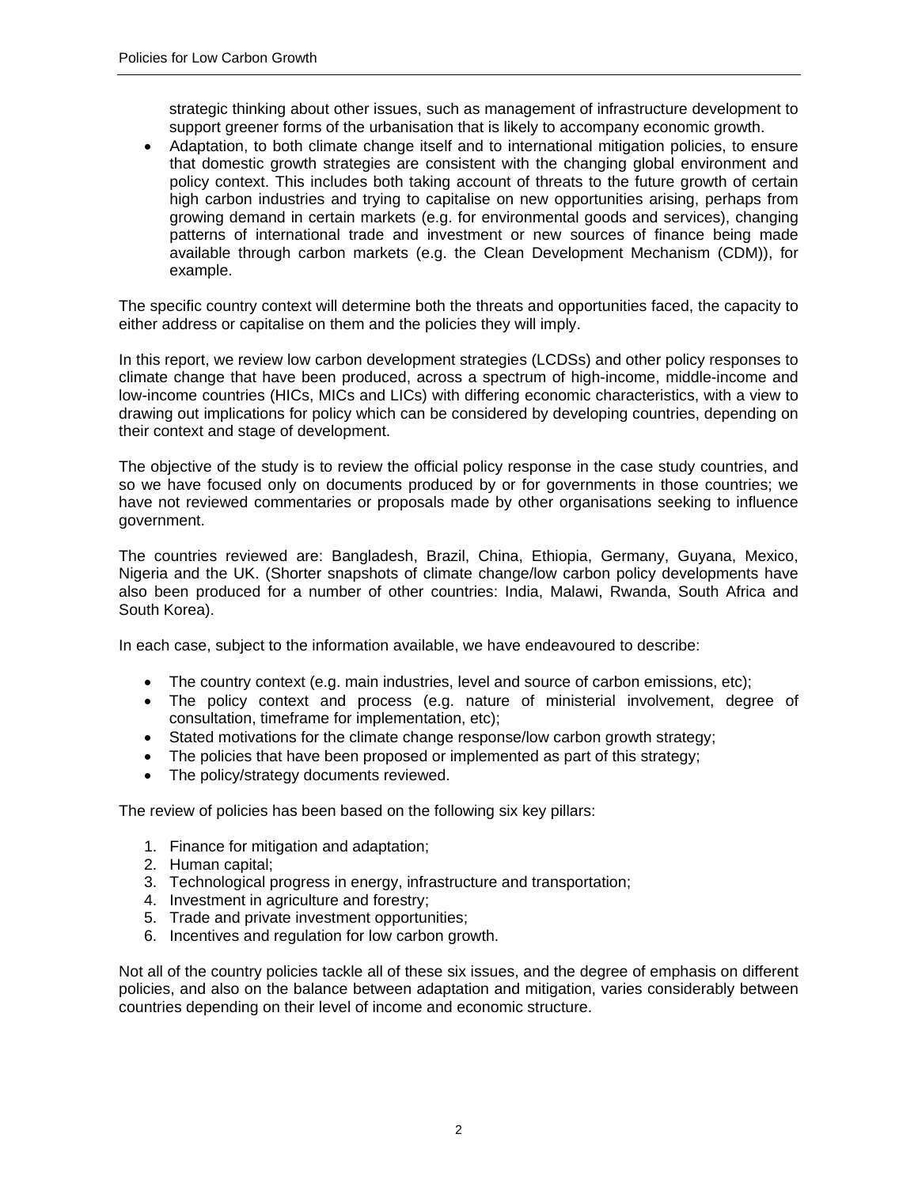strategic thinking about other issues, such as management of infrastructure development to support greener forms of the urbanisation that is likely to accompany economic growth.

- Adaptation, to both climate change itself and to international mitigation policies, to ensure that domestic growth strategies are consistent with the changing global environment and policy context. This includes both taking account of threats to the future growth of certain high carbon industries and trying to capitalise on new opportunities arising, perhaps from growing demand in certain markets (e.g. for environmental goods and services), changing patterns of international trade and investment or new sources of finance being made available through carbon markets (e.g. the Clean Development Mechanism (CDM)), for example.

The specific country context will determine both the threats and opportunities faced, the capacity to either address or capitalise on them and the policies they will imply.

In this report, we review low carbon development strategies (LCDSs) and other policy responses to climate change that have been produced, across a spectrum of high-income, middle-income and low-income countries (HICs, MICs and LICs) with differing economic characteristics, with a view to drawing out implications for policy which can be considered by developing countries, depending on their context and stage of development.

The objective of the study is to review the official policy response in the case study countries, and so we have focused only on documents produced by or for governments in those countries; we have not reviewed commentaries or proposals made by other organisations seeking to influence government.

The countries reviewed are: Bangladesh, Brazil, China, Ethiopia, Germany, Guyana, Mexico, Nigeria and the UK. (Shorter snapshots of climate change/low carbon policy developments have also been produced for a number of other countries: India, Malawi, Rwanda, South Africa and South Korea).

In each case, subject to the information available, we have endeavoured to describe:

- The country context (e.g. main industries, level and source of carbon emissions, etc);
- The policy context and process (e.g. nature of ministerial involvement, degree of consultation, timeframe for implementation, etc);
- Stated motivations for the climate change response/low carbon growth strategy;
- The policies that have been proposed or implemented as part of this strategy;
- The policy/strategy documents reviewed.

The review of policies has been based on the following six key pillars:

1. Finance for mitigation and adaptation;
2. Human capital;
3. Technological progress in energy, infrastructure and transportation;
4. Investment in agriculture and forestry;
5. Trade and private investment opportunities;
6. Incentives and regulation for low carbon growth.

Not all of the country policies tackle all of these six issues, and the degree of emphasis on different policies, and also on the balance between adaptation and mitigation, varies considerably between countries depending on their level of income and economic structure.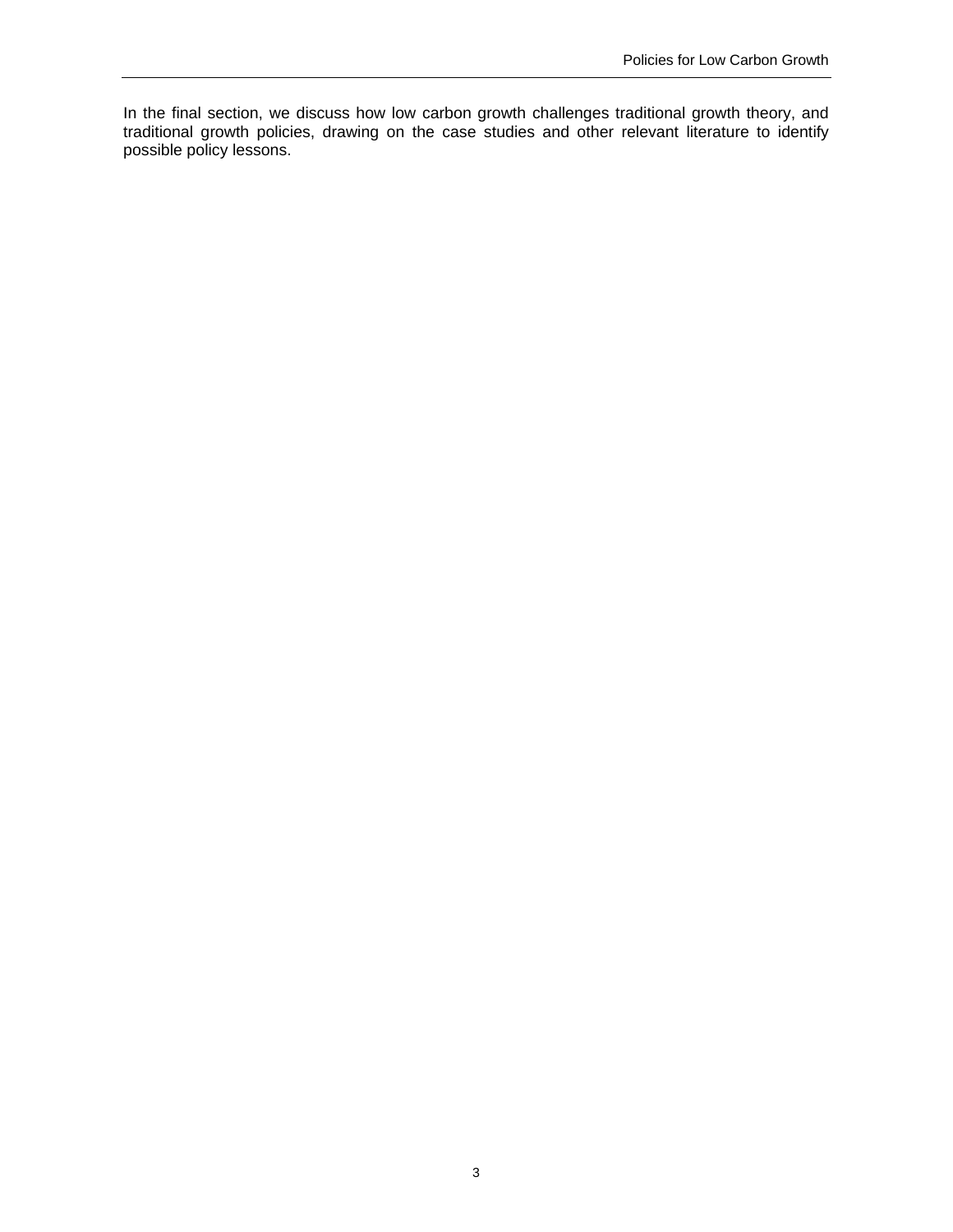In the final section, we discuss how low carbon growth challenges traditional growth theory, and traditional growth policies, drawing on the case studies and other relevant literature to identify possible policy lessons.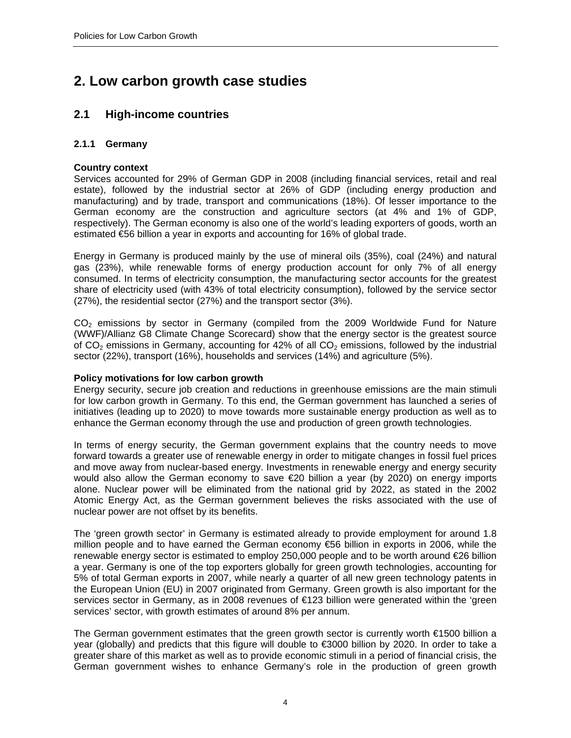# 2. Low carbon growth case studies

## 2.1 High-income countries

### 2.1.1 Germany

**Country context**

Services accounted for 29% of German GDP in 2008 (including financial services, retail and real estate), followed by the industrial sector at 26% of GDP (including energy production and manufacturing) and by trade, transport and communications (18%). Of lesser importance to the German economy are the construction and agriculture sectors (at 4% and 1% of GDP, respectively). The German economy is also one of the world's leading exporters of goods, worth an estimated €56 billion a year in exports and accounting for 16% of global trade.

Energy in Germany is produced mainly by the use of mineral oils (35%), coal (24%) and natural gas (23%), while renewable forms of energy production account for only 7% of all energy consumed. In terms of electricity consumption, the manufacturing sector accounts for the greatest share of electricity used (with 43% of total electricity consumption), followed by the service sector (27%), the residential sector (27%) and the transport sector (3%).

$CO_2$ emissions by sector in Germany (compiled from the 2009 Worldwide Fund for Nature (WWF)/Allianz G8 Climate Change Scorecard) show that the energy sector is the greatest source of $CO_2$ emissions in Germany, accounting for 42% of all $CO_2$ emissions, followed by the industrial sector (22%), transport (16%), households and services (14%) and agriculture (5%).

**Policy motivations for low carbon growth**

Energy security, secure job creation and reductions in greenhouse emissions are the main stimuli for low carbon growth in Germany. To this end, the German government has launched a series of initiatives (leading up to 2020) to move towards more sustainable energy production as well as to enhance the German economy through the use and production of green growth technologies.

In terms of energy security, the German government explains that the country needs to move forward towards a greater use of renewable energy in order to mitigate changes in fossil fuel prices and move away from nuclear-based energy. Investments in renewable energy and energy security would also allow the German economy to save €20 billion a year (by 2020) on energy imports alone. Nuclear power will be eliminated from the national grid by 2022, as stated in the 2002 Atomic Energy Act, as the German government believes the risks associated with the use of nuclear power are not offset by its benefits.

The 'green growth sector' in Germany is estimated already to provide employment for around 1.8 million people and to have earned the German economy €56 billion in exports in 2006, while the renewable energy sector is estimated to employ 250,000 people and to be worth around €26 billion a year. Germany is one of the top exporters globally for green growth technologies, accounting for 5% of total German exports in 2007, while nearly a quarter of all new green technology patents in the European Union (EU) in 2007 originated from Germany. Green growth is also important for the services sector in Germany, as in 2008 revenues of €123 billion were generated within the 'green services' sector, with growth estimates of around 8% per annum.

The German government estimates that the green growth sector is currently worth €1500 billion a year (globally) and predicts that this figure will double to €3000 billion by 2020. In order to take a greater share of this market as well as to provide economic stimuli in a period of financial crisis, the German government wishes to enhance Germany's role in the production of green growth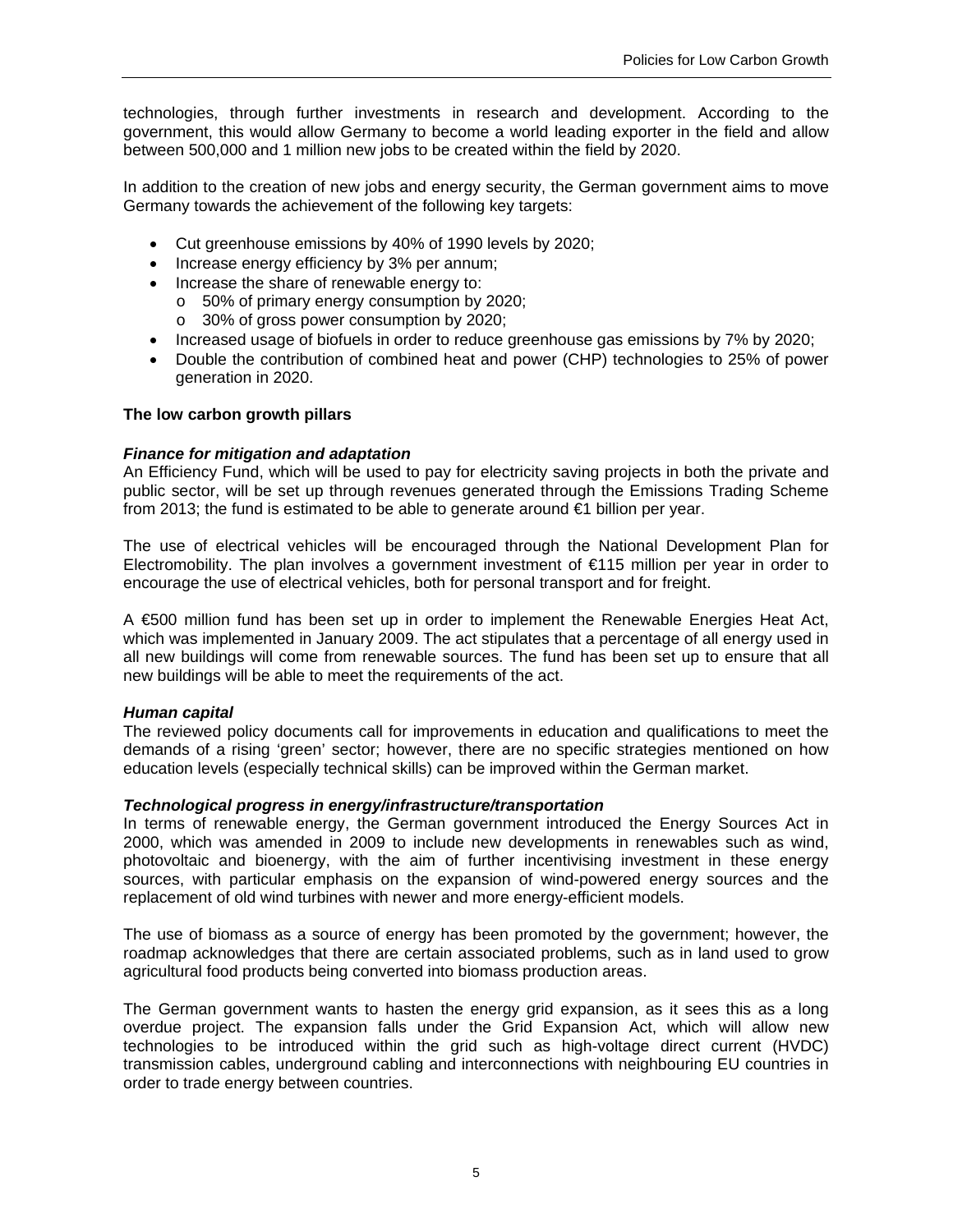technologies, through further investments in research and development. According to the government, this would allow Germany to become a world leading exporter in the field and allow between 500,000 and 1 million new jobs to be created within the field by 2020.

In addition to the creation of new jobs and energy security, the German government aims to move Germany towards the achievement of the following key targets:

- Cut greenhouse emissions by 40% of 1990 levels by 2020;
- Increase energy efficiency by 3% per annum;
- Increase the share of renewable energy to:
  - 50% of primary energy consumption by 2020;
  - 30% of gross power consumption by 2020;
- Increased usage of biofuels in order to reduce greenhouse gas emissions by 7% by 2020;
- Double the contribution of combined heat and power (CHP) technologies to 25% of power generation in 2020.

**The low carbon growth pillars**

***Finance for mitigation and adaptation***

An Efficiency Fund, which will be used to pay for electricity saving projects in both the private and public sector, will be set up through revenues generated through the Emissions Trading Scheme from 2013; the fund is estimated to be able to generate around €1 billion per year.

The use of electrical vehicles will be encouraged through the National Development Plan for Electromobility. The plan involves a government investment of €115 million per year in order to encourage the use of electrical vehicles, both for personal transport and for freight.

A €500 million fund has been set up in order to implement the Renewable Energies Heat Act, which was implemented in January 2009. The act stipulates that a percentage of all energy used in all new buildings will come from renewable sources. The fund has been set up to ensure that all new buildings will be able to meet the requirements of the act.

***Human capital***

The reviewed policy documents call for improvements in education and qualifications to meet the demands of a rising 'green' sector; however, there are no specific strategies mentioned on how education levels (especially technical skills) can be improved within the German market.

***Technological progress in energy/infrastructure/transportation***

In terms of renewable energy, the German government introduced the Energy Sources Act in 2000, which was amended in 2009 to include new developments in renewables such as wind, photovoltaic and bioenergy, with the aim of further incentivising investment in these energy sources, with particular emphasis on the expansion of wind-powered energy sources and the replacement of old wind turbines with newer and more energy-efficient models.

The use of biomass as a source of energy has been promoted by the government; however, the roadmap acknowledges that there are certain associated problems, such as in land used to grow agricultural food products being converted into biomass production areas.

The German government wants to hasten the energy grid expansion, as it sees this as a long overdue project. The expansion falls under the Grid Expansion Act, which will allow new technologies to be introduced within the grid such as high-voltage direct current (HVDC) transmission cables, underground cabling and interconnections with neighbouring EU countries in order to trade energy between countries.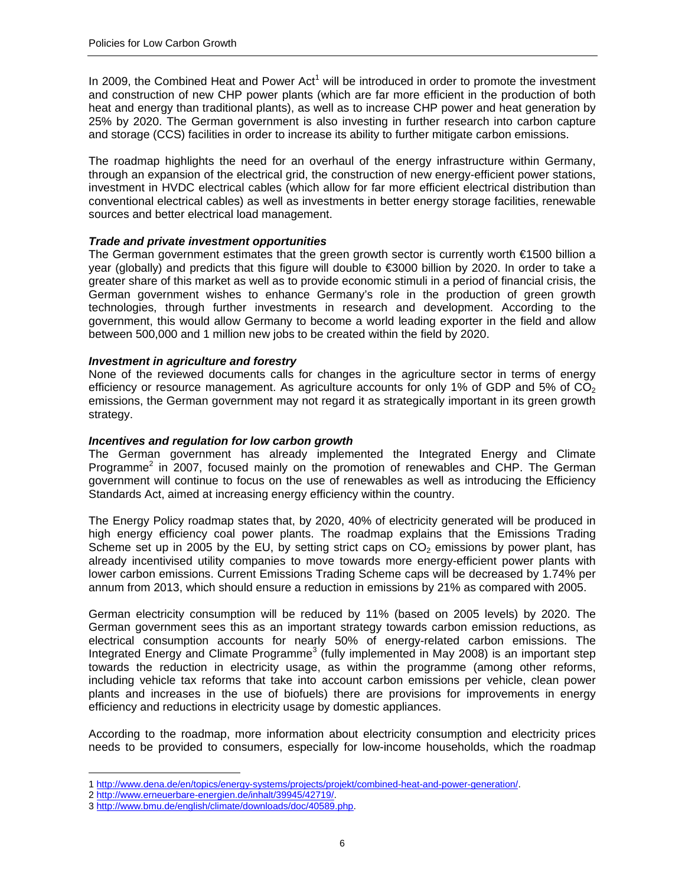In 2009, the Combined Heat and Power Act[1] will be introduced in order to promote the investment and construction of new CHP power plants (which are far more efficient in the production of both heat and energy than traditional plants), as well as to increase CHP power and heat generation by 25% by 2020. The German government is also investing in further research into carbon capture and storage (CCS) facilities in order to increase its ability to further mitigate carbon emissions.

The roadmap highlights the need for an overhaul of the energy infrastructure within Germany, through an expansion of the electrical grid, the construction of new energy-efficient power stations, investment in HVDC electrical cables (which allow for far more efficient electrical distribution than conventional electrical cables) as well as investments in better energy storage facilities, renewable sources and better electrical load management.

***Trade and private investment opportunities***

The German government estimates that the green growth sector is currently worth €1500 billion a year (globally) and predicts that this figure will double to €3000 billion by 2020. In order to take a greater share of this market as well as to provide economic stimuli in a period of financial crisis, the German government wishes to enhance Germany's role in the production of green growth technologies, through further investments in research and development. According to the government, this would allow Germany to become a world leading exporter in the field and allow between 500,000 and 1 million new jobs to be created within the field by 2020.

***Investment in agriculture and forestry***

None of the reviewed documents calls for changes in the agriculture sector in terms of energy efficiency or resource management. As agriculture accounts for only 1% of GDP and 5% of $CO_2$ emissions, the German government may not regard it as strategically important in its green growth strategy.

***Incentives and regulation for low carbon growth***

The German government has already implemented the Integrated Energy and Climate Programme[2] in 2007, focused mainly on the promotion of renewables and CHP. The German government will continue to focus on the use of renewables as well as introducing the Efficiency Standards Act, aimed at increasing energy efficiency within the country.

The Energy Policy roadmap states that, by 2020, 40% of electricity generated will be produced in high energy efficiency coal power plants. The roadmap explains that the Emissions Trading Scheme set up in 2005 by the EU, by setting strict caps on $CO_2$ emissions by power plant, has already incentivised utility companies to move towards more energy-efficient power plants with lower carbon emissions. Current Emissions Trading Scheme caps will be decreased by 1.74% per annum from 2013, which should ensure a reduction in emissions by 21% as compared with 2005.

German electricity consumption will be reduced by 11% (based on 2005 levels) by 2020. The German government sees this as an important strategy towards carbon emission reductions, as electrical consumption accounts for nearly 50% of energy-related carbon emissions. The Integrated Energy and Climate Programme[3] (fully implemented in May 2008) is an important step towards the reduction in electricity usage, as within the programme (among other reforms, including vehicle tax reforms that take into account carbon emissions per vehicle, clean power plants and increases in the use of biofuels) there are provisions for improvements in energy efficiency and reductions in electricity usage by domestic appliances.

According to the roadmap, more information about electricity consumption and electricity prices needs to be provided to consumers, especially for low-income households, which the roadmap

---

1 http://www.dena.de/en/topics/energy-systems/projects/projekt/combined-heat-and-power-generation/.

2 http://www.erneuerbare-energien.de/inhalt/39945/42719/.

3 http://www.bmu.de/english/climate/downloads/doc/40589.php.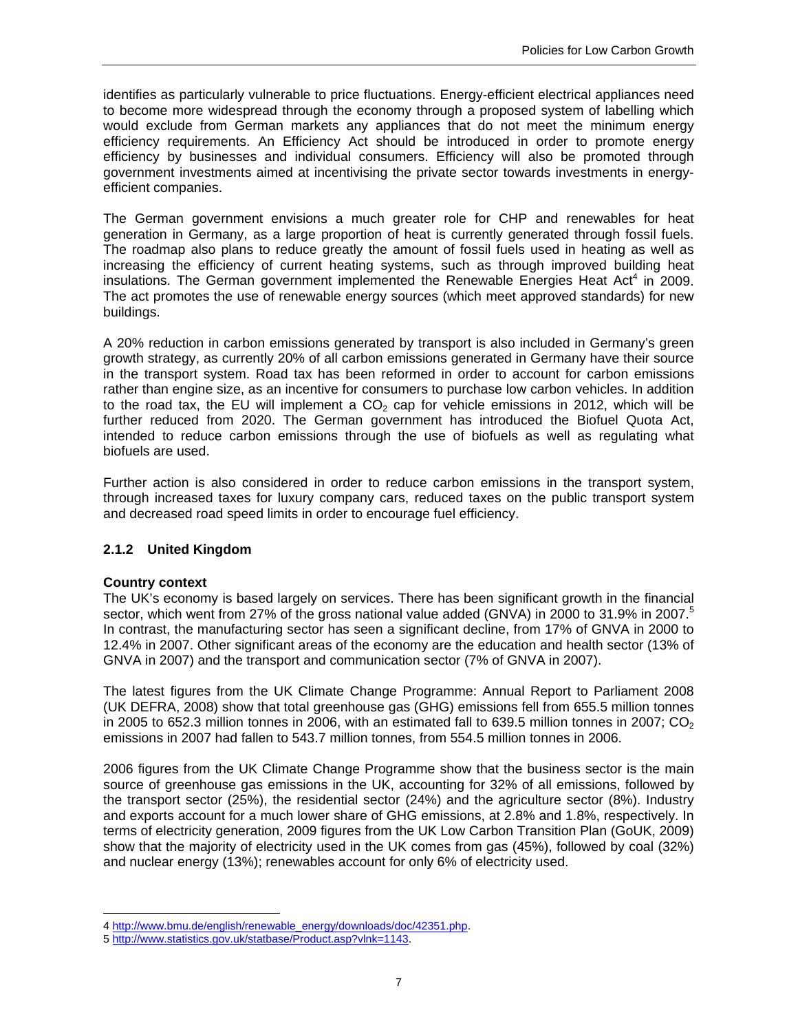identifies as particularly vulnerable to price fluctuations. Energy-efficient electrical appliances need to become more widespread through the economy through a proposed system of labelling which would exclude from German markets any appliances that do not meet the minimum energy efficiency requirements. An Efficiency Act should be introduced in order to promote energy efficiency by businesses and individual consumers. Efficiency will also be promoted through government investments aimed at incentivising the private sector towards investments in energy-efficient companies.

The German government envisions a much greater role for CHP and renewables for heat generation in Germany, as a large proportion of heat is currently generated through fossil fuels. The roadmap also plans to reduce greatly the amount of fossil fuels used in heating as well as increasing the efficiency of current heating systems, such as through improved building heat insulations. The German government implemented the Renewable Energies Heat Act[4] in 2009. The act promotes the use of renewable energy sources (which meet approved standards) for new buildings.

A 20% reduction in carbon emissions generated by transport is also included in Germany's green growth strategy, as currently 20% of all carbon emissions generated in Germany have their source in the transport system. Road tax has been reformed in order to account for carbon emissions rather than engine size, as an incentive for consumers to purchase low carbon vehicles. In addition to the road tax, the EU will implement a $CO_2$ cap for vehicle emissions in 2012, which will be further reduced from 2020. The German government has introduced the Biofuel Quota Act, intended to reduce carbon emissions through the use of biofuels as well as regulating what biofuels are used.

Further action is also considered in order to reduce carbon emissions in the transport system, through increased taxes for luxury company cars, reduced taxes on the public transport system and decreased road speed limits in order to encourage fuel efficiency.

### 2.1.2 United Kingdom

**Country context**

The UK's economy is based largely on services. There has been significant growth in the financial sector, which went from 27% of the gross national value added (GNVA) in 2000 to 31.9% in 2007.[5] In contrast, the manufacturing sector has seen a significant decline, from 17% of GNVA in 2000 to 12.4% in 2007. Other significant areas of the economy are the education and health sector (13% of GNVA in 2007) and the transport and communication sector (7% of GNVA in 2007).

The latest figures from the UK Climate Change Programme: Annual Report to Parliament 2008 (UK DEFRA, 2008) show that total greenhouse gas (GHG) emissions fell from 655.5 million tonnes in 2005 to 652.3 million tonnes in 2006, with an estimated fall to 639.5 million tonnes in 2007; $CO_2$ emissions in 2007 had fallen to 543.7 million tonnes, from 554.5 million tonnes in 2006.

2006 figures from the UK Climate Change Programme show that the business sector is the main source of greenhouse gas emissions in the UK, accounting for 32% of all emissions, followed by the transport sector (25%), the residential sector (24%) and the agriculture sector (8%). Industry and exports account for a much lower share of GHG emissions, at 2.8% and 1.8%, respectively. In terms of electricity generation, 2009 figures from the UK Low Carbon Transition Plan (GoUK, 2009) show that the majority of electricity used in the UK comes from gas (45%), followed by coal (32%) and nuclear energy (13%); renewables account for only 6% of electricity used.

---

4 http://www.bmu.de/english/renewable_energy/downloads/doc/42351.php.

5 http://www.statistics.gov.uk/statbase/Product.asp?vlnk=1143.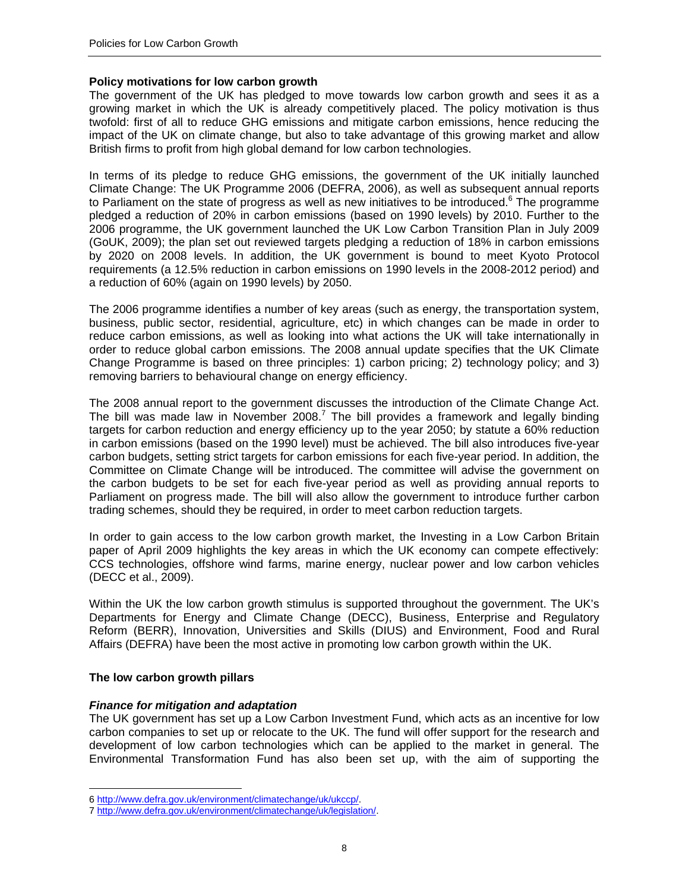## Policy motivations for low carbon growth

The government of the UK has pledged to move towards low carbon growth and sees it as a growing market in which the UK is already competitively placed. The policy motivation is thus twofold: first of all to reduce GHG emissions and mitigate carbon emissions, hence reducing the impact of the UK on climate change, but also to take advantage of this growing market and allow British firms to profit from high global demand for low carbon technologies.

In terms of its pledge to reduce GHG emissions, the government of the UK initially launched Climate Change: The UK Programme 2006 (DEFRA, 2006), as well as subsequent annual reports to Parliament on the state of progress as well as new initiatives to be introduced.[6] The programme pledged a reduction of 20% in carbon emissions (based on 1990 levels) by 2010. Further to the 2006 programme, the UK government launched the UK Low Carbon Transition Plan in July 2009 (GoUK, 2009); the plan set out reviewed targets pledging a reduction of 18% in carbon emissions by 2020 on 2008 levels. In addition, the UK government is bound to meet Kyoto Protocol requirements (a 12.5% reduction in carbon emissions on 1990 levels in the 2008-2012 period) and a reduction of 60% (again on 1990 levels) by 2050.

The 2006 programme identifies a number of key areas (such as energy, the transportation system, business, public sector, residential, agriculture, etc) in which changes can be made in order to reduce carbon emissions, as well as looking into what actions the UK will take internationally in order to reduce global carbon emissions. The 2008 annual update specifies that the UK Climate Change Programme is based on three principles: 1) carbon pricing; 2) technology policy; and 3) removing barriers to behavioural change on energy efficiency.

The 2008 annual report to the government discusses the introduction of the Climate Change Act. The bill was made law in November 2008.[7] The bill provides a framework and legally binding targets for carbon reduction and energy efficiency up to the year 2050; by statute a 60% reduction in carbon emissions (based on the 1990 level) must be achieved. The bill also introduces five-year carbon budgets, setting strict targets for carbon emissions for each five-year period. In addition, the Committee on Climate Change will be introduced. The committee will advise the government on the carbon budgets to be set for each five-year period as well as providing annual reports to Parliament on progress made. The bill will also allow the government to introduce further carbon trading schemes, should they be required, in order to meet carbon reduction targets.

In order to gain access to the low carbon growth market, the Investing in a Low Carbon Britain paper of April 2009 highlights the key areas in which the UK economy can compete effectively: CCS technologies, offshore wind farms, marine energy, nuclear power and low carbon vehicles (DECC et al., 2009).

Within the UK the low carbon growth stimulus is supported throughout the government. The UK's Departments for Energy and Climate Change (DECC), Business, Enterprise and Regulatory Reform (BERR), Innovation, Universities and Skills (DIUS) and Environment, Food and Rural Affairs (DEFRA) have been the most active in promoting low carbon growth within the UK.

## The low carbon growth pillars

### *Finance for mitigation and adaptation*

The UK government has set up a Low Carbon Investment Fund, which acts as an incentive for low carbon companies to set up or relocate to the UK. The fund will offer support for the research and development of low carbon technologies which can be applied to the market in general. The Environmental Transformation Fund has also been set up, with the aim of supporting the

---

6 http://www.defra.gov.uk/environment/climatechange/uk/ukccp/.

7 http://www.defra.gov.uk/environment/climatechange/uk/legislation/.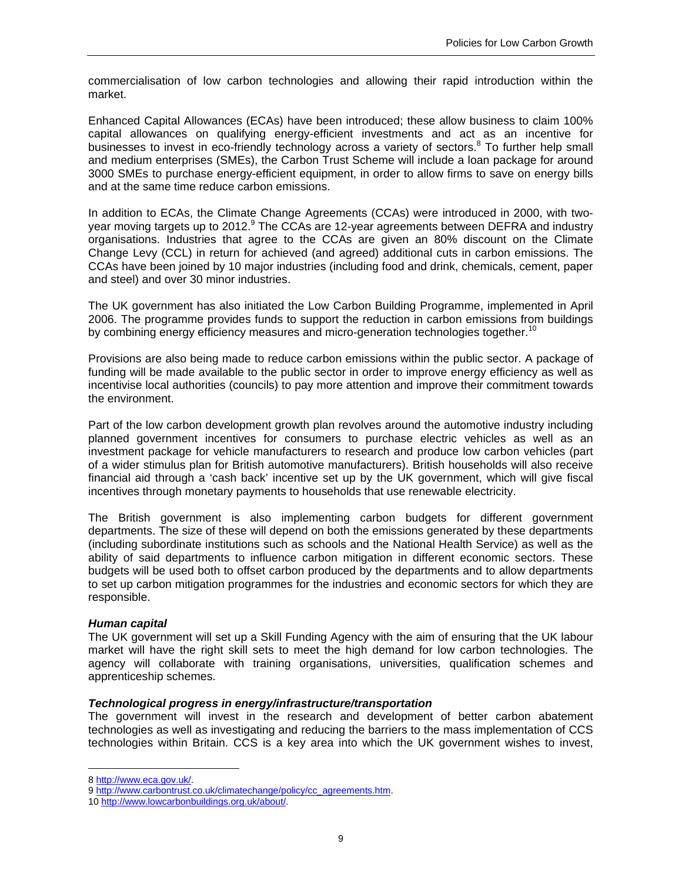commercialisation of low carbon technologies and allowing their rapid introduction within the market.

Enhanced Capital Allowances (ECAs) have been introduced; these allow business to claim 100% capital allowances on qualifying energy-efficient investments and act as an incentive for businesses to invest in eco-friendly technology across a variety of sectors.[8] To further help small and medium enterprises (SMEs), the Carbon Trust Scheme will include a loan package for around 3000 SMEs to purchase energy-efficient equipment, in order to allow firms to save on energy bills and at the same time reduce carbon emissions.

In addition to ECAs, the Climate Change Agreements (CCAs) were introduced in 2000, with two-year moving targets up to 2012.[9] The CCAs are 12-year agreements between DEFRA and industry organisations. Industries that agree to the CCAs are given an 80% discount on the Climate Change Levy (CCL) in return for achieved (and agreed) additional cuts in carbon emissions. The CCAs have been joined by 10 major industries (including food and drink, chemicals, cement, paper and steel) and over 30 minor industries.

The UK government has also initiated the Low Carbon Building Programme, implemented in April 2006. The programme provides funds to support the reduction in carbon emissions from buildings by combining energy efficiency measures and micro-generation technologies together.[10]

Provisions are also being made to reduce carbon emissions within the public sector. A package of funding will be made available to the public sector in order to improve energy efficiency as well as incentivise local authorities (councils) to pay more attention and improve their commitment towards the environment.

Part of the low carbon development growth plan revolves around the automotive industry including planned government incentives for consumers to purchase electric vehicles as well as an investment package for vehicle manufacturers to research and produce low carbon vehicles (part of a wider stimulus plan for British automotive manufacturers). British households will also receive financial aid through a 'cash back' incentive set up by the UK government, which will give fiscal incentives through monetary payments to households that use renewable electricity.

The British government is also implementing carbon budgets for different government departments. The size of these will depend on both the emissions generated by these departments (including subordinate institutions such as schools and the National Health Service) as well as the ability of said departments to influence carbon mitigation in different economic sectors. These budgets will be used both to offset carbon produced by the departments and to allow departments to set up carbon mitigation programmes for the industries and economic sectors for which they are responsible.

***Human capital***

The UK government will set up a Skill Funding Agency with the aim of ensuring that the UK labour market will have the right skill sets to meet the high demand for low carbon technologies. The agency will collaborate with training organisations, universities, qualification schemes and apprenticeship schemes.

***Technological progress in energy/infrastructure/transportation***

The government will invest in the research and development of better carbon abatement technologies as well as investigating and reducing the barriers to the mass implementation of CCS technologies within Britain. CCS is a key area into which the UK government wishes to invest,

---

8 http://www.eca.gov.uk/.

9 http://www.carbontrust.co.uk/climatechange/policy/cc_agreements.htm.

10 http://www.lowcarbonbuildings.org.uk/about/.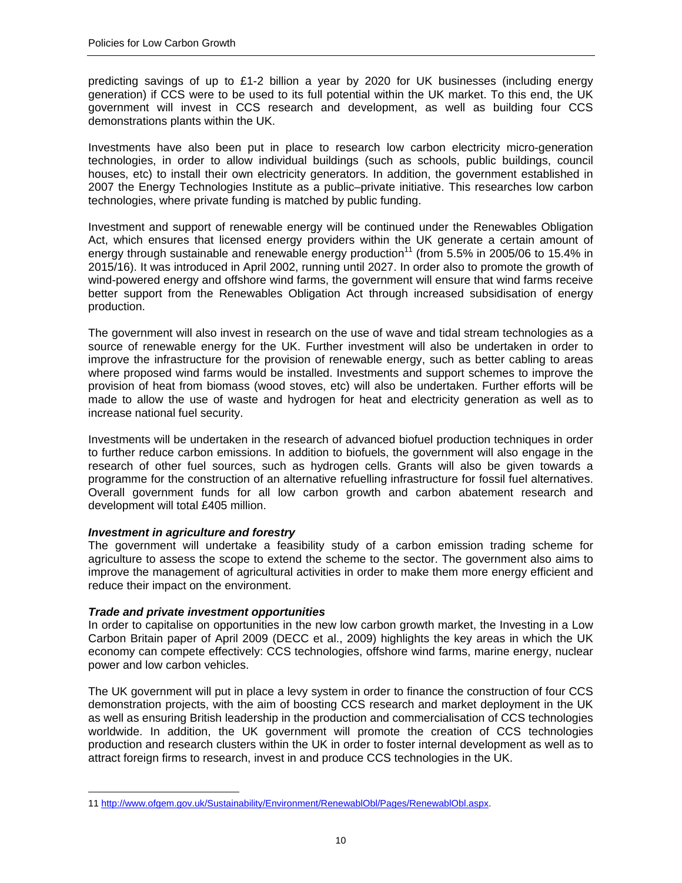predicting savings of up to £1-2 billion a year by 2020 for UK businesses (including energy generation) if CCS were to be used to its full potential within the UK market. To this end, the UK government will invest in CCS research and development, as well as building four CCS demonstrations plants within the UK.

Investments have also been put in place to research low carbon electricity micro-generation technologies, in order to allow individual buildings (such as schools, public buildings, council houses, etc) to install their own electricity generators. In addition, the government established in 2007 the Energy Technologies Institute as a public–private initiative. This researches low carbon technologies, where private funding is matched by public funding.

Investment and support of renewable energy will be continued under the Renewables Obligation Act, which ensures that licensed energy providers within the UK generate a certain amount of energy through sustainable and renewable energy production[11] (from 5.5% in 2005/06 to 15.4% in 2015/16). It was introduced in April 2002, running until 2027. In order also to promote the growth of wind-powered energy and offshore wind farms, the government will ensure that wind farms receive better support from the Renewables Obligation Act through increased subsidisation of energy production.

The government will also invest in research on the use of wave and tidal stream technologies as a source of renewable energy for the UK. Further investment will also be undertaken in order to improve the infrastructure for the provision of renewable energy, such as better cabling to areas where proposed wind farms would be installed. Investments and support schemes to improve the provision of heat from biomass (wood stoves, etc) will also be undertaken. Further efforts will be made to allow the use of waste and hydrogen for heat and electricity generation as well as to increase national fuel security.

Investments will be undertaken in the research of advanced biofuel production techniques in order to further reduce carbon emissions. In addition to biofuels, the government will also engage in the research of other fuel sources, such as hydrogen cells. Grants will also be given towards a programme for the construction of an alternative refuelling infrastructure for fossil fuel alternatives. Overall government funds for all low carbon growth and carbon abatement research and development will total £405 million.

***Investment in agriculture and forestry***

The government will undertake a feasibility study of a carbon emission trading scheme for agriculture to assess the scope to extend the scheme to the sector. The government also aims to improve the management of agricultural activities in order to make them more energy efficient and reduce their impact on the environment.

***Trade and private investment opportunities***

In order to capitalise on opportunities in the new low carbon growth market, the Investing in a Low Carbon Britain paper of April 2009 (DECC et al., 2009) highlights the key areas in which the UK economy can compete effectively: CCS technologies, offshore wind farms, marine energy, nuclear power and low carbon vehicles.

The UK government will put in place a levy system in order to finance the construction of four CCS demonstration projects, with the aim of boosting CCS research and market deployment in the UK as well as ensuring British leadership in the production and commercialisation of CCS technologies worldwide. In addition, the UK government will promote the creation of CCS technologies production and research clusters within the UK in order to foster internal development as well as to attract foreign firms to research, invest in and produce CCS technologies in the UK.

---

11 http://www.ofgem.gov.uk/Sustainability/Environment/RenewablObl/Pages/RenewablObl.aspx.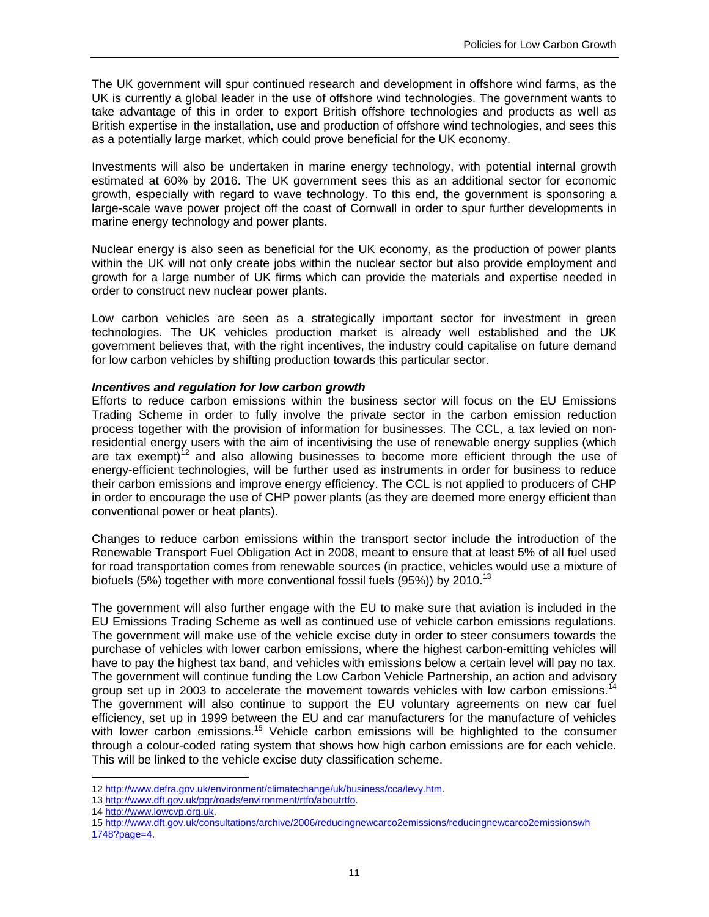The UK government will spur continued research and development in offshore wind farms, as the UK is currently a global leader in the use of offshore wind technologies. The government wants to take advantage of this in order to export British offshore technologies and products as well as British expertise in the installation, use and production of offshore wind technologies, and sees this as a potentially large market, which could prove beneficial for the UK economy.

Investments will also be undertaken in marine energy technology, with potential internal growth estimated at 60% by 2016. The UK government sees this as an additional sector for economic growth, especially with regard to wave technology. To this end, the government is sponsoring a large-scale wave power project off the coast of Cornwall in order to spur further developments in marine energy technology and power plants.

Nuclear energy is also seen as beneficial for the UK economy, as the production of power plants within the UK will not only create jobs within the nuclear sector but also provide employment and growth for a large number of UK firms which can provide the materials and expertise needed in order to construct new nuclear power plants.

Low carbon vehicles are seen as a strategically important sector for investment in green technologies. The UK vehicles production market is already well established and the UK government believes that, with the right incentives, the industry could capitalise on future demand for low carbon vehicles by shifting production towards this particular sector.

***Incentives and regulation for low carbon growth***

Efforts to reduce carbon emissions within the business sector will focus on the EU Emissions Trading Scheme in order to fully involve the private sector in the carbon emission reduction process together with the provision of information for businesses. The CCL, a tax levied on non-residential energy users with the aim of incentivising the use of renewable energy supplies (which are tax exempt)[12] and also allowing businesses to become more efficient through the use of energy-efficient technologies, will be further used as instruments in order for business to reduce their carbon emissions and improve energy efficiency. The CCL is not applied to producers of CHP in order to encourage the use of CHP power plants (as they are deemed more energy efficient than conventional power or heat plants).

Changes to reduce carbon emissions within the transport sector include the introduction of the Renewable Transport Fuel Obligation Act in 2008, meant to ensure that at least 5% of all fuel used for road transportation comes from renewable sources (in practice, vehicles would use a mixture of biofuels (5%) together with more conventional fossil fuels (95%)) by 2010.[13]

The government will also further engage with the EU to make sure that aviation is included in the EU Emissions Trading Scheme as well as continued use of vehicle carbon emissions regulations. The government will make use of the vehicle excise duty in order to steer consumers towards the purchase of vehicles with lower carbon emissions, where the highest carbon-emitting vehicles will have to pay the highest tax band, and vehicles with emissions below a certain level will pay no tax. The government will continue funding the Low Carbon Vehicle Partnership, an action and advisory group set up in 2003 to accelerate the movement towards vehicles with low carbon emissions.[14] The government will also continue to support the EU voluntary agreements on new car fuel efficiency, set up in 1999 between the EU and car manufacturers for the manufacture of vehicles with lower carbon emissions.[15] Vehicle carbon emissions will be highlighted to the consumer through a colour-coded rating system that shows how high carbon emissions are for each vehicle. This will be linked to the vehicle excise duty classification scheme.

---

12 http://www.defra.gov.uk/environment/climatechange/uk/business/cca/levy.htm.

13 http://www.dft.gov.uk/pgr/roads/environment/rtfo/aboutrtfo.

14 http://www.lowcvp.org.uk.

15 http://www.dft.gov.uk/consultations/archive/2006/reducingnewcarco2emissions/reducingnewcarco2emissionswh1748?page=4.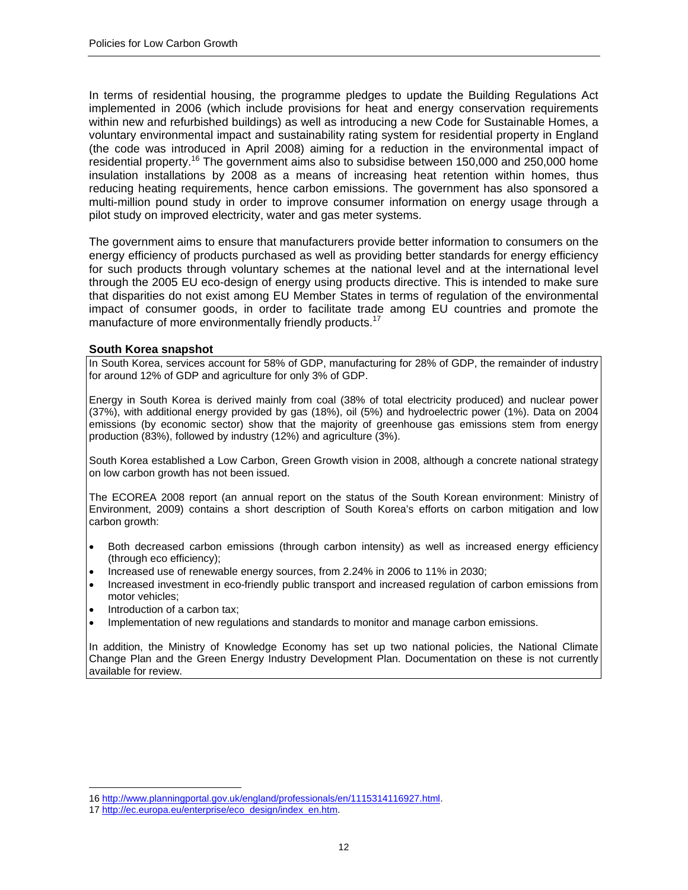In terms of residential housing, the programme pledges to update the Building Regulations Act implemented in 2006 (which include provisions for heat and energy conservation requirements within new and refurbished buildings) as well as introducing a new Code for Sustainable Homes, a voluntary environmental impact and sustainability rating system for residential property in England (the code was introduced in April 2008) aiming for a reduction in the environmental impact of residential property.[16] The government aims also to subsidise between 150,000 and 250,000 home insulation installations by 2008 as a means of increasing heat retention within homes, thus reducing heating requirements, hence carbon emissions. The government has also sponsored a multi-million pound study in order to improve consumer information on energy usage through a pilot study on improved electricity, water and gas meter systems.

The government aims to ensure that manufacturers provide better information to consumers on the energy efficiency of products purchased as well as providing better standards for energy efficiency for such products through voluntary schemes at the national level and at the international level through the 2005 EU eco-design of energy using products directive. This is intended to make sure that disparities do not exist among EU Member States in terms of regulation of the environmental impact of consumer goods, in order to facilitate trade among EU countries and promote the manufacture of more environmentally friendly products.[17]

**South Korea snapshot**

In South Korea, services account for 58% of GDP, manufacturing for 28% of GDP, the remainder of industry for around 12% of GDP and agriculture for only 3% of GDP.

Energy in South Korea is derived mainly from coal (38% of total electricity produced) and nuclear power (37%), with additional energy provided by gas (18%), oil (5%) and hydroelectric power (1%). Data on 2004 emissions (by economic sector) show that the majority of greenhouse gas emissions stem from energy production (83%), followed by industry (12%) and agriculture (3%).

South Korea established a Low Carbon, Green Growth vision in 2008, although a concrete national strategy on low carbon growth has not been issued.

The ECOREA 2008 report (an annual report on the status of the South Korean environment: Ministry of Environment, 2009) contains a short description of South Korea's efforts on carbon mitigation and low carbon growth:

- Both decreased carbon emissions (through carbon intensity) as well as increased energy efficiency (through eco efficiency);
- Increased use of renewable energy sources, from 2.24% in 2006 to 11% in 2030;
- Increased investment in eco-friendly public transport and increased regulation of carbon emissions from motor vehicles;
- Introduction of a carbon tax;
- Implementation of new regulations and standards to monitor and manage carbon emissions.

In addition, the Ministry of Knowledge Economy has set up two national policies, the National Climate Change Plan and the Green Energy Industry Development Plan. Documentation on these is not currently available for review.

---

16 http://www.planningportal.gov.uk/england/professionals/en/1115314116927.html.

17 http://ec.europa.eu/enterprise/eco_design/index_en.htm.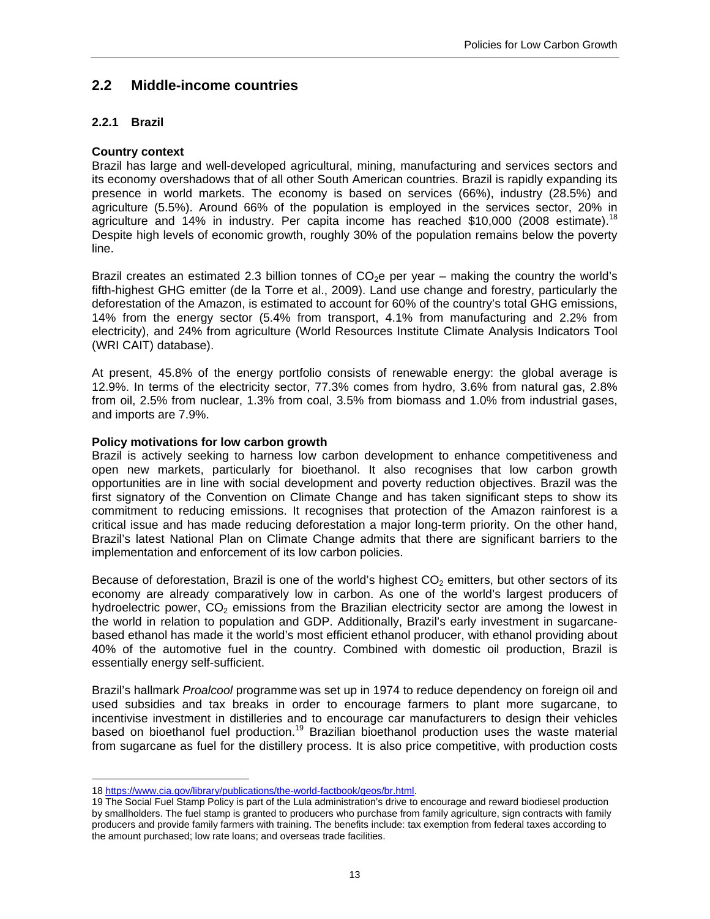## 2.2 Middle-income countries

### 2.2.1 Brazil

**Country context**

Brazil has large and well-developed agricultural, mining, manufacturing and services sectors and its economy overshadows that of all other South American countries. Brazil is rapidly expanding its presence in world markets. The economy is based on services (66%), industry (28.5%) and agriculture (5.5%). Around 66% of the population is employed in the services sector, 20% in agriculture and 14% in industry. Per capita income has reached \$10,000 (2008 estimate).[18] Despite high levels of economic growth, roughly 30% of the population remains below the poverty line.

Brazil creates an estimated 2.3 billion tonnes of $CO_2e$ per year – making the country the world's fifth-highest GHG emitter (de la Torre et al., 2009). Land use change and forestry, particularly the deforestation of the Amazon, is estimated to account for 60% of the country's total GHG emissions, 14% from the energy sector (5.4% from transport, 4.1% from manufacturing and 2.2% from electricity), and 24% from agriculture (World Resources Institute Climate Analysis Indicators Tool (WRI CAIT) database).

At present, 45.8% of the energy portfolio consists of renewable energy: the global average is 12.9%. In terms of the electricity sector, 77.3% comes from hydro, 3.6% from natural gas, 2.8% from oil, 2.5% from nuclear, 1.3% from coal, 3.5% from biomass and 1.0% from industrial gases, and imports are 7.9%.

**Policy motivations for low carbon growth**

Brazil is actively seeking to harness low carbon development to enhance competitiveness and open new markets, particularly for bioethanol. It also recognises that low carbon growth opportunities are in line with social development and poverty reduction objectives. Brazil was the first signatory of the Convention on Climate Change and has taken significant steps to show its commitment to reducing emissions. It recognises that protection of the Amazon rainforest is a critical issue and has made reducing deforestation a major long-term priority. On the other hand, Brazil's latest National Plan on Climate Change admits that there are significant barriers to the implementation and enforcement of its low carbon policies.

Because of deforestation, Brazil is one of the world's highest $CO_2$ emitters, but other sectors of its economy are already comparatively low in carbon. As one of the world's largest producers of hydroelectric power, $CO_2$ emissions from the Brazilian electricity sector are among the lowest in the world in relation to population and GDP. Additionally, Brazil's early investment in sugarcane-based ethanol has made it the world's most efficient ethanol producer, with ethanol providing about 40% of the automotive fuel in the country. Combined with domestic oil production, Brazil is essentially energy self-sufficient.

Brazil's hallmark *Proalcool* programme was set up in 1974 to reduce dependency on foreign oil and used subsidies and tax breaks in order to encourage farmers to plant more sugarcane, to incentivise investment in distilleries and to encourage car manufacturers to design their vehicles based on bioethanol fuel production.[19] Brazilian bioethanol production uses the waste material from sugarcane as fuel for the distillery process. It is also price competitive, with production costs

---

18 https://www.cia.gov/library/publications/the-world-factbook/geos/br.html.

19 The Social Fuel Stamp Policy is part of the Lula administration's drive to encourage and reward biodiesel production by smallholders. The fuel stamp is granted to producers who purchase from family agriculture, sign contracts with family producers and provide family farmers with training. The benefits include: tax exemption from federal taxes according to the amount purchased; low rate loans; and overseas trade facilities.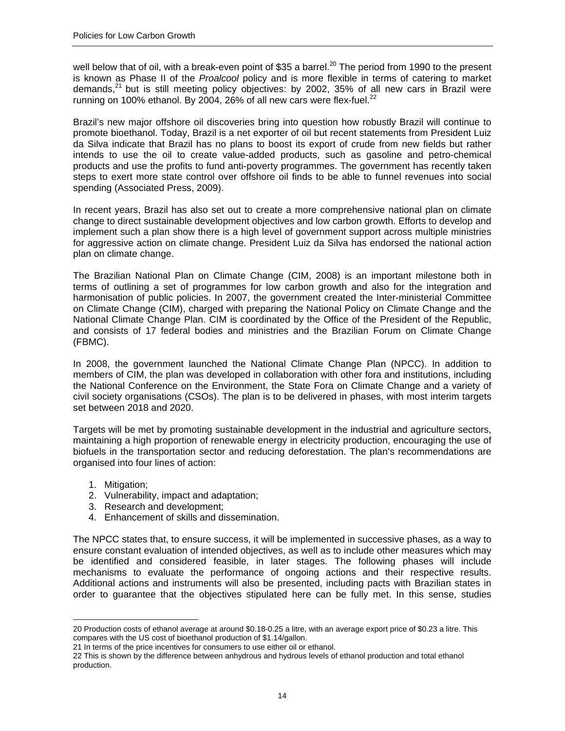well below that of oil, with a break-even point of $35 a barrel.[20] The period from 1990 to the present is known as Phase II of the *Proalcool* policy and is more flexible in terms of catering to market demands,[21] but is still meeting policy objectives: by 2002, 35% of all new cars in Brazil were running on 100% ethanol. By 2004, 26% of all new cars were flex-fuel.[22]

Brazil's new major offshore oil discoveries bring into question how robustly Brazil will continue to promote bioethanol. Today, Brazil is a net exporter of oil but recent statements from President Luiz da Silva indicate that Brazil has no plans to boost its export of crude from new fields but rather intends to use the oil to create value-added products, such as gasoline and petro-chemical products and use the profits to fund anti-poverty programmes. The government has recently taken steps to exert more state control over offshore oil finds to be able to funnel revenues into social spending (Associated Press, 2009).

In recent years, Brazil has also set out to create a more comprehensive national plan on climate change to direct sustainable development objectives and low carbon growth. Efforts to develop and implement such a plan show there is a high level of government support across multiple ministries for aggressive action on climate change. President Luiz da Silva has endorsed the national action plan on climate change.

The Brazilian National Plan on Climate Change (CIM, 2008) is an important milestone both in terms of outlining a set of programmes for low carbon growth and also for the integration and harmonisation of public policies. In 2007, the government created the Inter-ministerial Committee on Climate Change (CIM), charged with preparing the National Policy on Climate Change and the National Climate Change Plan. CIM is coordinated by the Office of the President of the Republic, and consists of 17 federal bodies and ministries and the Brazilian Forum on Climate Change (FBMC).

In 2008, the government launched the National Climate Change Plan (NPCC). In addition to members of CIM, the plan was developed in collaboration with other fora and institutions, including the National Conference on the Environment, the State Fora on Climate Change and a variety of civil society organisations (CSOs). The plan is to be delivered in phases, with most interim targets set between 2018 and 2020.

Targets will be met by promoting sustainable development in the industrial and agriculture sectors, maintaining a high proportion of renewable energy in electricity production, encouraging the use of biofuels in the transportation sector and reducing deforestation. The plan's recommendations are organised into four lines of action:

1. Mitigation;
2. Vulnerability, impact and adaptation;
3. Research and development;
4. Enhancement of skills and dissemination.

The NPCC states that, to ensure success, it will be implemented in successive phases, as a way to ensure constant evaluation of intended objectives, as well as to include other measures which may be identified and considered feasible, in later stages. The following phases will include mechanisms to evaluate the performance of ongoing actions and their respective results. Additional actions and instruments will also be presented, including pacts with Brazilian states in order to guarantee that the objectives stipulated here can be fully met. In this sense, studies

---

20 Production costs of ethanol average at around $0.18-0.25 a litre, with an average export price of $0.23 a litre. This compares with the US cost of bioethanol production of $1.14/gallon.

21 In terms of the price incentives for consumers to use either oil or ethanol.

22 This is shown by the difference between anhydrous and hydrous levels of ethanol production and total ethanol production.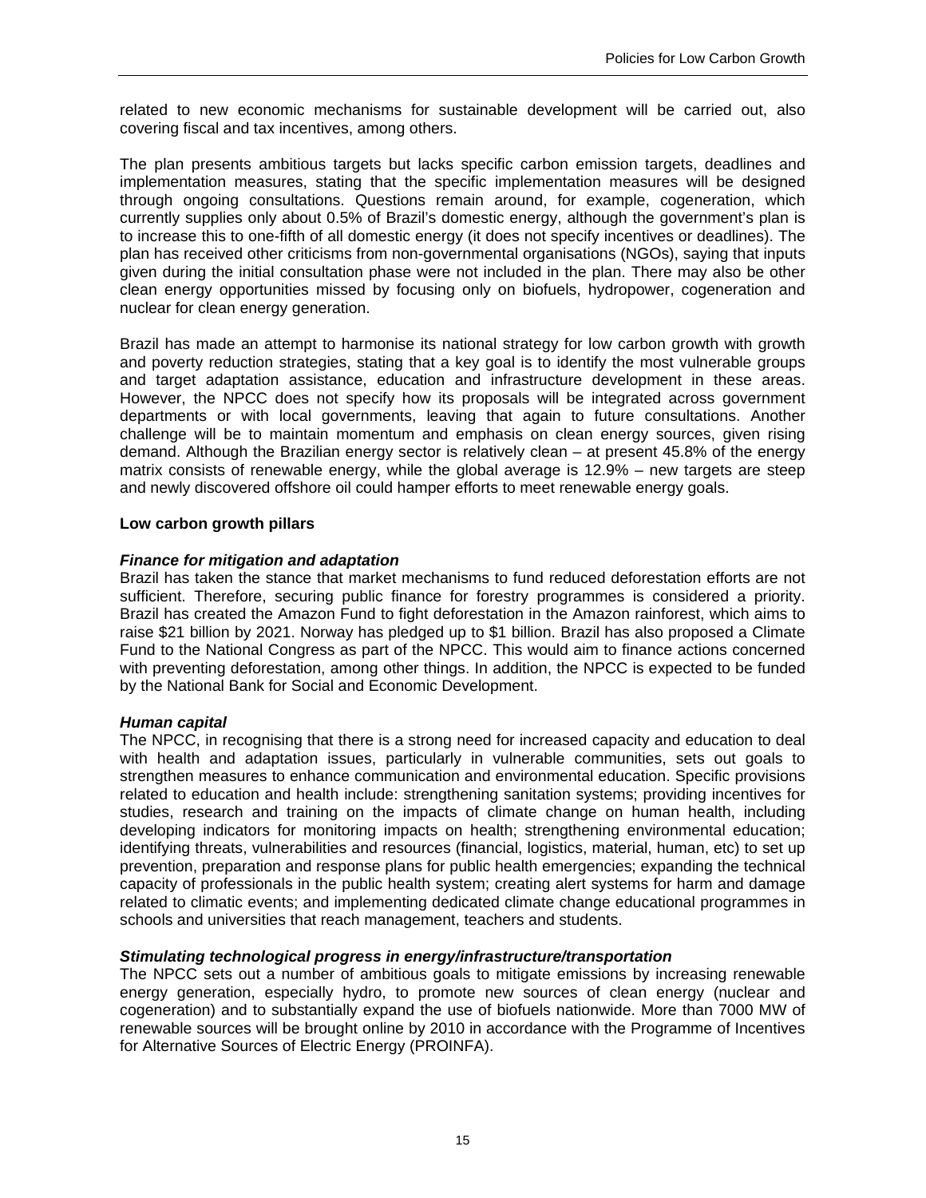related to new economic mechanisms for sustainable development will be carried out, also covering fiscal and tax incentives, among others.

The plan presents ambitious targets but lacks specific carbon emission targets, deadlines and implementation measures, stating that the specific implementation measures will be designed through ongoing consultations. Questions remain around, for example, cogeneration, which currently supplies only about 0.5% of Brazil's domestic energy, although the government's plan is to increase this to one-fifth of all domestic energy (it does not specify incentives or deadlines). The plan has received other criticisms from non-governmental organisations (NGOs), saying that inputs given during the initial consultation phase were not included in the plan. There may also be other clean energy opportunities missed by focusing only on biofuels, hydropower, cogeneration and nuclear for clean energy generation.

Brazil has made an attempt to harmonise its national strategy for low carbon growth with growth and poverty reduction strategies, stating that a key goal is to identify the most vulnerable groups and target adaptation assistance, education and infrastructure development in these areas. However, the NPCC does not specify how its proposals will be integrated across government departments or with local governments, leaving that again to future consultations. Another challenge will be to maintain momentum and emphasis on clean energy sources, given rising demand. Although the Brazilian energy sector is relatively clean – at present 45.8% of the energy matrix consists of renewable energy, while the global average is 12.9% – new targets are steep and newly discovered offshore oil could hamper efforts to meet renewable energy goals.

**Low carbon growth pillars**

***Finance for mitigation and adaptation***

Brazil has taken the stance that market mechanisms to fund reduced deforestation efforts are not sufficient. Therefore, securing public finance for forestry programmes is considered a priority. Brazil has created the Amazon Fund to fight deforestation in the Amazon rainforest, which aims to raise $21 billion by 2021. Norway has pledged up to $1 billion. Brazil has also proposed a Climate Fund to the National Congress as part of the NPCC. This would aim to finance actions concerned with preventing deforestation, among other things. In addition, the NPCC is expected to be funded by the National Bank for Social and Economic Development.

***Human capital***

The NPCC, in recognising that there is a strong need for increased capacity and education to deal with health and adaptation issues, particularly in vulnerable communities, sets out goals to strengthen measures to enhance communication and environmental education. Specific provisions related to education and health include: strengthening sanitation systems; providing incentives for studies, research and training on the impacts of climate change on human health, including developing indicators for monitoring impacts on health; strengthening environmental education; identifying threats, vulnerabilities and resources (financial, logistics, material, human, etc) to set up prevention, preparation and response plans for public health emergencies; expanding the technical capacity of professionals in the public health system; creating alert systems for harm and damage related to climatic events; and implementing dedicated climate change educational programmes in schools and universities that reach management, teachers and students.

***Stimulating technological progress in energy/infrastructure/transportation***

The NPCC sets out a number of ambitious goals to mitigate emissions by increasing renewable energy generation, especially hydro, to promote new sources of clean energy (nuclear and cogeneration) and to substantially expand the use of biofuels nationwide. More than 7000 MW of renewable sources will be brought online by 2010 in accordance with the Programme of Incentives for Alternative Sources of Electric Energy (PROINFA).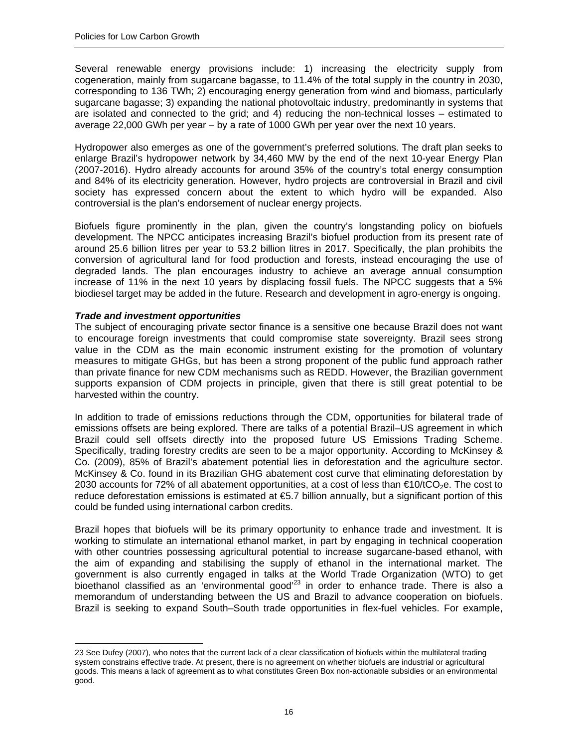Several renewable energy provisions include: 1) increasing the electricity supply from cogeneration, mainly from sugarcane bagasse, to 11.4% of the total supply in the country in 2030, corresponding to 136 TWh; 2) encouraging energy generation from wind and biomass, particularly sugarcane bagasse; 3) expanding the national photovoltaic industry, predominantly in systems that are isolated and connected to the grid; and 4) reducing the non-technical losses – estimated to average 22,000 GWh per year – by a rate of 1000 GWh per year over the next 10 years.

Hydropower also emerges as one of the government's preferred solutions. The draft plan seeks to enlarge Brazil's hydropower network by 34,460 MW by the end of the next 10-year Energy Plan (2007-2016). Hydro already accounts for around 35% of the country's total energy consumption and 84% of its electricity generation. However, hydro projects are controversial in Brazil and civil society has expressed concern about the extent to which hydro will be expanded. Also controversial is the plan's endorsement of nuclear energy projects.

Biofuels figure prominently in the plan, given the country's longstanding policy on biofuels development. The NPCC anticipates increasing Brazil's biofuel production from its present rate of around 25.6 billion litres per year to 53.2 billion litres in 2017. Specifically, the plan prohibits the conversion of agricultural land for food production and forests, instead encouraging the use of degraded lands. The plan encourages industry to achieve an average annual consumption increase of 11% in the next 10 years by displacing fossil fuels. The NPCC suggests that a 5% biodiesel target may be added in the future. Research and development in agro-energy is ongoing.

***Trade and investment opportunities***

The subject of encouraging private sector finance is a sensitive one because Brazil does not want to encourage foreign investments that could compromise state sovereignty. Brazil sees strong value in the CDM as the main economic instrument existing for the promotion of voluntary measures to mitigate GHGs, but has been a strong proponent of the public fund approach rather than private finance for new CDM mechanisms such as REDD. However, the Brazilian government supports expansion of CDM projects in principle, given that there is still great potential to be harvested within the country.

In addition to trade of emissions reductions through the CDM, opportunities for bilateral trade of emissions offsets are being explored. There are talks of a potential Brazil–US agreement in which Brazil could sell offsets directly into the proposed future US Emissions Trading Scheme. Specifically, trading forestry credits are seen to be a major opportunity. According to McKinsey & Co. (2009), 85% of Brazil's abatement potential lies in deforestation and the agriculture sector. McKinsey & Co. found in its Brazilian GHG abatement cost curve that eliminating deforestation by 2030 accounts for 72% of all abatement opportunities, at a cost of less than €10/t$CO_2$e. The cost to reduce deforestation emissions is estimated at €5.7 billion annually, but a significant portion of this could be funded using international carbon credits.

Brazil hopes that biofuels will be its primary opportunity to enhance trade and investment. It is working to stimulate an international ethanol market, in part by engaging in technical cooperation with other countries possessing agricultural potential to increase sugarcane-based ethanol, with the aim of expanding and stabilising the supply of ethanol in the international market. The government is also currently engaged in talks at the World Trade Organization (WTO) to get bioethanol classified as an 'environmental good'[23] in order to enhance trade. There is also a memorandum of understanding between the US and Brazil to advance cooperation on biofuels. Brazil is seeking to expand South–South trade opportunities in flex-fuel vehicles. For example,

---

23 See Dufey (2007), who notes that the current lack of a clear classification of biofuels within the multilateral trading system constrains effective trade. At present, there is no agreement on whether biofuels are industrial or agricultural goods. This means a lack of agreement as to what constitutes Green Box non-actionable subsidies or an environmental good.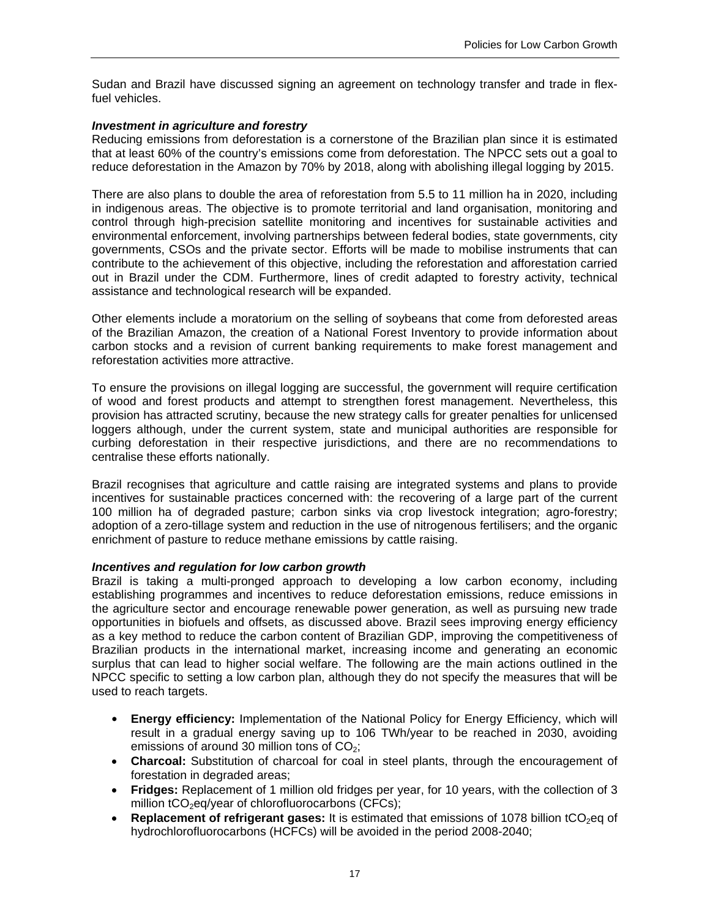Sudan and Brazil have discussed signing an agreement on technology transfer and trade in flex-fuel vehicles.

***Investment in agriculture and forestry***

Reducing emissions from deforestation is a cornerstone of the Brazilian plan since it is estimated that at least 60% of the country's emissions come from deforestation. The NPCC sets out a goal to reduce deforestation in the Amazon by 70% by 2018, along with abolishing illegal logging by 2015.

There are also plans to double the area of reforestation from 5.5 to 11 million ha in 2020, including in indigenous areas. The objective is to promote territorial and land organisation, monitoring and control through high-precision satellite monitoring and incentives for sustainable activities and environmental enforcement, involving partnerships between federal bodies, state governments, city governments, CSOs and the private sector. Efforts will be made to mobilise instruments that can contribute to the achievement of this objective, including the reforestation and afforestation carried out in Brazil under the CDM. Furthermore, lines of credit adapted to forestry activity, technical assistance and technological research will be expanded.

Other elements include a moratorium on the selling of soybeans that come from deforested areas of the Brazilian Amazon, the creation of a National Forest Inventory to provide information about carbon stocks and a revision of current banking requirements to make forest management and reforestation activities more attractive.

To ensure the provisions on illegal logging are successful, the government will require certification of wood and forest products and attempt to strengthen forest management. Nevertheless, this provision has attracted scrutiny, because the new strategy calls for greater penalties for unlicensed loggers although, under the current system, state and municipal authorities are responsible for curbing deforestation in their respective jurisdictions, and there are no recommendations to centralise these efforts nationally.

Brazil recognises that agriculture and cattle raising are integrated systems and plans to provide incentives for sustainable practices concerned with: the recovering of a large part of the current 100 million ha of degraded pasture; carbon sinks via crop livestock integration; agro-forestry; adoption of a zero-tillage system and reduction in the use of nitrogenous fertilisers; and the organic enrichment of pasture to reduce methane emissions by cattle raising.

***Incentives and regulation for low carbon growth***

Brazil is taking a multi-pronged approach to developing a low carbon economy, including establishing programmes and incentives to reduce deforestation emissions, reduce emissions in the agriculture sector and encourage renewable power generation, as well as pursuing new trade opportunities in biofuels and offsets, as discussed above. Brazil sees improving energy efficiency as a key method to reduce the carbon content of Brazilian GDP, improving the competitiveness of Brazilian products in the international market, increasing income and generating an economic surplus that can lead to higher social welfare. The following are the main actions outlined in the NPCC specific to setting a low carbon plan, although they do not specify the measures that will be used to reach targets.

- **Energy efficiency:** Implementation of the National Policy for Energy Efficiency, which will result in a gradual energy saving up to 106 TWh/year to be reached in 2030, avoiding emissions of around 30 million tons of $CO_2$;
- **Charcoal:** Substitution of charcoal for coal in steel plants, through the encouragement of forestation in degraded areas;
- **Fridges:** Replacement of 1 million old fridges per year, for 10 years, with the collection of 3 million $tCO_2eq$/year of chlorofluorocarbons (CFCs);
- **Replacement of refrigerant gases:** It is estimated that emissions of 1078 billion $tCO_2eq$ of hydrochlorofluorocarbons (HCFCs) will be avoided in the period 2008-2040;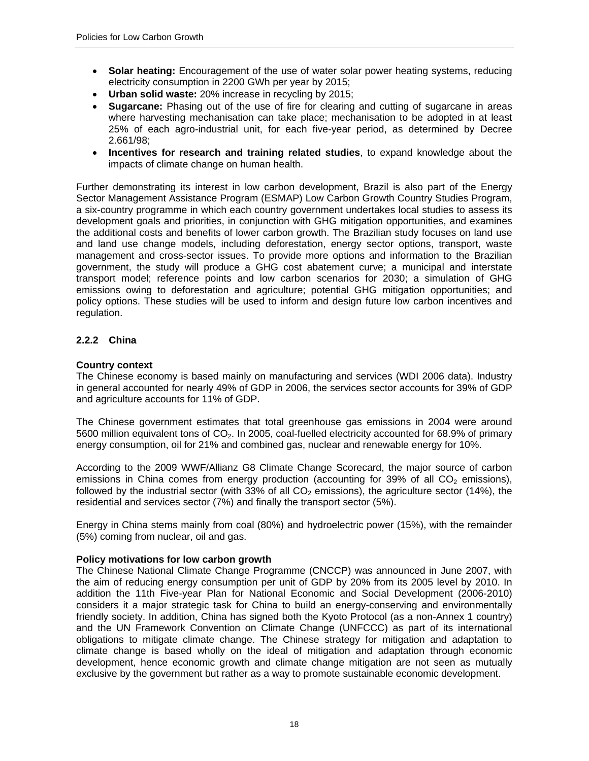- **Solar heating:** Encouragement of the use of water solar power heating systems, reducing electricity consumption in 2200 GWh per year by 2015;
- **Urban solid waste:** 20% increase in recycling by 2015;
- **Sugarcane:** Phasing out of the use of fire for clearing and cutting of sugarcane in areas where harvesting mechanisation can take place; mechanisation to be adopted in at least 25% of each agro-industrial unit, for each five-year period, as determined by Decree 2.661/98;
- **Incentives for research and training related studies**, to expand knowledge about the impacts of climate change on human health.

Further demonstrating its interest in low carbon development, Brazil is also part of the Energy Sector Management Assistance Program (ESMAP) Low Carbon Growth Country Studies Program, a six-country programme in which each country government undertakes local studies to assess its development goals and priorities, in conjunction with GHG mitigation opportunities, and examines the additional costs and benefits of lower carbon growth. The Brazilian study focuses on land use and land use change models, including deforestation, energy sector options, transport, waste management and cross-sector issues. To provide more options and information to the Brazilian government, the study will produce a GHG cost abatement curve; a municipal and interstate transport model; reference points and low carbon scenarios for 2030; a simulation of GHG emissions owing to deforestation and agriculture; potential GHG mitigation opportunities; and policy options. These studies will be used to inform and design future low carbon incentives and regulation.

### 2.2.2 China

**Country context**

The Chinese economy is based mainly on manufacturing and services (WDI 2006 data). Industry in general accounted for nearly 49% of GDP in 2006, the services sector accounts for 39% of GDP and agriculture accounts for 11% of GDP.

The Chinese government estimates that total greenhouse gas emissions in 2004 were around 5600 million equivalent tons of $CO_2$. In 2005, coal-fuelled electricity accounted for 68.9% of primary energy consumption, oil for 21% and combined gas, nuclear and renewable energy for 10%.

According to the 2009 WWF/Allianz G8 Climate Change Scorecard, the major source of carbon emissions in China comes from energy production (accounting for 39% of all $CO_2$ emissions), followed by the industrial sector (with 33% of all $CO_2$ emissions), the agriculture sector (14%), the residential and services sector (7%) and finally the transport sector (5%).

Energy in China stems mainly from coal (80%) and hydroelectric power (15%), with the remainder (5%) coming from nuclear, oil and gas.

**Policy motivations for low carbon growth**

The Chinese National Climate Change Programme (CNCCP) was announced in June 2007, with the aim of reducing energy consumption per unit of GDP by 20% from its 2005 level by 2010. In addition the 11th Five-year Plan for National Economic and Social Development (2006-2010) considers it a major strategic task for China to build an energy-conserving and environmentally friendly society. In addition, China has signed both the Kyoto Protocol (as a non-Annex 1 country) and the UN Framework Convention on Climate Change (UNFCCC) as part of its international obligations to mitigate climate change. The Chinese strategy for mitigation and adaptation to climate change is based wholly on the ideal of mitigation and adaptation through economic development, hence economic growth and climate change mitigation are not seen as mutually exclusive by the government but rather as a way to promote sustainable economic development.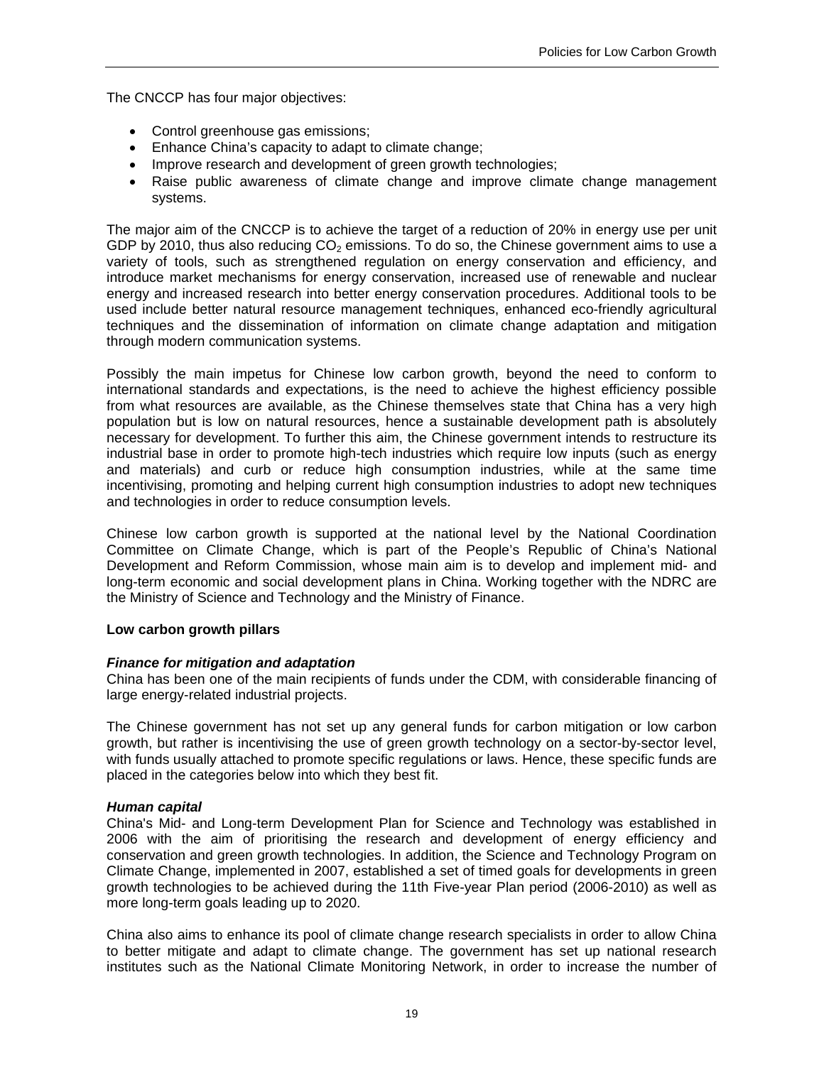The CNCCP has four major objectives:

- Control greenhouse gas emissions;
- Enhance China's capacity to adapt to climate change;
- Improve research and development of green growth technologies;
- Raise public awareness of climate change and improve climate change management systems.

The major aim of the CNCCP is to achieve the target of a reduction of 20% in energy use per unit GDP by 2010, thus also reducing $CO_2$ emissions. To do so, the Chinese government aims to use a variety of tools, such as strengthened regulation on energy conservation and efficiency, and introduce market mechanisms for energy conservation, increased use of renewable and nuclear energy and increased research into better energy conservation procedures. Additional tools to be used include better natural resource management techniques, enhanced eco-friendly agricultural techniques and the dissemination of information on climate change adaptation and mitigation through modern communication systems.

Possibly the main impetus for Chinese low carbon growth, beyond the need to conform to international standards and expectations, is the need to achieve the highest efficiency possible from what resources are available, as the Chinese themselves state that China has a very high population but is low on natural resources, hence a sustainable development path is absolutely necessary for development. To further this aim, the Chinese government intends to restructure its industrial base in order to promote high-tech industries which require low inputs (such as energy and materials) and curb or reduce high consumption industries, while at the same time incentivising, promoting and helping current high consumption industries to adopt new techniques and technologies in order to reduce consumption levels.

Chinese low carbon growth is supported at the national level by the National Coordination Committee on Climate Change, which is part of the People's Republic of China's National Development and Reform Commission, whose main aim is to develop and implement mid- and long-term economic and social development plans in China. Working together with the NDRC are the Ministry of Science and Technology and the Ministry of Finance.

**Low carbon growth pillars**

***Finance for mitigation and adaptation***

China has been one of the main recipients of funds under the CDM, with considerable financing of large energy-related industrial projects.

The Chinese government has not set up any general funds for carbon mitigation or low carbon growth, but rather is incentivising the use of green growth technology on a sector-by-sector level, with funds usually attached to promote specific regulations or laws. Hence, these specific funds are placed in the categories below into which they best fit.

***Human capital***

China's Mid- and Long-term Development Plan for Science and Technology was established in 2006 with the aim of prioritising the research and development of energy efficiency and conservation and green growth technologies. In addition, the Science and Technology Program on Climate Change, implemented in 2007, established a set of timed goals for developments in green growth technologies to be achieved during the 11th Five-year Plan period (2006-2010) as well as more long-term goals leading up to 2020.

China also aims to enhance its pool of climate change research specialists in order to allow China to better mitigate and adapt to climate change. The government has set up national research institutes such as the National Climate Monitoring Network, in order to increase the number of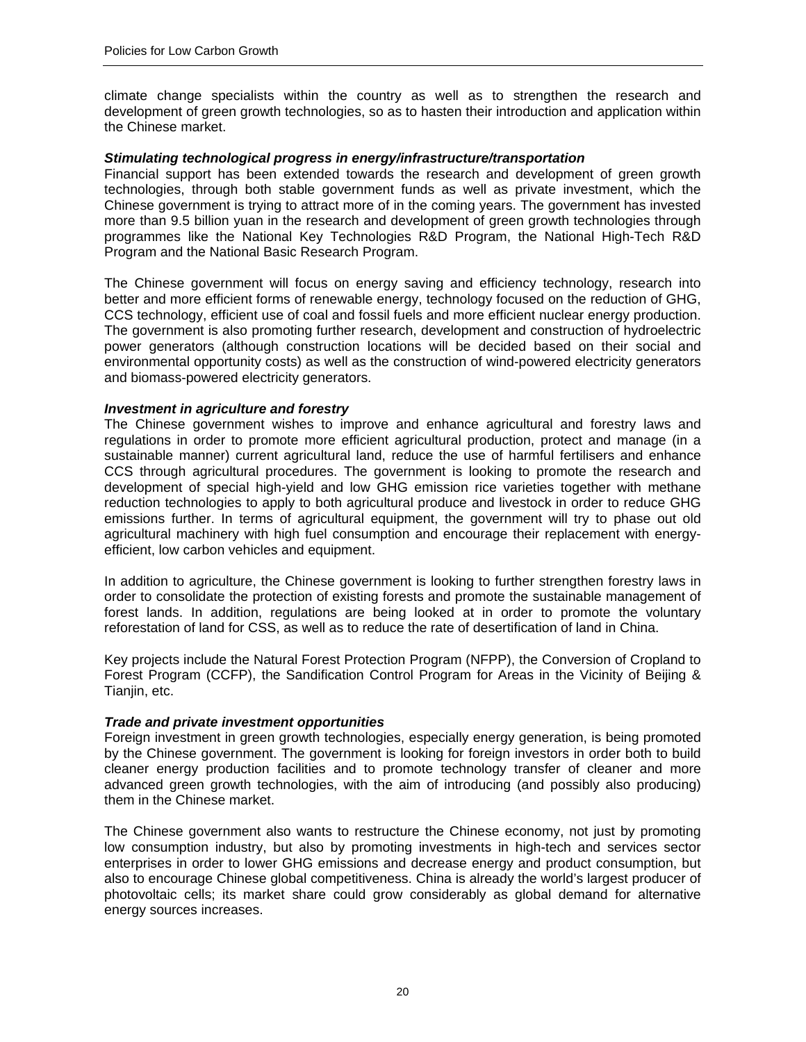climate change specialists within the country as well as to strengthen the research and development of green growth technologies, so as to hasten their introduction and application within the Chinese market.

***Stimulating technological progress in energy/infrastructure/transportation***

Financial support has been extended towards the research and development of green growth technologies, through both stable government funds as well as private investment, which the Chinese government is trying to attract more of in the coming years. The government has invested more than 9.5 billion yuan in the research and development of green growth technologies through programmes like the National Key Technologies R&D Program, the National High-Tech R&D Program and the National Basic Research Program.

The Chinese government will focus on energy saving and efficiency technology, research into better and more efficient forms of renewable energy, technology focused on the reduction of GHG, CCS technology, efficient use of coal and fossil fuels and more efficient nuclear energy production. The government is also promoting further research, development and construction of hydroelectric power generators (although construction locations will be decided based on their social and environmental opportunity costs) as well as the construction of wind-powered electricity generators and biomass-powered electricity generators.

***Investment in agriculture and forestry***

The Chinese government wishes to improve and enhance agricultural and forestry laws and regulations in order to promote more efficient agricultural production, protect and manage (in a sustainable manner) current agricultural land, reduce the use of harmful fertilisers and enhance CCS through agricultural procedures. The government is looking to promote the research and development of special high-yield and low GHG emission rice varieties together with methane reduction technologies to apply to both agricultural produce and livestock in order to reduce GHG emissions further. In terms of agricultural equipment, the government will try to phase out old agricultural machinery with high fuel consumption and encourage their replacement with energy-efficient, low carbon vehicles and equipment.

In addition to agriculture, the Chinese government is looking to further strengthen forestry laws in order to consolidate the protection of existing forests and promote the sustainable management of forest lands. In addition, regulations are being looked at in order to promote the voluntary reforestation of land for CSS, as well as to reduce the rate of desertification of land in China.

Key projects include the Natural Forest Protection Program (NFPP), the Conversion of Cropland to Forest Program (CCFP), the Sandification Control Program for Areas in the Vicinity of Beijing & Tianjin, etc.

***Trade and private investment opportunities***

Foreign investment in green growth technologies, especially energy generation, is being promoted by the Chinese government. The government is looking for foreign investors in order both to build cleaner energy production facilities and to promote technology transfer of cleaner and more advanced green growth technologies, with the aim of introducing (and possibly also producing) them in the Chinese market.

The Chinese government also wants to restructure the Chinese economy, not just by promoting low consumption industry, but also by promoting investments in high-tech and services sector enterprises in order to lower GHG emissions and decrease energy and product consumption, but also to encourage Chinese global competitiveness. China is already the world's largest producer of photovoltaic cells; its market share could grow considerably as global demand for alternative energy sources increases.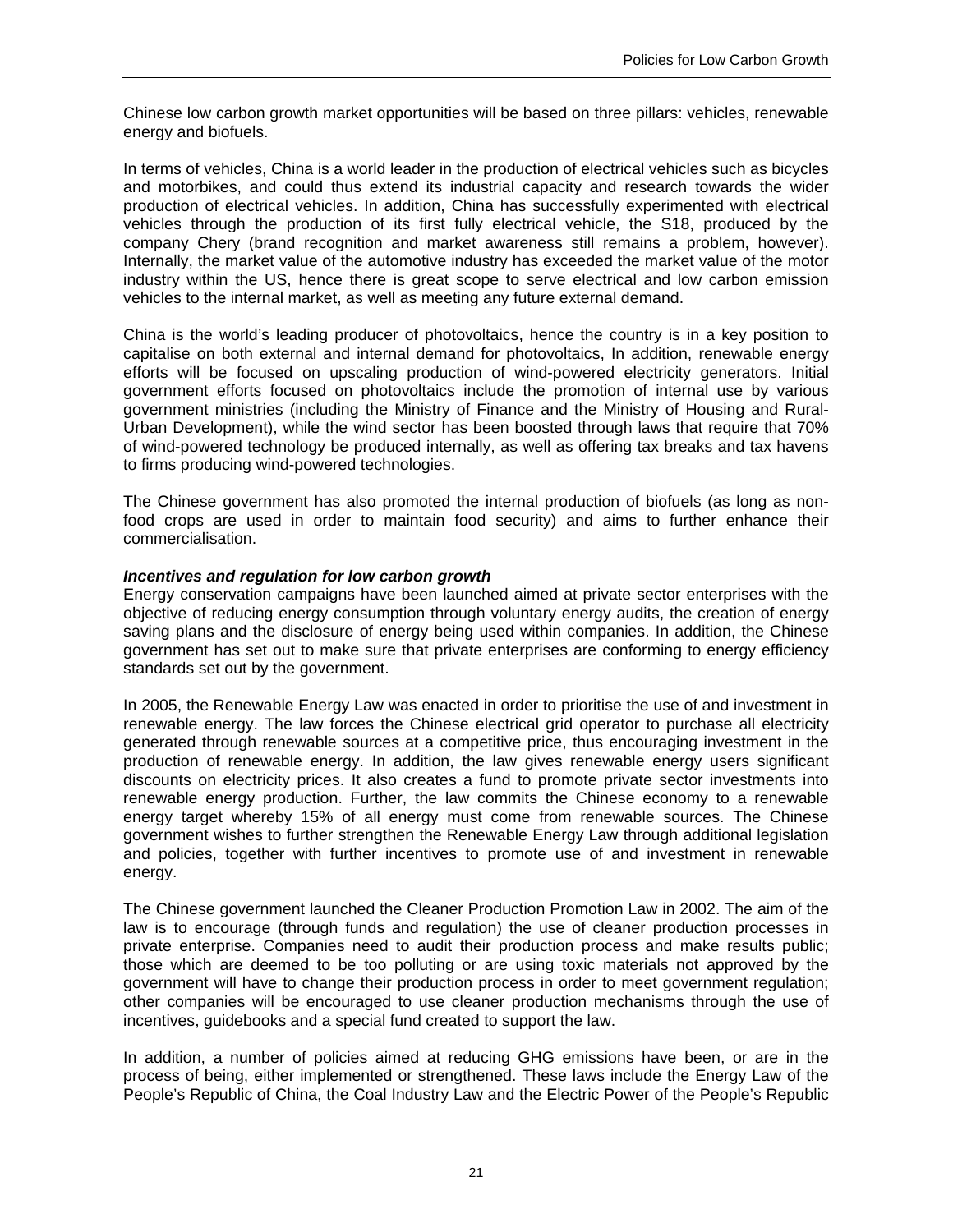Chinese low carbon growth market opportunities will be based on three pillars: vehicles, renewable energy and biofuels.

In terms of vehicles, China is a world leader in the production of electrical vehicles such as bicycles and motorbikes, and could thus extend its industrial capacity and research towards the wider production of electrical vehicles. In addition, China has successfully experimented with electrical vehicles through the production of its first fully electrical vehicle, the S18, produced by the company Chery (brand recognition and market awareness still remains a problem, however). Internally, the market value of the automotive industry has exceeded the market value of the motor industry within the US, hence there is great scope to serve electrical and low carbon emission vehicles to the internal market, as well as meeting any future external demand.

China is the world's leading producer of photovoltaics, hence the country is in a key position to capitalise on both external and internal demand for photovoltaics, In addition, renewable energy efforts will be focused on upscaling production of wind-powered electricity generators. Initial government efforts focused on photovoltaics include the promotion of internal use by various government ministries (including the Ministry of Finance and the Ministry of Housing and Rural-Urban Development), while the wind sector has been boosted through laws that require that 70% of wind-powered technology be produced internally, as well as offering tax breaks and tax havens to firms producing wind-powered technologies.

The Chinese government has also promoted the internal production of biofuels (as long as non-food crops are used in order to maintain food security) and aims to further enhance their commercialisation.

***Incentives and regulation for low carbon growth***

Energy conservation campaigns have been launched aimed at private sector enterprises with the objective of reducing energy consumption through voluntary energy audits, the creation of energy saving plans and the disclosure of energy being used within companies. In addition, the Chinese government has set out to make sure that private enterprises are conforming to energy efficiency standards set out by the government.

In 2005, the Renewable Energy Law was enacted in order to prioritise the use of and investment in renewable energy. The law forces the Chinese electrical grid operator to purchase all electricity generated through renewable sources at a competitive price, thus encouraging investment in the production of renewable energy. In addition, the law gives renewable energy users significant discounts on electricity prices. It also creates a fund to promote private sector investments into renewable energy production. Further, the law commits the Chinese economy to a renewable energy target whereby 15% of all energy must come from renewable sources. The Chinese government wishes to further strengthen the Renewable Energy Law through additional legislation and policies, together with further incentives to promote use of and investment in renewable energy.

The Chinese government launched the Cleaner Production Promotion Law in 2002. The aim of the law is to encourage (through funds and regulation) the use of cleaner production processes in private enterprise. Companies need to audit their production process and make results public; those which are deemed to be too polluting or are using toxic materials not approved by the government will have to change their production process in order to meet government regulation; other companies will be encouraged to use cleaner production mechanisms through the use of incentives, guidebooks and a special fund created to support the law.

In addition, a number of policies aimed at reducing GHG emissions have been, or are in the process of being, either implemented or strengthened. These laws include the Energy Law of the People's Republic of China, the Coal Industry Law and the Electric Power of the People's Republic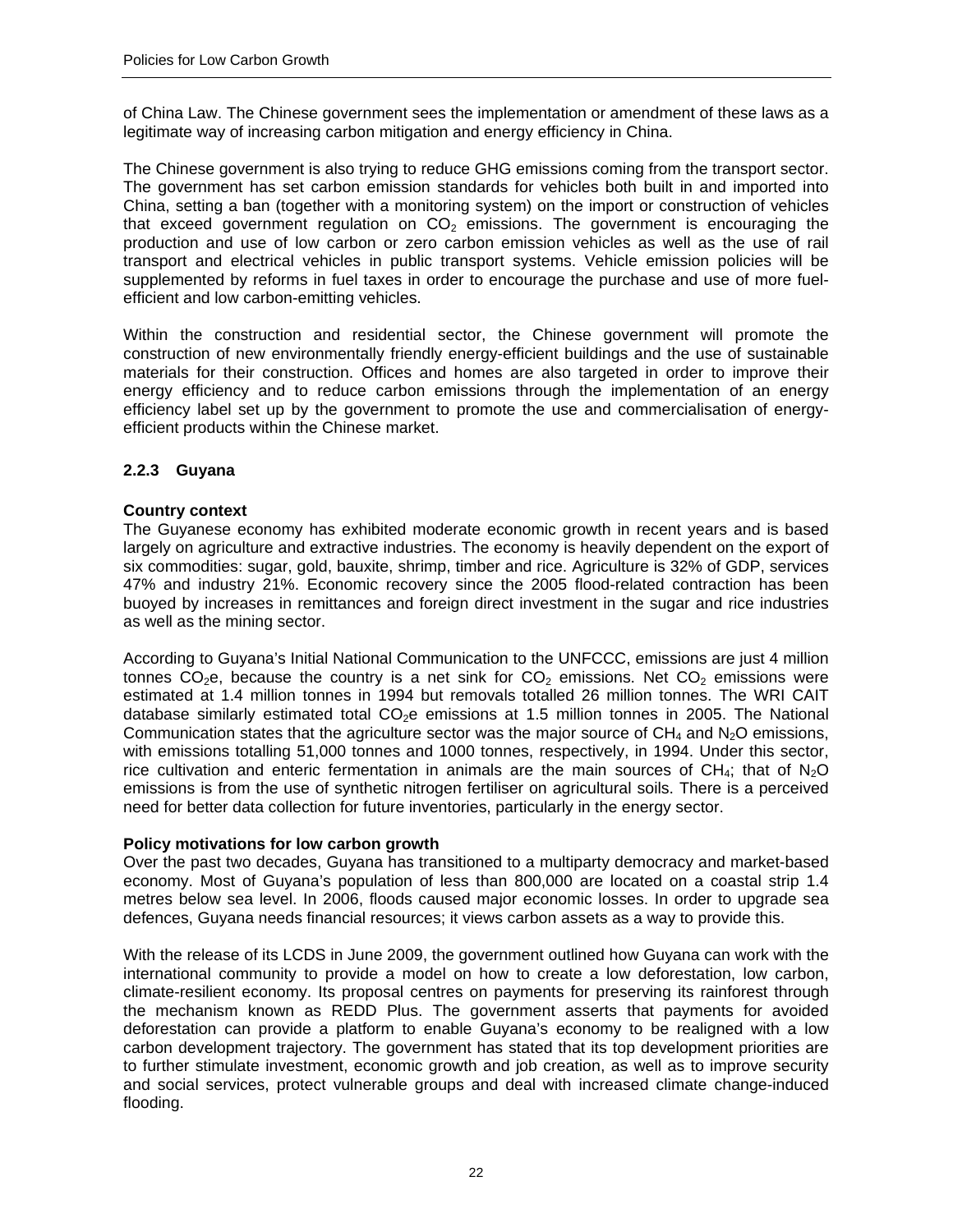of China Law. The Chinese government sees the implementation or amendment of these laws as a legitimate way of increasing carbon mitigation and energy efficiency in China.

The Chinese government is also trying to reduce GHG emissions coming from the transport sector. The government has set carbon emission standards for vehicles both built in and imported into China, setting a ban (together with a monitoring system) on the import or construction of vehicles that exceed government regulation on $CO_2$ emissions. The government is encouraging the production and use of low carbon or zero carbon emission vehicles as well as the use of rail transport and electrical vehicles in public transport systems. Vehicle emission policies will be supplemented by reforms in fuel taxes in order to encourage the purchase and use of more fuel-efficient and low carbon-emitting vehicles.

Within the construction and residential sector, the Chinese government will promote the construction of new environmentally friendly energy-efficient buildings and the use of sustainable materials for their construction. Offices and homes are also targeted in order to improve their energy efficiency and to reduce carbon emissions through the implementation of an energy efficiency label set up by the government to promote the use and commercialisation of energy-efficient products within the Chinese market.

### 2.2.3 Guyana

**Country context**

The Guyanese economy has exhibited moderate economic growth in recent years and is based largely on agriculture and extractive industries. The economy is heavily dependent on the export of six commodities: sugar, gold, bauxite, shrimp, timber and rice. Agriculture is 32% of GDP, services 47% and industry 21%. Economic recovery since the 2005 flood-related contraction has been buoyed by increases in remittances and foreign direct investment in the sugar and rice industries as well as the mining sector.

According to Guyana's Initial National Communication to the UNFCCC, emissions are just 4 million tonnes $CO_2e$, because the country is a net sink for $CO_2$ emissions. Net $CO_2$ emissions were estimated at 1.4 million tonnes in 1994 but removals totalled 26 million tonnes. The WRI CAIT database similarly estimated total $CO_2e$ emissions at 1.5 million tonnes in 2005. The National Communication states that the agriculture sector was the major source of $CH_4$ and $N_2O$ emissions, with emissions totalling 51,000 tonnes and 1000 tonnes, respectively, in 1994. Under this sector, rice cultivation and enteric fermentation in animals are the main sources of $CH_4$; that of $N_2O$ emissions is from the use of synthetic nitrogen fertiliser on agricultural soils. There is a perceived need for better data collection for future inventories, particularly in the energy sector.

**Policy motivations for low carbon growth**

Over the past two decades, Guyana has transitioned to a multiparty democracy and market-based economy. Most of Guyana's population of less than 800,000 are located on a coastal strip 1.4 metres below sea level. In 2006, floods caused major economic losses. In order to upgrade sea defences, Guyana needs financial resources; it views carbon assets as a way to provide this.

With the release of its LCDS in June 2009, the government outlined how Guyana can work with the international community to provide a model on how to create a low deforestation, low carbon, climate-resilient economy. Its proposal centres on payments for preserving its rainforest through the mechanism known as REDD Plus. The government asserts that payments for avoided deforestation can provide a platform to enable Guyana's economy to be realigned with a low carbon development trajectory. The government has stated that its top development priorities are to further stimulate investment, economic growth and job creation, as well as to improve security and social services, protect vulnerable groups and deal with increased climate change-induced flooding.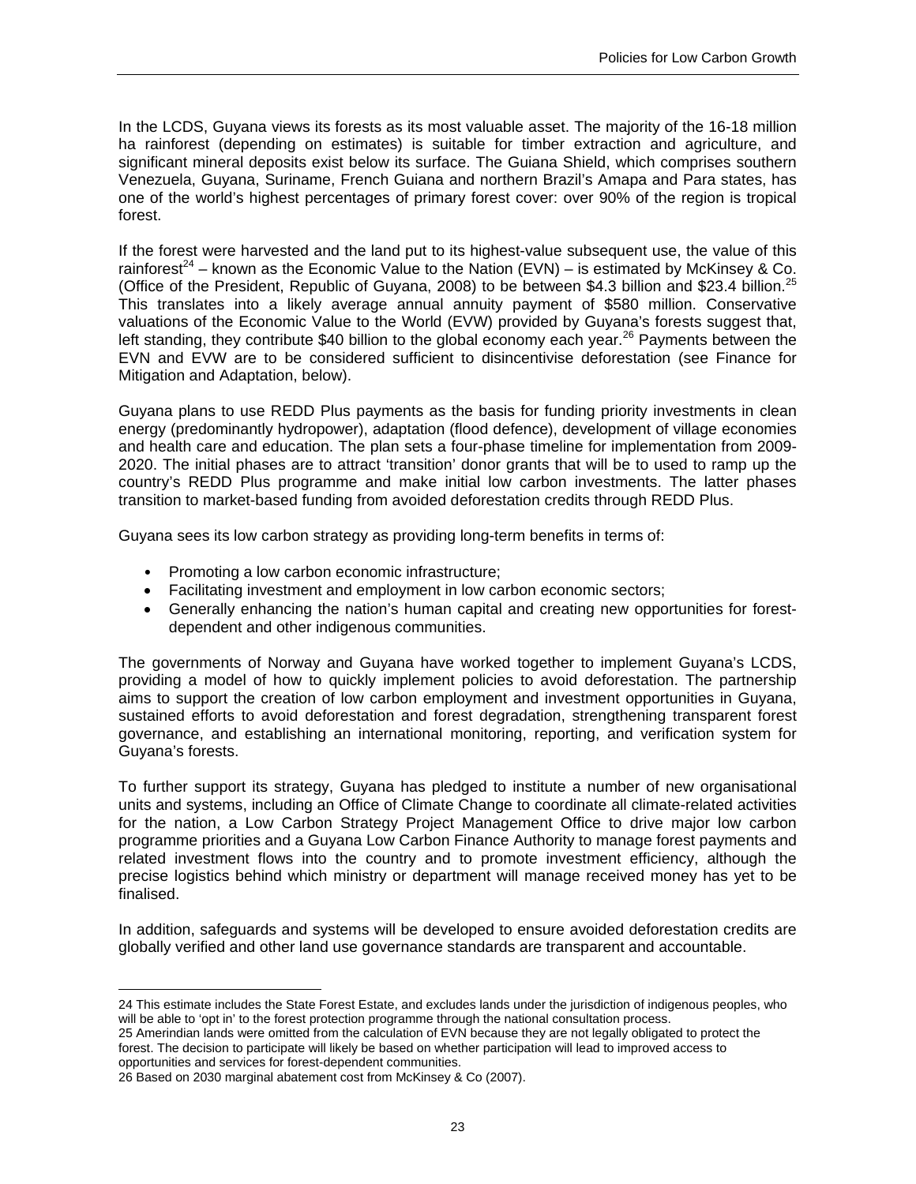In the LCDS, Guyana views its forests as its most valuable asset. The majority of the 16-18 million ha rainforest (depending on estimates) is suitable for timber extraction and agriculture, and significant mineral deposits exist below its surface. The Guiana Shield, which comprises southern Venezuela, Guyana, Suriname, French Guiana and northern Brazil's Amapa and Para states, has one of the world's highest percentages of primary forest cover: over 90% of the region is tropical forest.

If the forest were harvested and the land put to its highest-value subsequent use, the value of this rainforest[24] – known as the Economic Value to the Nation (EVN) – is estimated by McKinsey & Co. (Office of the President, Republic of Guyana, 2008) to be between \$4.3 billion and \$23.4 billion.[25] This translates into a likely average annual annuity payment of \$580 million. Conservative valuations of the Economic Value to the World (EVW) provided by Guyana's forests suggest that, left standing, they contribute \$40 billion to the global economy each year.[26] Payments between the EVN and EVW are to be considered sufficient to disincentivise deforestation (see Finance for Mitigation and Adaptation, below).

Guyana plans to use REDD Plus payments as the basis for funding priority investments in clean energy (predominantly hydropower), adaptation (flood defence), development of village economies and health care and education. The plan sets a four-phase timeline for implementation from 2009-2020. The initial phases are to attract 'transition' donor grants that will be to used to ramp up the country's REDD Plus programme and make initial low carbon investments. The latter phases transition to market-based funding from avoided deforestation credits through REDD Plus.

Guyana sees its low carbon strategy as providing long-term benefits in terms of:

- Promoting a low carbon economic infrastructure;
- Facilitating investment and employment in low carbon economic sectors;
- Generally enhancing the nation's human capital and creating new opportunities for forest-dependent and other indigenous communities.

The governments of Norway and Guyana have worked together to implement Guyana's LCDS, providing a model of how to quickly implement policies to avoid deforestation. The partnership aims to support the creation of low carbon employment and investment opportunities in Guyana, sustained efforts to avoid deforestation and forest degradation, strengthening transparent forest governance, and establishing an international monitoring, reporting, and verification system for Guyana's forests.

To further support its strategy, Guyana has pledged to institute a number of new organisational units and systems, including an Office of Climate Change to coordinate all climate-related activities for the nation, a Low Carbon Strategy Project Management Office to drive major low carbon programme priorities and a Guyana Low Carbon Finance Authority to manage forest payments and related investment flows into the country and to promote investment efficiency, although the precise logistics behind which ministry or department will manage received money has yet to be finalised.

In addition, safeguards and systems will be developed to ensure avoided deforestation credits are globally verified and other land use governance standards are transparent and accountable.

---

24 This estimate includes the State Forest Estate, and excludes lands under the jurisdiction of indigenous peoples, who will be able to 'opt in' to the forest protection programme through the national consultation process.

25 Amerindian lands were omitted from the calculation of EVN because they are not legally obligated to protect the forest. The decision to participate will likely be based on whether participation will lead to improved access to opportunities and services for forest-dependent communities.

26 Based on 2030 marginal abatement cost from McKinsey & Co (2007).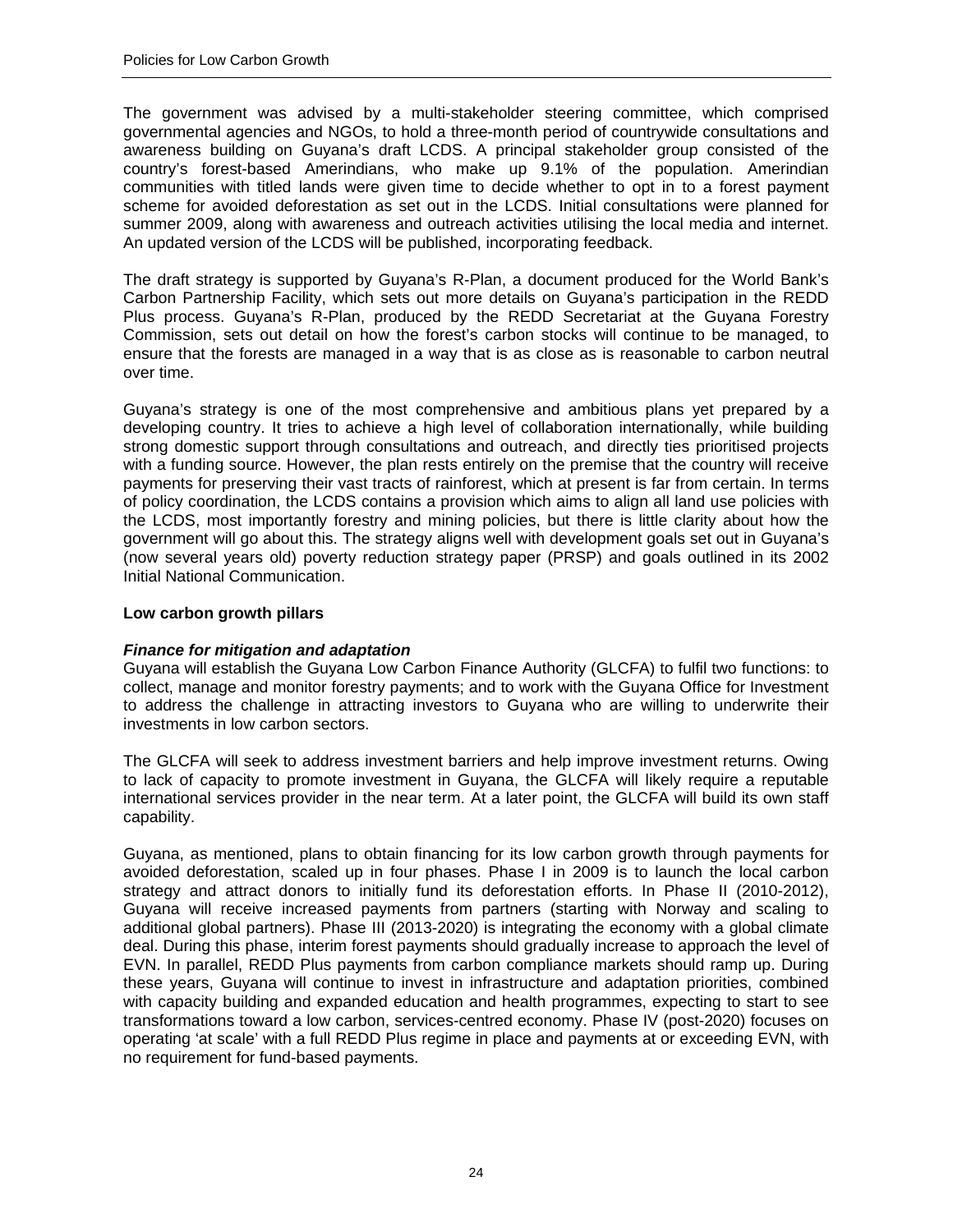The government was advised by a multi-stakeholder steering committee, which comprised governmental agencies and NGOs, to hold a three-month period of countrywide consultations and awareness building on Guyana's draft LCDS. A principal stakeholder group consisted of the country's forest-based Amerindians, who make up 9.1% of the population. Amerindian communities with titled lands were given time to decide whether to opt in to a forest payment scheme for avoided deforestation as set out in the LCDS. Initial consultations were planned for summer 2009, along with awareness and outreach activities utilising the local media and internet. An updated version of the LCDS will be published, incorporating feedback.

The draft strategy is supported by Guyana's R-Plan, a document produced for the World Bank's Carbon Partnership Facility, which sets out more details on Guyana's participation in the REDD Plus process. Guyana's R-Plan, produced by the REDD Secretariat at the Guyana Forestry Commission, sets out detail on how the forest's carbon stocks will continue to be managed, to ensure that the forests are managed in a way that is as close as is reasonable to carbon neutral over time.

Guyana's strategy is one of the most comprehensive and ambitious plans yet prepared by a developing country. It tries to achieve a high level of collaboration internationally, while building strong domestic support through consultations and outreach, and directly ties prioritised projects with a funding source. However, the plan rests entirely on the premise that the country will receive payments for preserving their vast tracts of rainforest, which at present is far from certain. In terms of policy coordination, the LCDS contains a provision which aims to align all land use policies with the LCDS, most importantly forestry and mining policies, but there is little clarity about how the government will go about this. The strategy aligns well with development goals set out in Guyana's (now several years old) poverty reduction strategy paper (PRSP) and goals outlined in its 2002 Initial National Communication.

**Low carbon growth pillars**

***Finance for mitigation and adaptation***

Guyana will establish the Guyana Low Carbon Finance Authority (GLCFA) to fulfil two functions: to collect, manage and monitor forestry payments; and to work with the Guyana Office for Investment to address the challenge in attracting investors to Guyana who are willing to underwrite their investments in low carbon sectors.

The GLCFA will seek to address investment barriers and help improve investment returns. Owing to lack of capacity to promote investment in Guyana, the GLCFA will likely require a reputable international services provider in the near term. At a later point, the GLCFA will build its own staff capability.

Guyana, as mentioned, plans to obtain financing for its low carbon growth through payments for avoided deforestation, scaled up in four phases. Phase I in 2009 is to launch the local carbon strategy and attract donors to initially fund its deforestation efforts. In Phase II (2010-2012), Guyana will receive increased payments from partners (starting with Norway and scaling to additional global partners). Phase III (2013-2020) is integrating the economy with a global climate deal. During this phase, interim forest payments should gradually increase to approach the level of EVN. In parallel, REDD Plus payments from carbon compliance markets should ramp up. During these years, Guyana will continue to invest in infrastructure and adaptation priorities, combined with capacity building and expanded education and health programmes, expecting to start to see transformations toward a low carbon, services-centred economy. Phase IV (post-2020) focuses on operating 'at scale' with a full REDD Plus regime in place and payments at or exceeding EVN, with no requirement for fund-based payments.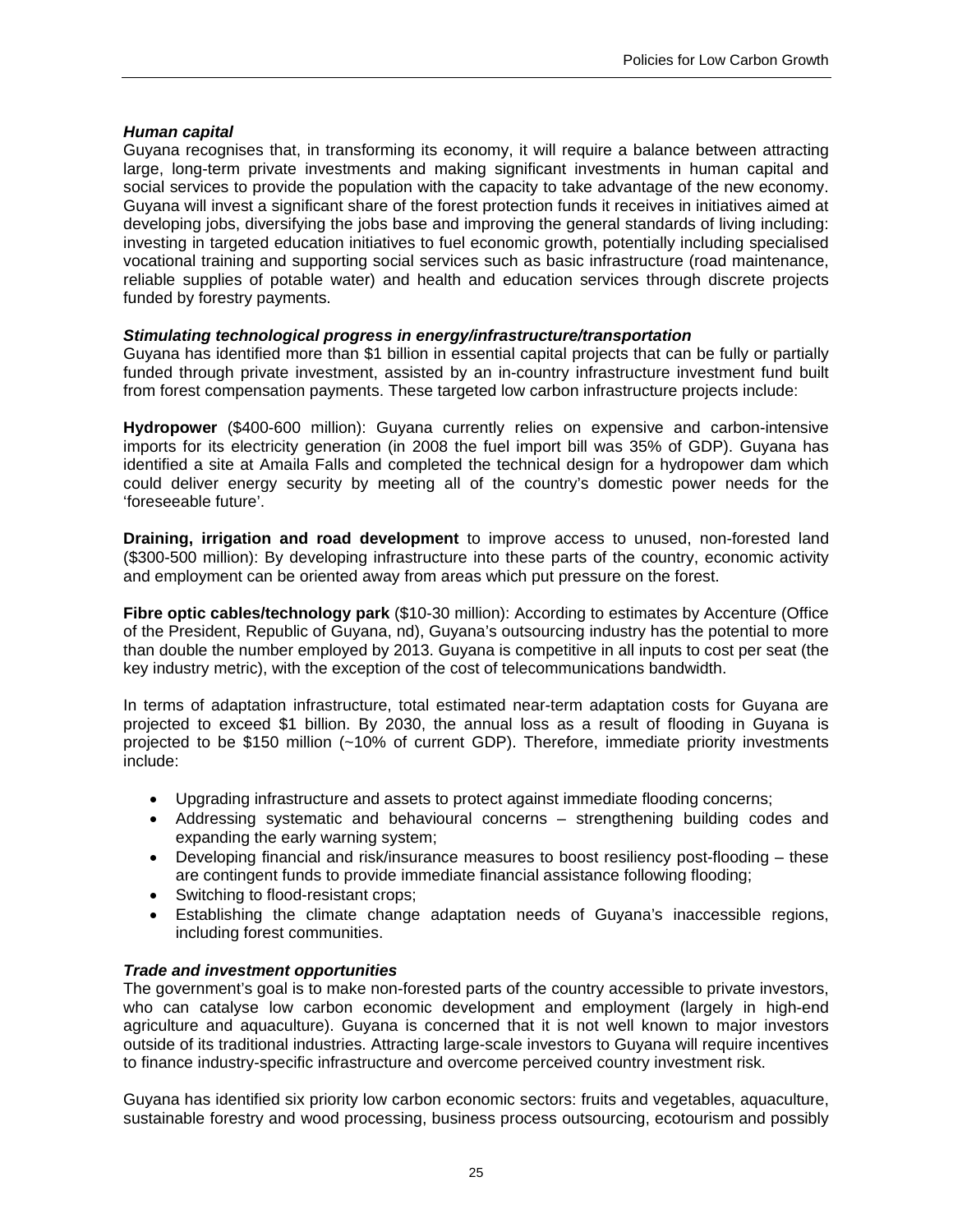### *Human capital*

Guyana recognises that, in transforming its economy, it will require a balance between attracting large, long-term private investments and making significant investments in human capital and social services to provide the population with the capacity to take advantage of the new economy. Guyana will invest a significant share of the forest protection funds it receives in initiatives aimed at developing jobs, diversifying the jobs base and improving the general standards of living including: investing in targeted education initiatives to fuel economic growth, potentially including specialised vocational training and supporting social services such as basic infrastructure (road maintenance, reliable supplies of potable water) and health and education services through discrete projects funded by forestry payments.

### *Stimulating technological progress in energy/infrastructure/transportation*

Guyana has identified more than $1 billion in essential capital projects that can be fully or partially funded through private investment, assisted by an in-country infrastructure investment fund built from forest compensation payments. These targeted low carbon infrastructure projects include:

**Hydropower** ($400-600 million): Guyana currently relies on expensive and carbon-intensive imports for its electricity generation (in 2008 the fuel import bill was 35% of GDP). Guyana has identified a site at Amaila Falls and completed the technical design for a hydropower dam which could deliver energy security by meeting all of the country's domestic power needs for the 'foreseeable future'.

**Draining, irrigation and road development** to improve access to unused, non-forested land ($300-500 million): By developing infrastructure into these parts of the country, economic activity and employment can be oriented away from areas which put pressure on the forest.

**Fibre optic cables/technology park** ($10-30 million): According to estimates by Accenture (Office of the President, Republic of Guyana, nd), Guyana's outsourcing industry has the potential to more than double the number employed by 2013. Guyana is competitive in all inputs to cost per seat (the key industry metric), with the exception of the cost of telecommunications bandwidth.

In terms of adaptation infrastructure, total estimated near-term adaptation costs for Guyana are projected to exceed $1 billion. By 2030, the annual loss as a result of flooding in Guyana is projected to be $150 million (~10% of current GDP). Therefore, immediate priority investments include:

- Upgrading infrastructure and assets to protect against immediate flooding concerns;
- Addressing systematic and behavioural concerns – strengthening building codes and expanding the early warning system;
- Developing financial and risk/insurance measures to boost resiliency post-flooding – these are contingent funds to provide immediate financial assistance following flooding;
- Switching to flood-resistant crops;
- Establishing the climate change adaptation needs of Guyana's inaccessible regions, including forest communities.

### *Trade and investment opportunities*

The government's goal is to make non-forested parts of the country accessible to private investors, who can catalyse low carbon economic development and employment (largely in high-end agriculture and aquaculture). Guyana is concerned that it is not well known to major investors outside of its traditional industries. Attracting large-scale investors to Guyana will require incentives to finance industry-specific infrastructure and overcome perceived country investment risk.

Guyana has identified six priority low carbon economic sectors: fruits and vegetables, aquaculture, sustainable forestry and wood processing, business process outsourcing, ecotourism and possibly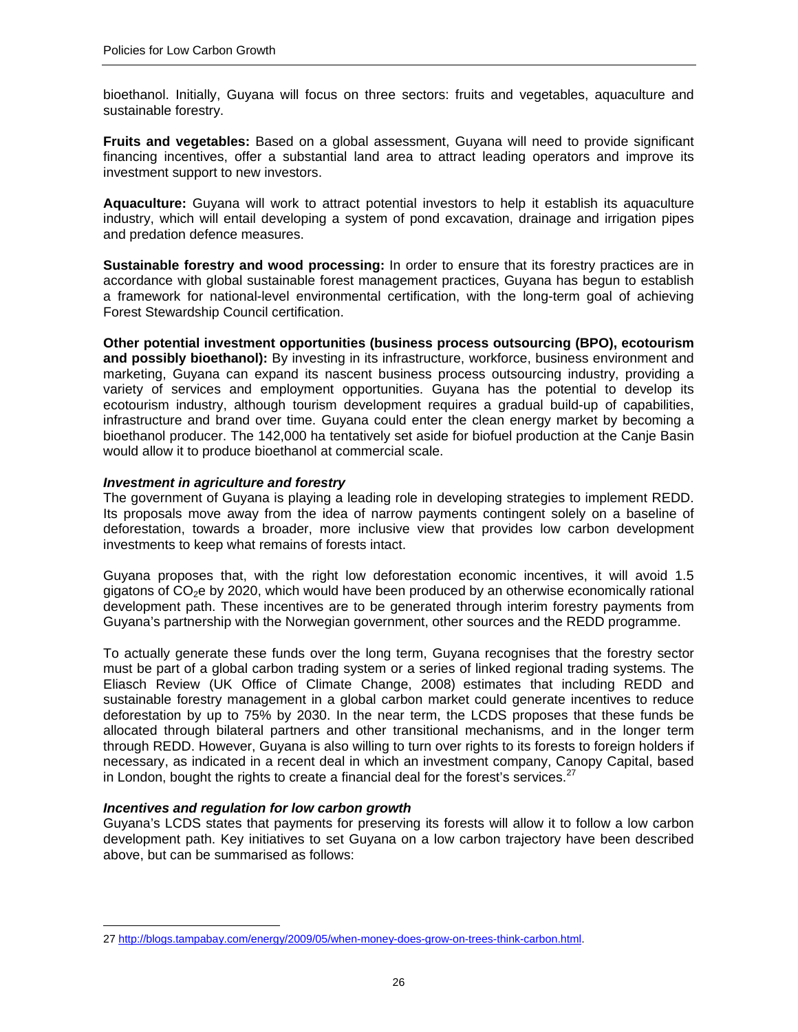bioethanol. Initially, Guyana will focus on three sectors: fruits and vegetables, aquaculture and sustainable forestry.

**Fruits and vegetables:** Based on a global assessment, Guyana will need to provide significant financing incentives, offer a substantial land area to attract leading operators and improve its investment support to new investors.

**Aquaculture:** Guyana will work to attract potential investors to help it establish its aquaculture industry, which will entail developing a system of pond excavation, drainage and irrigation pipes and predation defence measures.

**Sustainable forestry and wood processing:** In order to ensure that its forestry practices are in accordance with global sustainable forest management practices, Guyana has begun to establish a framework for national-level environmental certification, with the long-term goal of achieving Forest Stewardship Council certification.

**Other potential investment opportunities (business process outsourcing (BPO), ecotourism and possibly bioethanol):** By investing in its infrastructure, workforce, business environment and marketing, Guyana can expand its nascent business process outsourcing industry, providing a variety of services and employment opportunities. Guyana has the potential to develop its ecotourism industry, although tourism development requires a gradual build-up of capabilities, infrastructure and brand over time. Guyana could enter the clean energy market by becoming a bioethanol producer. The 142,000 ha tentatively set aside for biofuel production at the Canje Basin would allow it to produce bioethanol at commercial scale.

### *Investment in agriculture and forestry*

The government of Guyana is playing a leading role in developing strategies to implement REDD. Its proposals move away from the idea of narrow payments contingent solely on a baseline of deforestation, towards a broader, more inclusive view that provides low carbon development investments to keep what remains of forests intact.

Guyana proposes that, with the right low deforestation economic incentives, it will avoid 1.5 gigatons of $CO_2e$ by 2020, which would have been produced by an otherwise economically rational development path. These incentives are to be generated through interim forestry payments from Guyana's partnership with the Norwegian government, other sources and the REDD programme.

To actually generate these funds over the long term, Guyana recognises that the forestry sector must be part of a global carbon trading system or a series of linked regional trading systems. The Eliasch Review (UK Office of Climate Change, 2008) estimates that including REDD and sustainable forestry management in a global carbon market could generate incentives to reduce deforestation by up to 75% by 2030. In the near term, the LCDS proposes that these funds be allocated through bilateral partners and other transitional mechanisms, and in the longer term through REDD. However, Guyana is also willing to turn over rights to its forests to foreign holders if necessary, as indicated in a recent deal in which an investment company, Canopy Capital, based in London, bought the rights to create a financial deal for the forest's services.[27]

### *Incentives and regulation for low carbon growth*

Guyana's LCDS states that payments for preserving its forests will allow it to follow a low carbon development path. Key initiatives to set Guyana on a low carbon trajectory have been described above, but can be summarised as follows:

---

27 http://blogs.tampabay.com/energy/2009/05/when-money-does-grow-on-trees-think-carbon.html.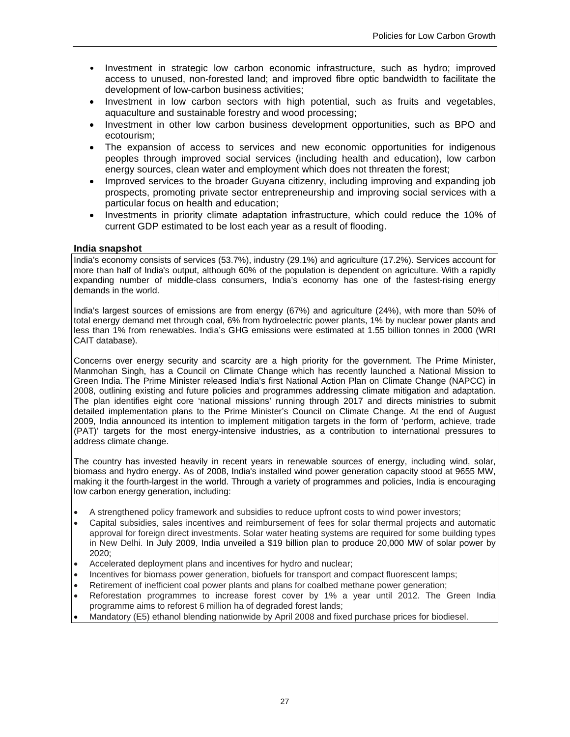- Investment in strategic low carbon economic infrastructure, such as hydro; improved access to unused, non-forested land; and improved fibre optic bandwidth to facilitate the development of low-carbon business activities;
- Investment in low carbon sectors with high potential, such as fruits and vegetables, aquaculture and sustainable forestry and wood processing;
- Investment in other low carbon business development opportunities, such as BPO and ecotourism;
- The expansion of access to services and new economic opportunities for indigenous peoples through improved social services (including health and education), low carbon energy sources, clean water and employment which does not threaten the forest;
- Improved services to the broader Guyana citizenry, including improving and expanding job prospects, promoting private sector entrepreneurship and improving social services with a particular focus on health and education;
- Investments in priority climate adaptation infrastructure, which could reduce the 10% of current GDP estimated to be lost each year as a result of flooding.

**India snapshot**

India's economy consists of services (53.7%), industry (29.1%) and agriculture (17.2%). Services account for more than half of India's output, although 60% of the population is dependent on agriculture. With a rapidly expanding number of middle-class consumers, India's economy has one of the fastest-rising energy demands in the world.

India's largest sources of emissions are from energy (67%) and agriculture (24%), with more than 50% of total energy demand met through coal, 6% from hydroelectric power plants, 1% by nuclear power plants and less than 1% from renewables. India's GHG emissions were estimated at 1.55 billion tonnes in 2000 (WRI CAIT database).

Concerns over energy security and scarcity are a high priority for the government. The Prime Minister, Manmohan Singh, has a Council on Climate Change which has recently launched a National Mission to Green India. The Prime Minister released India's first National Action Plan on Climate Change (NAPCC) in 2008, outlining existing and future policies and programmes addressing climate mitigation and adaptation. The plan identifies eight core 'national missions' running through 2017 and directs ministries to submit detailed implementation plans to the Prime Minister's Council on Climate Change. At the end of August 2009, India announced its intention to implement mitigation targets in the form of 'perform, achieve, trade (PAT)' targets for the most energy-intensive industries, as a contribution to international pressures to address climate change.

The country has invested heavily in recent years in renewable sources of energy, including wind, solar, biomass and hydro energy. As of 2008, India's installed wind power generation capacity stood at 9655 MW, making it the fourth-largest in the world. Through a variety of programmes and policies, India is encouraging low carbon energy generation, including:

- A strengthened policy framework and subsidies to reduce upfront costs to wind power investors;
- Capital subsidies, sales incentives and reimbursement of fees for solar thermal projects and automatic approval for foreign direct investments. Solar water heating systems are required for some building types in New Delhi. In July 2009, India unveiled a $19 billion plan to produce 20,000 MW of solar power by 2020;
- Accelerated deployment plans and incentives for hydro and nuclear;
- Incentives for biomass power generation, biofuels for transport and compact fluorescent lamps;
- Retirement of inefficient coal power plants and plans for coalbed methane power generation;
- Reforestation programmes to increase forest cover by 1% a year until 2012. The Green India programme aims to reforest 6 million ha of degraded forest lands;
- Mandatory (E5) ethanol blending nationwide by April 2008 and fixed purchase prices for biodiesel.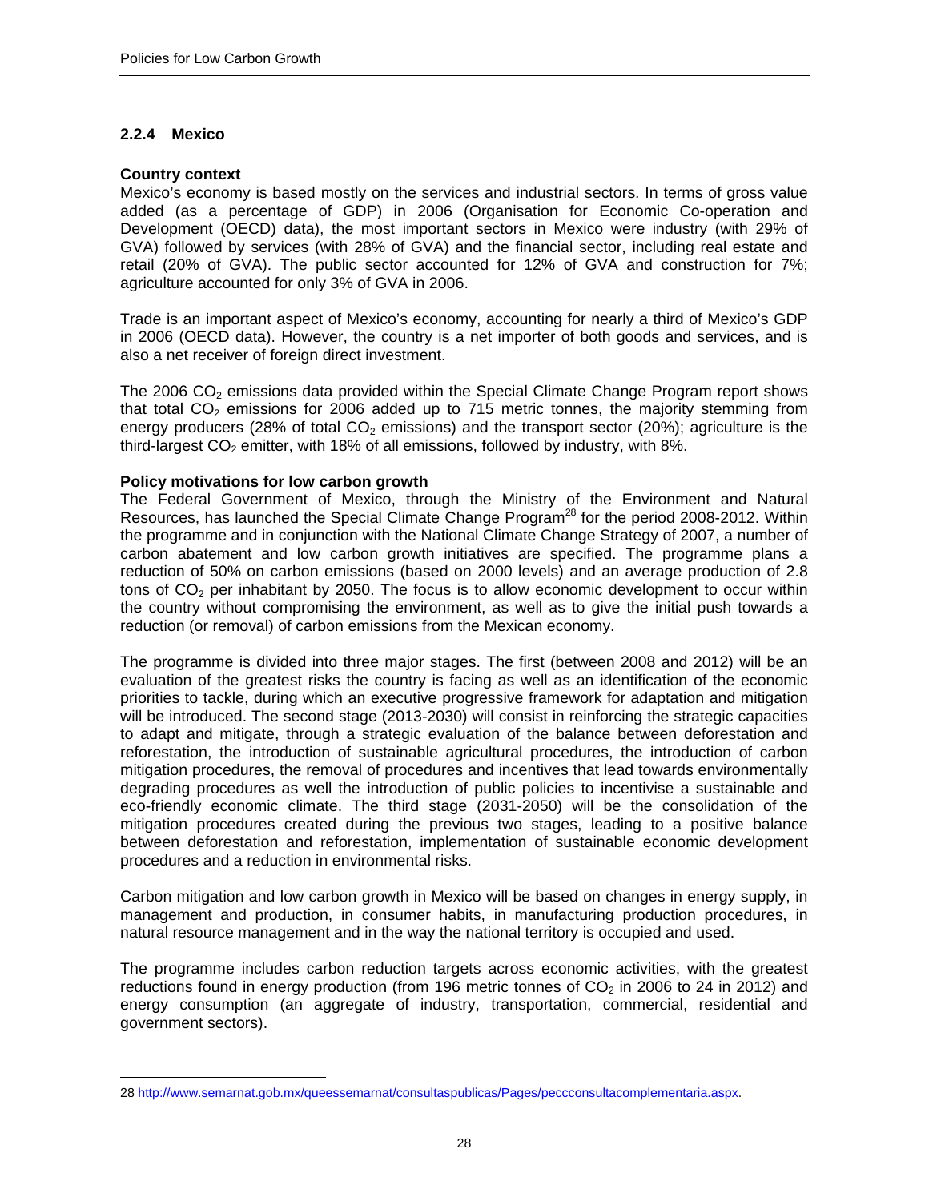### 2.2.4 Mexico

**Country context**

Mexico's economy is based mostly on the services and industrial sectors. In terms of gross value added (as a percentage of GDP) in 2006 (Organisation for Economic Co-operation and Development (OECD) data), the most important sectors in Mexico were industry (with 29% of GVA) followed by services (with 28% of GVA) and the financial sector, including real estate and retail (20% of GVA). The public sector accounted for 12% of GVA and construction for 7%; agriculture accounted for only 3% of GVA in 2006.

Trade is an important aspect of Mexico's economy, accounting for nearly a third of Mexico's GDP in 2006 (OECD data). However, the country is a net importer of both goods and services, and is also a net receiver of foreign direct investment.

The 2006 $CO_2$ emissions data provided within the Special Climate Change Program report shows that total $CO_2$ emissions for 2006 added up to 715 metric tonnes, the majority stemming from energy producers (28% of total $CO_2$ emissions) and the transport sector (20%); agriculture is the third-largest $CO_2$ emitter, with 18% of all emissions, followed by industry, with 8%.

**Policy motivations for low carbon growth**

The Federal Government of Mexico, through the Ministry of the Environment and Natural Resources, has launched the Special Climate Change Program[28] for the period 2008-2012. Within the programme and in conjunction with the National Climate Change Strategy of 2007, a number of carbon abatement and low carbon growth initiatives are specified. The programme plans a reduction of 50% on carbon emissions (based on 2000 levels) and an average production of 2.8 tons of $CO_2$ per inhabitant by 2050. The focus is to allow economic development to occur within the country without compromising the environment, as well as to give the initial push towards a reduction (or removal) of carbon emissions from the Mexican economy.

The programme is divided into three major stages. The first (between 2008 and 2012) will be an evaluation of the greatest risks the country is facing as well as an identification of the economic priorities to tackle, during which an executive progressive framework for adaptation and mitigation will be introduced. The second stage (2013-2030) will consist in reinforcing the strategic capacities to adapt and mitigate, through a strategic evaluation of the balance between deforestation and reforestation, the introduction of sustainable agricultural procedures, the introduction of carbon mitigation procedures, the removal of procedures and incentives that lead towards environmentally degrading procedures as well the introduction of public policies to incentivise a sustainable and eco-friendly economic climate. The third stage (2031-2050) will be the consolidation of the mitigation procedures created during the previous two stages, leading to a positive balance between deforestation and reforestation, implementation of sustainable economic development procedures and a reduction in environmental risks.

Carbon mitigation and low carbon growth in Mexico will be based on changes in energy supply, in management and production, in consumer habits, in manufacturing production procedures, in natural resource management and in the way the national territory is occupied and used.

The programme includes carbon reduction targets across economic activities, with the greatest reductions found in energy production (from 196 metric tonnes of $CO_2$ in 2006 to 24 in 2012) and energy consumption (an aggregate of industry, transportation, commercial, residential and government sectors).

---

28 http://www.semarnat.gob.mx/queessemarnat/consultaspublicas/Pages/peccconsultacomplementaria.aspx.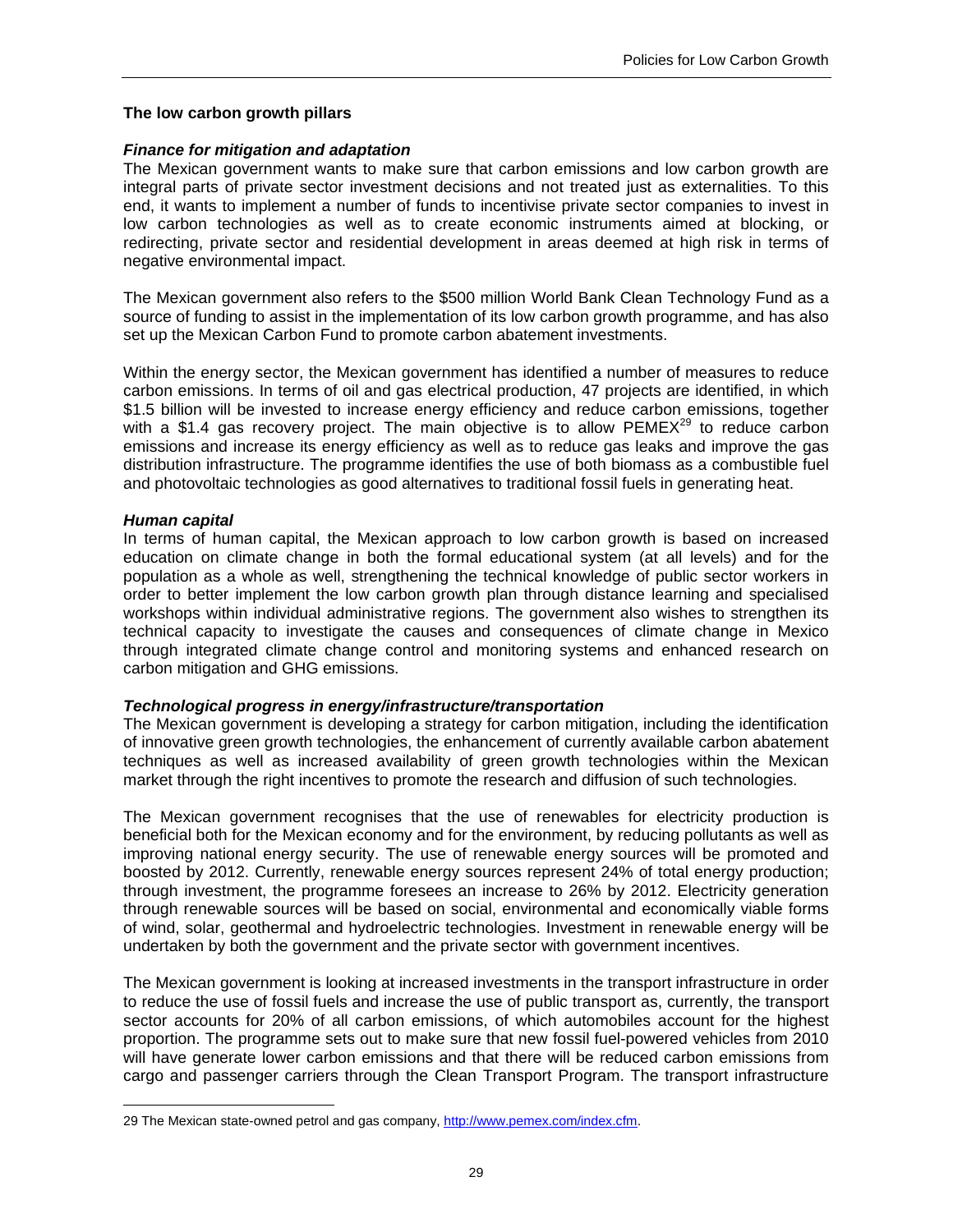### The low carbon growth pillars

#### *Finance for mitigation and adaptation*

The Mexican government wants to make sure that carbon emissions and low carbon growth are integral parts of private sector investment decisions and not treated just as externalities. To this end, it wants to implement a number of funds to incentivise private sector companies to invest in low carbon technologies as well as to create economic instruments aimed at blocking, or redirecting, private sector and residential development in areas deemed at high risk in terms of negative environmental impact.

The Mexican government also refers to the $500 million World Bank Clean Technology Fund as a source of funding to assist in the implementation of its low carbon growth programme, and has also set up the Mexican Carbon Fund to promote carbon abatement investments.

Within the energy sector, the Mexican government has identified a number of measures to reduce carbon emissions. In terms of oil and gas electrical production, 47 projects are identified, in which $1.5 billion will be invested to increase energy efficiency and reduce carbon emissions, together with a $1.4 gas recovery project. The main objective is to allow PEMEX[29] to reduce carbon emissions and increase its energy efficiency as well as to reduce gas leaks and improve the gas distribution infrastructure. The programme identifies the use of both biomass as a combustible fuel and photovoltaic technologies as good alternatives to traditional fossil fuels in generating heat.

#### *Human capital*

In terms of human capital, the Mexican approach to low carbon growth is based on increased education on climate change in both the formal educational system (at all levels) and for the population as a whole as well, strengthening the technical knowledge of public sector workers in order to better implement the low carbon growth plan through distance learning and specialised workshops within individual administrative regions. The government also wishes to strengthen its technical capacity to investigate the causes and consequences of climate change in Mexico through integrated climate change control and monitoring systems and enhanced research on carbon mitigation and GHG emissions.

#### *Technological progress in energy/infrastructure/transportation*

The Mexican government is developing a strategy for carbon mitigation, including the identification of innovative green growth technologies, the enhancement of currently available carbon abatement techniques as well as increased availability of green growth technologies within the Mexican market through the right incentives to promote the research and diffusion of such technologies.

The Mexican government recognises that the use of renewables for electricity production is beneficial both for the Mexican economy and for the environment, by reducing pollutants as well as improving national energy security. The use of renewable energy sources will be promoted and boosted by 2012. Currently, renewable energy sources represent 24% of total energy production; through investment, the programme foresees an increase to 26% by 2012. Electricity generation through renewable sources will be based on social, environmental and economically viable forms of wind, solar, geothermal and hydroelectric technologies. Investment in renewable energy will be undertaken by both the government and the private sector with government incentives.

The Mexican government is looking at increased investments in the transport infrastructure in order to reduce the use of fossil fuels and increase the use of public transport as, currently, the transport sector accounts for 20% of all carbon emissions, of which automobiles account for the highest proportion. The programme sets out to make sure that new fossil fuel-powered vehicles from 2010 will have generate lower carbon emissions and that there will be reduced carbon emissions from cargo and passenger carriers through the Clean Transport Program. The transport infrastructure

---

29 The Mexican state-owned petrol and gas company, http://www.pemex.com/index.cfm.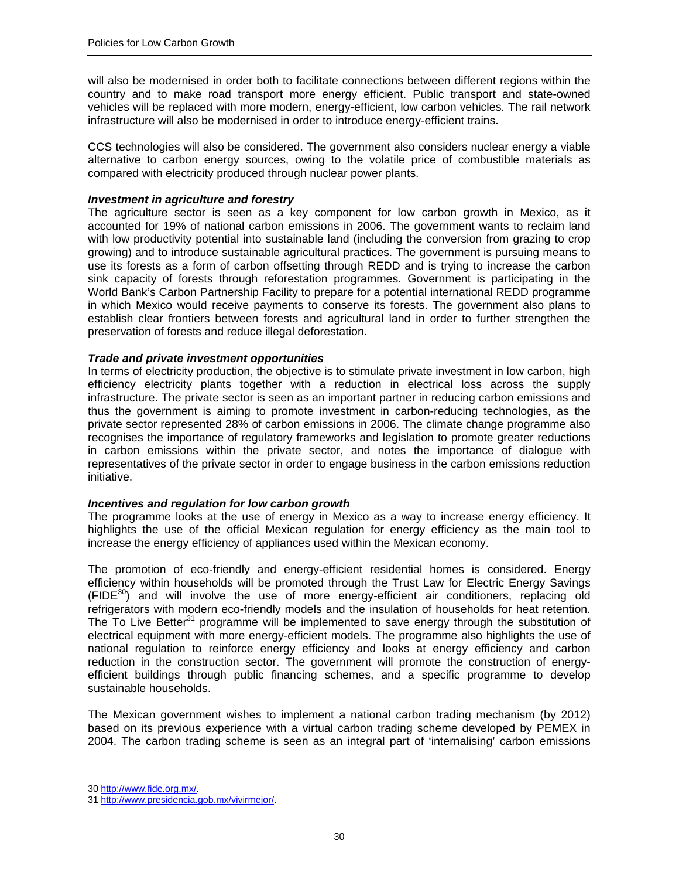will also be modernised in order both to facilitate connections between different regions within the country and to make road transport more energy efficient. Public transport and state-owned vehicles will be replaced with more modern, energy-efficient, low carbon vehicles. The rail network infrastructure will also be modernised in order to introduce energy-efficient trains.

CCS technologies will also be considered. The government also considers nuclear energy a viable alternative to carbon energy sources, owing to the volatile price of combustible materials as compared with electricity produced through nuclear power plants.

***Investment in agriculture and forestry***

The agriculture sector is seen as a key component for low carbon growth in Mexico, as it accounted for 19% of national carbon emissions in 2006. The government wants to reclaim land with low productivity potential into sustainable land (including the conversion from grazing to crop growing) and to introduce sustainable agricultural practices. The government is pursuing means to use its forests as a form of carbon offsetting through REDD and is trying to increase the carbon sink capacity of forests through reforestation programmes. Government is participating in the World Bank's Carbon Partnership Facility to prepare for a potential international REDD programme in which Mexico would receive payments to conserve its forests. The government also plans to establish clear frontiers between forests and agricultural land in order to further strengthen the preservation of forests and reduce illegal deforestation.

***Trade and private investment opportunities***

In terms of electricity production, the objective is to stimulate private investment in low carbon, high efficiency electricity plants together with a reduction in electrical loss across the supply infrastructure. The private sector is seen as an important partner in reducing carbon emissions and thus the government is aiming to promote investment in carbon-reducing technologies, as the private sector represented 28% of carbon emissions in 2006. The climate change programme also recognises the importance of regulatory frameworks and legislation to promote greater reductions in carbon emissions within the private sector, and notes the importance of dialogue with representatives of the private sector in order to engage business in the carbon emissions reduction initiative.

***Incentives and regulation for low carbon growth***

The programme looks at the use of energy in Mexico as a way to increase energy efficiency. It highlights the use of the official Mexican regulation for energy efficiency as the main tool to increase the energy efficiency of appliances used within the Mexican economy.

The promotion of eco-friendly and energy-efficient residential homes is considered. Energy efficiency within households will be promoted through the Trust Law for Electric Energy Savings (FIDE[30]) and will involve the use of more energy-efficient air conditioners, replacing old refrigerators with modern eco-friendly models and the insulation of households for heat retention. The To Live Better[31] programme will be implemented to save energy through the substitution of electrical equipment with more energy-efficient models. The programme also highlights the use of national regulation to reinforce energy efficiency and looks at energy efficiency and carbon reduction in the construction sector. The government will promote the construction of energy-efficient buildings through public financing schemes, and a specific programme to develop sustainable households.

The Mexican government wishes to implement a national carbon trading mechanism (by 2012) based on its previous experience with a virtual carbon trading scheme developed by PEMEX in 2004. The carbon trading scheme is seen as an integral part of 'internalising' carbon emissions

30 http://www.fide.org.mx/.

31 http://www.presidencia.gob.mx/vivirmejor/.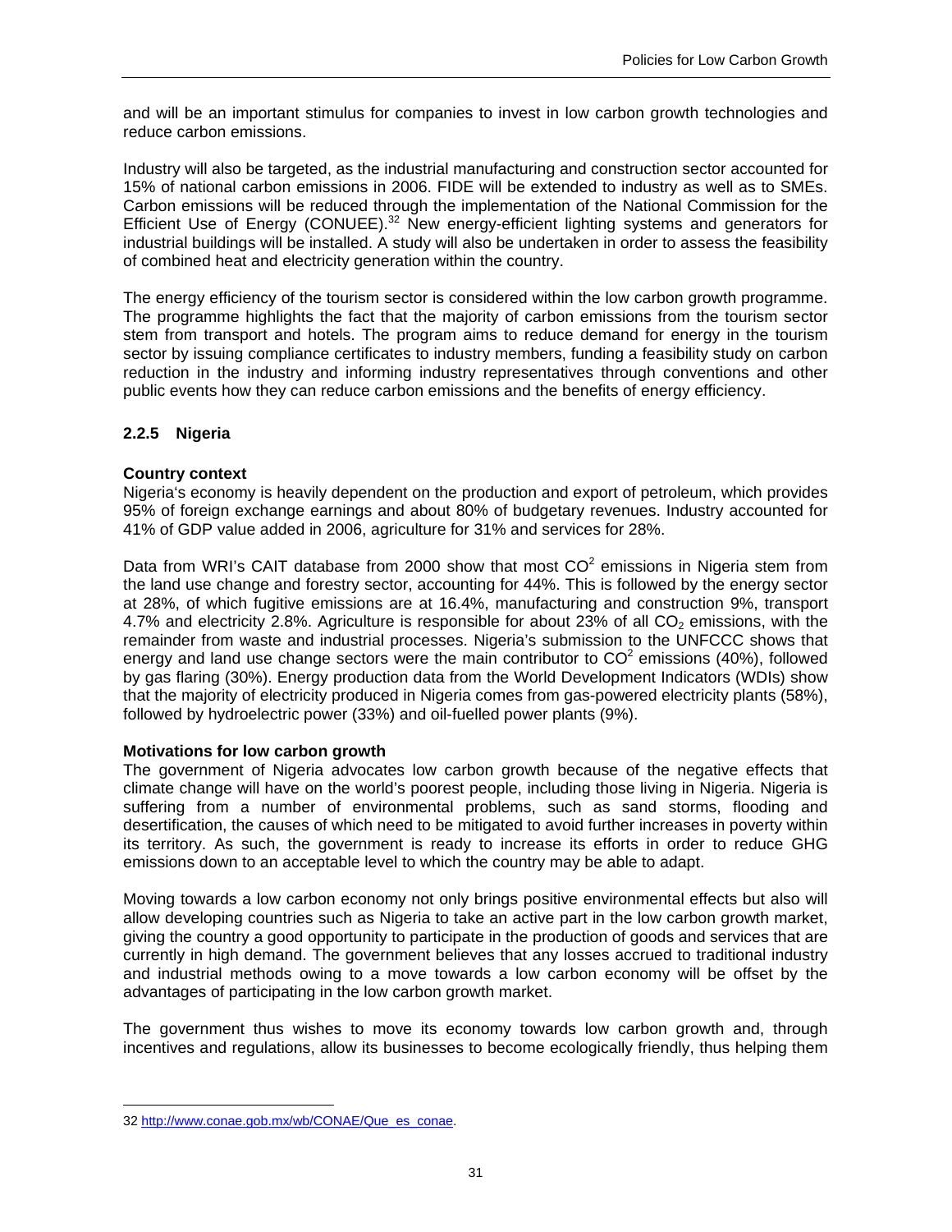and will be an important stimulus for companies to invest in low carbon growth technologies and reduce carbon emissions.

Industry will also be targeted, as the industrial manufacturing and construction sector accounted for 15% of national carbon emissions in 2006. FIDE will be extended to industry as well as to SMEs. Carbon emissions will be reduced through the implementation of the National Commission for the Efficient Use of Energy (CONUEE).[32] New energy-efficient lighting systems and generators for industrial buildings will be installed. A study will also be undertaken in order to assess the feasibility of combined heat and electricity generation within the country.

The energy efficiency of the tourism sector is considered within the low carbon growth programme. The programme highlights the fact that the majority of carbon emissions from the tourism sector stem from transport and hotels. The program aims to reduce demand for energy in the tourism sector by issuing compliance certificates to industry members, funding a feasibility study on carbon reduction in the industry and informing industry representatives through conventions and other public events how they can reduce carbon emissions and the benefits of energy efficiency.

### 2.2.5 Nigeria

**Country context**

Nigeria's economy is heavily dependent on the production and export of petroleum, which provides 95% of foreign exchange earnings and about 80% of budgetary revenues. Industry accounted for 41% of GDP value added in 2006, agriculture for 31% and services for 28%.

Data from WRI's CAIT database from 2000 show that most $CO^2$ emissions in Nigeria stem from the land use change and forestry sector, accounting for 44%. This is followed by the energy sector at 28%, of which fugitive emissions are at 16.4%, manufacturing and construction 9%, transport 4.7% and electricity 2.8%. Agriculture is responsible for about 23% of all $CO_2$ emissions, with the remainder from waste and industrial processes. Nigeria's submission to the UNFCCC shows that energy and land use change sectors were the main contributor to $CO^2$ emissions (40%), followed by gas flaring (30%). Energy production data from the World Development Indicators (WDIs) show that the majority of electricity produced in Nigeria comes from gas-powered electricity plants (58%), followed by hydroelectric power (33%) and oil-fuelled power plants (9%).

**Motivations for low carbon growth**

The government of Nigeria advocates low carbon growth because of the negative effects that climate change will have on the world's poorest people, including those living in Nigeria. Nigeria is suffering from a number of environmental problems, such as sand storms, flooding and desertification, the causes of which need to be mitigated to avoid further increases in poverty within its territory. As such, the government is ready to increase its efforts in order to reduce GHG emissions down to an acceptable level to which the country may be able to adapt.

Moving towards a low carbon economy not only brings positive environmental effects but also will allow developing countries such as Nigeria to take an active part in the low carbon growth market, giving the country a good opportunity to participate in the production of goods and services that are currently in high demand. The government believes that any losses accrued to traditional industry and industrial methods owing to a move towards a low carbon economy will be offset by the advantages of participating in the low carbon growth market.

The government thus wishes to move its economy towards low carbon growth and, through incentives and regulations, allow its businesses to become ecologically friendly, thus helping them

---

32 http://www.conae.gob.mx/wb/CONAE/Que_es_conae.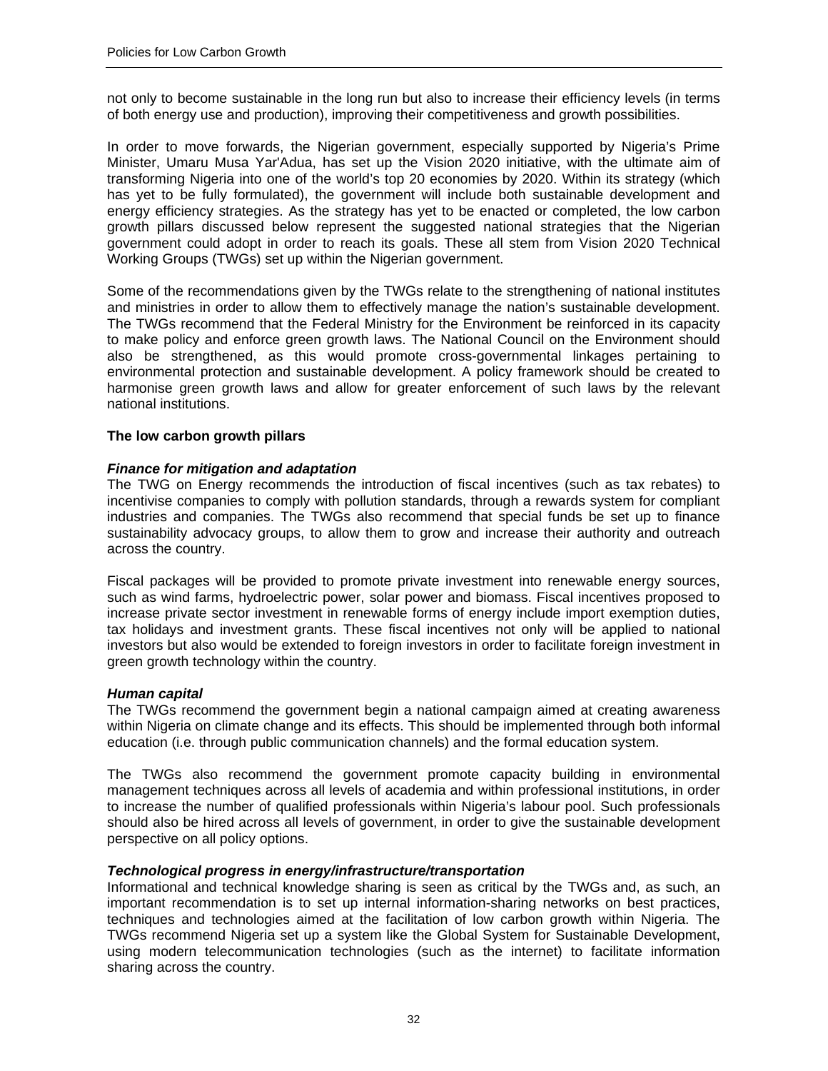not only to become sustainable in the long run but also to increase their efficiency levels (in terms of both energy use and production), improving their competitiveness and growth possibilities.

In order to move forwards, the Nigerian government, especially supported by Nigeria's Prime Minister, Umaru Musa Yar'Adua, has set up the Vision 2020 initiative, with the ultimate aim of transforming Nigeria into one of the world's top 20 economies by 2020. Within its strategy (which has yet to be fully formulated), the government will include both sustainable development and energy efficiency strategies. As the strategy has yet to be enacted or completed, the low carbon growth pillars discussed below represent the suggested national strategies that the Nigerian government could adopt in order to reach its goals. These all stem from Vision 2020 Technical Working Groups (TWGs) set up within the Nigerian government.

Some of the recommendations given by the TWGs relate to the strengthening of national institutes and ministries in order to allow them to effectively manage the nation's sustainable development. The TWGs recommend that the Federal Ministry for the Environment be reinforced in its capacity to make policy and enforce green growth laws. The National Council on the Environment should also be strengthened, as this would promote cross-governmental linkages pertaining to environmental protection and sustainable development. A policy framework should be created to harmonise green growth laws and allow for greater enforcement of such laws by the relevant national institutions.

**The low carbon growth pillars**

***Finance for mitigation and adaptation***

The TWG on Energy recommends the introduction of fiscal incentives (such as tax rebates) to incentivise companies to comply with pollution standards, through a rewards system for compliant industries and companies. The TWGs also recommend that special funds be set up to finance sustainability advocacy groups, to allow them to grow and increase their authority and outreach across the country.

Fiscal packages will be provided to promote private investment into renewable energy sources, such as wind farms, hydroelectric power, solar power and biomass. Fiscal incentives proposed to increase private sector investment in renewable forms of energy include import exemption duties, tax holidays and investment grants. These fiscal incentives not only will be applied to national investors but also would be extended to foreign investors in order to facilitate foreign investment in green growth technology within the country.

***Human capital***

The TWGs recommend the government begin a national campaign aimed at creating awareness within Nigeria on climate change and its effects. This should be implemented through both informal education (i.e. through public communication channels) and the formal education system.

The TWGs also recommend the government promote capacity building in environmental management techniques across all levels of academia and within professional institutions, in order to increase the number of qualified professionals within Nigeria's labour pool. Such professionals should also be hired across all levels of government, in order to give the sustainable development perspective on all policy options.

***Technological progress in energy/infrastructure/transportation***

Informational and technical knowledge sharing is seen as critical by the TWGs and, as such, an important recommendation is to set up internal information-sharing networks on best practices, techniques and technologies aimed at the facilitation of low carbon growth within Nigeria. The TWGs recommend Nigeria set up a system like the Global System for Sustainable Development, using modern telecommunication technologies (such as the internet) to facilitate information sharing across the country.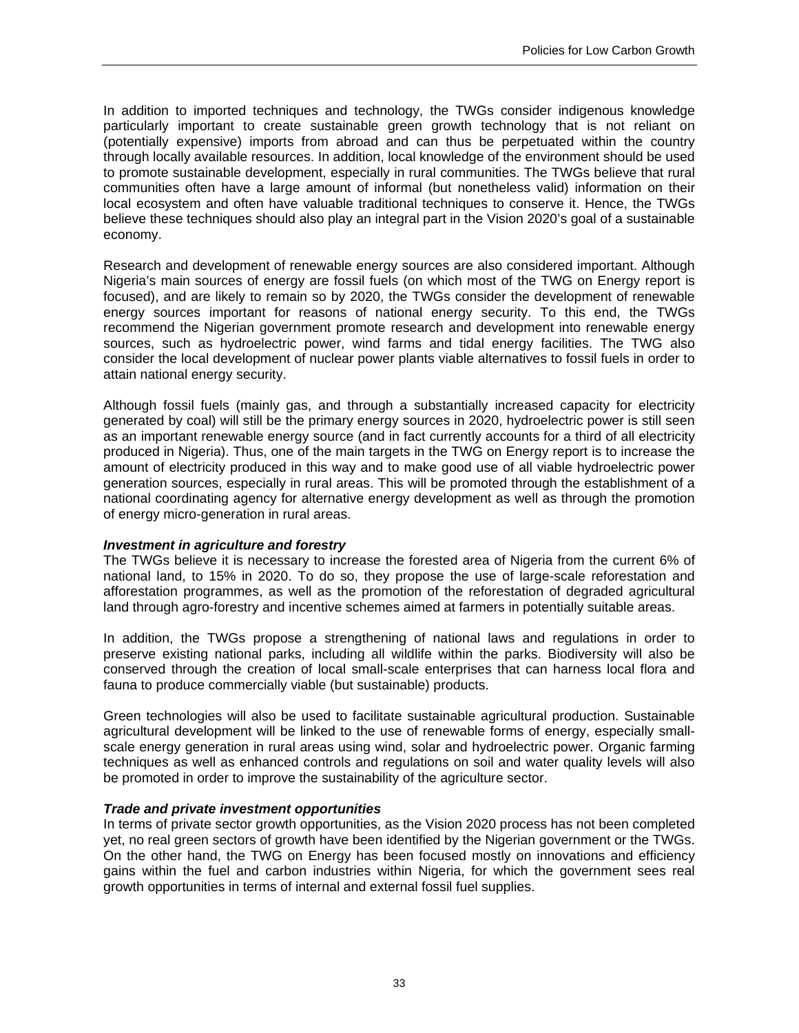In addition to imported techniques and technology, the TWGs consider indigenous knowledge particularly important to create sustainable green growth technology that is not reliant on (potentially expensive) imports from abroad and can thus be perpetuated within the country through locally available resources. In addition, local knowledge of the environment should be used to promote sustainable development, especially in rural communities. The TWGs believe that rural communities often have a large amount of informal (but nonetheless valid) information on their local ecosystem and often have valuable traditional techniques to conserve it. Hence, the TWGs believe these techniques should also play an integral part in the Vision 2020's goal of a sustainable economy.

Research and development of renewable energy sources are also considered important. Although Nigeria's main sources of energy are fossil fuels (on which most of the TWG on Energy report is focused), and are likely to remain so by 2020, the TWGs consider the development of renewable energy sources important for reasons of national energy security. To this end, the TWGs recommend the Nigerian government promote research and development into renewable energy sources, such as hydroelectric power, wind farms and tidal energy facilities. The TWG also consider the local development of nuclear power plants viable alternatives to fossil fuels in order to attain national energy security.

Although fossil fuels (mainly gas, and through a substantially increased capacity for electricity generated by coal) will still be the primary energy sources in 2020, hydroelectric power is still seen as an important renewable energy source (and in fact currently accounts for a third of all electricity produced in Nigeria). Thus, one of the main targets in the TWG on Energy report is to increase the amount of electricity produced in this way and to make good use of all viable hydroelectric power generation sources, especially in rural areas. This will be promoted through the establishment of a national coordinating agency for alternative energy development as well as through the promotion of energy micro-generation in rural areas.

***Investment in agriculture and forestry***

The TWGs believe it is necessary to increase the forested area of Nigeria from the current 6% of national land, to 15% in 2020. To do so, they propose the use of large-scale reforestation and afforestation programmes, as well as the promotion of the reforestation of degraded agricultural land through agro-forestry and incentive schemes aimed at farmers in potentially suitable areas.

In addition, the TWGs propose a strengthening of national laws and regulations in order to preserve existing national parks, including all wildlife within the parks. Biodiversity will also be conserved through the creation of local small-scale enterprises that can harness local flora and fauna to produce commercially viable (but sustainable) products.

Green technologies will also be used to facilitate sustainable agricultural production. Sustainable agricultural development will be linked to the use of renewable forms of energy, especially small-scale energy generation in rural areas using wind, solar and hydroelectric power. Organic farming techniques as well as enhanced controls and regulations on soil and water quality levels will also be promoted in order to improve the sustainability of the agriculture sector.

***Trade and private investment opportunities***

In terms of private sector growth opportunities, as the Vision 2020 process has not been completed yet, no real green sectors of growth have been identified by the Nigerian government or the TWGs. On the other hand, the TWG on Energy has been focused mostly on innovations and efficiency gains within the fuel and carbon industries within Nigeria, for which the government sees real growth opportunities in terms of internal and external fossil fuel supplies.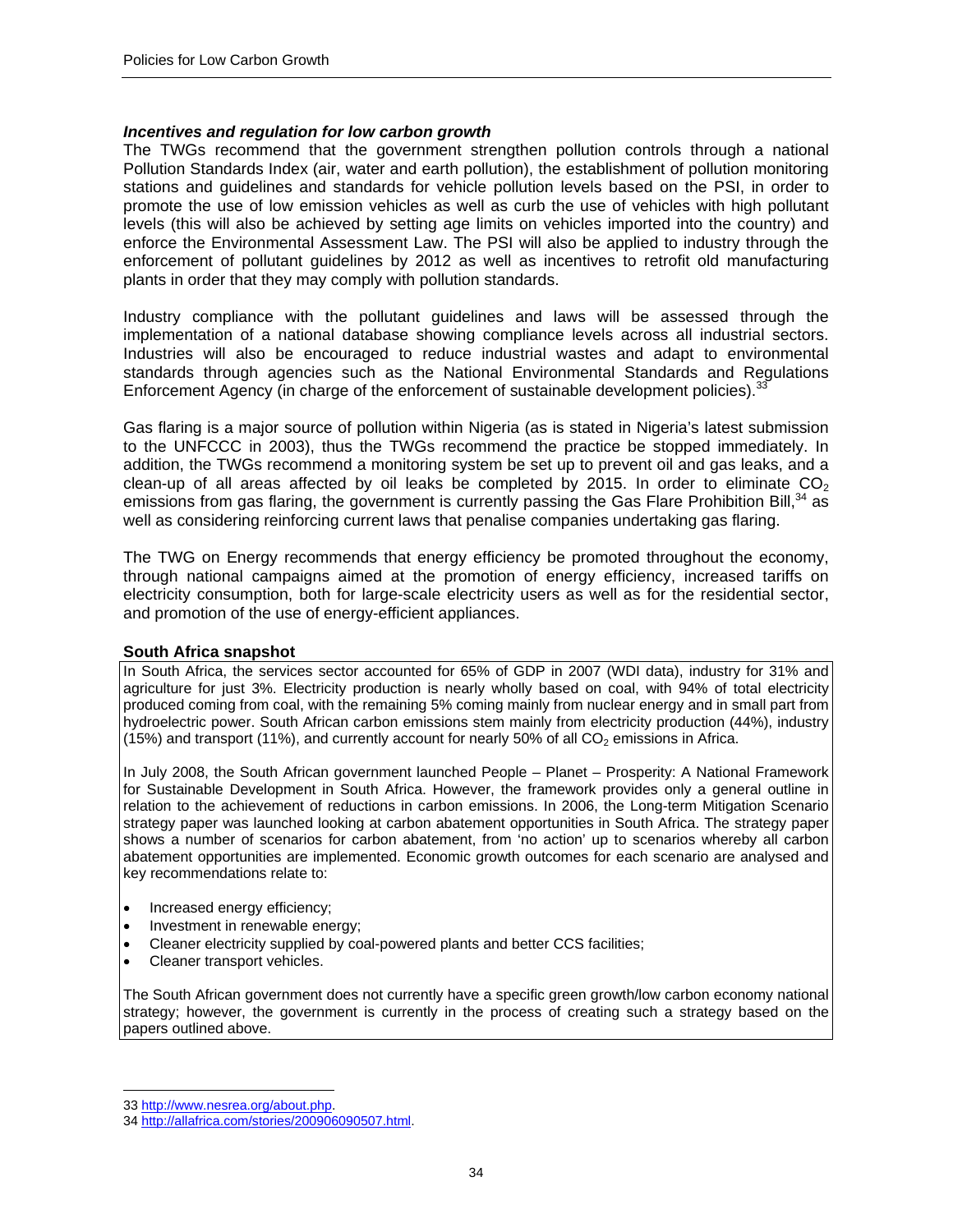### *Incentives and regulation for low carbon growth*

The TWGs recommend that the government strengthen pollution controls through a national Pollution Standards Index (air, water and earth pollution), the establishment of pollution monitoring stations and guidelines and standards for vehicle pollution levels based on the PSI, in order to promote the use of low emission vehicles as well as curb the use of vehicles with high pollutant levels (this will also be achieved by setting age limits on vehicles imported into the country) and enforce the Environmental Assessment Law. The PSI will also be applied to industry through the enforcement of pollutant guidelines by 2012 as well as incentives to retrofit old manufacturing plants in order that they may comply with pollution standards.

Industry compliance with the pollutant guidelines and laws will be assessed through the implementation of a national database showing compliance levels across all industrial sectors. Industries will also be encouraged to reduce industrial wastes and adapt to environmental standards through agencies such as the National Environmental Standards and Regulations Enforcement Agency (in charge of the enforcement of sustainable development policies).[33]

Gas flaring is a major source of pollution within Nigeria (as is stated in Nigeria's latest submission to the UNFCCC in 2003), thus the TWGs recommend the practice be stopped immediately. In addition, the TWGs recommend a monitoring system be set up to prevent oil and gas leaks, and a clean-up of all areas affected by oil leaks be completed by 2015. In order to eliminate $CO_2$ emissions from gas flaring, the government is currently passing the Gas Flare Prohibition Bill,[34] as well as considering reinforcing current laws that penalise companies undertaking gas flaring.

The TWG on Energy recommends that energy efficiency be promoted throughout the economy, through national campaigns aimed at the promotion of energy efficiency, increased tariffs on electricity consumption, both for large-scale electricity users as well as for the residential sector, and promotion of the use of energy-efficient appliances.

**South Africa snapshot**

In South Africa, the services sector accounted for 65% of GDP in 2007 (WDI data), industry for 31% and agriculture for just 3%. Electricity production is nearly wholly based on coal, with 94% of total electricity produced coming from coal, with the remaining 5% coming mainly from nuclear energy and in small part from hydroelectric power. South African carbon emissions stem mainly from electricity production (44%), industry (15%) and transport (11%), and currently account for nearly 50% of all $CO_2$ emissions in Africa.

In July 2008, the South African government launched People – Planet – Prosperity: A National Framework for Sustainable Development in South Africa. However, the framework provides only a general outline in relation to the achievement of reductions in carbon emissions. In 2006, the Long-term Mitigation Scenario strategy paper was launched looking at carbon abatement opportunities in South Africa. The strategy paper shows a number of scenarios for carbon abatement, from 'no action' up to scenarios whereby all carbon abatement opportunities are implemented. Economic growth outcomes for each scenario are analysed and key recommendations relate to:

- Increased energy efficiency;
- Investment in renewable energy;
- Cleaner electricity supplied by coal-powered plants and better CCS facilities;
- Cleaner transport vehicles.

The South African government does not currently have a specific green growth/low carbon economy national strategy; however, the government is currently in the process of creating such a strategy based on the papers outlined above.

---

33 http://www.nesrea.org/about.php.

34 http://allafrica.com/stories/200906090507.html.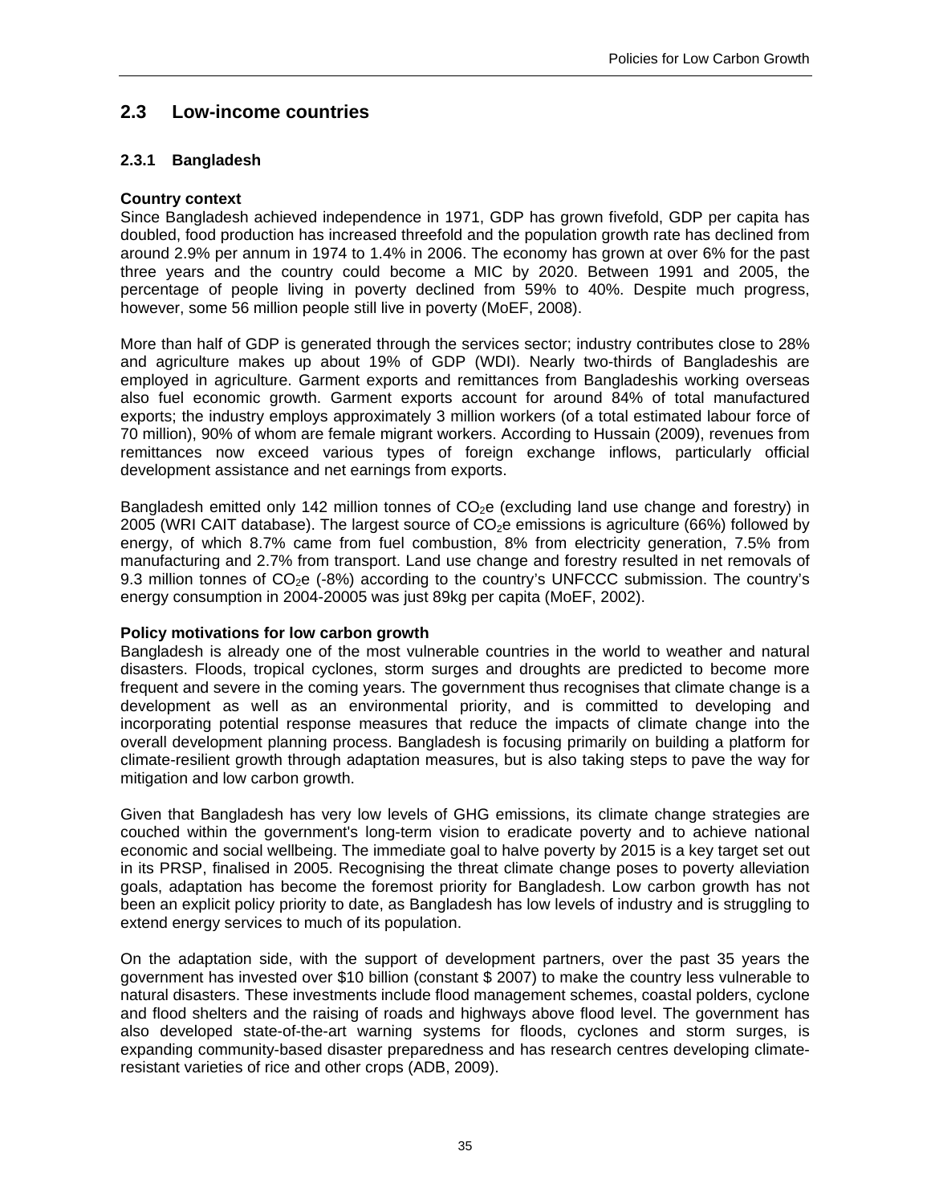## 2.3 Low-income countries

### 2.3.1 Bangladesh

**Country context**

Since Bangladesh achieved independence in 1971, GDP has grown fivefold, GDP per capita has doubled, food production has increased threefold and the population growth rate has declined from around 2.9% per annum in 1974 to 1.4% in 2006. The economy has grown at over 6% for the past three years and the country could become a MIC by 2020. Between 1991 and 2005, the percentage of people living in poverty declined from 59% to 40%. Despite much progress, however, some 56 million people still live in poverty (MoEF, 2008).

More than half of GDP is generated through the services sector; industry contributes close to 28% and agriculture makes up about 19% of GDP (WDI). Nearly two-thirds of Bangladeshis are employed in agriculture. Garment exports and remittances from Bangladeshis working overseas also fuel economic growth. Garment exports account for around 84% of total manufactured exports; the industry employs approximately 3 million workers (of a total estimated labour force of 70 million), 90% of whom are female migrant workers. According to Hussain (2009), revenues from remittances now exceed various types of foreign exchange inflows, particularly official development assistance and net earnings from exports.

Bangladesh emitted only 142 million tonnes of $CO_2$e (excluding land use change and forestry) in 2005 (WRI CAIT database). The largest source of $CO_2$e emissions is agriculture (66%) followed by energy, of which 8.7% came from fuel combustion, 8% from electricity generation, 7.5% from manufacturing and 2.7% from transport. Land use change and forestry resulted in net removals of 9.3 million tonnes of $CO_2$e (-8%) according to the country's UNFCCC submission. The country's energy consumption in 2004-20005 was just 89kg per capita (MoEF, 2002).

**Policy motivations for low carbon growth**

Bangladesh is already one of the most vulnerable countries in the world to weather and natural disasters. Floods, tropical cyclones, storm surges and droughts are predicted to become more frequent and severe in the coming years. The government thus recognises that climate change is a development as well as an environmental priority, and is committed to developing and incorporating potential response measures that reduce the impacts of climate change into the overall development planning process. Bangladesh is focusing primarily on building a platform for climate-resilient growth through adaptation measures, but is also taking steps to pave the way for mitigation and low carbon growth.

Given that Bangladesh has very low levels of GHG emissions, its climate change strategies are couched within the government's long-term vision to eradicate poverty and to achieve national economic and social wellbeing. The immediate goal to halve poverty by 2015 is a key target set out in its PRSP, finalised in 2005. Recognising the threat climate change poses to poverty alleviation goals, adaptation has become the foremost priority for Bangladesh. Low carbon growth has not been an explicit policy priority to date, as Bangladesh has low levels of industry and is struggling to extend energy services to much of its population.

On the adaptation side, with the support of development partners, over the past 35 years the government has invested over \$10 billion (constant \$ 2007) to make the country less vulnerable to natural disasters. These investments include flood management schemes, coastal polders, cyclone and flood shelters and the raising of roads and highways above flood level. The government has also developed state-of-the-art warning systems for floods, cyclones and storm surges, is expanding community-based disaster preparedness and has research centres developing climate-resistant varieties of rice and other crops (ADB, 2009).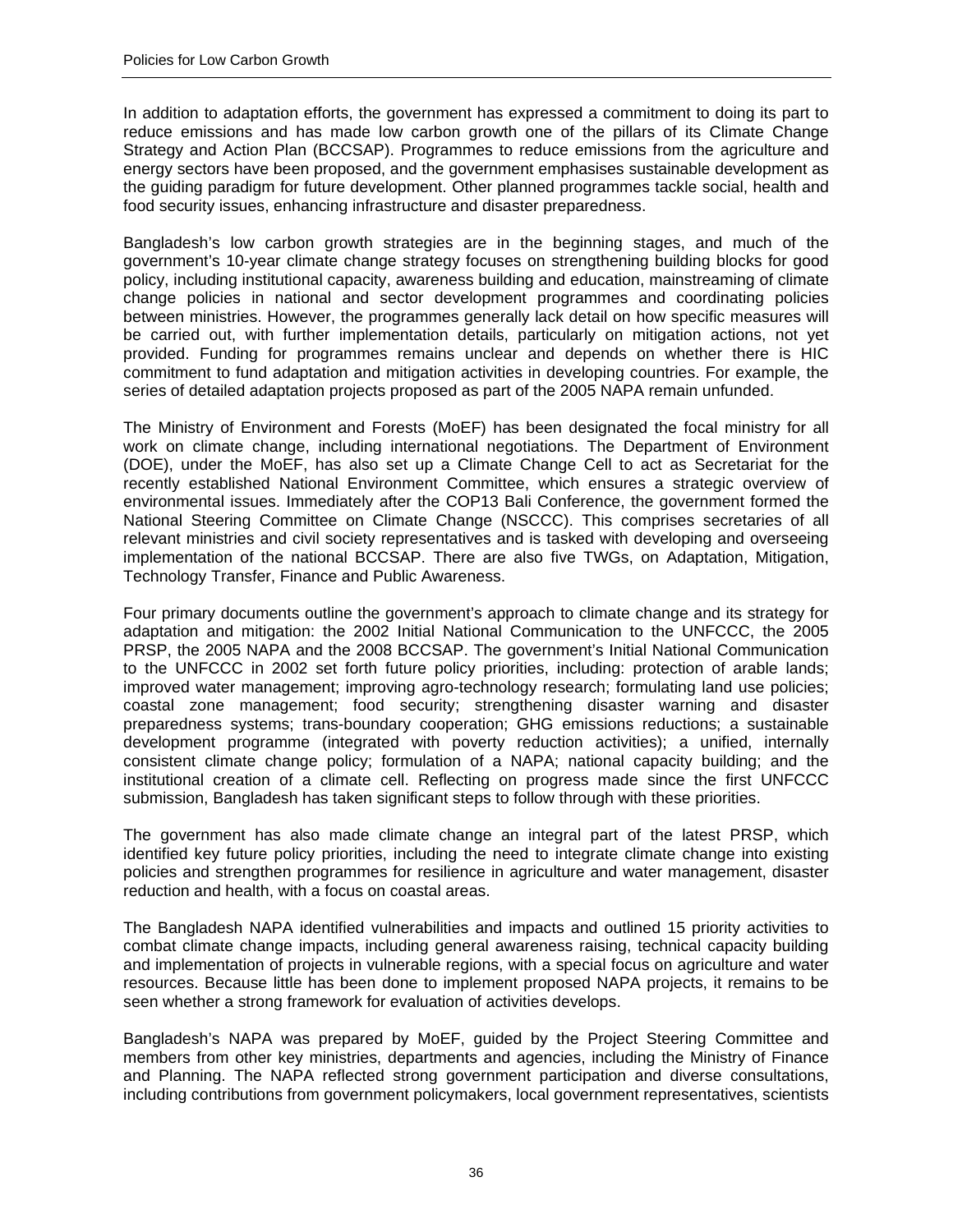In addition to adaptation efforts, the government has expressed a commitment to doing its part to reduce emissions and has made low carbon growth one of the pillars of its Climate Change Strategy and Action Plan (BCCSAP). Programmes to reduce emissions from the agriculture and energy sectors have been proposed, and the government emphasises sustainable development as the guiding paradigm for future development. Other planned programmes tackle social, health and food security issues, enhancing infrastructure and disaster preparedness.

Bangladesh's low carbon growth strategies are in the beginning stages, and much of the government's 10-year climate change strategy focuses on strengthening building blocks for good policy, including institutional capacity, awareness building and education, mainstreaming of climate change policies in national and sector development programmes and coordinating policies between ministries. However, the programmes generally lack detail on how specific measures will be carried out, with further implementation details, particularly on mitigation actions, not yet provided. Funding for programmes remains unclear and depends on whether there is HIC commitment to fund adaptation and mitigation activities in developing countries. For example, the series of detailed adaptation projects proposed as part of the 2005 NAPA remain unfunded.

The Ministry of Environment and Forests (MoEF) has been designated the focal ministry for all work on climate change, including international negotiations. The Department of Environment (DOE), under the MoEF, has also set up a Climate Change Cell to act as Secretariat for the recently established National Environment Committee, which ensures a strategic overview of environmental issues. Immediately after the COP13 Bali Conference, the government formed the National Steering Committee on Climate Change (NSCCC). This comprises secretaries of all relevant ministries and civil society representatives and is tasked with developing and overseeing implementation of the national BCCSAP. There are also five TWGs, on Adaptation, Mitigation, Technology Transfer, Finance and Public Awareness.

Four primary documents outline the government's approach to climate change and its strategy for adaptation and mitigation: the 2002 Initial National Communication to the UNFCCC, the 2005 PRSP, the 2005 NAPA and the 2008 BCCSAP. The government's Initial National Communication to the UNFCCC in 2002 set forth future policy priorities, including: protection of arable lands; improved water management; improving agro-technology research; formulating land use policies; coastal zone management; food security; strengthening disaster warning and disaster preparedness systems; trans-boundary cooperation; GHG emissions reductions; a sustainable development programme (integrated with poverty reduction activities); a unified, internally consistent climate change policy; formulation of a NAPA; national capacity building; and the institutional creation of a climate cell. Reflecting on progress made since the first UNFCCC submission, Bangladesh has taken significant steps to follow through with these priorities.

The government has also made climate change an integral part of the latest PRSP, which identified key future policy priorities, including the need to integrate climate change into existing policies and strengthen programmes for resilience in agriculture and water management, disaster reduction and health, with a focus on coastal areas.

The Bangladesh NAPA identified vulnerabilities and impacts and outlined 15 priority activities to combat climate change impacts, including general awareness raising, technical capacity building and implementation of projects in vulnerable regions, with a special focus on agriculture and water resources. Because little has been done to implement proposed NAPA projects, it remains to be seen whether a strong framework for evaluation of activities develops.

Bangladesh's NAPA was prepared by MoEF, guided by the Project Steering Committee and members from other key ministries, departments and agencies, including the Ministry of Finance and Planning. The NAPA reflected strong government participation and diverse consultations, including contributions from government policymakers, local government representatives, scientists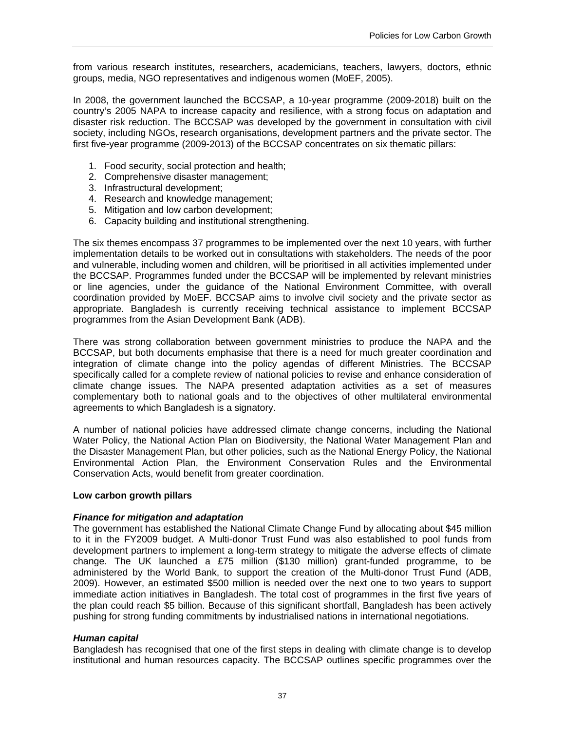from various research institutes, researchers, academicians, teachers, lawyers, doctors, ethnic groups, media, NGO representatives and indigenous women (MoEF, 2005).

In 2008, the government launched the BCCSAP, a 10-year programme (2009-2018) built on the country's 2005 NAPA to increase capacity and resilience, with a strong focus on adaptation and disaster risk reduction. The BCCSAP was developed by the government in consultation with civil society, including NGOs, research organisations, development partners and the private sector. The first five-year programme (2009-2013) of the BCCSAP concentrates on six thematic pillars:

1. Food security, social protection and health;
2. Comprehensive disaster management;
3. Infrastructural development;
4. Research and knowledge management;
5. Mitigation and low carbon development;
6. Capacity building and institutional strengthening.

The six themes encompass 37 programmes to be implemented over the next 10 years, with further implementation details to be worked out in consultations with stakeholders. The needs of the poor and vulnerable, including women and children, will be prioritised in all activities implemented under the BCCSAP. Programmes funded under the BCCSAP will be implemented by relevant ministries or line agencies, under the guidance of the National Environment Committee, with overall coordination provided by MoEF. BCCSAP aims to involve civil society and the private sector as appropriate. Bangladesh is currently receiving technical assistance to implement BCCSAP programmes from the Asian Development Bank (ADB).

There was strong collaboration between government ministries to produce the NAPA and the BCCSAP, but both documents emphasise that there is a need for much greater coordination and integration of climate change into the policy agendas of different Ministries. The BCCSAP specifically called for a complete review of national policies to revise and enhance consideration of climate change issues. The NAPA presented adaptation activities as a set of measures complementary both to national goals and to the objectives of other multilateral environmental agreements to which Bangladesh is a signatory.

A number of national policies have addressed climate change concerns, including the National Water Policy, the National Action Plan on Biodiversity, the National Water Management Plan and the Disaster Management Plan, but other policies, such as the National Energy Policy, the National Environmental Action Plan, the Environment Conservation Rules and the Environmental Conservation Acts, would benefit from greater coordination.

**Low carbon growth pillars**

***Finance for mitigation and adaptation***

The government has established the National Climate Change Fund by allocating about $45 million to it in the FY2009 budget. A Multi-donor Trust Fund was also established to pool funds from development partners to implement a long-term strategy to mitigate the adverse effects of climate change. The UK launched a £75 million ($130 million) grant-funded programme, to be administered by the World Bank, to support the creation of the Multi-donor Trust Fund (ADB, 2009). However, an estimated $500 million is needed over the next one to two years to support immediate action initiatives in Bangladesh. The total cost of programmes in the first five years of the plan could reach $5 billion. Because of this significant shortfall, Bangladesh has been actively pushing for strong funding commitments by industrialised nations in international negotiations.

***Human capital***

Bangladesh has recognised that one of the first steps in dealing with climate change is to develop institutional and human resources capacity. The BCCSAP outlines specific programmes over the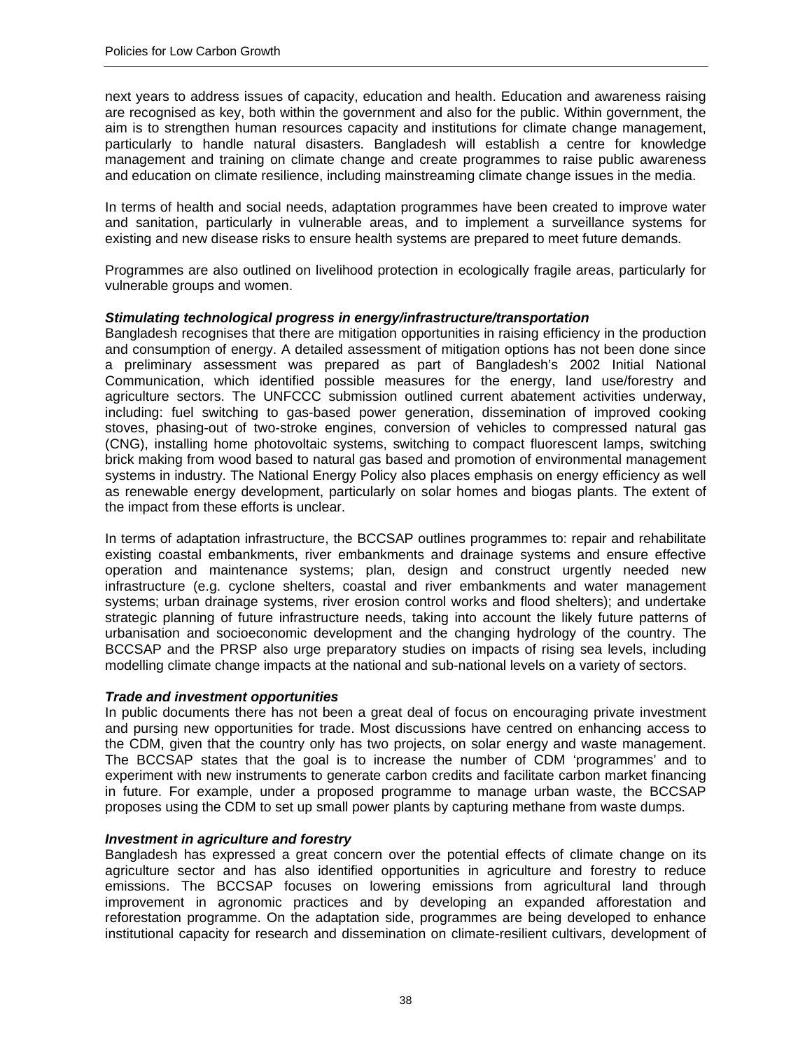next years to address issues of capacity, education and health. Education and awareness raising are recognised as key, both within the government and also for the public. Within government, the aim is to strengthen human resources capacity and institutions for climate change management, particularly to handle natural disasters. Bangladesh will establish a centre for knowledge management and training on climate change and create programmes to raise public awareness and education on climate resilience, including mainstreaming climate change issues in the media.

In terms of health and social needs, adaptation programmes have been created to improve water and sanitation, particularly in vulnerable areas, and to implement a surveillance systems for existing and new disease risks to ensure health systems are prepared to meet future demands.

Programmes are also outlined on livelihood protection in ecologically fragile areas, particularly for vulnerable groups and women.

***Stimulating technological progress in energy/infrastructure/transportation***

Bangladesh recognises that there are mitigation opportunities in raising efficiency in the production and consumption of energy. A detailed assessment of mitigation options has not been done since a preliminary assessment was prepared as part of Bangladesh's 2002 Initial National Communication, which identified possible measures for the energy, land use/forestry and agriculture sectors. The UNFCCC submission outlined current abatement activities underway, including: fuel switching to gas-based power generation, dissemination of improved cooking stoves, phasing-out of two-stroke engines, conversion of vehicles to compressed natural gas (CNG), installing home photovoltaic systems, switching to compact fluorescent lamps, switching brick making from wood based to natural gas based and promotion of environmental management systems in industry. The National Energy Policy also places emphasis on energy efficiency as well as renewable energy development, particularly on solar homes and biogas plants. The extent of the impact from these efforts is unclear.

In terms of adaptation infrastructure, the BCCSAP outlines programmes to: repair and rehabilitate existing coastal embankments, river embankments and drainage systems and ensure effective operation and maintenance systems; plan, design and construct urgently needed new infrastructure (e.g. cyclone shelters, coastal and river embankments and water management systems; urban drainage systems, river erosion control works and flood shelters); and undertake strategic planning of future infrastructure needs, taking into account the likely future patterns of urbanisation and socioeconomic development and the changing hydrology of the country. The BCCSAP and the PRSP also urge preparatory studies on impacts of rising sea levels, including modelling climate change impacts at the national and sub-national levels on a variety of sectors.

***Trade and investment opportunities***

In public documents there has not been a great deal of focus on encouraging private investment and pursing new opportunities for trade. Most discussions have centred on enhancing access to the CDM, given that the country only has two projects, on solar energy and waste management. The BCCSAP states that the goal is to increase the number of CDM 'programmes' and to experiment with new instruments to generate carbon credits and facilitate carbon market financing in future. For example, under a proposed programme to manage urban waste, the BCCSAP proposes using the CDM to set up small power plants by capturing methane from waste dumps.

***Investment in agriculture and forestry***

Bangladesh has expressed a great concern over the potential effects of climate change on its agriculture sector and has also identified opportunities in agriculture and forestry to reduce emissions. The BCCSAP focuses on lowering emissions from agricultural land through improvement in agronomic practices and by developing an expanded afforestation and reforestation programme. On the adaptation side, programmes are being developed to enhance institutional capacity for research and dissemination on climate-resilient cultivars, development of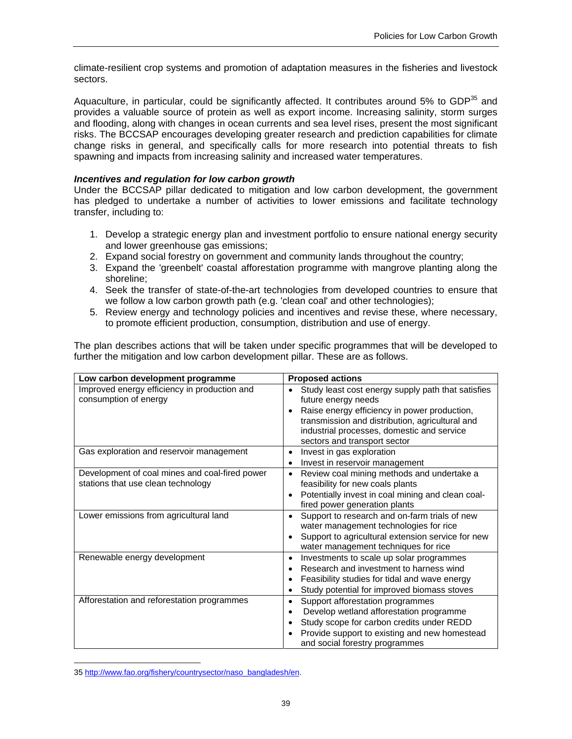climate-resilient crop systems and promotion of adaptation measures in the fisheries and livestock sectors.

Aquaculture, in particular, could be significantly affected. It contributes around 5% to GDP[35] and provides a valuable source of protein as well as export income. Increasing salinity, storm surges and flooding, along with changes in ocean currents and sea level rises, present the most significant risks. The BCCSAP encourages developing greater research and prediction capabilities for climate change risks in general, and specifically calls for more research into potential threats to fish spawning and impacts from increasing salinity and increased water temperatures.

***Incentives and regulation for low carbon growth***

Under the BCCSAP pillar dedicated to mitigation and low carbon development, the government has pledged to undertake a number of activities to lower emissions and facilitate technology transfer, including to:

1. Develop a strategic energy plan and investment portfolio to ensure national energy security and lower greenhouse gas emissions;
2. Expand social forestry on government and community lands throughout the country;
3. Expand the 'greenbelt' coastal afforestation programme with mangrove planting along the shoreline;
4. Seek the transfer of state-of-the-art technologies from developed countries to ensure that we follow a low carbon growth path (e.g. 'clean coal' and other technologies);
5. Review energy and technology policies and incentives and revise these, where necessary, to promote efficient production, consumption, distribution and use of energy.

The plan describes actions that will be taken under specific programmes that will be developed to further the mitigation and low carbon development pillar. These are as follows.

| Low carbon development programme | Proposed actions |
|---|---|
| Improved energy efficiency in production and consumption of energy | • Study least cost energy supply path that satisfies future energy needs<br>• Raise energy efficiency in power production, transmission and distribution, agricultural and industrial processes, domestic and service sectors and transport sector |
| Gas exploration and reservoir management | • Invest in gas exploration<br>• Invest in reservoir management |
| Development of coal mines and coal-fired power stations that use clean technology | • Review coal mining methods and undertake a feasibility for new coals plants<br>• Potentially invest in coal mining and clean coal-fired power generation plants |
| Lower emissions from agricultural land | • Support to research and on-farm trials of new water management technologies for rice<br>• Support to agricultural extension service for new water management techniques for rice |
| Renewable energy development | • Investments to scale up solar programmes<br>• Research and investment to harness wind<br>• Feasibility studies for tidal and wave energy<br>• Study potential for improved biomass stoves |
| Afforestation and reforestation programmes | • Support afforestation programmes<br>• Develop wetland afforestation programme<br>• Study scope for carbon credits under REDD<br>• Provide support to existing and new homestead and social forestry programmes |

35 http://www.fao.org/fishery/countrysector/naso_bangladesh/en.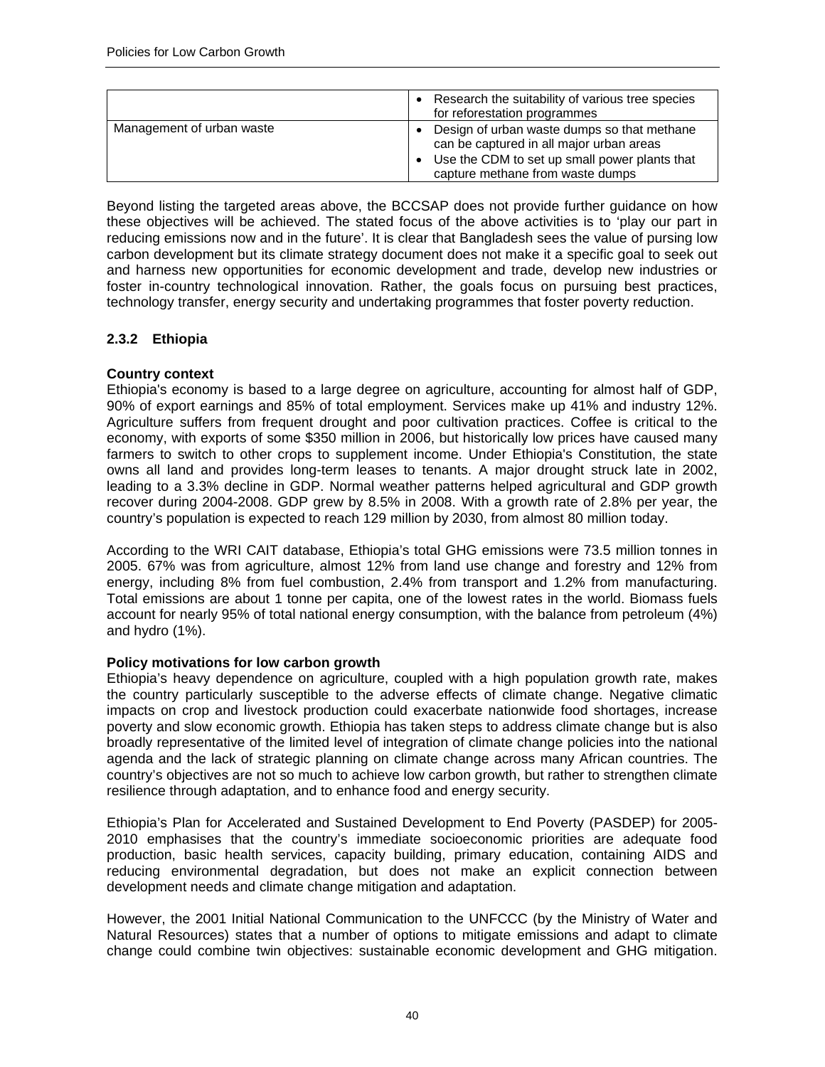| | |
|---|---|
| | • Research the suitability of various tree species for reforestation programmes |
| Management of urban waste | • Design of urban waste dumps so that methane can be captured in all major urban areas<br>• Use the CDM to set up small power plants that capture methane from waste dumps |

Beyond listing the targeted areas above, the BCCSAP does not provide further guidance on how these objectives will be achieved. The stated focus of the above activities is to 'play our part in reducing emissions now and in the future'. It is clear that Bangladesh sees the value of pursing low carbon development but its climate strategy document does not make it a specific goal to seek out and harness new opportunities for economic development and trade, develop new industries or foster in-country technological innovation. Rather, the goals focus on pursuing best practices, technology transfer, energy security and undertaking programmes that foster poverty reduction.

### 2.3.2 Ethiopia

**Country context**

Ethiopia's economy is based to a large degree on agriculture, accounting for almost half of GDP, 90% of export earnings and 85% of total employment. Services make up 41% and industry 12%. Agriculture suffers from frequent drought and poor cultivation practices. Coffee is critical to the economy, with exports of some $350 million in 2006, but historically low prices have caused many farmers to switch to other crops to supplement income. Under Ethiopia's Constitution, the state owns all land and provides long-term leases to tenants. A major drought struck late in 2002, leading to a 3.3% decline in GDP. Normal weather patterns helped agricultural and GDP growth recover during 2004-2008. GDP grew by 8.5% in 2008. With a growth rate of 2.8% per year, the country's population is expected to reach 129 million by 2030, from almost 80 million today.

According to the WRI CAIT database, Ethiopia's total GHG emissions were 73.5 million tonnes in 2005. 67% was from agriculture, almost 12% from land use change and forestry and 12% from energy, including 8% from fuel combustion, 2.4% from transport and 1.2% from manufacturing. Total emissions are about 1 tonne per capita, one of the lowest rates in the world. Biomass fuels account for nearly 95% of total national energy consumption, with the balance from petroleum (4%) and hydro (1%).

**Policy motivations for low carbon growth**

Ethiopia's heavy dependence on agriculture, coupled with a high population growth rate, makes the country particularly susceptible to the adverse effects of climate change. Negative climatic impacts on crop and livestock production could exacerbate nationwide food shortages, increase poverty and slow economic growth. Ethiopia has taken steps to address climate change but is also broadly representative of the limited level of integration of climate change policies into the national agenda and the lack of strategic planning on climate change across many African countries. The country's objectives are not so much to achieve low carbon growth, but rather to strengthen climate resilience through adaptation, and to enhance food and energy security.

Ethiopia's Plan for Accelerated and Sustained Development to End Poverty (PASDEP) for 2005-2010 emphasises that the country's immediate socioeconomic priorities are adequate food production, basic health services, capacity building, primary education, containing AIDS and reducing environmental degradation, but does not make an explicit connection between development needs and climate change mitigation and adaptation.

However, the 2001 Initial National Communication to the UNFCCC (by the Ministry of Water and Natural Resources) states that a number of options to mitigate emissions and adapt to climate change could combine twin objectives: sustainable economic development and GHG mitigation.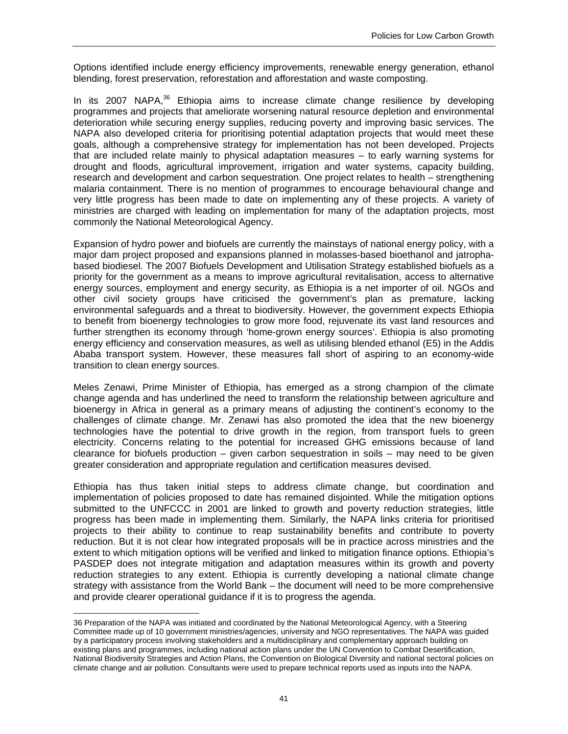Options identified include energy efficiency improvements, renewable energy generation, ethanol blending, forest preservation, reforestation and afforestation and waste composting.

In its 2007 NAPA,[36] Ethiopia aims to increase climate change resilience by developing programmes and projects that ameliorate worsening natural resource depletion and environmental deterioration while securing energy supplies, reducing poverty and improving basic services. The NAPA also developed criteria for prioritising potential adaptation projects that would meet these goals, although a comprehensive strategy for implementation has not been developed. Projects that are included relate mainly to physical adaptation measures – to early warning systems for drought and floods, agricultural improvement, irrigation and water systems, capacity building, research and development and carbon sequestration. One project relates to health – strengthening malaria containment. There is no mention of programmes to encourage behavioural change and very little progress has been made to date on implementing any of these projects. A variety of ministries are charged with leading on implementation for many of the adaptation projects, most commonly the National Meteorological Agency.

Expansion of hydro power and biofuels are currently the mainstays of national energy policy, with a major dam project proposed and expansions planned in molasses-based bioethanol and jatropha-based biodiesel. The 2007 Biofuels Development and Utilisation Strategy established biofuels as a priority for the government as a means to improve agricultural revitalisation, access to alternative energy sources, employment and energy security, as Ethiopia is a net importer of oil. NGOs and other civil society groups have criticised the government's plan as premature, lacking environmental safeguards and a threat to biodiversity. However, the government expects Ethiopia to benefit from bioenergy technologies to grow more food, rejuvenate its vast land resources and further strengthen its economy through 'home-grown energy sources'. Ethiopia is also promoting energy efficiency and conservation measures, as well as utilising blended ethanol (E5) in the Addis Ababa transport system. However, these measures fall short of aspiring to an economy-wide transition to clean energy sources.

Meles Zenawi, Prime Minister of Ethiopia, has emerged as a strong champion of the climate change agenda and has underlined the need to transform the relationship between agriculture and bioenergy in Africa in general as a primary means of adjusting the continent's economy to the challenges of climate change. Mr. Zenawi has also promoted the idea that the new bioenergy technologies have the potential to drive growth in the region, from transport fuels to green electricity. Concerns relating to the potential for increased GHG emissions because of land clearance for biofuels production – given carbon sequestration in soils – may need to be given greater consideration and appropriate regulation and certification measures devised.

Ethiopia has thus taken initial steps to address climate change, but coordination and implementation of policies proposed to date has remained disjointed. While the mitigation options submitted to the UNFCCC in 2001 are linked to growth and poverty reduction strategies, little progress has been made in implementing them. Similarly, the NAPA links criteria for prioritised projects to their ability to continue to reap sustainability benefits and contribute to poverty reduction. But it is not clear how integrated proposals will be in practice across ministries and the extent to which mitigation options will be verified and linked to mitigation finance options. Ethiopia's PASDEP does not integrate mitigation and adaptation measures within its growth and poverty reduction strategies to any extent. Ethiopia is currently developing a national climate change strategy with assistance from the World Bank – the document will need to be more comprehensive and provide clearer operational guidance if it is to progress the agenda.

---

36 Preparation of the NAPA was initiated and coordinated by the National Meteorological Agency, with a Steering Committee made up of 10 government ministries/agencies, university and NGO representatives. The NAPA was guided by a participatory process involving stakeholders and a multidisciplinary and complementary approach building on existing plans and programmes, including national action plans under the UN Convention to Combat Desertification, National Biodiversity Strategies and Action Plans, the Convention on Biological Diversity and national sectoral policies on climate change and air pollution. Consultants were used to prepare technical reports used as inputs into the NAPA.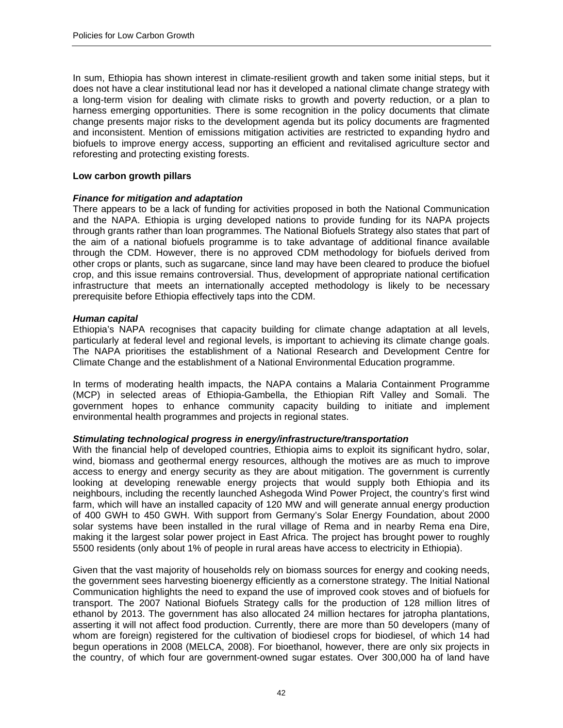In sum, Ethiopia has shown interest in climate-resilient growth and taken some initial steps, but it does not have a clear institutional lead nor has it developed a national climate change strategy with a long-term vision for dealing with climate risks to growth and poverty reduction, or a plan to harness emerging opportunities. There is some recognition in the policy documents that climate change presents major risks to the development agenda but its policy documents are fragmented and inconsistent. Mention of emissions mitigation activities are restricted to expanding hydro and biofuels to improve energy access, supporting an efficient and revitalised agriculture sector and reforesting and protecting existing forests.

**Low carbon growth pillars**

***Finance for mitigation and adaptation***

There appears to be a lack of funding for activities proposed in both the National Communication and the NAPA. Ethiopia is urging developed nations to provide funding for its NAPA projects through grants rather than loan programmes. The National Biofuels Strategy also states that part of the aim of a national biofuels programme is to take advantage of additional finance available through the CDM. However, there is no approved CDM methodology for biofuels derived from other crops or plants, such as sugarcane, since land may have been cleared to produce the biofuel crop, and this issue remains controversial. Thus, development of appropriate national certification infrastructure that meets an internationally accepted methodology is likely to be necessary prerequisite before Ethiopia effectively taps into the CDM.

***Human capital***

Ethiopia's NAPA recognises that capacity building for climate change adaptation at all levels, particularly at federal level and regional levels, is important to achieving its climate change goals. The NAPA prioritises the establishment of a National Research and Development Centre for Climate Change and the establishment of a National Environmental Education programme.

In terms of moderating health impacts, the NAPA contains a Malaria Containment Programme (MCP) in selected areas of Ethiopia-Gambella, the Ethiopian Rift Valley and Somali. The government hopes to enhance community capacity building to initiate and implement environmental health programmes and projects in regional states.

***Stimulating technological progress in energy/infrastructure/transportation***

With the financial help of developed countries, Ethiopia aims to exploit its significant hydro, solar, wind, biomass and geothermal energy resources, although the motives are as much to improve access to energy and energy security as they are about mitigation. The government is currently looking at developing renewable energy projects that would supply both Ethiopia and its neighbours, including the recently launched Ashegoda Wind Power Project, the country's first wind farm, which will have an installed capacity of 120 MW and will generate annual energy production of 400 GWH to 450 GWH. With support from Germany's Solar Energy Foundation, about 2000 solar systems have been installed in the rural village of Rema and in nearby Rema ena Dire, making it the largest solar power project in East Africa. The project has brought power to roughly 5500 residents (only about 1% of people in rural areas have access to electricity in Ethiopia).

Given that the vast majority of households rely on biomass sources for energy and cooking needs, the government sees harvesting bioenergy efficiently as a cornerstone strategy. The Initial National Communication highlights the need to expand the use of improved cook stoves and of biofuels for transport. The 2007 National Biofuels Strategy calls for the production of 128 million litres of ethanol by 2013. The government has also allocated 24 million hectares for jatropha plantations, asserting it will not affect food production. Currently, there are more than 50 developers (many of whom are foreign) registered for the cultivation of biodiesel crops for biodiesel, of which 14 had begun operations in 2008 (MELCA, 2008). For bioethanol, however, there are only six projects in the country, of which four are government-owned sugar estates. Over 300,000 ha of land have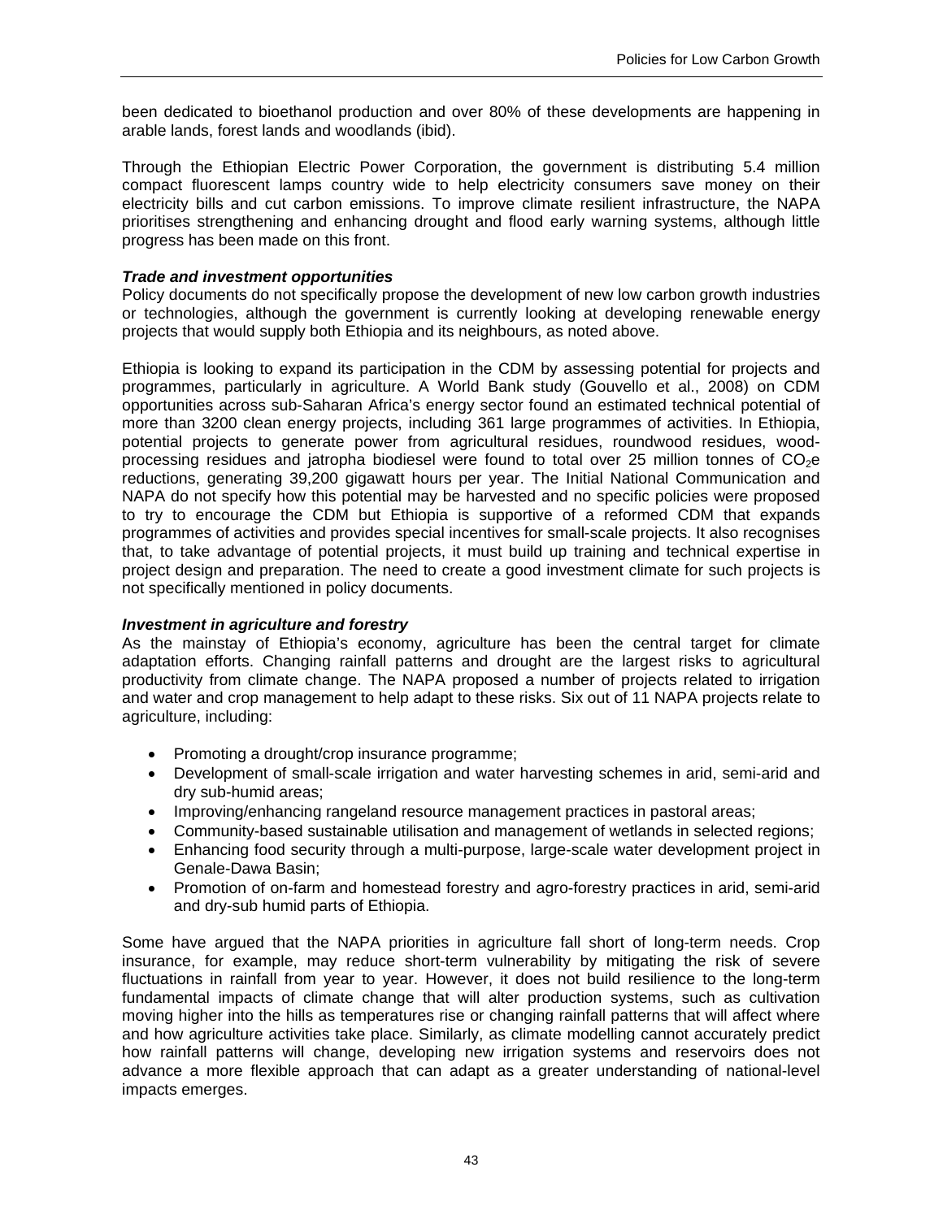been dedicated to bioethanol production and over 80% of these developments are happening in arable lands, forest lands and woodlands (ibid).

Through the Ethiopian Electric Power Corporation, the government is distributing 5.4 million compact fluorescent lamps country wide to help electricity consumers save money on their electricity bills and cut carbon emissions. To improve climate resilient infrastructure, the NAPA prioritises strengthening and enhancing drought and flood early warning systems, although little progress has been made on this front.

***Trade and investment opportunities***

Policy documents do not specifically propose the development of new low carbon growth industries or technologies, although the government is currently looking at developing renewable energy projects that would supply both Ethiopia and its neighbours, as noted above.

Ethiopia is looking to expand its participation in the CDM by assessing potential for projects and programmes, particularly in agriculture. A World Bank study (Gouvello et al., 2008) on CDM opportunities across sub-Saharan Africa's energy sector found an estimated technical potential of more than 3200 clean energy projects, including 361 large programmes of activities. In Ethiopia, potential projects to generate power from agricultural residues, roundwood residues, wood-processing residues and jatropha biodiesel were found to total over 25 million tonnes of $CO_2e$ reductions, generating 39,200 gigawatt hours per year. The Initial National Communication and NAPA do not specify how this potential may be harvested and no specific policies were proposed to try to encourage the CDM but Ethiopia is supportive of a reformed CDM that expands programmes of activities and provides special incentives for small-scale projects. It also recognises that, to take advantage of potential projects, it must build up training and technical expertise in project design and preparation. The need to create a good investment climate for such projects is not specifically mentioned in policy documents.

***Investment in agriculture and forestry***

As the mainstay of Ethiopia's economy, agriculture has been the central target for climate adaptation efforts. Changing rainfall patterns and drought are the largest risks to agricultural productivity from climate change. The NAPA proposed a number of projects related to irrigation and water and crop management to help adapt to these risks. Six out of 11 NAPA projects relate to agriculture, including:

- Promoting a drought/crop insurance programme;
- Development of small-scale irrigation and water harvesting schemes in arid, semi-arid and dry sub-humid areas;
- Improving/enhancing rangeland resource management practices in pastoral areas;
- Community-based sustainable utilisation and management of wetlands in selected regions;
- Enhancing food security through a multi-purpose, large-scale water development project in Genale-Dawa Basin;
- Promotion of on-farm and homestead forestry and agro-forestry practices in arid, semi-arid and dry-sub humid parts of Ethiopia.

Some have argued that the NAPA priorities in agriculture fall short of long-term needs. Crop insurance, for example, may reduce short-term vulnerability by mitigating the risk of severe fluctuations in rainfall from year to year. However, it does not build resilience to the long-term fundamental impacts of climate change that will alter production systems, such as cultivation moving higher into the hills as temperatures rise or changing rainfall patterns that will affect where and how agriculture activities take place. Similarly, as climate modelling cannot accurately predict how rainfall patterns will change, developing new irrigation systems and reservoirs does not advance a more flexible approach that can adapt as a greater understanding of national-level impacts emerges.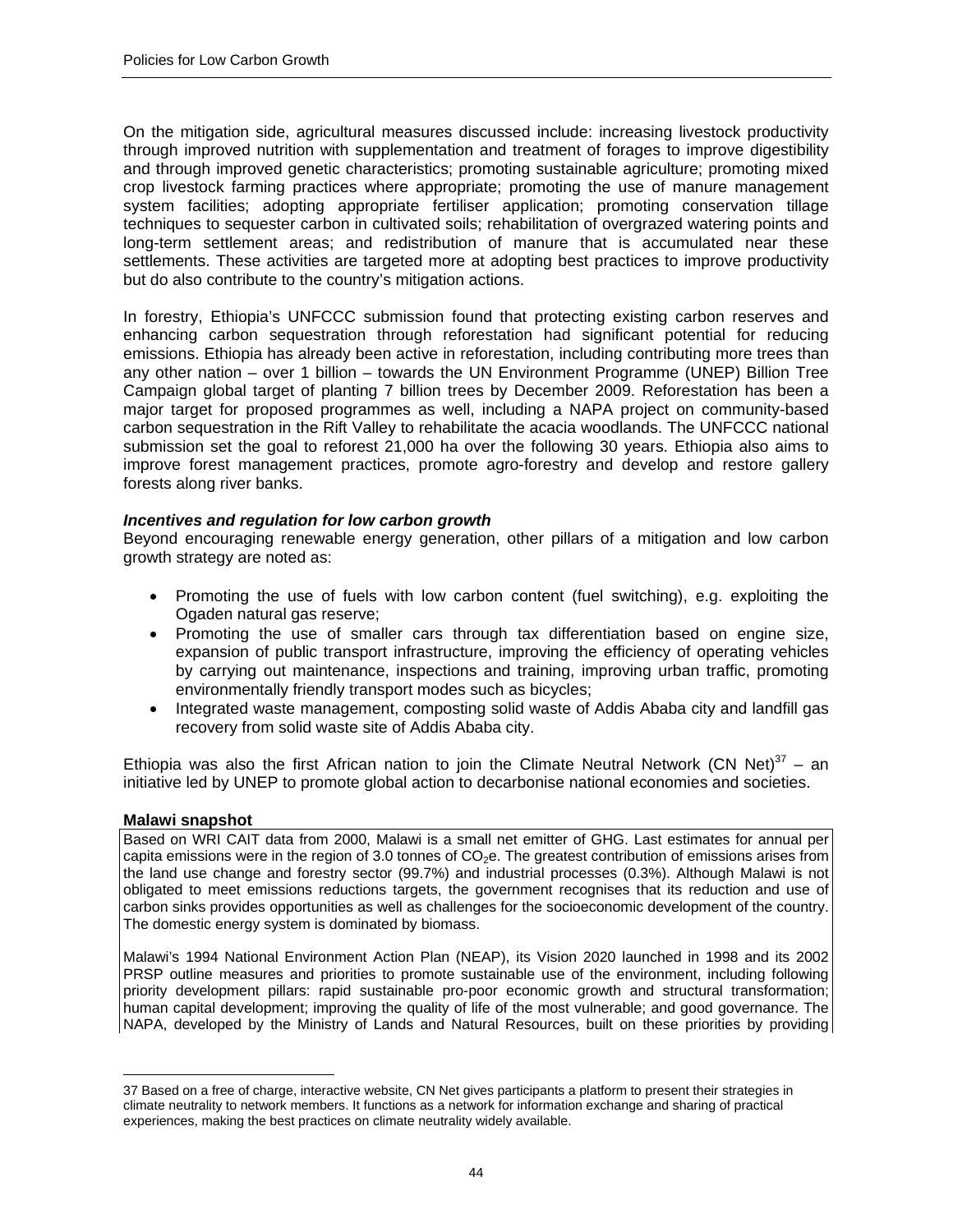On the mitigation side, agricultural measures discussed include: increasing livestock productivity through improved nutrition with supplementation and treatment of forages to improve digestibility and through improved genetic characteristics; promoting sustainable agriculture; promoting mixed crop livestock farming practices where appropriate; promoting the use of manure management system facilities; adopting appropriate fertiliser application; promoting conservation tillage techniques to sequester carbon in cultivated soils; rehabilitation of overgrazed watering points and long-term settlement areas; and redistribution of manure that is accumulated near these settlements. These activities are targeted more at adopting best practices to improve productivity but do also contribute to the country's mitigation actions.

In forestry, Ethiopia's UNFCCC submission found that protecting existing carbon reserves and enhancing carbon sequestration through reforestation had significant potential for reducing emissions. Ethiopia has already been active in reforestation, including contributing more trees than any other nation – over 1 billion – towards the UN Environment Programme (UNEP) Billion Tree Campaign global target of planting 7 billion trees by December 2009. Reforestation has been a major target for proposed programmes as well, including a NAPA project on community-based carbon sequestration in the Rift Valley to rehabilitate the acacia woodlands. The UNFCCC national submission set the goal to reforest 21,000 ha over the following 30 years. Ethiopia also aims to improve forest management practices, promote agro-forestry and develop and restore gallery forests along river banks.

***Incentives and regulation for low carbon growth***

Beyond encouraging renewable energy generation, other pillars of a mitigation and low carbon growth strategy are noted as:

- Promoting the use of fuels with low carbon content (fuel switching), e.g. exploiting the Ogaden natural gas reserve;
- Promoting the use of smaller cars through tax differentiation based on engine size, expansion of public transport infrastructure, improving the efficiency of operating vehicles by carrying out maintenance, inspections and training, improving urban traffic, promoting environmentally friendly transport modes such as bicycles;
- Integrated waste management, composting solid waste of Addis Ababa city and landfill gas recovery from solid waste site of Addis Ababa city.

Ethiopia was also the first African nation to join the Climate Neutral Network (CN Net)[37] – an initiative led by UNEP to promote global action to decarbonise national economies and societies.

**Malawi snapshot**

Based on WRI CAIT data from 2000, Malawi is a small net emitter of GHG. Last estimates for annual per capita emissions were in the region of 3.0 tonnes of $CO_2$e. The greatest contribution of emissions arises from the land use change and forestry sector (99.7%) and industrial processes (0.3%). Although Malawi is not obligated to meet emissions reductions targets, the government recognises that its reduction and use of carbon sinks provides opportunities as well as challenges for the socioeconomic development of the country. The domestic energy system is dominated by biomass.

Malawi's 1994 National Environment Action Plan (NEAP), its Vision 2020 launched in 1998 and its 2002 PRSP outline measures and priorities to promote sustainable use of the environment, including following priority development pillars: rapid sustainable pro-poor economic growth and structural transformation; human capital development; improving the quality of life of the most vulnerable; and good governance. The NAPA, developed by the Ministry of Lands and Natural Resources, built on these priorities by providing

---

37 Based on a free of charge, interactive website, CN Net gives participants a platform to present their strategies in climate neutrality to network members. It functions as a network for information exchange and sharing of practical experiences, making the best practices on climate neutrality widely available.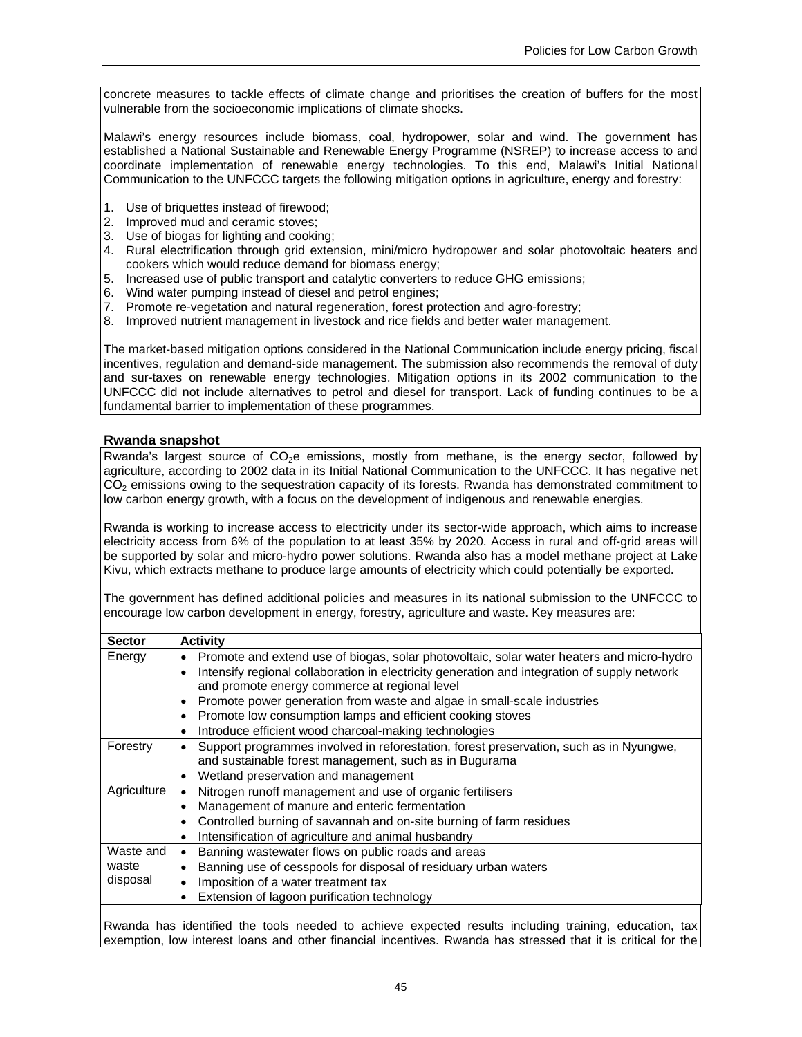concrete measures to tackle effects of climate change and prioritises the creation of buffers for the most vulnerable from the socioeconomic implications of climate shocks.

Malawi's energy resources include biomass, coal, hydropower, solar and wind. The government has established a National Sustainable and Renewable Energy Programme (NSREP) to increase access to and coordinate implementation of renewable energy technologies. To this end, Malawi's Initial National Communication to the UNFCCC targets the following mitigation options in agriculture, energy and forestry:

1. Use of briquettes instead of firewood;
2. Improved mud and ceramic stoves;
3. Use of biogas for lighting and cooking;
4. Rural electrification through grid extension, mini/micro hydropower and solar photovoltaic heaters and cookers which would reduce demand for biomass energy;
5. Increased use of public transport and catalytic converters to reduce GHG emissions;
6. Wind water pumping instead of diesel and petrol engines;
7. Promote re-vegetation and natural regeneration, forest protection and agro-forestry;
8. Improved nutrient management in livestock and rice fields and better water management.

The market-based mitigation options considered in the National Communication include energy pricing, fiscal incentives, regulation and demand-side management. The submission also recommends the removal of duty and sur-taxes on renewable energy technologies. Mitigation options in its 2002 communication to the UNFCCC did not include alternatives to petrol and diesel for transport. Lack of funding continues to be a fundamental barrier to implementation of these programmes.

### Rwanda snapshot

Rwanda's largest source of $CO_2e$ emissions, mostly from methane, is the energy sector, followed by agriculture, according to 2002 data in its Initial National Communication to the UNFCCC. It has negative net $CO_2$ emissions owing to the sequestration capacity of its forests. Rwanda has demonstrated commitment to low carbon energy growth, with a focus on the development of indigenous and renewable energies.

Rwanda is working to increase access to electricity under its sector-wide approach, which aims to increase electricity access from 6% of the population to at least 35% by 2020. Access in rural and off-grid areas will be supported by solar and micro-hydro power solutions. Rwanda also has a model methane project at Lake Kivu, which extracts methane to produce large amounts of electricity which could potentially be exported.

The government has defined additional policies and measures in its national submission to the UNFCCC to encourage low carbon development in energy, forestry, agriculture and waste. Key measures are:

| Sector | Activity |
|---|---|
| Energy | • Promote and extend use of biogas, solar photovoltaic, solar water heaters and micro-hydro<br>• Intensify regional collaboration in electricity generation and integration of supply network and promote energy commerce at regional level<br>• Promote power generation from waste and algae in small-scale industries<br>• Promote low consumption lamps and efficient cooking stoves<br>• Introduce efficient wood charcoal-making technologies |
| Forestry | • Support programmes involved in reforestation, forest preservation, such as in Nyungwe, and sustainable forest management, such as in Bugurama<br>• Wetland preservation and management |
| Agriculture | • Nitrogen runoff management and use of organic fertilisers<br>• Management of manure and enteric fermentation<br>• Controlled burning of savannah and on-site burning of farm residues<br>• Intensification of agriculture and animal husbandry |
| Waste and waste disposal | • Banning wastewater flows on public roads and areas<br>• Banning use of cesspools for disposal of residuary urban waters<br>• Imposition of a water treatment tax<br>• Extension of lagoon purification technology |

Rwanda has identified the tools needed to achieve expected results including training, education, tax exemption, low interest loans and other financial incentives. Rwanda has stressed that it is critical for the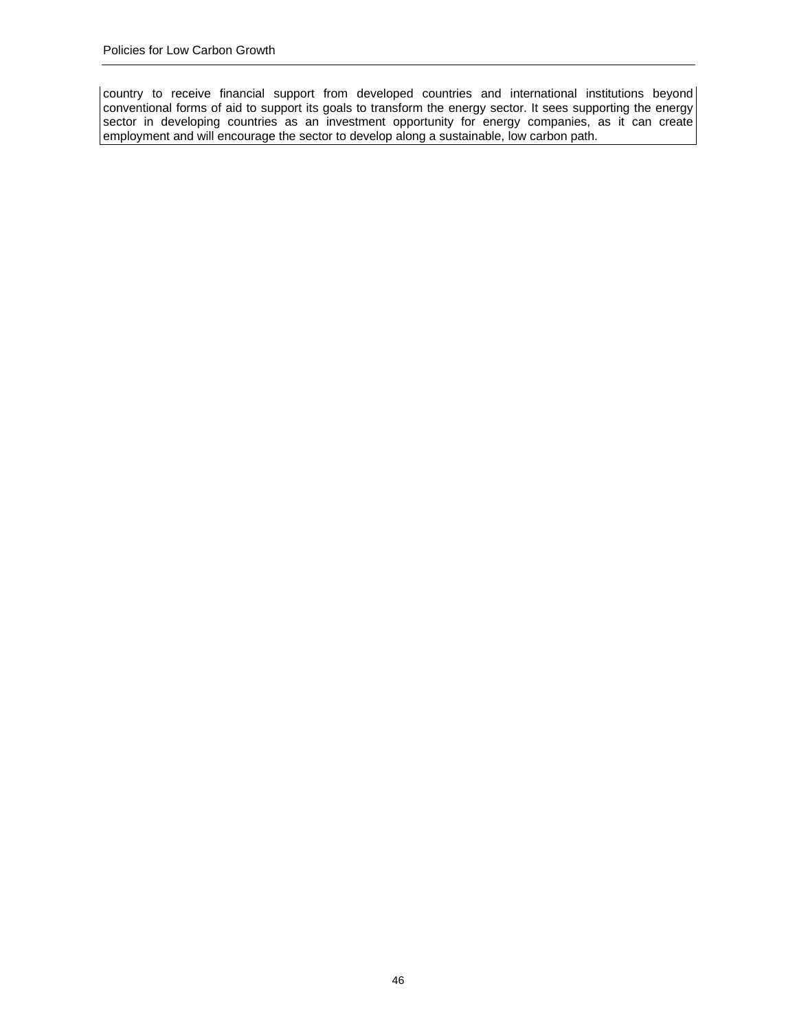country to receive financial support from developed countries and international institutions beyond conventional forms of aid to support its goals to transform the energy sector. It sees supporting the energy sector in developing countries as an investment opportunity for energy companies, as it can create employment and will encourage the sector to develop along a sustainable, low carbon path.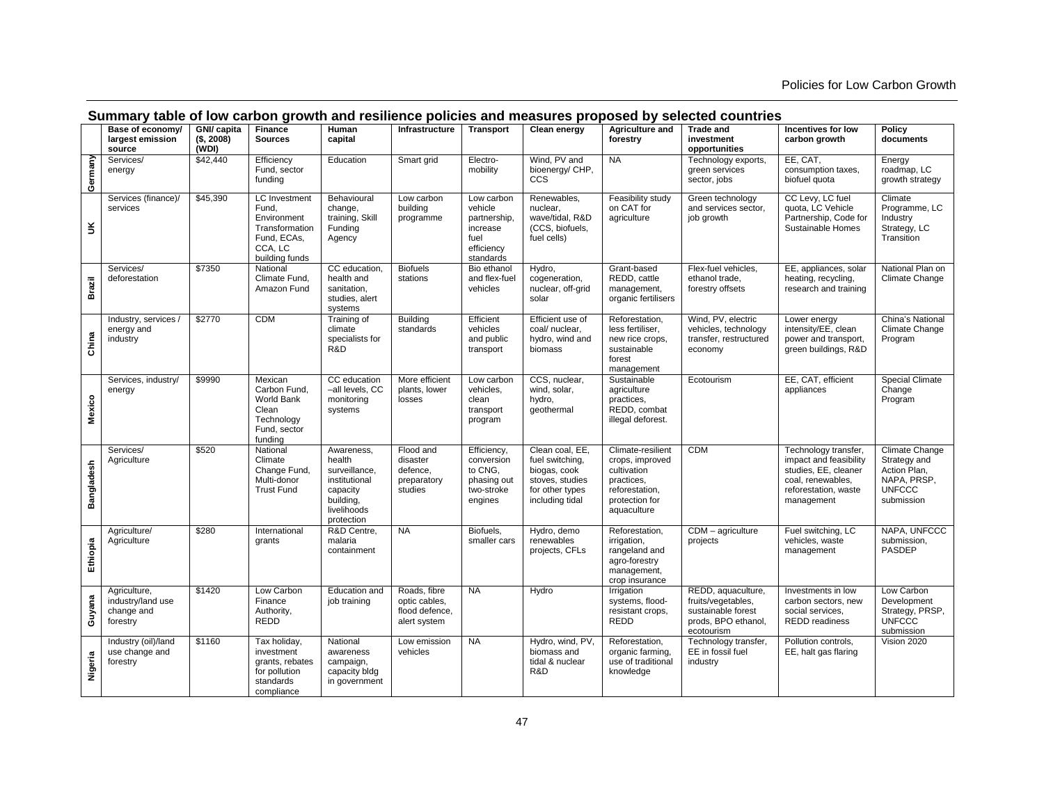## Summary table of low carbon growth and resilience policies and measures proposed by selected countries

| | Base of economy/ largest emission source | GNI/ capita ($, 2008) (WDI) | Finance Sources | Human capital | Infrastructure | Transport | Clean energy | Agriculture and forestry | Trade and investment opportunities | Incentives for low carbon growth | Policy documents |
|---|---|---|---|---|---|---|---|---|---|---|---|
| **Germany** | Services/ energy | $42,440 | Efficiency Fund, sector funding | Education | Smart grid | Electro-mobility | Wind, PV and bioenergy/ CHP, CCS | NA | Technology exports, green services sector, jobs | EE, CAT, consumption taxes, biofuel quota | Energy roadmap, LC growth strategy |
| **UK** | Services (finance)/ services | $45,390 | LC Investment Fund, Environment Transformation Fund, ECAs, CCA, LC building funds | Behavioural change, training, Skill Funding Agency | Low carbon building programme | Low carbon vehicle partnership, increase fuel efficiency standards | Renewables, nuclear, wave/tidal, R&D (CCS, biofuels, fuel cells) | Feasibility study on CAT for agriculture | Green technology and services sector, job growth | CC Levy, LC fuel quota, LC Vehicle Partnership, Code for Sustainable Homes | Climate Programme, LC Industry Strategy, LC Transition |
| **Brazil** | Services/ deforestation | $7350 | National Climate Fund, Amazon Fund | CC education, health and sanitation, studies, alert systems | Biofuels stations | Bio ethanol and flex-fuel vehicles | Hydro, cogeneration, nuclear, off-grid solar | Grant-based REDD, cattle management, organic fertilisers | Flex-fuel vehicles, ethanol trade, forestry offsets | EE, appliances, solar heating, recycling, research and training | National Plan on Climate Change |
| **China** | Industry, services / energy and industry | $2770 | CDM | Training of climate specialists for R&D | Building standards | Efficient vehicles and public transport | Efficient use of coal/ nuclear, hydro, wind and biomass | Reforestation, less fertiliser, new rice crops, sustainable forest management | Wind, PV, electric vehicles, technology transfer, restructured economy | Lower energy intensity/EE, clean power and transport, green buildings, R&D | China's National Climate Change Program |
| **Mexico** | Services, industry/ energy | $9990 | Mexican Carbon Fund, World Bank Clean Technology Fund, sector funding | CC education –all levels, CC monitoring systems | More efficient plants, lower losses | Low carbon vehicles, clean transport program | CCS, nuclear, wind, solar, hydro, geothermal | Sustainable agriculture practices, REDD, combat illegal deforest. | Ecotourism | EE, CAT, efficient appliances | Special Climate Change Program |
| **Bangladesh** | Services/ Agriculture | $520 | National Climate Change Fund, Multi-donor Trust Fund | Awareness, health surveillance, institutional capacity building, livelihoods protection | Flood and disaster defence, preparatory studies | Efficiency, conversion to CNG, phasing out two-stroke engines | Clean coal, EE, fuel switching, biogas, cook stoves, studies for other types including tidal | Climate-resilient crops, improved cultivation practices, reforestation, protection for aquaculture | CDM | Technology transfer, impact and feasibility studies, EE, cleaner coal, renewables, reforestation, waste management | Climate Change Strategy and Action Plan, NAPA, PRSP, UNFCCC submission |
| **Ethiopia** | Agriculture/ Agriculture | $280 | International grants | R&D Centre, malaria containment | NA | Biofuels, smaller cars | Hydro, demo renewables projects, CFLs | Reforestation, irrigation, rangeland and agro-forestry management, crop insurance | CDM – agriculture projects | Fuel switching, LC vehicles, waste management | NAPA, UNFCCC submission, PASDEP |
| **Guyana** | Agriculture, industry/land use change and forestry | $1420 | Low Carbon Finance Authority, REDD | Education and job training | Roads, fibre optic cables, flood defence, alert system | NA | Hydro | Irrigation systems, flood-resistant crops, REDD | REDD, aquaculture, fruits/vegetables, sustainable forest prods, BPO ethanol, ecotourism | Investments in low carbon sectors, new social services, REDD readiness | Low Carbon Development Strategy, PRSP, UNFCCC submission |
| **Nigeria** | Industry (oil)/land use change and forestry | $1160 | Tax holiday, investment grants, rebates for pollution standards compliance | National awareness campaign, capacity bldg in government | Low emission vehicles | NA | Hydro, wind, PV, biomass and tidal & nuclear R&D | Reforestation, organic farming, use of traditional knowledge | Technology transfer, EE in fossil fuel industry | Pollution controls, EE, halt gas flaring | Vision 2020 |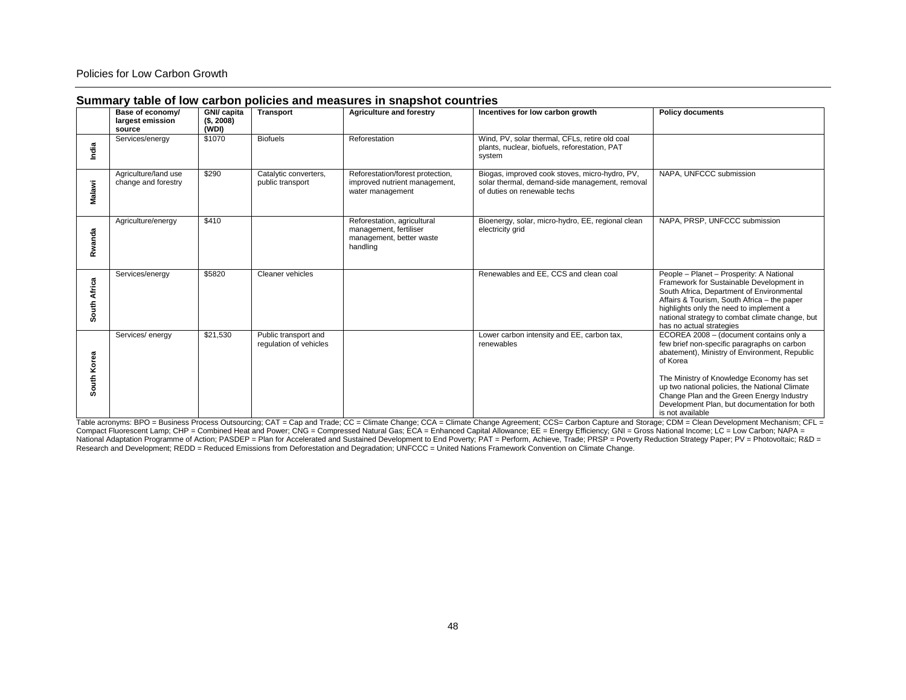## Summary table of low carbon policies and measures in snapshot countries

| | Base of economy/ largest emission source | GNI/ capita ($, 2008) (WDI) | Transport | Agriculture and forestry | Incentives for low carbon growth | Policy documents |
|---|---|---|---|---|---|---|
| **India** | Services/energy | $1070 | Biofuels | Reforestation | Wind, PV, solar thermal, CFLs, retire old coal plants, nuclear, biofuels, reforestation, PAT system | |
| **Malawi** | Agriculture/land use change and forestry | $290 | Catalytic converters, public transport | Reforestation/forest protection, improved nutrient management, water management | Biogas, improved cook stoves, micro-hydro, PV, solar thermal, demand-side management, removal of duties on renewable techs | NAPA, UNFCCC submission |
| **Rwanda** | Agriculture/energy | $410 | | Reforestation, agricultural management, fertiliser management, better waste handling | Bioenergy, solar, micro-hydro, EE, regional clean electricity grid | NAPA, PRSP, UNFCCC submission |
| **South Africa** | Services/energy | $5820 | Cleaner vehicles | | Renewables and EE, CCS and clean coal | People – Planet – Prosperity: A National Framework for Sustainable Development in South Africa, Department of Environmental Affairs & Tourism, South Africa – the paper highlights only the need to implement a national strategy to combat climate change, but has no actual strategies |
| **South Korea** | Services/ energy | $21,530 | Public transport and regulation of vehicles | | Lower carbon intensity and EE, carbon tax, renewables | ECOREA 2008 – (document contains only a few brief non-specific paragraphs on carbon abatement), Ministry of Environment, Republic of Korea<br><br>The Ministry of Knowledge Economy has set up two national policies, the National Climate Change Plan and the Green Energy Industry Development Plan, but documentation for both is not available |

Table acronyms: BPO = Business Process Outsourcing; CAT = Cap and Trade; CC = Climate Change; CCA = Climate Change Agreement; CCS= Carbon Capture and Storage; CDM = Clean Development Mechanism; CFL = Compact Fluorescent Lamp; CHP = Combined Heat and Power; CNG = Compressed Natural Gas; ECA = Enhanced Capital Allowance; EE = Energy Efficiency; GNI = Gross National Income; LC = Low Carbon; NAPA = National Adaptation Programme of Action; PASDEP = Plan for Accelerated and Sustained Development to End Poverty; PAT = Perform, Achieve, Trade; PRSP = Poverty Reduction Strategy Paper; PV = Photovoltaic; R&D = Research and Development; REDD = Reduced Emissions from Deforestation and Degradation; UNFCCC = United Nations Framework Convention on Climate Change.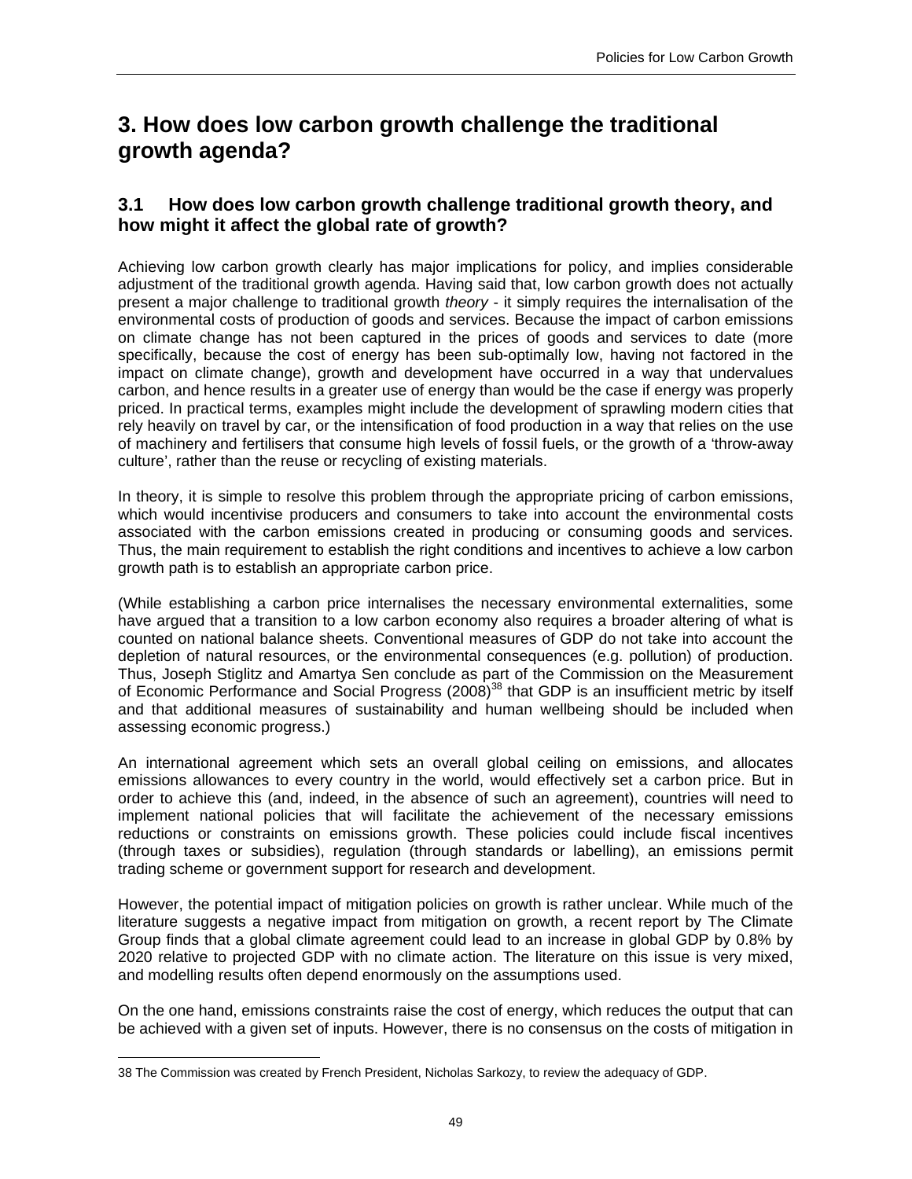# 3. How does low carbon growth challenge the traditional growth agenda?

## 3.1 How does low carbon growth challenge traditional growth theory, and how might it affect the global rate of growth?

Achieving low carbon growth clearly has major implications for policy, and implies considerable adjustment of the traditional growth agenda. Having said that, low carbon growth does not actually present a major challenge to traditional growth *theory* - it simply requires the internalisation of the environmental costs of production of goods and services. Because the impact of carbon emissions on climate change has not been captured in the prices of goods and services to date (more specifically, because the cost of energy has been sub-optimally low, having not factored in the impact on climate change), growth and development have occurred in a way that undervalues carbon, and hence results in a greater use of energy than would be the case if energy was properly priced. In practical terms, examples might include the development of sprawling modern cities that rely heavily on travel by car, or the intensification of food production in a way that relies on the use of machinery and fertilisers that consume high levels of fossil fuels, or the growth of a 'throw-away culture', rather than the reuse or recycling of existing materials.

In theory, it is simple to resolve this problem through the appropriate pricing of carbon emissions, which would incentivise producers and consumers to take into account the environmental costs associated with the carbon emissions created in producing or consuming goods and services. Thus, the main requirement to establish the right conditions and incentives to achieve a low carbon growth path is to establish an appropriate carbon price.

(While establishing a carbon price internalises the necessary environmental externalities, some have argued that a transition to a low carbon economy also requires a broader altering of what is counted on national balance sheets. Conventional measures of GDP do not take into account the depletion of natural resources, or the environmental consequences (e.g. pollution) of production. Thus, Joseph Stiglitz and Amartya Sen conclude as part of the Commission on the Measurement of Economic Performance and Social Progress (2008)[38] that GDP is an insufficient metric by itself and that additional measures of sustainability and human wellbeing should be included when assessing economic progress.)

An international agreement which sets an overall global ceiling on emissions, and allocates emissions allowances to every country in the world, would effectively set a carbon price. But in order to achieve this (and, indeed, in the absence of such an agreement), countries will need to implement national policies that will facilitate the achievement of the necessary emissions reductions or constraints on emissions growth. These policies could include fiscal incentives (through taxes or subsidies), regulation (through standards or labelling), an emissions permit trading scheme or government support for research and development.

However, the potential impact of mitigation policies on growth is rather unclear. While much of the literature suggests a negative impact from mitigation on growth, a recent report by The Climate Group finds that a global climate agreement could lead to an increase in global GDP by 0.8% by 2020 relative to projected GDP with no climate action. The literature on this issue is very mixed, and modelling results often depend enormously on the assumptions used.

On the one hand, emissions constraints raise the cost of energy, which reduces the output that can be achieved with a given set of inputs. However, there is no consensus on the costs of mitigation in

---

38 The Commission was created by French President, Nicholas Sarkozy, to review the adequacy of GDP.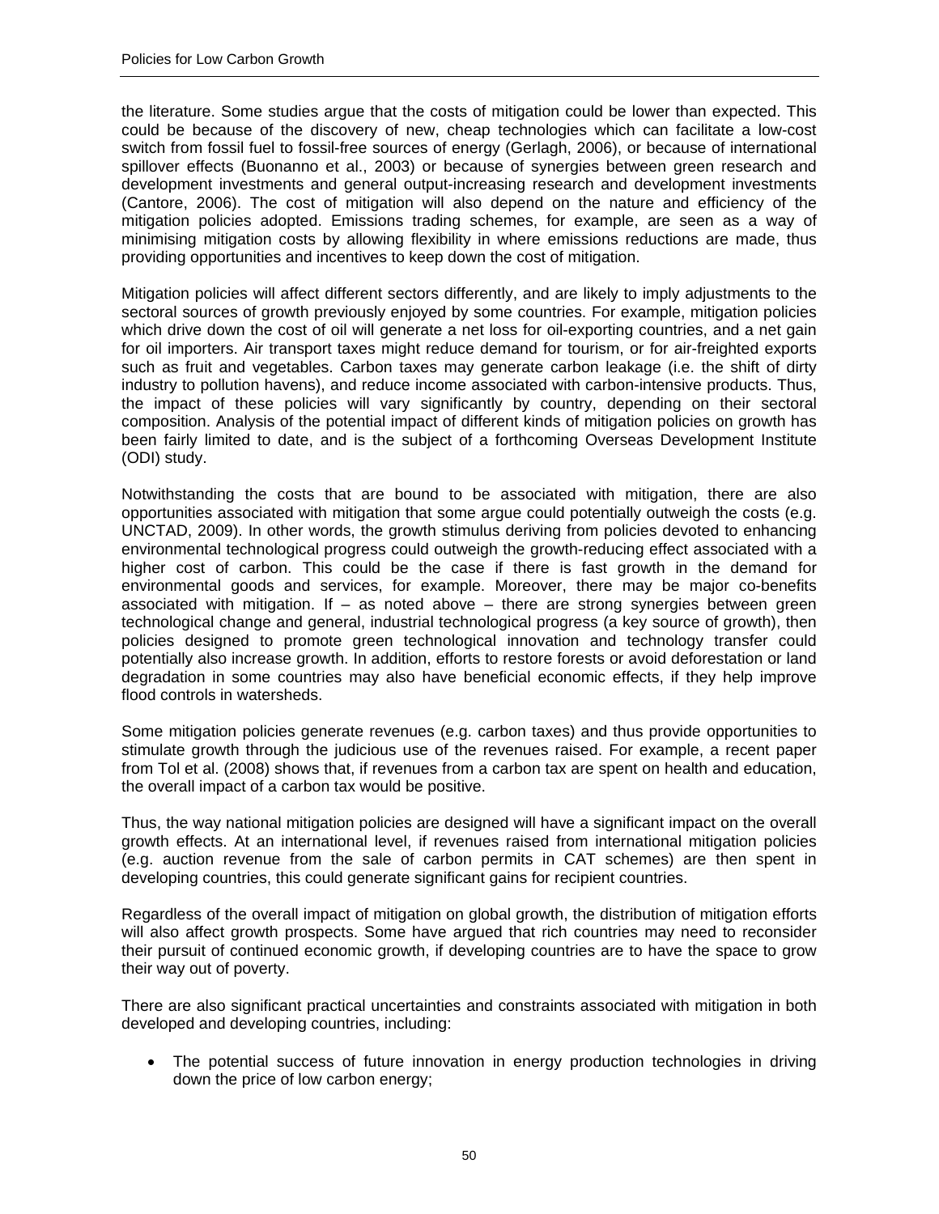the literature. Some studies argue that the costs of mitigation could be lower than expected. This could be because of the discovery of new, cheap technologies which can facilitate a low-cost switch from fossil fuel to fossil-free sources of energy (Gerlagh, 2006), or because of international spillover effects (Buonanno et al., 2003) or because of synergies between green research and development investments and general output-increasing research and development investments (Cantore, 2006). The cost of mitigation will also depend on the nature and efficiency of the mitigation policies adopted. Emissions trading schemes, for example, are seen as a way of minimising mitigation costs by allowing flexibility in where emissions reductions are made, thus providing opportunities and incentives to keep down the cost of mitigation.

Mitigation policies will affect different sectors differently, and are likely to imply adjustments to the sectoral sources of growth previously enjoyed by some countries. For example, mitigation policies which drive down the cost of oil will generate a net loss for oil-exporting countries, and a net gain for oil importers. Air transport taxes might reduce demand for tourism, or for air-freighted exports such as fruit and vegetables. Carbon taxes may generate carbon leakage (i.e. the shift of dirty industry to pollution havens), and reduce income associated with carbon-intensive products. Thus, the impact of these policies will vary significantly by country, depending on their sectoral composition. Analysis of the potential impact of different kinds of mitigation policies on growth has been fairly limited to date, and is the subject of a forthcoming Overseas Development Institute (ODI) study.

Notwithstanding the costs that are bound to be associated with mitigation, there are also opportunities associated with mitigation that some argue could potentially outweigh the costs (e.g. UNCTAD, 2009). In other words, the growth stimulus deriving from policies devoted to enhancing environmental technological progress could outweigh the growth-reducing effect associated with a higher cost of carbon. This could be the case if there is fast growth in the demand for environmental goods and services, for example. Moreover, there may be major co-benefits associated with mitigation. If – as noted above – there are strong synergies between green technological change and general, industrial technological progress (a key source of growth), then policies designed to promote green technological innovation and technology transfer could potentially also increase growth. In addition, efforts to restore forests or avoid deforestation or land degradation in some countries may also have beneficial economic effects, if they help improve flood controls in watersheds.

Some mitigation policies generate revenues (e.g. carbon taxes) and thus provide opportunities to stimulate growth through the judicious use of the revenues raised. For example, a recent paper from Tol et al. (2008) shows that, if revenues from a carbon tax are spent on health and education, the overall impact of a carbon tax would be positive.

Thus, the way national mitigation policies are designed will have a significant impact on the overall growth effects. At an international level, if revenues raised from international mitigation policies (e.g. auction revenue from the sale of carbon permits in CAT schemes) are then spent in developing countries, this could generate significant gains for recipient countries.

Regardless of the overall impact of mitigation on global growth, the distribution of mitigation efforts will also affect growth prospects. Some have argued that rich countries may need to reconsider their pursuit of continued economic growth, if developing countries are to have the space to grow their way out of poverty.

There are also significant practical uncertainties and constraints associated with mitigation in both developed and developing countries, including:

- The potential success of future innovation in energy production technologies in driving down the price of low carbon energy;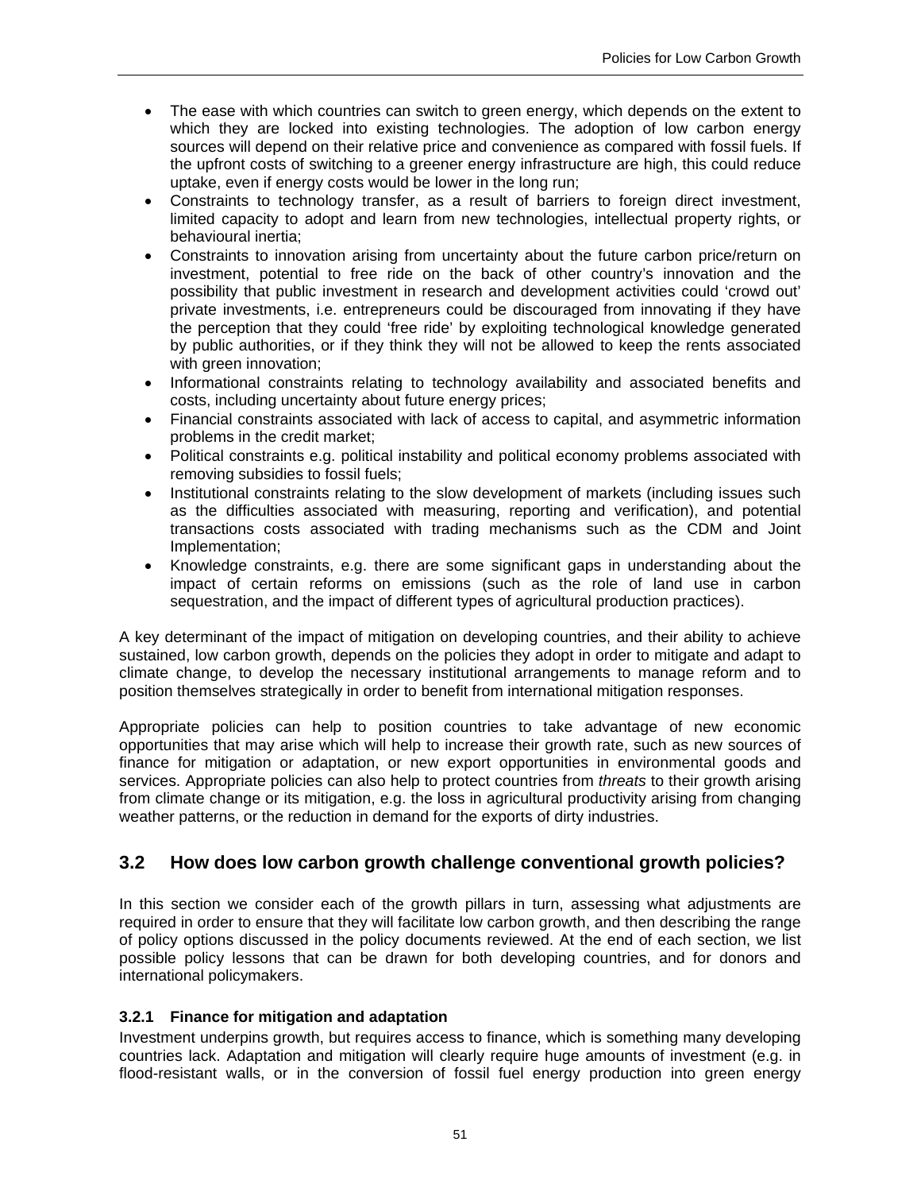- The ease with which countries can switch to green energy, which depends on the extent to which they are locked into existing technologies. The adoption of low carbon energy sources will depend on their relative price and convenience as compared with fossil fuels. If the upfront costs of switching to a greener energy infrastructure are high, this could reduce uptake, even if energy costs would be lower in the long run;
- Constraints to technology transfer, as a result of barriers to foreign direct investment, limited capacity to adopt and learn from new technologies, intellectual property rights, or behavioural inertia;
- Constraints to innovation arising from uncertainty about the future carbon price/return on investment, potential to free ride on the back of other country's innovation and the possibility that public investment in research and development activities could 'crowd out' private investments, i.e. entrepreneurs could be discouraged from innovating if they have the perception that they could 'free ride' by exploiting technological knowledge generated by public authorities, or if they think they will not be allowed to keep the rents associated with green innovation;
- Informational constraints relating to technology availability and associated benefits and costs, including uncertainty about future energy prices;
- Financial constraints associated with lack of access to capital, and asymmetric information problems in the credit market;
- Political constraints e.g. political instability and political economy problems associated with removing subsidies to fossil fuels;
- Institutional constraints relating to the slow development of markets (including issues such as the difficulties associated with measuring, reporting and verification), and potential transactions costs associated with trading mechanisms such as the CDM and Joint Implementation;
- Knowledge constraints, e.g. there are some significant gaps in understanding about the impact of certain reforms on emissions (such as the role of land use in carbon sequestration, and the impact of different types of agricultural production practices).

A key determinant of the impact of mitigation on developing countries, and their ability to achieve sustained, low carbon growth, depends on the policies they adopt in order to mitigate and adapt to climate change, to develop the necessary institutional arrangements to manage reform and to position themselves strategically in order to benefit from international mitigation responses.

Appropriate policies can help to position countries to take advantage of new economic opportunities that may arise which will help to increase their growth rate, such as new sources of finance for mitigation or adaptation, or new export opportunities in environmental goods and services. Appropriate policies can also help to protect countries from *threats* to their growth arising from climate change or its mitigation, e.g. the loss in agricultural productivity arising from changing weather patterns, or the reduction in demand for the exports of dirty industries.

## 3.2 How does low carbon growth challenge conventional growth policies?

In this section we consider each of the growth pillars in turn, assessing what adjustments are required in order to ensure that they will facilitate low carbon growth, and then describing the range of policy options discussed in the policy documents reviewed. At the end of each section, we list possible policy lessons that can be drawn for both developing countries, and for donors and international policymakers.

### 3.2.1 Finance for mitigation and adaptation

Investment underpins growth, but requires access to finance, which is something many developing countries lack. Adaptation and mitigation will clearly require huge amounts of investment (e.g. in flood-resistant walls, or in the conversion of fossil fuel energy production into green energy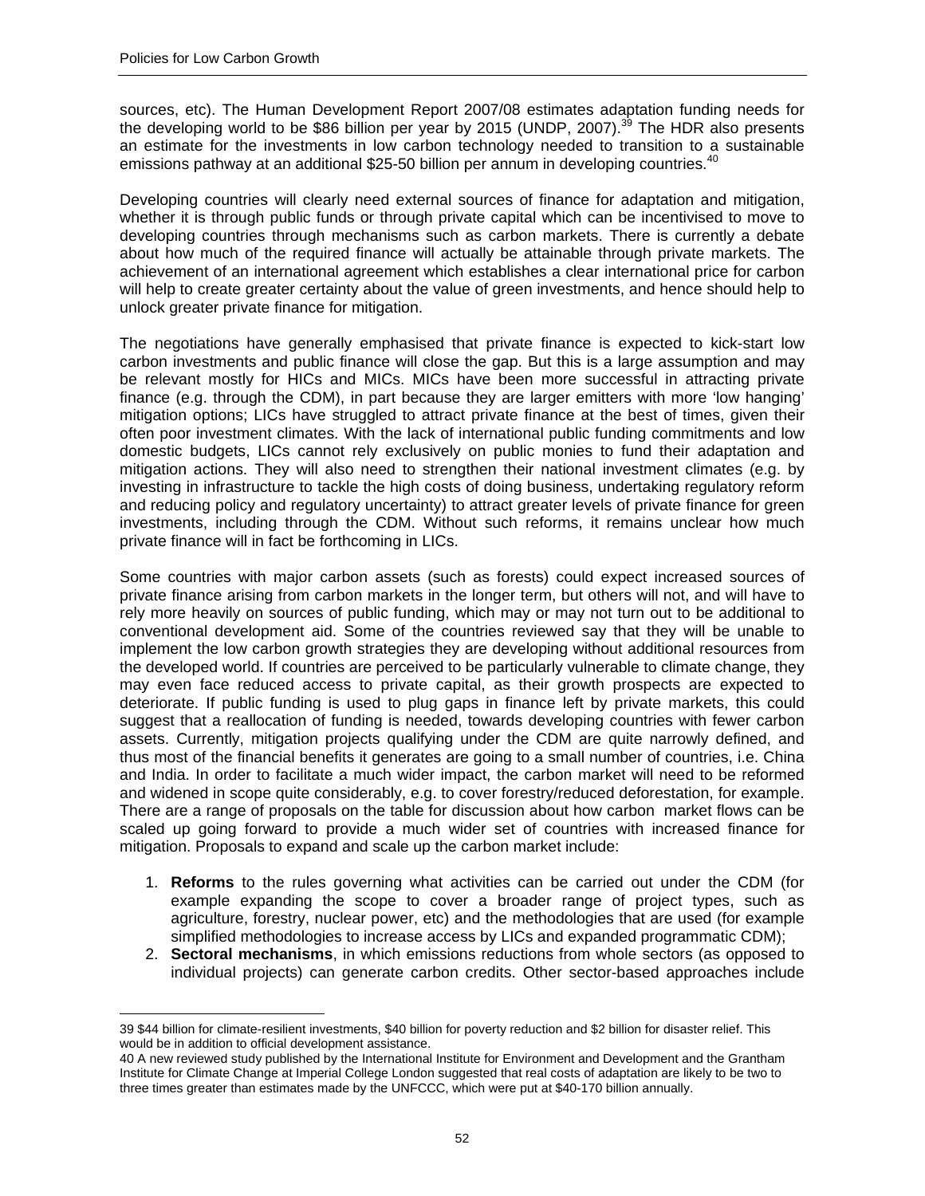sources, etc). The Human Development Report 2007/08 estimates adaptation funding needs for the developing world to be \$86 billion per year by 2015 (UNDP, 2007).[39] The HDR also presents an estimate for the investments in low carbon technology needed to transition to a sustainable emissions pathway at an additional \$25-50 billion per annum in developing countries.[40]

Developing countries will clearly need external sources of finance for adaptation and mitigation, whether it is through public funds or through private capital which can be incentivised to move to developing countries through mechanisms such as carbon markets. There is currently a debate about how much of the required finance will actually be attainable through private markets. The achievement of an international agreement which establishes a clear international price for carbon will help to create greater certainty about the value of green investments, and hence should help to unlock greater private finance for mitigation.

The negotiations have generally emphasised that private finance is expected to kick-start low carbon investments and public finance will close the gap. But this is a large assumption and may be relevant mostly for HICs and MICs. MICs have been more successful in attracting private finance (e.g. through the CDM), in part because they are larger emitters with more 'low hanging' mitigation options; LICs have struggled to attract private finance at the best of times, given their often poor investment climates. With the lack of international public funding commitments and low domestic budgets, LICs cannot rely exclusively on public monies to fund their adaptation and mitigation actions. They will also need to strengthen their national investment climates (e.g. by investing in infrastructure to tackle the high costs of doing business, undertaking regulatory reform and reducing policy and regulatory uncertainty) to attract greater levels of private finance for green investments, including through the CDM. Without such reforms, it remains unclear how much private finance will in fact be forthcoming in LICs.

Some countries with major carbon assets (such as forests) could expect increased sources of private finance arising from carbon markets in the longer term, but others will not, and will have to rely more heavily on sources of public funding, which may or may not turn out to be additional to conventional development aid. Some of the countries reviewed say that they will be unable to implement the low carbon growth strategies they are developing without additional resources from the developed world. If countries are perceived to be particularly vulnerable to climate change, they may even face reduced access to private capital, as their growth prospects are expected to deteriorate. If public funding is used to plug gaps in finance left by private markets, this could suggest that a reallocation of funding is needed, towards developing countries with fewer carbon assets. Currently, mitigation projects qualifying under the CDM are quite narrowly defined, and thus most of the financial benefits it generates are going to a small number of countries, i.e. China and India. In order to facilitate a much wider impact, the carbon market will need to be reformed and widened in scope quite considerably, e.g. to cover forestry/reduced deforestation, for example. There are a range of proposals on the table for discussion about how carbon market flows can be scaled up going forward to provide a much wider set of countries with increased finance for mitigation. Proposals to expand and scale up the carbon market include:

1. **Reforms** to the rules governing what activities can be carried out under the CDM (for example expanding the scope to cover a broader range of project types, such as agriculture, forestry, nuclear power, etc) and the methodologies that are used (for example simplified methodologies to increase access by LICs and expanded programmatic CDM);
2. **Sectoral mechanisms**, in which emissions reductions from whole sectors (as opposed to individual projects) can generate carbon credits. Other sector-based approaches include

---

39 \$44 billion for climate-resilient investments, \$40 billion for poverty reduction and \$2 billion for disaster relief. This would be in addition to official development assistance.

40 A new reviewed study published by the International Institute for Environment and Development and the Grantham Institute for Climate Change at Imperial College London suggested that real costs of adaptation are likely to be two to three times greater than estimates made by the UNFCCC, which were put at \$40-170 billion annually.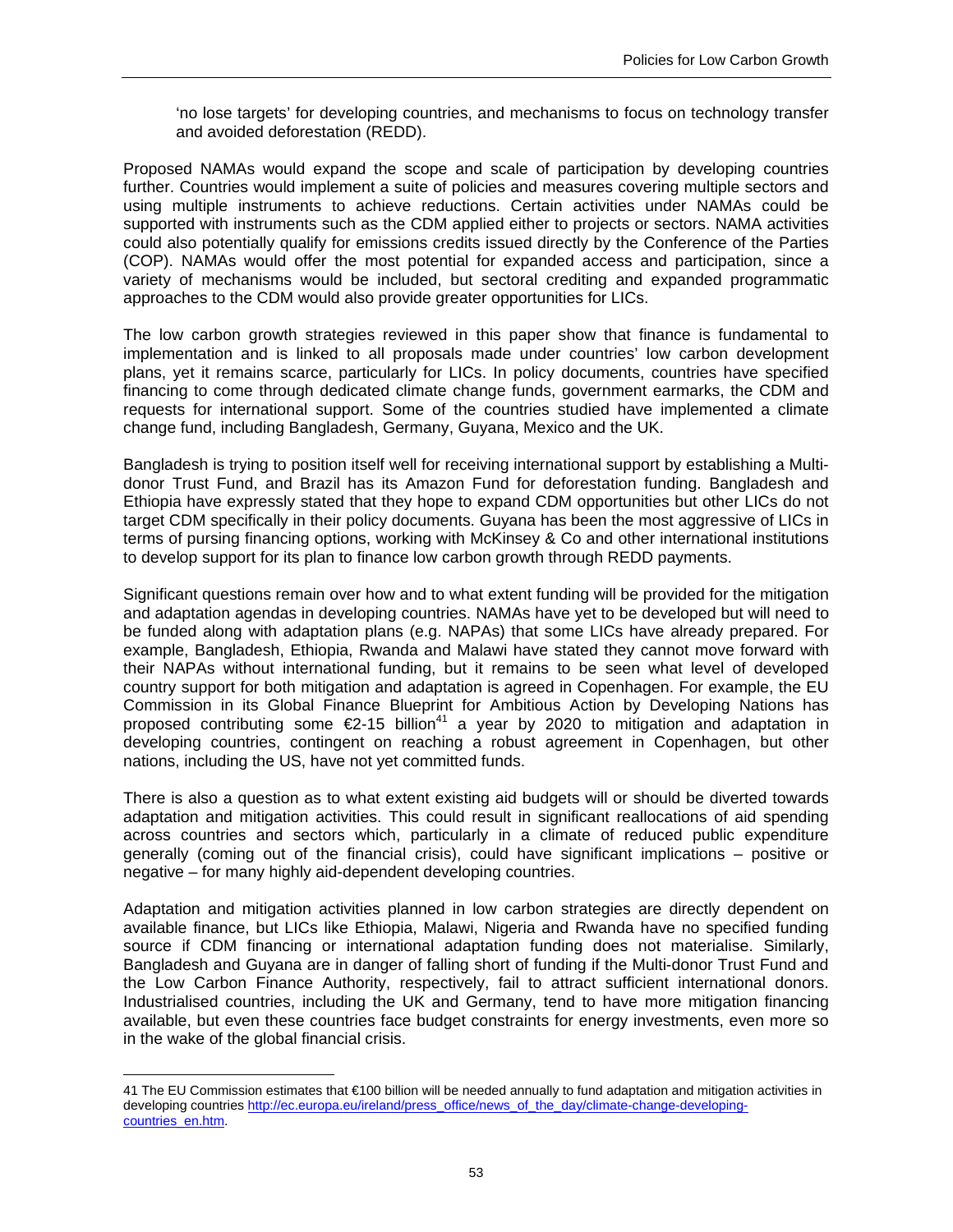'no lose targets' for developing countries, and mechanisms to focus on technology transfer and avoided deforestation (REDD).

Proposed NAMAs would expand the scope and scale of participation by developing countries further. Countries would implement a suite of policies and measures covering multiple sectors and using multiple instruments to achieve reductions. Certain activities under NAMAs could be supported with instruments such as the CDM applied either to projects or sectors. NAMA activities could also potentially qualify for emissions credits issued directly by the Conference of the Parties (COP). NAMAs would offer the most potential for expanded access and participation, since a variety of mechanisms would be included, but sectoral crediting and expanded programmatic approaches to the CDM would also provide greater opportunities for LICs.

The low carbon growth strategies reviewed in this paper show that finance is fundamental to implementation and is linked to all proposals made under countries' low carbon development plans, yet it remains scarce, particularly for LICs. In policy documents, countries have specified financing to come through dedicated climate change funds, government earmarks, the CDM and requests for international support. Some of the countries studied have implemented a climate change fund, including Bangladesh, Germany, Guyana, Mexico and the UK.

Bangladesh is trying to position itself well for receiving international support by establishing a Multi-donor Trust Fund, and Brazil has its Amazon Fund for deforestation funding. Bangladesh and Ethiopia have expressly stated that they hope to expand CDM opportunities but other LICs do not target CDM specifically in their policy documents. Guyana has been the most aggressive of LICs in terms of pursing financing options, working with McKinsey & Co and other international institutions to develop support for its plan to finance low carbon growth through REDD payments.

Significant questions remain over how and to what extent funding will be provided for the mitigation and adaptation agendas in developing countries. NAMAs have yet to be developed but will need to be funded along with adaptation plans (e.g. NAPAs) that some LICs have already prepared. For example, Bangladesh, Ethiopia, Rwanda and Malawi have stated they cannot move forward with their NAPAs without international funding, but it remains to be seen what level of developed country support for both mitigation and adaptation is agreed in Copenhagen. For example, the EU Commission in its Global Finance Blueprint for Ambitious Action by Developing Nations has proposed contributing some €2-15 billion[41] a year by 2020 to mitigation and adaptation in developing countries, contingent on reaching a robust agreement in Copenhagen, but other nations, including the US, have not yet committed funds.

There is also a question as to what extent existing aid budgets will or should be diverted towards adaptation and mitigation activities. This could result in significant reallocations of aid spending across countries and sectors which, particularly in a climate of reduced public expenditure generally (coming out of the financial crisis), could have significant implications – positive or negative – for many highly aid-dependent developing countries.

Adaptation and mitigation activities planned in low carbon strategies are directly dependent on available finance, but LICs like Ethiopia, Malawi, Nigeria and Rwanda have no specified funding source if CDM financing or international adaptation funding does not materialise. Similarly, Bangladesh and Guyana are in danger of falling short of funding if the Multi-donor Trust Fund and the Low Carbon Finance Authority, respectively, fail to attract sufficient international donors. Industrialised countries, including the UK and Germany, tend to have more mitigation financing available, but even these countries face budget constraints for energy investments, even more so in the wake of the global financial crisis.

---

41 The EU Commission estimates that €100 billion will be needed annually to fund adaptation and mitigation activities in developing countries http://ec.europa.eu/ireland/press_office/news_of_the_day/climate-change-developing-countries_en.htm.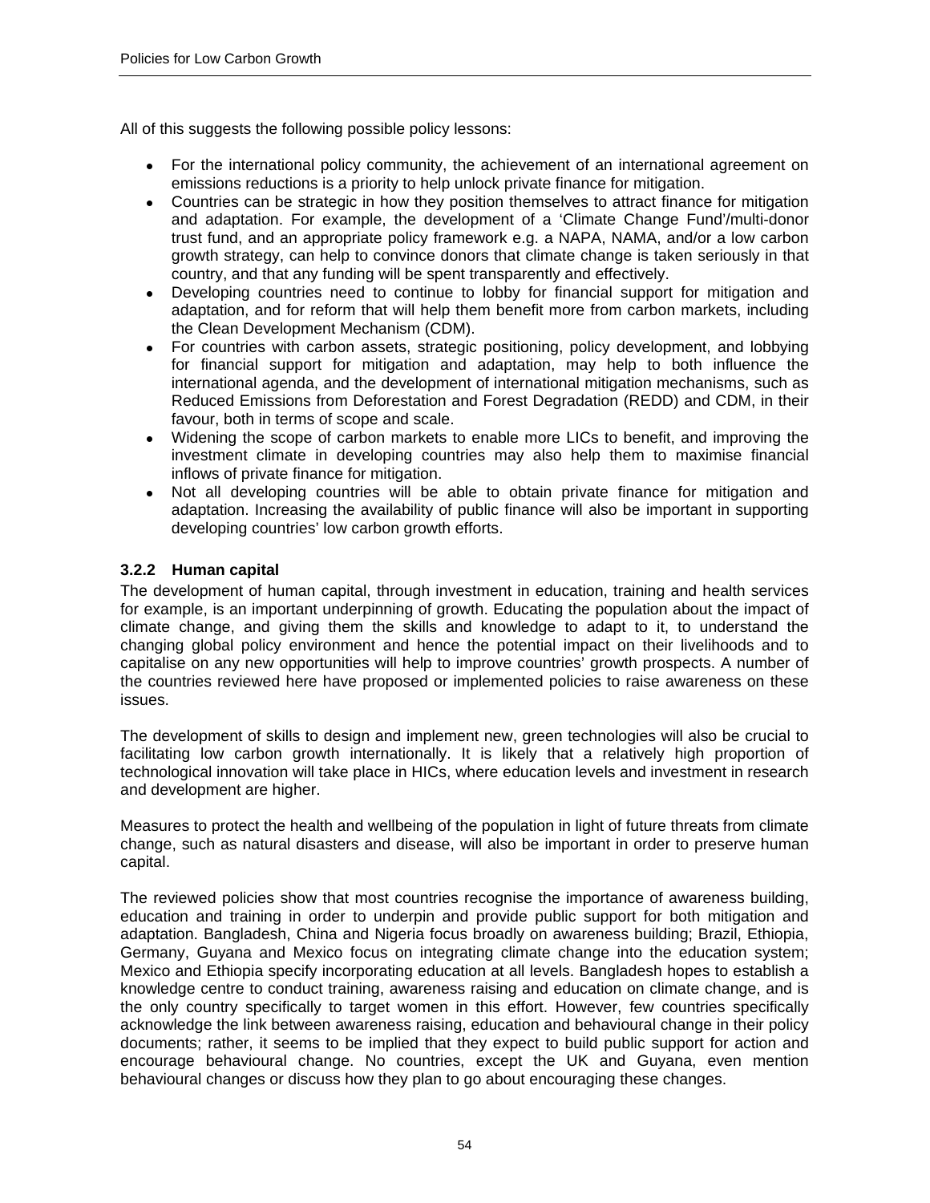All of this suggests the following possible policy lessons:

- For the international policy community, the achievement of an international agreement on emissions reductions is a priority to help unlock private finance for mitigation.
- Countries can be strategic in how they position themselves to attract finance for mitigation and adaptation. For example, the development of a 'Climate Change Fund'/multi-donor trust fund, and an appropriate policy framework e.g. a NAPA, NAMA, and/or a low carbon growth strategy, can help to convince donors that climate change is taken seriously in that country, and that any funding will be spent transparently and effectively.
- Developing countries need to continue to lobby for financial support for mitigation and adaptation, and for reform that will help them benefit more from carbon markets, including the Clean Development Mechanism (CDM).
- For countries with carbon assets, strategic positioning, policy development, and lobbying for financial support for mitigation and adaptation, may help to both influence the international agenda, and the development of international mitigation mechanisms, such as Reduced Emissions from Deforestation and Forest Degradation (REDD) and CDM, in their favour, both in terms of scope and scale.
- Widening the scope of carbon markets to enable more LICs to benefit, and improving the investment climate in developing countries may also help them to maximise financial inflows of private finance for mitigation.
- Not all developing countries will be able to obtain private finance for mitigation and adaptation. Increasing the availability of public finance will also be important in supporting developing countries' low carbon growth efforts.

### 3.2.2 Human capital

The development of human capital, through investment in education, training and health services for example, is an important underpinning of growth. Educating the population about the impact of climate change, and giving them the skills and knowledge to adapt to it, to understand the changing global policy environment and hence the potential impact on their livelihoods and to capitalise on any new opportunities will help to improve countries' growth prospects. A number of the countries reviewed here have proposed or implemented policies to raise awareness on these issues.

The development of skills to design and implement new, green technologies will also be crucial to facilitating low carbon growth internationally. It is likely that a relatively high proportion of technological innovation will take place in HICs, where education levels and investment in research and development are higher.

Measures to protect the health and wellbeing of the population in light of future threats from climate change, such as natural disasters and disease, will also be important in order to preserve human capital.

The reviewed policies show that most countries recognise the importance of awareness building, education and training in order to underpin and provide public support for both mitigation and adaptation. Bangladesh, China and Nigeria focus broadly on awareness building; Brazil, Ethiopia, Germany, Guyana and Mexico focus on integrating climate change into the education system; Mexico and Ethiopia specify incorporating education at all levels. Bangladesh hopes to establish a knowledge centre to conduct training, awareness raising and education on climate change, and is the only country specifically to target women in this effort. However, few countries specifically acknowledge the link between awareness raising, education and behavioural change in their policy documents; rather, it seems to be implied that they expect to build public support for action and encourage behavioural change. No countries, except the UK and Guyana, even mention behavioural changes or discuss how they plan to go about encouraging these changes.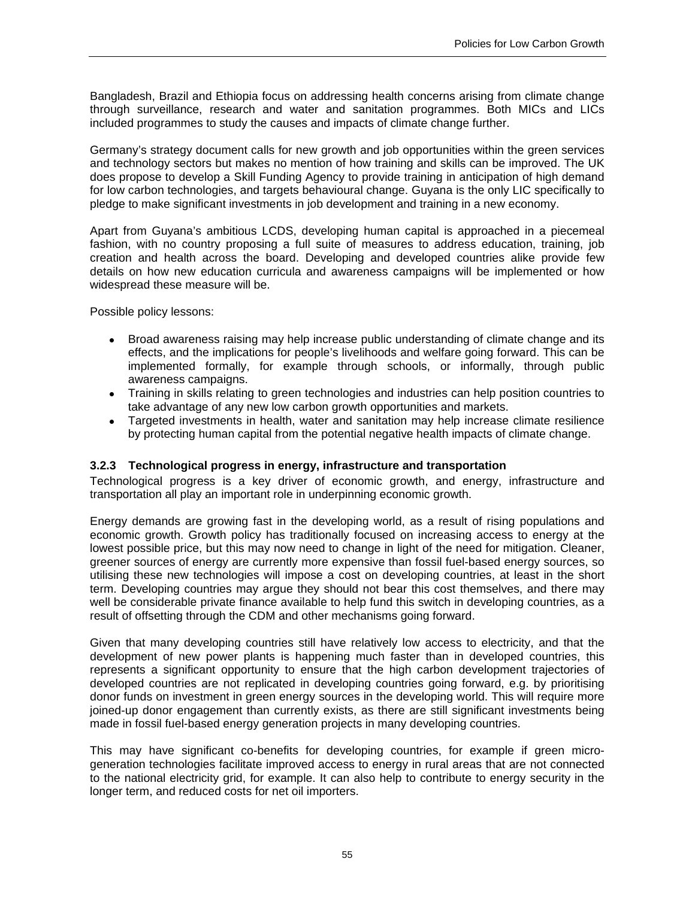Bangladesh, Brazil and Ethiopia focus on addressing health concerns arising from climate change through surveillance, research and water and sanitation programmes. Both MICs and LICs included programmes to study the causes and impacts of climate change further.

Germany's strategy document calls for new growth and job opportunities within the green services and technology sectors but makes no mention of how training and skills can be improved. The UK does propose to develop a Skill Funding Agency to provide training in anticipation of high demand for low carbon technologies, and targets behavioural change. Guyana is the only LIC specifically to pledge to make significant investments in job development and training in a new economy.

Apart from Guyana's ambitious LCDS, developing human capital is approached in a piecemeal fashion, with no country proposing a full suite of measures to address education, training, job creation and health across the board. Developing and developed countries alike provide few details on how new education curricula and awareness campaigns will be implemented or how widespread these measure will be.

Possible policy lessons:

- Broad awareness raising may help increase public understanding of climate change and its effects, and the implications for people's livelihoods and welfare going forward. This can be implemented formally, for example through schools, or informally, through public awareness campaigns.
- Training in skills relating to green technologies and industries can help position countries to take advantage of any new low carbon growth opportunities and markets.
- Targeted investments in health, water and sanitation may help increase climate resilience by protecting human capital from the potential negative health impacts of climate change.

### 3.2.3 Technological progress in energy, infrastructure and transportation

Technological progress is a key driver of economic growth, and energy, infrastructure and transportation all play an important role in underpinning economic growth.

Energy demands are growing fast in the developing world, as a result of rising populations and economic growth. Growth policy has traditionally focused on increasing access to energy at the lowest possible price, but this may now need to change in light of the need for mitigation. Cleaner, greener sources of energy are currently more expensive than fossil fuel-based energy sources, so utilising these new technologies will impose a cost on developing countries, at least in the short term. Developing countries may argue they should not bear this cost themselves, and there may well be considerable private finance available to help fund this switch in developing countries, as a result of offsetting through the CDM and other mechanisms going forward.

Given that many developing countries still have relatively low access to electricity, and that the development of new power plants is happening much faster than in developed countries, this represents a significant opportunity to ensure that the high carbon development trajectories of developed countries are not replicated in developing countries going forward, e.g. by prioritising donor funds on investment in green energy sources in the developing world. This will require more joined-up donor engagement than currently exists, as there are still significant investments being made in fossil fuel-based energy generation projects in many developing countries.

This may have significant co-benefits for developing countries, for example if green micro-generation technologies facilitate improved access to energy in rural areas that are not connected to the national electricity grid, for example. It can also help to contribute to energy security in the longer term, and reduced costs for net oil importers.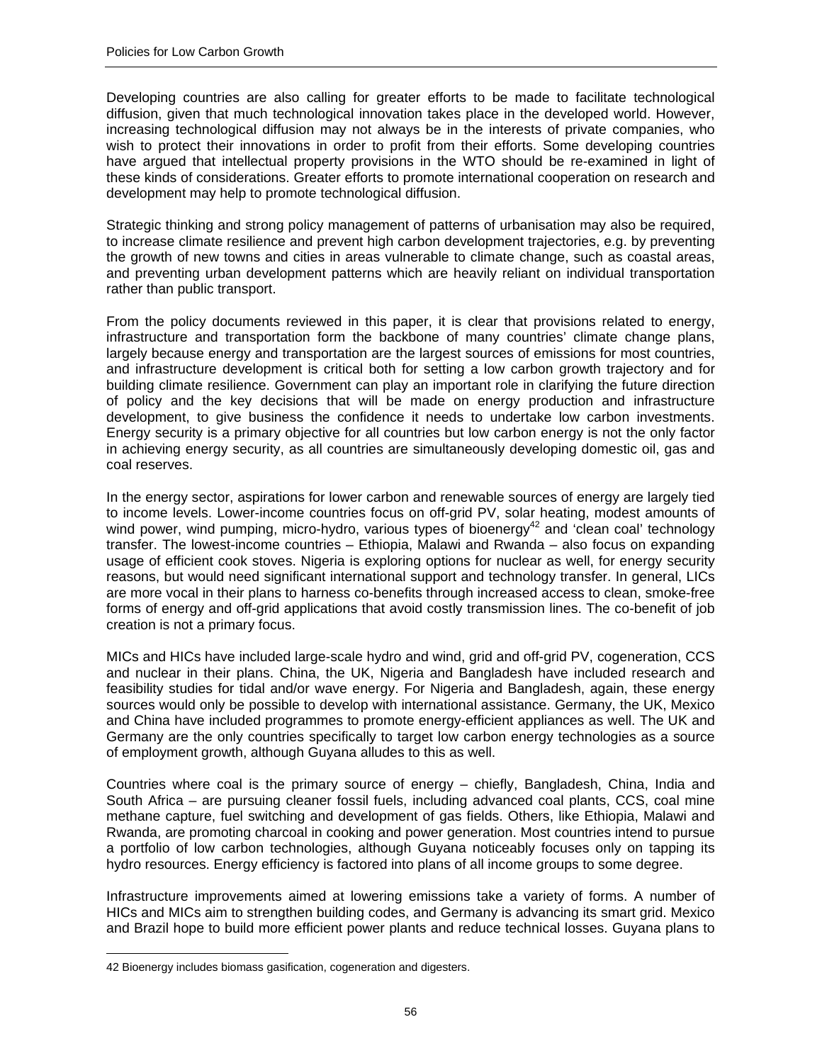Developing countries are also calling for greater efforts to be made to facilitate technological diffusion, given that much technological innovation takes place in the developed world. However, increasing technological diffusion may not always be in the interests of private companies, who wish to protect their innovations in order to profit from their efforts. Some developing countries have argued that intellectual property provisions in the WTO should be re-examined in light of these kinds of considerations. Greater efforts to promote international cooperation on research and development may help to promote technological diffusion.

Strategic thinking and strong policy management of patterns of urbanisation may also be required, to increase climate resilience and prevent high carbon development trajectories, e.g. by preventing the growth of new towns and cities in areas vulnerable to climate change, such as coastal areas, and preventing urban development patterns which are heavily reliant on individual transportation rather than public transport.

From the policy documents reviewed in this paper, it is clear that provisions related to energy, infrastructure and transportation form the backbone of many countries' climate change plans, largely because energy and transportation are the largest sources of emissions for most countries, and infrastructure development is critical both for setting a low carbon growth trajectory and for building climate resilience. Government can play an important role in clarifying the future direction of policy and the key decisions that will be made on energy production and infrastructure development, to give business the confidence it needs to undertake low carbon investments. Energy security is a primary objective for all countries but low carbon energy is not the only factor in achieving energy security, as all countries are simultaneously developing domestic oil, gas and coal reserves.

In the energy sector, aspirations for lower carbon and renewable sources of energy are largely tied to income levels. Lower-income countries focus on off-grid PV, solar heating, modest amounts of wind power, wind pumping, micro-hydro, various types of bioenergy[42] and 'clean coal' technology transfer. The lowest-income countries – Ethiopia, Malawi and Rwanda – also focus on expanding usage of efficient cook stoves. Nigeria is exploring options for nuclear as well, for energy security reasons, but would need significant international support and technology transfer. In general, LICs are more vocal in their plans to harness co-benefits through increased access to clean, smoke-free forms of energy and off-grid applications that avoid costly transmission lines. The co-benefit of job creation is not a primary focus.

MICs and HICs have included large-scale hydro and wind, grid and off-grid PV, cogeneration, CCS and nuclear in their plans. China, the UK, Nigeria and Bangladesh have included research and feasibility studies for tidal and/or wave energy. For Nigeria and Bangladesh, again, these energy sources would only be possible to develop with international assistance. Germany, the UK, Mexico and China have included programmes to promote energy-efficient appliances as well. The UK and Germany are the only countries specifically to target low carbon energy technologies as a source of employment growth, although Guyana alludes to this as well.

Countries where coal is the primary source of energy – chiefly, Bangladesh, China, India and South Africa – are pursuing cleaner fossil fuels, including advanced coal plants, CCS, coal mine methane capture, fuel switching and development of gas fields. Others, like Ethiopia, Malawi and Rwanda, are promoting charcoal in cooking and power generation. Most countries intend to pursue a portfolio of low carbon technologies, although Guyana noticeably focuses only on tapping its hydro resources. Energy efficiency is factored into plans of all income groups to some degree.

Infrastructure improvements aimed at lowering emissions take a variety of forms. A number of HICs and MICs aim to strengthen building codes, and Germany is advancing its smart grid. Mexico and Brazil hope to build more efficient power plants and reduce technical losses. Guyana plans to

---

42 Bioenergy includes biomass gasification, cogeneration and digesters.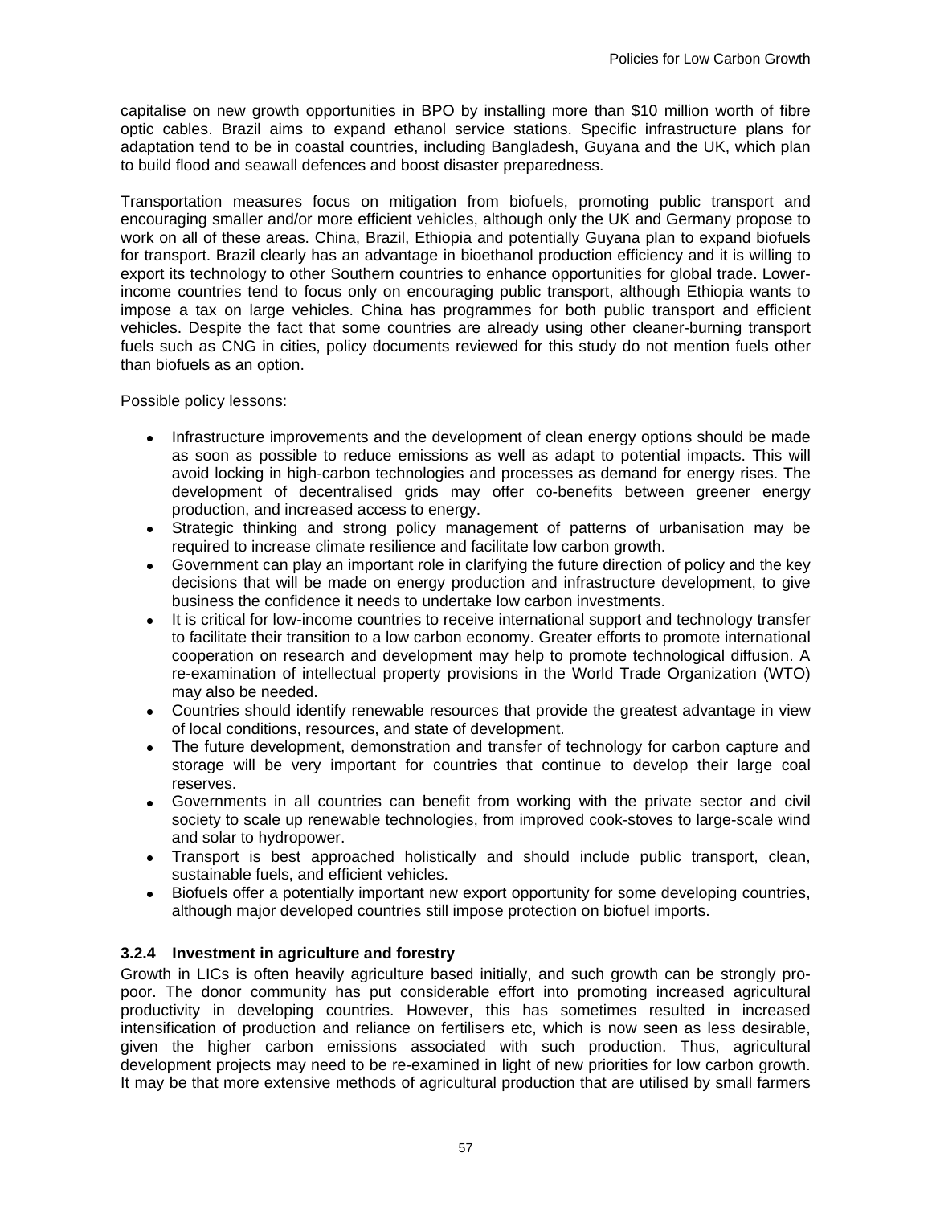capitalise on new growth opportunities in BPO by installing more than \$10 million worth of fibre optic cables. Brazil aims to expand ethanol service stations. Specific infrastructure plans for adaptation tend to be in coastal countries, including Bangladesh, Guyana and the UK, which plan to build flood and seawall defences and boost disaster preparedness.

Transportation measures focus on mitigation from biofuels, promoting public transport and encouraging smaller and/or more efficient vehicles, although only the UK and Germany propose to work on all of these areas. China, Brazil, Ethiopia and potentially Guyana plan to expand biofuels for transport. Brazil clearly has an advantage in bioethanol production efficiency and it is willing to export its technology to other Southern countries to enhance opportunities for global trade. Lower-income countries tend to focus only on encouraging public transport, although Ethiopia wants to impose a tax on large vehicles. China has programmes for both public transport and efficient vehicles. Despite the fact that some countries are already using other cleaner-burning transport fuels such as CNG in cities, policy documents reviewed for this study do not mention fuels other than biofuels as an option.

Possible policy lessons:

- Infrastructure improvements and the development of clean energy options should be made as soon as possible to reduce emissions as well as adapt to potential impacts. This will avoid locking in high-carbon technologies and processes as demand for energy rises. The development of decentralised grids may offer co-benefits between greener energy production, and increased access to energy.
- Strategic thinking and strong policy management of patterns of urbanisation may be required to increase climate resilience and facilitate low carbon growth.
- Government can play an important role in clarifying the future direction of policy and the key decisions that will be made on energy production and infrastructure development, to give business the confidence it needs to undertake low carbon investments.
- It is critical for low-income countries to receive international support and technology transfer to facilitate their transition to a low carbon economy. Greater efforts to promote international cooperation on research and development may help to promote technological diffusion. A re-examination of intellectual property provisions in the World Trade Organization (WTO) may also be needed.
- Countries should identify renewable resources that provide the greatest advantage in view of local conditions, resources, and state of development.
- The future development, demonstration and transfer of technology for carbon capture and storage will be very important for countries that continue to develop their large coal reserves.
- Governments in all countries can benefit from working with the private sector and civil society to scale up renewable technologies, from improved cook-stoves to large-scale wind and solar to hydropower.
- Transport is best approached holistically and should include public transport, clean, sustainable fuels, and efficient vehicles.
- Biofuels offer a potentially important new export opportunity for some developing countries, although major developed countries still impose protection on biofuel imports.

### 3.2.4 Investment in agriculture and forestry

Growth in LICs is often heavily agriculture based initially, and such growth can be strongly pro-poor. The donor community has put considerable effort into promoting increased agricultural productivity in developing countries. However, this has sometimes resulted in increased intensification of production and reliance on fertilisers etc, which is now seen as less desirable, given the higher carbon emissions associated with such production. Thus, agricultural development projects may need to be re-examined in light of new priorities for low carbon growth. It may be that more extensive methods of agricultural production that are utilised by small farmers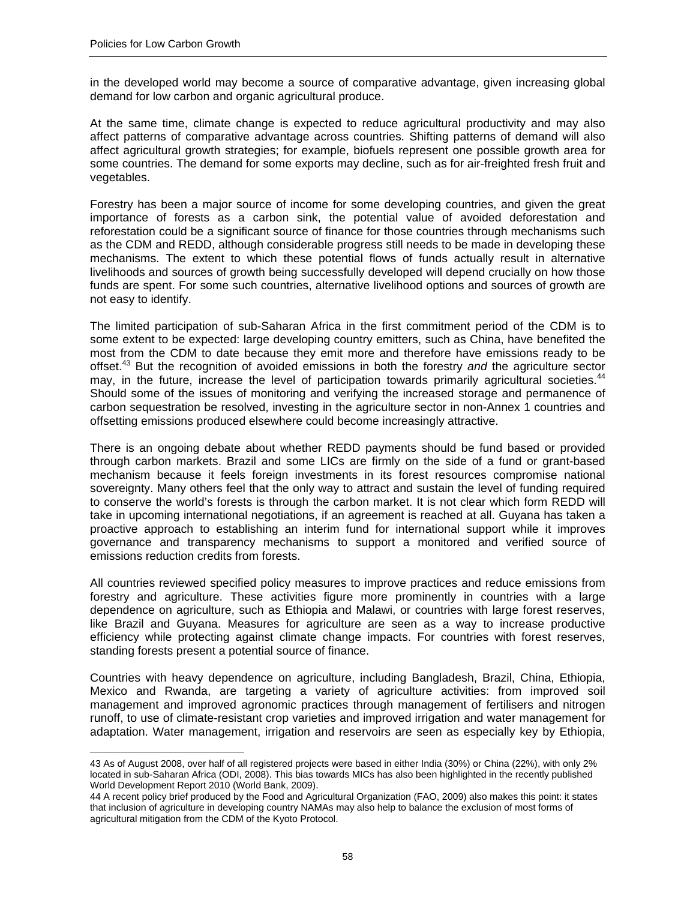in the developed world may become a source of comparative advantage, given increasing global demand for low carbon and organic agricultural produce.

At the same time, climate change is expected to reduce agricultural productivity and may also affect patterns of comparative advantage across countries. Shifting patterns of demand will also affect agricultural growth strategies; for example, biofuels represent one possible growth area for some countries. The demand for some exports may decline, such as for air-freighted fresh fruit and vegetables.

Forestry has been a major source of income for some developing countries, and given the great importance of forests as a carbon sink, the potential value of avoided deforestation and reforestation could be a significant source of finance for those countries through mechanisms such as the CDM and REDD, although considerable progress still needs to be made in developing these mechanisms. The extent to which these potential flows of funds actually result in alternative livelihoods and sources of growth being successfully developed will depend crucially on how those funds are spent. For some such countries, alternative livelihood options and sources of growth are not easy to identify.

The limited participation of sub-Saharan Africa in the first commitment period of the CDM is to some extent to be expected: large developing country emitters, such as China, have benefited the most from the CDM to date because they emit more and therefore have emissions ready to be offset.[43] But the recognition of avoided emissions in both the forestry *and* the agriculture sector may, in the future, increase the level of participation towards primarily agricultural societies.[44] Should some of the issues of monitoring and verifying the increased storage and permanence of carbon sequestration be resolved, investing in the agriculture sector in non-Annex 1 countries and offsetting emissions produced elsewhere could become increasingly attractive.

There is an ongoing debate about whether REDD payments should be fund based or provided through carbon markets. Brazil and some LICs are firmly on the side of a fund or grant-based mechanism because it feels foreign investments in its forest resources compromise national sovereignty. Many others feel that the only way to attract and sustain the level of funding required to conserve the world's forests is through the carbon market. It is not clear which form REDD will take in upcoming international negotiations, if an agreement is reached at all. Guyana has taken a proactive approach to establishing an interim fund for international support while it improves governance and transparency mechanisms to support a monitored and verified source of emissions reduction credits from forests.

All countries reviewed specified policy measures to improve practices and reduce emissions from forestry and agriculture. These activities figure more prominently in countries with a large dependence on agriculture, such as Ethiopia and Malawi, or countries with large forest reserves, like Brazil and Guyana. Measures for agriculture are seen as a way to increase productive efficiency while protecting against climate change impacts. For countries with forest reserves, standing forests present a potential source of finance.

Countries with heavy dependence on agriculture, including Bangladesh, Brazil, China, Ethiopia, Mexico and Rwanda, are targeting a variety of agriculture activities: from improved soil management and improved agronomic practices through management of fertilisers and nitrogen runoff, to use of climate-resistant crop varieties and improved irrigation and water management for adaptation. Water management, irrigation and reservoirs are seen as especially key by Ethiopia,

---

43 As of August 2008, over half of all registered projects were based in either India (30%) or China (22%), with only 2% located in sub-Saharan Africa (ODI, 2008). This bias towards MICs has also been highlighted in the recently published World Development Report 2010 (World Bank, 2009).

44 A recent policy brief produced by the Food and Agricultural Organization (FAO, 2009) also makes this point: it states that inclusion of agriculture in developing country NAMAs may also help to balance the exclusion of most forms of agricultural mitigation from the CDM of the Kyoto Protocol.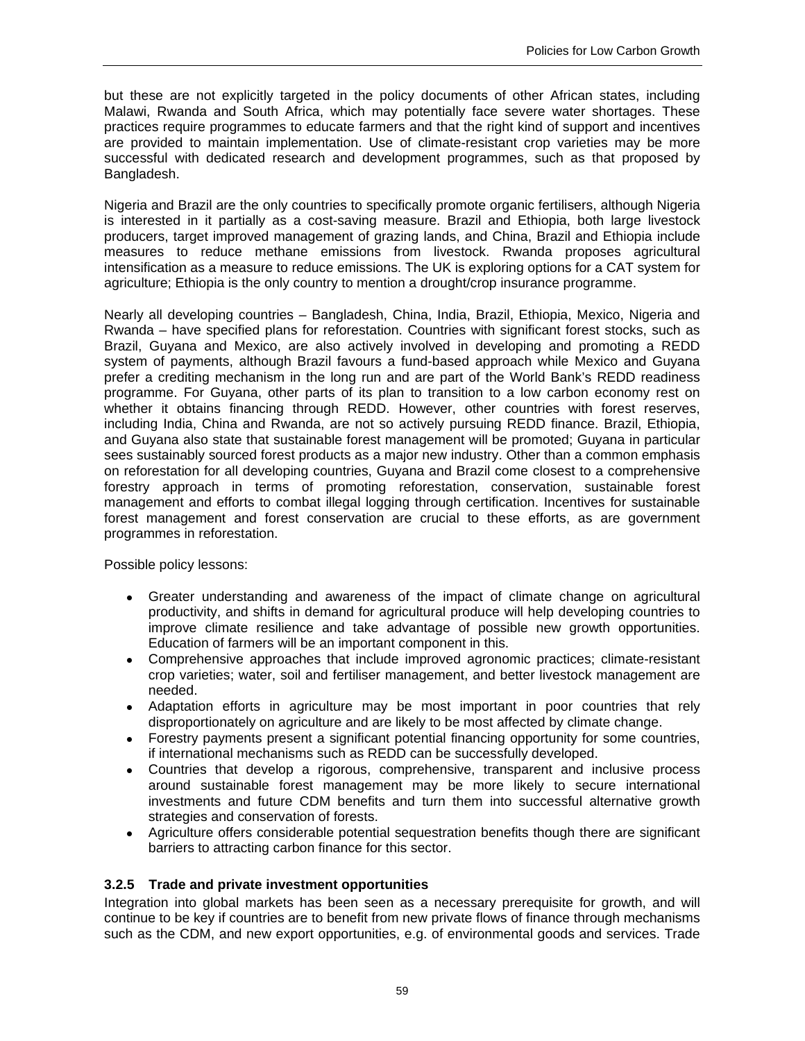but these are not explicitly targeted in the policy documents of other African states, including Malawi, Rwanda and South Africa, which may potentially face severe water shortages. These practices require programmes to educate farmers and that the right kind of support and incentives are provided to maintain implementation. Use of climate-resistant crop varieties may be more successful with dedicated research and development programmes, such as that proposed by Bangladesh.

Nigeria and Brazil are the only countries to specifically promote organic fertilisers, although Nigeria is interested in it partially as a cost-saving measure. Brazil and Ethiopia, both large livestock producers, target improved management of grazing lands, and China, Brazil and Ethiopia include measures to reduce methane emissions from livestock. Rwanda proposes agricultural intensification as a measure to reduce emissions. The UK is exploring options for a CAT system for agriculture; Ethiopia is the only country to mention a drought/crop insurance programme.

Nearly all developing countries – Bangladesh, China, India, Brazil, Ethiopia, Mexico, Nigeria and Rwanda – have specified plans for reforestation. Countries with significant forest stocks, such as Brazil, Guyana and Mexico, are also actively involved in developing and promoting a REDD system of payments, although Brazil favours a fund-based approach while Mexico and Guyana prefer a crediting mechanism in the long run and are part of the World Bank's REDD readiness programme. For Guyana, other parts of its plan to transition to a low carbon economy rest on whether it obtains financing through REDD. However, other countries with forest reserves, including India, China and Rwanda, are not so actively pursuing REDD finance. Brazil, Ethiopia, and Guyana also state that sustainable forest management will be promoted; Guyana in particular sees sustainably sourced forest products as a major new industry. Other than a common emphasis on reforestation for all developing countries, Guyana and Brazil come closest to a comprehensive forestry approach in terms of promoting reforestation, conservation, sustainable forest management and efforts to combat illegal logging through certification. Incentives for sustainable forest management and forest conservation are crucial to these efforts, as are government programmes in reforestation.

Possible policy lessons:

- Greater understanding and awareness of the impact of climate change on agricultural productivity, and shifts in demand for agricultural produce will help developing countries to improve climate resilience and take advantage of possible new growth opportunities. Education of farmers will be an important component in this.
- Comprehensive approaches that include improved agronomic practices; climate-resistant crop varieties; water, soil and fertiliser management, and better livestock management are needed.
- Adaptation efforts in agriculture may be most important in poor countries that rely disproportionately on agriculture and are likely to be most affected by climate change.
- Forestry payments present a significant potential financing opportunity for some countries, if international mechanisms such as REDD can be successfully developed.
- Countries that develop a rigorous, comprehensive, transparent and inclusive process around sustainable forest management may be more likely to secure international investments and future CDM benefits and turn them into successful alternative growth strategies and conservation of forests.
- Agriculture offers considerable potential sequestration benefits though there are significant barriers to attracting carbon finance for this sector.

### 3.2.5 Trade and private investment opportunities

Integration into global markets has been seen as a necessary prerequisite for growth, and will continue to be key if countries are to benefit from new private flows of finance through mechanisms such as the CDM, and new export opportunities, e.g. of environmental goods and services. Trade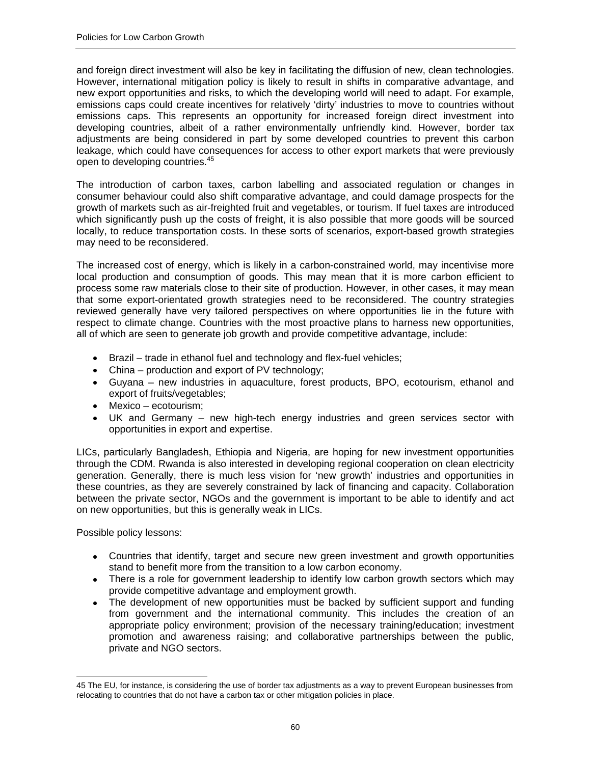and foreign direct investment will also be key in facilitating the diffusion of new, clean technologies. However, international mitigation policy is likely to result in shifts in comparative advantage, and new export opportunities and risks, to which the developing world will need to adapt. For example, emissions caps could create incentives for relatively 'dirty' industries to move to countries without emissions caps. This represents an opportunity for increased foreign direct investment into developing countries, albeit of a rather environmentally unfriendly kind. However, border tax adjustments are being considered in part by some developed countries to prevent this carbon leakage, which could have consequences for access to other export markets that were previously open to developing countries.[45]

The introduction of carbon taxes, carbon labelling and associated regulation or changes in consumer behaviour could also shift comparative advantage, and could damage prospects for the growth of markets such as air-freighted fruit and vegetables, or tourism. If fuel taxes are introduced which significantly push up the costs of freight, it is also possible that more goods will be sourced locally, to reduce transportation costs. In these sorts of scenarios, export-based growth strategies may need to be reconsidered.

The increased cost of energy, which is likely in a carbon-constrained world, may incentivise more local production and consumption of goods. This may mean that it is more carbon efficient to process some raw materials close to their site of production. However, in other cases, it may mean that some export-orientated growth strategies need to be reconsidered. The country strategies reviewed generally have very tailored perspectives on where opportunities lie in the future with respect to climate change. Countries with the most proactive plans to harness new opportunities, all of which are seen to generate job growth and provide competitive advantage, include:

- Brazil – trade in ethanol fuel and technology and flex-fuel vehicles;
- China – production and export of PV technology;
- Guyana – new industries in aquaculture, forest products, BPO, ecotourism, ethanol and export of fruits/vegetables;
- Mexico – ecotourism;
- UK and Germany – new high-tech energy industries and green services sector with opportunities in export and expertise.

LICs, particularly Bangladesh, Ethiopia and Nigeria, are hoping for new investment opportunities through the CDM. Rwanda is also interested in developing regional cooperation on clean electricity generation. Generally, there is much less vision for 'new growth' industries and opportunities in these countries, as they are severely constrained by lack of financing and capacity. Collaboration between the private sector, NGOs and the government is important to be able to identify and act on new opportunities, but this is generally weak in LICs.

Possible policy lessons:

- Countries that identify, target and secure new green investment and growth opportunities stand to benefit more from the transition to a low carbon economy.
- There is a role for government leadership to identify low carbon growth sectors which may provide competitive advantage and employment growth.
- The development of new opportunities must be backed by sufficient support and funding from government and the international community. This includes the creation of an appropriate policy environment; provision of the necessary training/education; investment promotion and awareness raising; and collaborative partnerships between the public, private and NGO sectors.

---

45 The EU, for instance, is considering the use of border tax adjustments as a way to prevent European businesses from relocating to countries that do not have a carbon tax or other mitigation policies in place.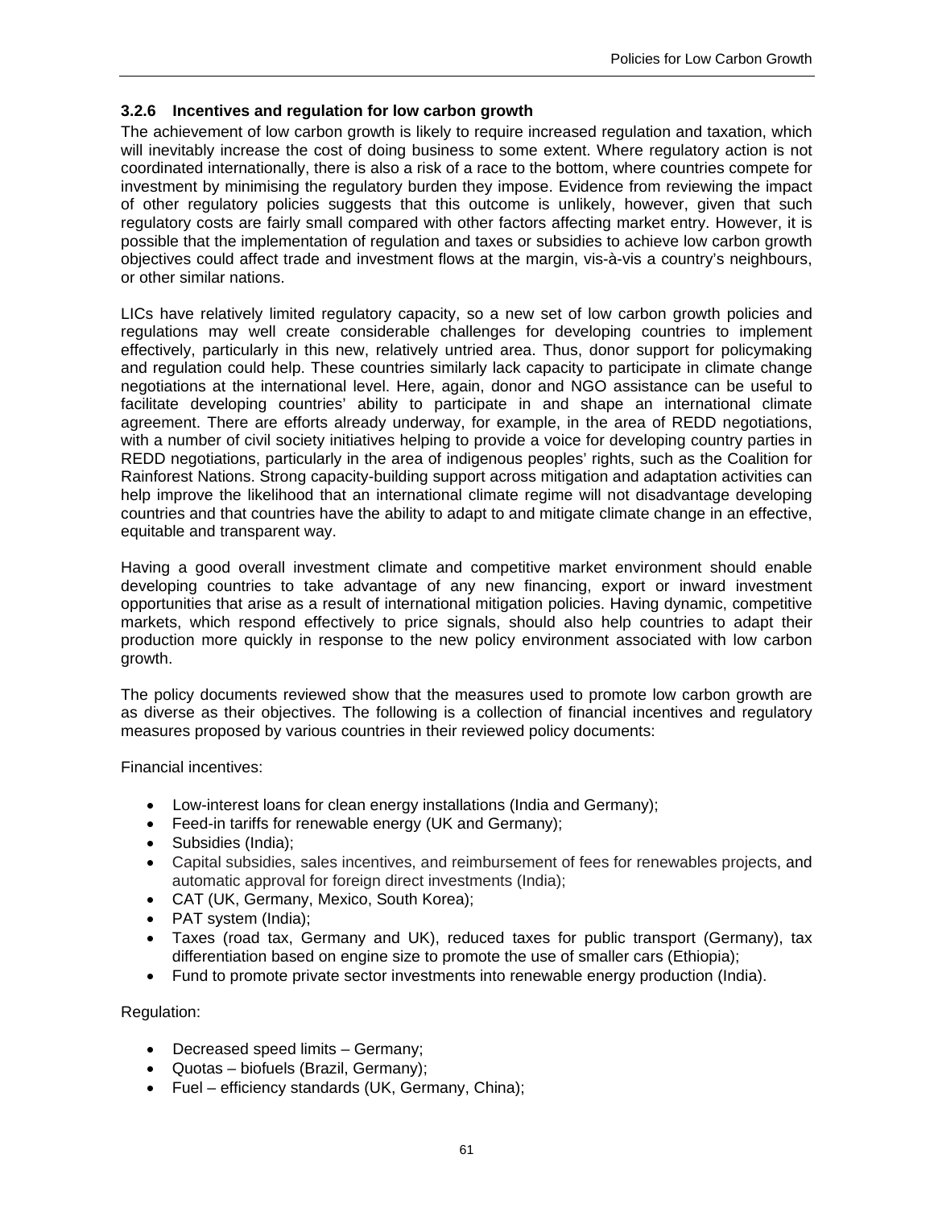### 3.2.6 Incentives and regulation for low carbon growth

The achievement of low carbon growth is likely to require increased regulation and taxation, which will inevitably increase the cost of doing business to some extent. Where regulatory action is not coordinated internationally, there is also a risk of a race to the bottom, where countries compete for investment by minimising the regulatory burden they impose. Evidence from reviewing the impact of other regulatory policies suggests that this outcome is unlikely, however, given that such regulatory costs are fairly small compared with other factors affecting market entry. However, it is possible that the implementation of regulation and taxes or subsidies to achieve low carbon growth objectives could affect trade and investment flows at the margin, vis-à-vis a country's neighbours, or other similar nations.

LICs have relatively limited regulatory capacity, so a new set of low carbon growth policies and regulations may well create considerable challenges for developing countries to implement effectively, particularly in this new, relatively untried area. Thus, donor support for policymaking and regulation could help. These countries similarly lack capacity to participate in climate change negotiations at the international level. Here, again, donor and NGO assistance can be useful to facilitate developing countries' ability to participate in and shape an international climate agreement. There are efforts already underway, for example, in the area of REDD negotiations, with a number of civil society initiatives helping to provide a voice for developing country parties in REDD negotiations, particularly in the area of indigenous peoples' rights, such as the Coalition for Rainforest Nations. Strong capacity-building support across mitigation and adaptation activities can help improve the likelihood that an international climate regime will not disadvantage developing countries and that countries have the ability to adapt to and mitigate climate change in an effective, equitable and transparent way.

Having a good overall investment climate and competitive market environment should enable developing countries to take advantage of any new financing, export or inward investment opportunities that arise as a result of international mitigation policies. Having dynamic, competitive markets, which respond effectively to price signals, should also help countries to adapt their production more quickly in response to the new policy environment associated with low carbon growth.

The policy documents reviewed show that the measures used to promote low carbon growth are as diverse as their objectives. The following is a collection of financial incentives and regulatory measures proposed by various countries in their reviewed policy documents:

Financial incentives:

- Low-interest loans for clean energy installations (India and Germany);
- Feed-in tariffs for renewable energy (UK and Germany);
- Subsidies (India);
- Capital subsidies, sales incentives, and reimbursement of fees for renewables projects, and automatic approval for foreign direct investments (India);
- CAT (UK, Germany, Mexico, South Korea);
- PAT system (India);
- Taxes (road tax, Germany and UK), reduced taxes for public transport (Germany), tax differentiation based on engine size to promote the use of smaller cars (Ethiopia);
- Fund to promote private sector investments into renewable energy production (India).

Regulation:

- Decreased speed limits – Germany;
- Quotas – biofuels (Brazil, Germany);
- Fuel – efficiency standards (UK, Germany, China);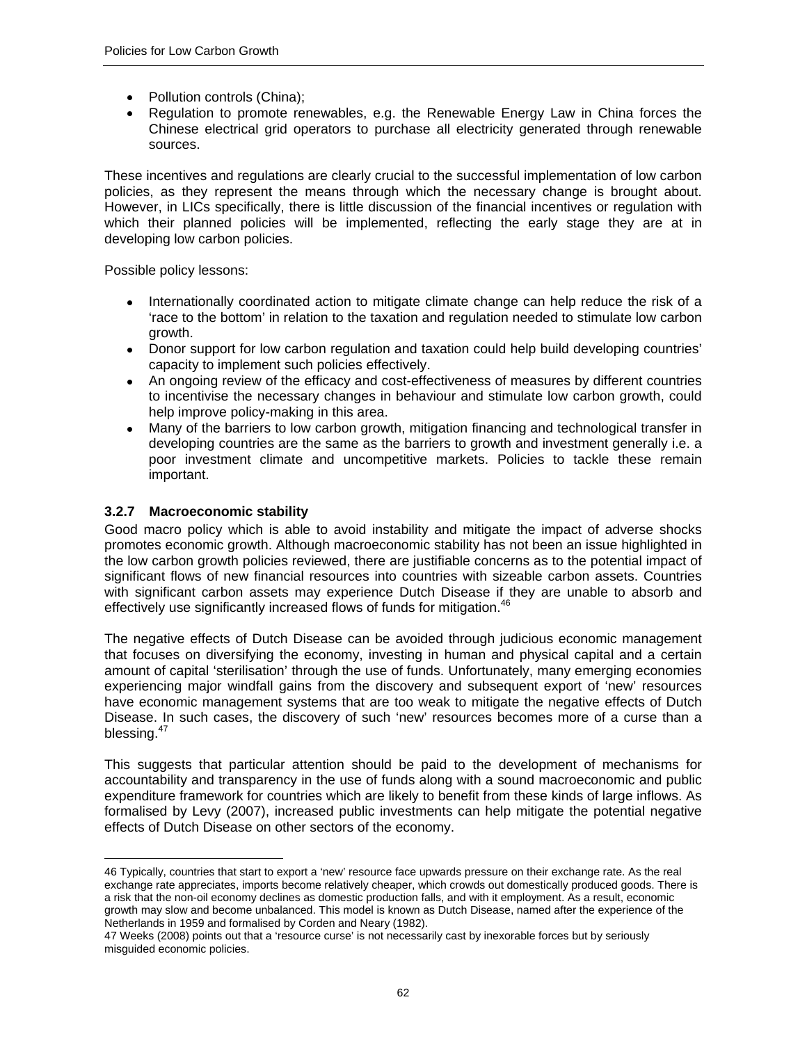- Pollution controls (China);
- Regulation to promote renewables, e.g. the Renewable Energy Law in China forces the Chinese electrical grid operators to purchase all electricity generated through renewable sources.

These incentives and regulations are clearly crucial to the successful implementation of low carbon policies, as they represent the means through which the necessary change is brought about. However, in LICs specifically, there is little discussion of the financial incentives or regulation with which their planned policies will be implemented, reflecting the early stage they are at in developing low carbon policies.

Possible policy lessons:

- Internationally coordinated action to mitigate climate change can help reduce the risk of a 'race to the bottom' in relation to the taxation and regulation needed to stimulate low carbon growth.
- Donor support for low carbon regulation and taxation could help build developing countries' capacity to implement such policies effectively.
- An ongoing review of the efficacy and cost-effectiveness of measures by different countries to incentivise the necessary changes in behaviour and stimulate low carbon growth, could help improve policy-making in this area.
- Many of the barriers to low carbon growth, mitigation financing and technological transfer in developing countries are the same as the barriers to growth and investment generally i.e. a poor investment climate and uncompetitive markets. Policies to tackle these remain important.

### 3.2.7 Macroeconomic stability

Good macro policy which is able to avoid instability and mitigate the impact of adverse shocks promotes economic growth. Although macroeconomic stability has not been an issue highlighted in the low carbon growth policies reviewed, there are justifiable concerns as to the potential impact of significant flows of new financial resources into countries with sizeable carbon assets. Countries with significant carbon assets may experience Dutch Disease if they are unable to absorb and effectively use significantly increased flows of funds for mitigation.[46]

The negative effects of Dutch Disease can be avoided through judicious economic management that focuses on diversifying the economy, investing in human and physical capital and a certain amount of capital 'sterilisation' through the use of funds. Unfortunately, many emerging economies experiencing major windfall gains from the discovery and subsequent export of 'new' resources have economic management systems that are too weak to mitigate the negative effects of Dutch Disease. In such cases, the discovery of such 'new' resources becomes more of a curse than a blessing.[47]

This suggests that particular attention should be paid to the development of mechanisms for accountability and transparency in the use of funds along with a sound macroeconomic and public expenditure framework for countries which are likely to benefit from these kinds of large inflows. As formalised by Levy (2007), increased public investments can help mitigate the potential negative effects of Dutch Disease on other sectors of the economy.

---

46 Typically, countries that start to export a 'new' resource face upwards pressure on their exchange rate. As the real exchange rate appreciates, imports become relatively cheaper, which crowds out domestically produced goods. There is a risk that the non-oil economy declines as domestic production falls, and with it employment. As a result, economic growth may slow and become unbalanced. This model is known as Dutch Disease, named after the experience of the Netherlands in 1959 and formalised by Corden and Neary (1982).

47 Weeks (2008) points out that a 'resource curse' is not necessarily cast by inexorable forces but by seriously misguided economic policies.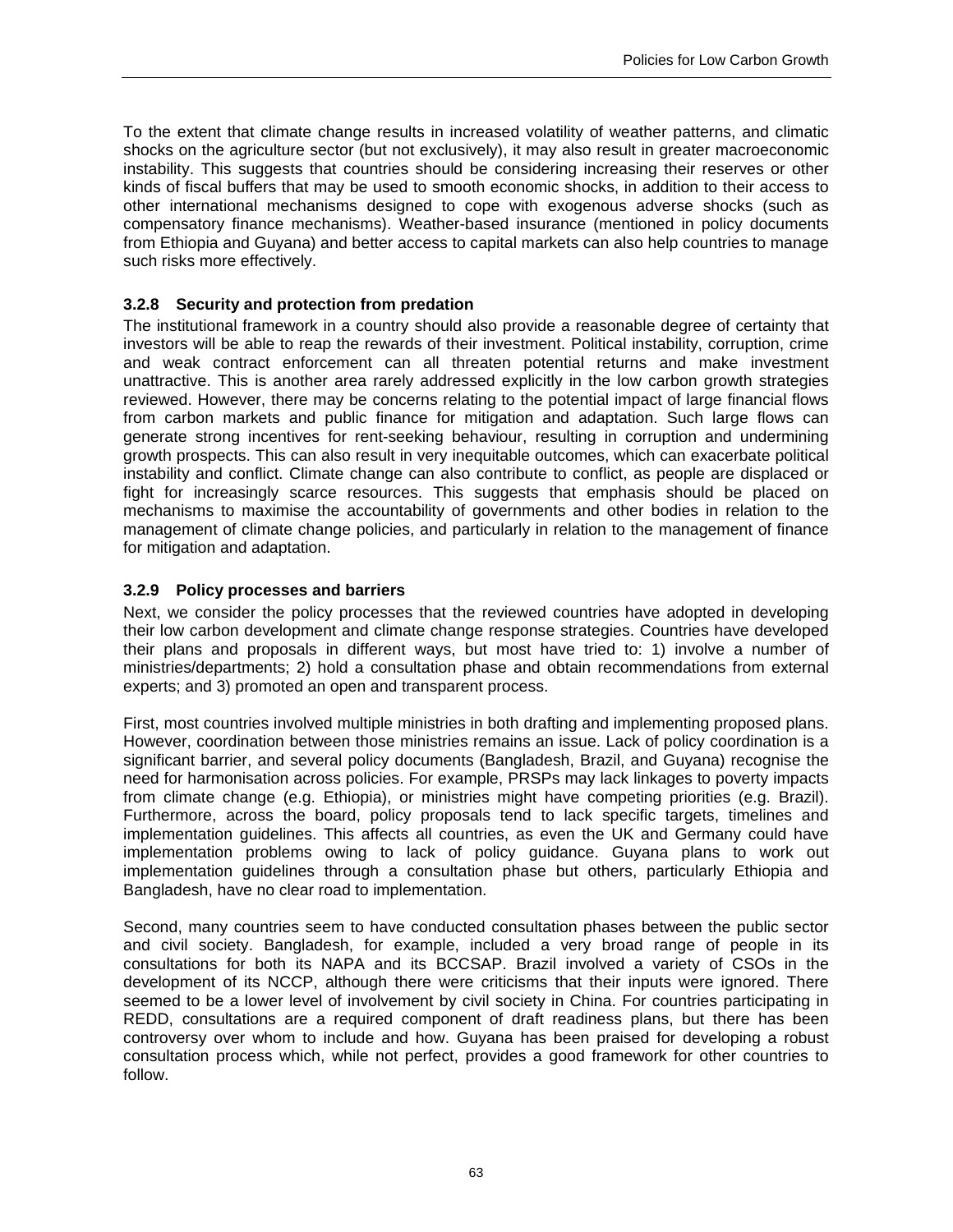To the extent that climate change results in increased volatility of weather patterns, and climatic shocks on the agriculture sector (but not exclusively), it may also result in greater macroeconomic instability. This suggests that countries should be considering increasing their reserves or other kinds of fiscal buffers that may be used to smooth economic shocks, in addition to their access to other international mechanisms designed to cope with exogenous adverse shocks (such as compensatory finance mechanisms). Weather-based insurance (mentioned in policy documents from Ethiopia and Guyana) and better access to capital markets can also help countries to manage such risks more effectively.

### 3.2.8 Security and protection from predation

The institutional framework in a country should also provide a reasonable degree of certainty that investors will be able to reap the rewards of their investment. Political instability, corruption, crime and weak contract enforcement can all threaten potential returns and make investment unattractive. This is another area rarely addressed explicitly in the low carbon growth strategies reviewed. However, there may be concerns relating to the potential impact of large financial flows from carbon markets and public finance for mitigation and adaptation. Such large flows can generate strong incentives for rent-seeking behaviour, resulting in corruption and undermining growth prospects. This can also result in very inequitable outcomes, which can exacerbate political instability and conflict. Climate change can also contribute to conflict, as people are displaced or fight for increasingly scarce resources. This suggests that emphasis should be placed on mechanisms to maximise the accountability of governments and other bodies in relation to the management of climate change policies, and particularly in relation to the management of finance for mitigation and adaptation.

### 3.2.9 Policy processes and barriers

Next, we consider the policy processes that the reviewed countries have adopted in developing their low carbon development and climate change response strategies. Countries have developed their plans and proposals in different ways, but most have tried to: 1) involve a number of ministries/departments; 2) hold a consultation phase and obtain recommendations from external experts; and 3) promoted an open and transparent process.

First, most countries involved multiple ministries in both drafting and implementing proposed plans. However, coordination between those ministries remains an issue. Lack of policy coordination is a significant barrier, and several policy documents (Bangladesh, Brazil, and Guyana) recognise the need for harmonisation across policies. For example, PRSPs may lack linkages to poverty impacts from climate change (e.g. Ethiopia), or ministries might have competing priorities (e.g. Brazil). Furthermore, across the board, policy proposals tend to lack specific targets, timelines and implementation guidelines. This affects all countries, as even the UK and Germany could have implementation problems owing to lack of policy guidance. Guyana plans to work out implementation guidelines through a consultation phase but others, particularly Ethiopia and Bangladesh, have no clear road to implementation.

Second, many countries seem to have conducted consultation phases between the public sector and civil society. Bangladesh, for example, included a very broad range of people in its consultations for both its NAPA and its BCCSAP. Brazil involved a variety of CSOs in the development of its NCCP, although there were criticisms that their inputs were ignored. There seemed to be a lower level of involvement by civil society in China. For countries participating in REDD, consultations are a required component of draft readiness plans, but there has been controversy over whom to include and how. Guyana has been praised for developing a robust consultation process which, while not perfect, provides a good framework for other countries to follow.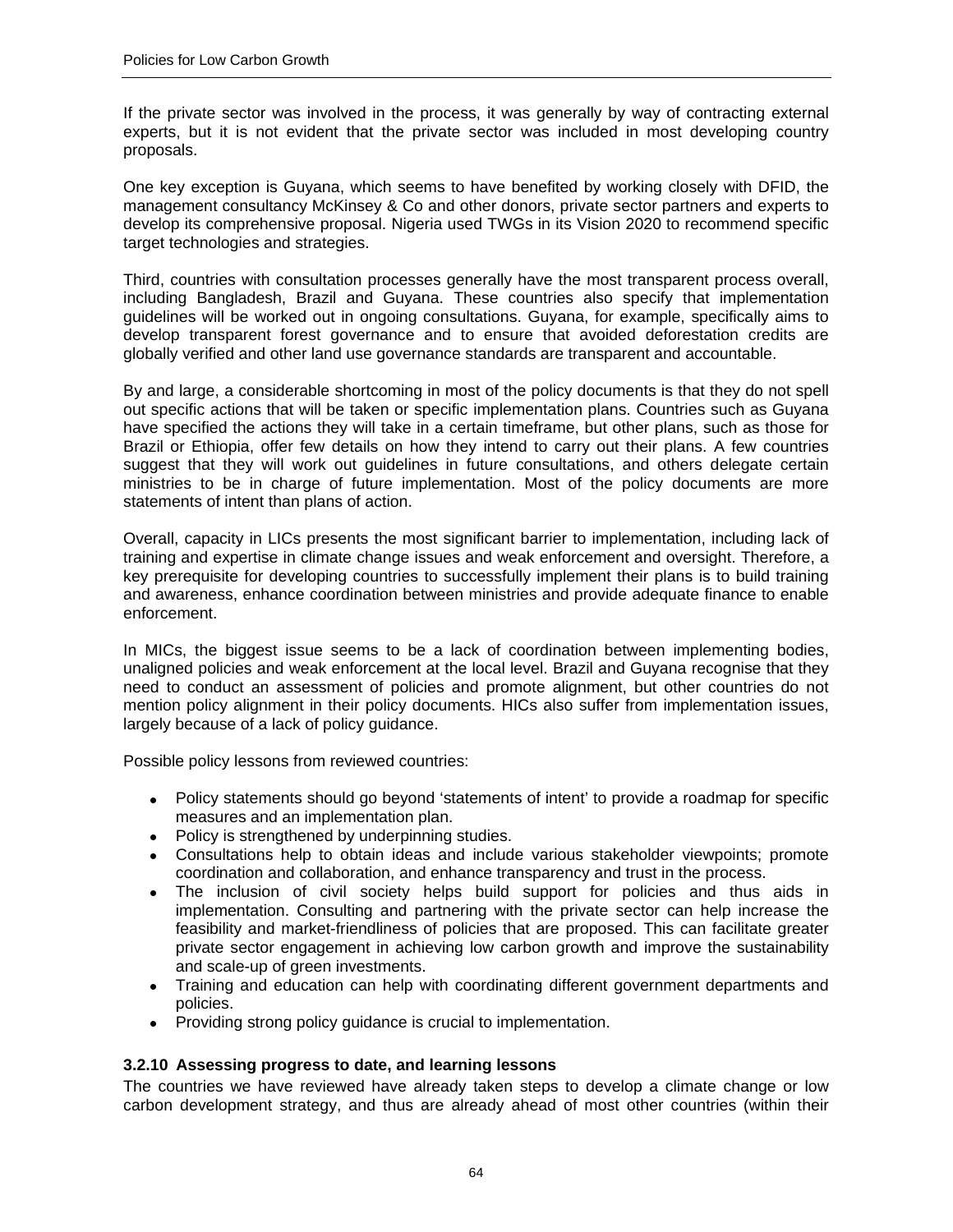If the private sector was involved in the process, it was generally by way of contracting external experts, but it is not evident that the private sector was included in most developing country proposals.

One key exception is Guyana, which seems to have benefited by working closely with DFID, the management consultancy McKinsey & Co and other donors, private sector partners and experts to develop its comprehensive proposal. Nigeria used TWGs in its Vision 2020 to recommend specific target technologies and strategies.

Third, countries with consultation processes generally have the most transparent process overall, including Bangladesh, Brazil and Guyana. These countries also specify that implementation guidelines will be worked out in ongoing consultations. Guyana, for example, specifically aims to develop transparent forest governance and to ensure that avoided deforestation credits are globally verified and other land use governance standards are transparent and accountable.

By and large, a considerable shortcoming in most of the policy documents is that they do not spell out specific actions that will be taken or specific implementation plans. Countries such as Guyana have specified the actions they will take in a certain timeframe, but other plans, such as those for Brazil or Ethiopia, offer few details on how they intend to carry out their plans. A few countries suggest that they will work out guidelines in future consultations, and others delegate certain ministries to be in charge of future implementation. Most of the policy documents are more statements of intent than plans of action.

Overall, capacity in LICs presents the most significant barrier to implementation, including lack of training and expertise in climate change issues and weak enforcement and oversight. Therefore, a key prerequisite for developing countries to successfully implement their plans is to build training and awareness, enhance coordination between ministries and provide adequate finance to enable enforcement.

In MICs, the biggest issue seems to be a lack of coordination between implementing bodies, unaligned policies and weak enforcement at the local level. Brazil and Guyana recognise that they need to conduct an assessment of policies and promote alignment, but other countries do not mention policy alignment in their policy documents. HICs also suffer from implementation issues, largely because of a lack of policy guidance.

Possible policy lessons from reviewed countries:

- Policy statements should go beyond 'statements of intent' to provide a roadmap for specific measures and an implementation plan.
- Policy is strengthened by underpinning studies.
- Consultations help to obtain ideas and include various stakeholder viewpoints; promote coordination and collaboration, and enhance transparency and trust in the process.
- The inclusion of civil society helps build support for policies and thus aids in implementation. Consulting and partnering with the private sector can help increase the feasibility and market-friendliness of policies that are proposed. This can facilitate greater private sector engagement in achieving low carbon growth and improve the sustainability and scale-up of green investments.
- Training and education can help with coordinating different government departments and policies.
- Providing strong policy guidance is crucial to implementation.

### 3.2.10 Assessing progress to date, and learning lessons

The countries we have reviewed have already taken steps to develop a climate change or low carbon development strategy, and thus are already ahead of most other countries (within their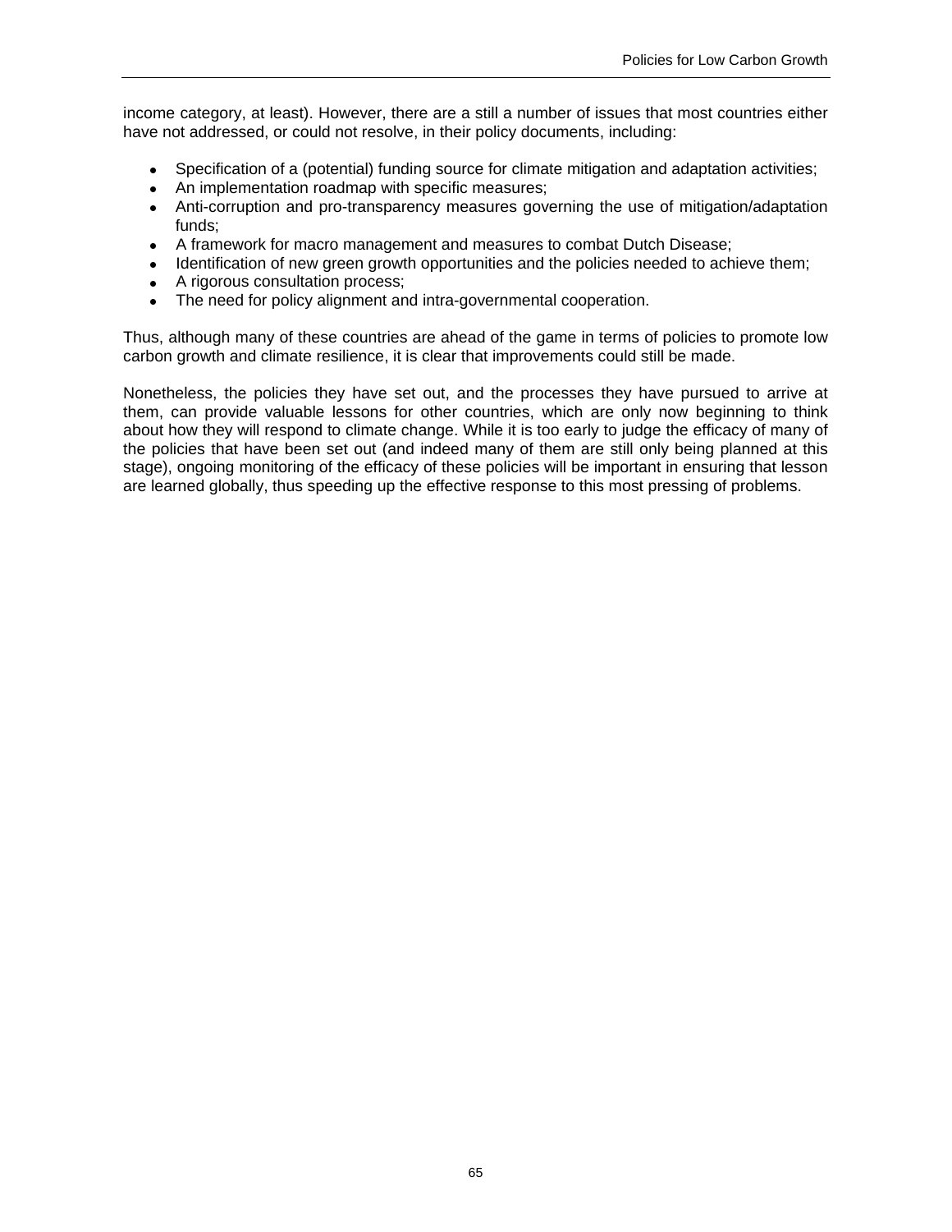income category, at least). However, there are a still a number of issues that most countries either have not addressed, or could not resolve, in their policy documents, including:

- Specification of a (potential) funding source for climate mitigation and adaptation activities;
- An implementation roadmap with specific measures;
- Anti-corruption and pro-transparency measures governing the use of mitigation/adaptation funds;
- A framework for macro management and measures to combat Dutch Disease;
- Identification of new green growth opportunities and the policies needed to achieve them;
- A rigorous consultation process;
- The need for policy alignment and intra-governmental cooperation.

Thus, although many of these countries are ahead of the game in terms of policies to promote low carbon growth and climate resilience, it is clear that improvements could still be made.

Nonetheless, the policies they have set out, and the processes they have pursued to arrive at them, can provide valuable lessons for other countries, which are only now beginning to think about how they will respond to climate change. While it is too early to judge the efficacy of many of the policies that have been set out (and indeed many of them are still only being planned at this stage), ongoing monitoring of the efficacy of these policies will be important in ensuring that lesson are learned globally, thus speeding up the effective response to this most pressing of problems.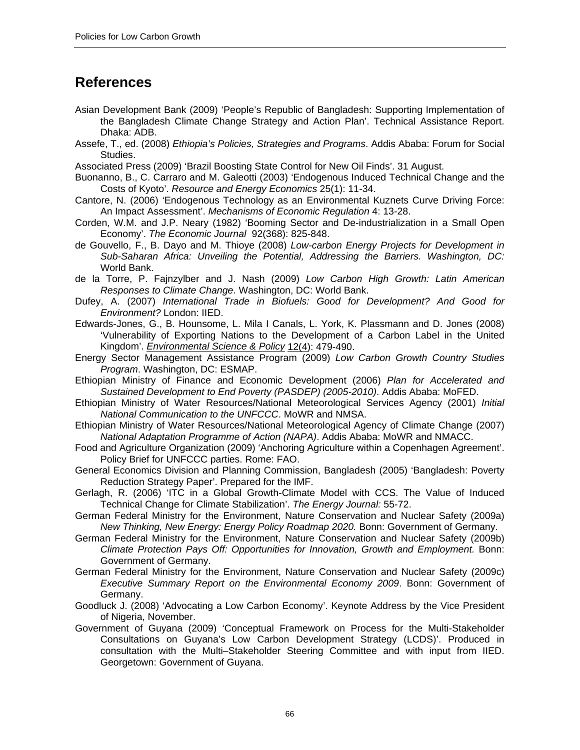## References

Asian Development Bank (2009) 'People's Republic of Bangladesh: Supporting Implementation of the Bangladesh Climate Change Strategy and Action Plan'. Technical Assistance Report. Dhaka: ADB.

Assefe, T., ed. (2008) *Ethiopia's Policies, Strategies and Programs*. Addis Ababa: Forum for Social Studies.

Associated Press (2009) 'Brazil Boosting State Control for New Oil Finds'. 31 August.

Buonanno, B., C. Carraro and M. Galeotti (2003) 'Endogenous Induced Technical Change and the Costs of Kyoto'. *Resource and Energy Economics* 25(1): 11-34.

Cantore, N. (2006) 'Endogenous Technology as an Environmental Kuznets Curve Driving Force: An Impact Assessment'. *Mechanisms of Economic Regulation* 4: 13-28.

Corden, W.M. and J.P. Neary (1982) 'Booming Sector and De-industrialization in a Small Open Economy'. *The Economic Journal* 92(368): 825-848.

de Gouvello, F., B. Dayo and M. Thioye (2008) *Low-carbon Energy Projects for Development in Sub-Saharan Africa: Unveiling the Potential, Addressing the Barriers. Washington, DC:* World Bank.

de la Torre, P. Fajnzylber and J. Nash (2009) *Low Carbon High Growth: Latin American Responses to Climate Change*. Washington, DC: World Bank.

Dufey, A. (2007) *International Trade in Biofuels: Good for Development? And Good for Environment?* London: IIED.

Edwards-Jones, G., B. Hounsome, L. Mila I Canals, L. York, K. Plassmann and D. Jones (2008) 'Vulnerability of Exporting Nations to the Development of a Carbon Label in the United Kingdom'. *Environmental Science & Policy* 12(4): 479-490.

Energy Sector Management Assistance Program (2009) *Low Carbon Growth Country Studies Program*. Washington, DC: ESMAP.

Ethiopian Ministry of Finance and Economic Development (2006) *Plan for Accelerated and Sustained Development to End Poverty (PASDEP) (2005-2010)*. Addis Ababa: MoFED.

Ethiopian Ministry of Water Resources/National Meteorological Services Agency (2001) *Initial National Communication to the UNFCCC*. MoWR and NMSA.

Ethiopian Ministry of Water Resources/National Meteorological Agency of Climate Change (2007) *National Adaptation Programme of Action (NAPA)*. Addis Ababa: MoWR and NMACC.

Food and Agriculture Organization (2009) 'Anchoring Agriculture within a Copenhagen Agreement'. Policy Brief for UNFCCC parties. Rome: FAO.

General Economics Division and Planning Commission, Bangladesh (2005) 'Bangladesh: Poverty Reduction Strategy Paper'. Prepared for the IMF.

Gerlagh, R. (2006) 'ITC in a Global Growth-Climate Model with CCS. The Value of Induced Technical Change for Climate Stabilization'. *The Energy Journal:* 55-72.

German Federal Ministry for the Environment, Nature Conservation and Nuclear Safety (2009a) *New Thinking, New Energy: Energy Policy Roadmap 2020.* Bonn: Government of Germany.

German Federal Ministry for the Environment, Nature Conservation and Nuclear Safety (2009b) *Climate Protection Pays Off: Opportunities for Innovation, Growth and Employment.* Bonn: Government of Germany.

German Federal Ministry for the Environment, Nature Conservation and Nuclear Safety (2009c) *Executive Summary Report on the Environmental Economy 2009*. Bonn: Government of Germany.

Goodluck J. (2008) 'Advocating a Low Carbon Economy'. Keynote Address by the Vice President of Nigeria, November.

Government of Guyana (2009) 'Conceptual Framework on Process for the Multi-Stakeholder Consultations on Guyana's Low Carbon Development Strategy (LCDS)'. Produced in consultation with the Multi–Stakeholder Steering Committee and with input from IIED. Georgetown: Government of Guyana.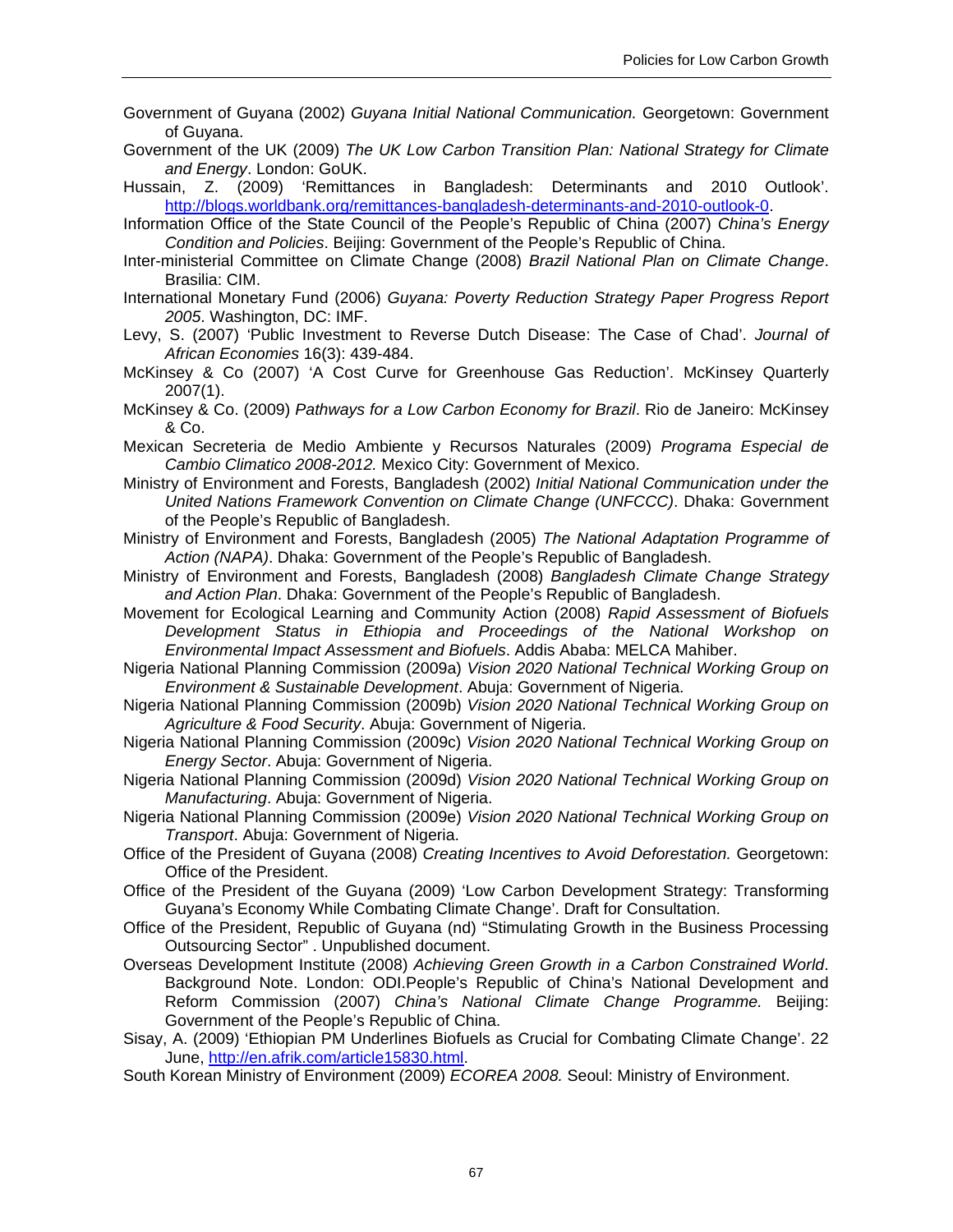Government of Guyana (2002) *Guyana Initial National Communication.* Georgetown: Government of Guyana.

Government of the UK (2009) *The UK Low Carbon Transition Plan: National Strategy for Climate and Energy*. London: GoUK.

Hussain, Z. (2009) 'Remittances in Bangladesh: Determinants and 2010 Outlook'. http://blogs.worldbank.org/remittances-bangladesh-determinants-and-2010-outlook-0.

Information Office of the State Council of the People's Republic of China (2007) *China's Energy Condition and Policies*. Beijing: Government of the People's Republic of China.

Inter-ministerial Committee on Climate Change (2008) *Brazil National Plan on Climate Change*. Brasilia: CIM.

International Monetary Fund (2006) *Guyana: Poverty Reduction Strategy Paper Progress Report 2005*. Washington, DC: IMF.

Levy, S. (2007) 'Public Investment to Reverse Dutch Disease: The Case of Chad'. *Journal of African Economies* 16(3): 439-484.

McKinsey & Co (2007) 'A Cost Curve for Greenhouse Gas Reduction'. McKinsey Quarterly 2007(1).

McKinsey & Co. (2009) *Pathways for a Low Carbon Economy for Brazil*. Rio de Janeiro: McKinsey & Co.

Mexican Secreteria de Medio Ambiente y Recursos Naturales (2009) *Programa Especial de Cambio Climatico 2008-2012.* Mexico City: Government of Mexico.

Ministry of Environment and Forests, Bangladesh (2002) *Initial National Communication under the United Nations Framework Convention on Climate Change (UNFCCC)*. Dhaka: Government of the People's Republic of Bangladesh.

Ministry of Environment and Forests, Bangladesh (2005) *The National Adaptation Programme of Action (NAPA)*. Dhaka: Government of the People's Republic of Bangladesh.

Ministry of Environment and Forests, Bangladesh (2008) *Bangladesh Climate Change Strategy and Action Plan*. Dhaka: Government of the People's Republic of Bangladesh.

Movement for Ecological Learning and Community Action (2008) *Rapid Assessment of Biofuels Development Status in Ethiopia and Proceedings of the National Workshop on Environmental Impact Assessment and Biofuels*. Addis Ababa: MELCA Mahiber.

Nigeria National Planning Commission (2009a) *Vision 2020 National Technical Working Group on Environment & Sustainable Development*. Abuja: Government of Nigeria.

Nigeria National Planning Commission (2009b) *Vision 2020 National Technical Working Group on Agriculture & Food Security*. Abuja: Government of Nigeria.

Nigeria National Planning Commission (2009c) *Vision 2020 National Technical Working Group on Energy Sector*. Abuja: Government of Nigeria.

Nigeria National Planning Commission (2009d) *Vision 2020 National Technical Working Group on Manufacturing*. Abuja: Government of Nigeria.

Nigeria National Planning Commission (2009e) *Vision 2020 National Technical Working Group on Transport*. Abuja: Government of Nigeria.

Office of the President of Guyana (2008) *Creating Incentives to Avoid Deforestation.* Georgetown: Office of the President.

Office of the President of the Guyana (2009) 'Low Carbon Development Strategy: Transforming Guyana's Economy While Combating Climate Change'. Draft for Consultation.

Office of the President, Republic of Guyana (nd) "Stimulating Growth in the Business Processing Outsourcing Sector" . Unpublished document.

Overseas Development Institute (2008) *Achieving Green Growth in a Carbon Constrained World*. Background Note. London: ODI.People's Republic of China's National Development and Reform Commission (2007) *China's National Climate Change Programme.* Beijing: Government of the People's Republic of China.

Sisay, A. (2009) 'Ethiopian PM Underlines Biofuels as Crucial for Combating Climate Change'. 22 June, http://en.afrik.com/article15830.html.

South Korean Ministry of Environment (2009) *ECOREA 2008.* Seoul: Ministry of Environment.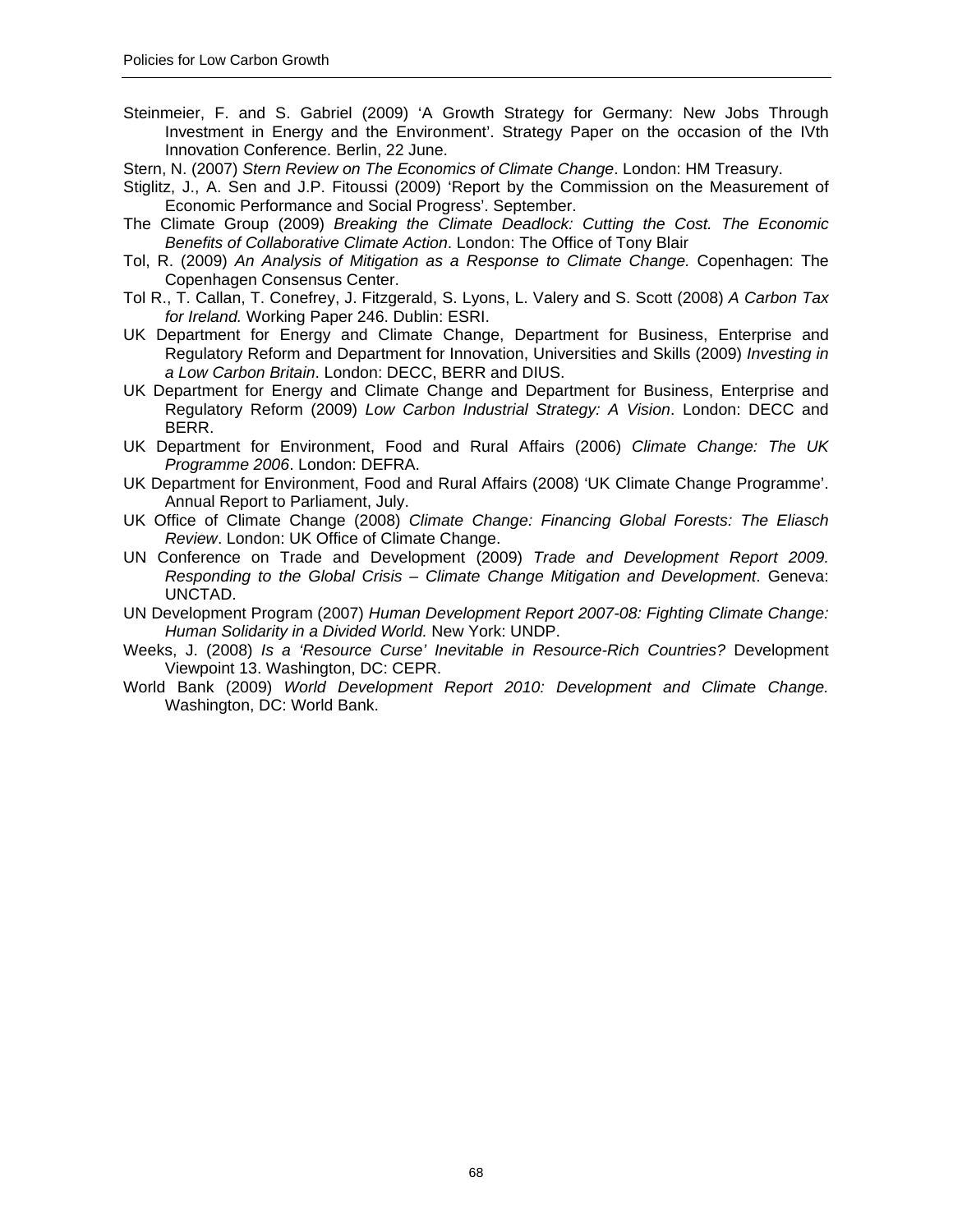Steinmeier, F. and S. Gabriel (2009) 'A Growth Strategy for Germany: New Jobs Through Investment in Energy and the Environment'. Strategy Paper on the occasion of the IVth Innovation Conference. Berlin, 22 June.

Stern, N. (2007) *Stern Review on The Economics of Climate Change*. London: HM Treasury.

Stiglitz, J., A. Sen and J.P. Fitoussi (2009) 'Report by the Commission on the Measurement of Economic Performance and Social Progress'. September.

The Climate Group (2009) *Breaking the Climate Deadlock: Cutting the Cost. The Economic Benefits of Collaborative Climate Action*. London: The Office of Tony Blair

Tol, R. (2009) *An Analysis of Mitigation as a Response to Climate Change.* Copenhagen: The Copenhagen Consensus Center.

Tol R., T. Callan, T. Conefrey, J. Fitzgerald, S. Lyons, L. Valery and S. Scott (2008) *A Carbon Tax for Ireland.* Working Paper 246. Dublin: ESRI.

UK Department for Energy and Climate Change, Department for Business, Enterprise and Regulatory Reform and Department for Innovation, Universities and Skills (2009) *Investing in a Low Carbon Britain*. London: DECC, BERR and DIUS.

UK Department for Energy and Climate Change and Department for Business, Enterprise and Regulatory Reform (2009) *Low Carbon Industrial Strategy: A Vision*. London: DECC and BERR.

UK Department for Environment, Food and Rural Affairs (2006) *Climate Change: The UK Programme 2006*. London: DEFRA.

UK Department for Environment, Food and Rural Affairs (2008) 'UK Climate Change Programme'. Annual Report to Parliament, July.

UK Office of Climate Change (2008) *Climate Change: Financing Global Forests: The Eliasch Review*. London: UK Office of Climate Change.

UN Conference on Trade and Development (2009) *Trade and Development Report 2009. Responding to the Global Crisis – Climate Change Mitigation and Development*. Geneva: UNCTAD.

UN Development Program (2007) *Human Development Report 2007-08: Fighting Climate Change: Human Solidarity in a Divided World.* New York: UNDP.

Weeks, J. (2008) *Is a 'Resource Curse' Inevitable in Resource-Rich Countries?* Development Viewpoint 13. Washington, DC: CEPR.

World Bank (2009) *World Development Report 2010: Development and Climate Change.* Washington, DC: World Bank.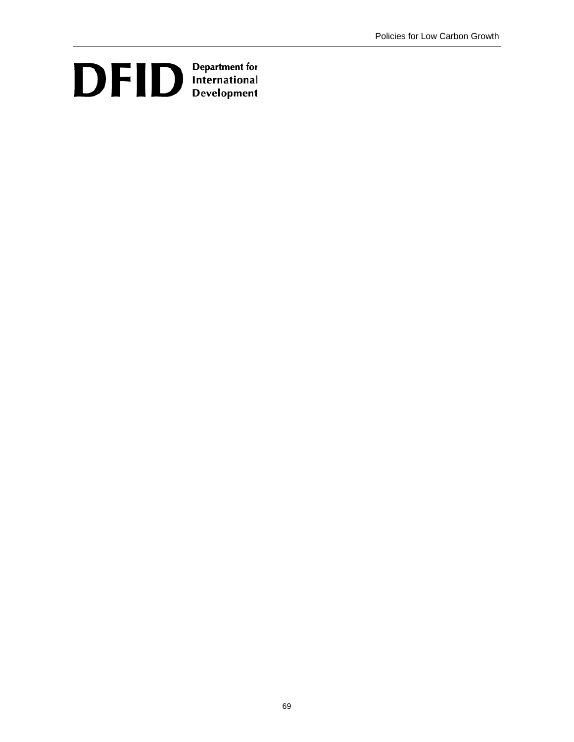DFID Department for International Development